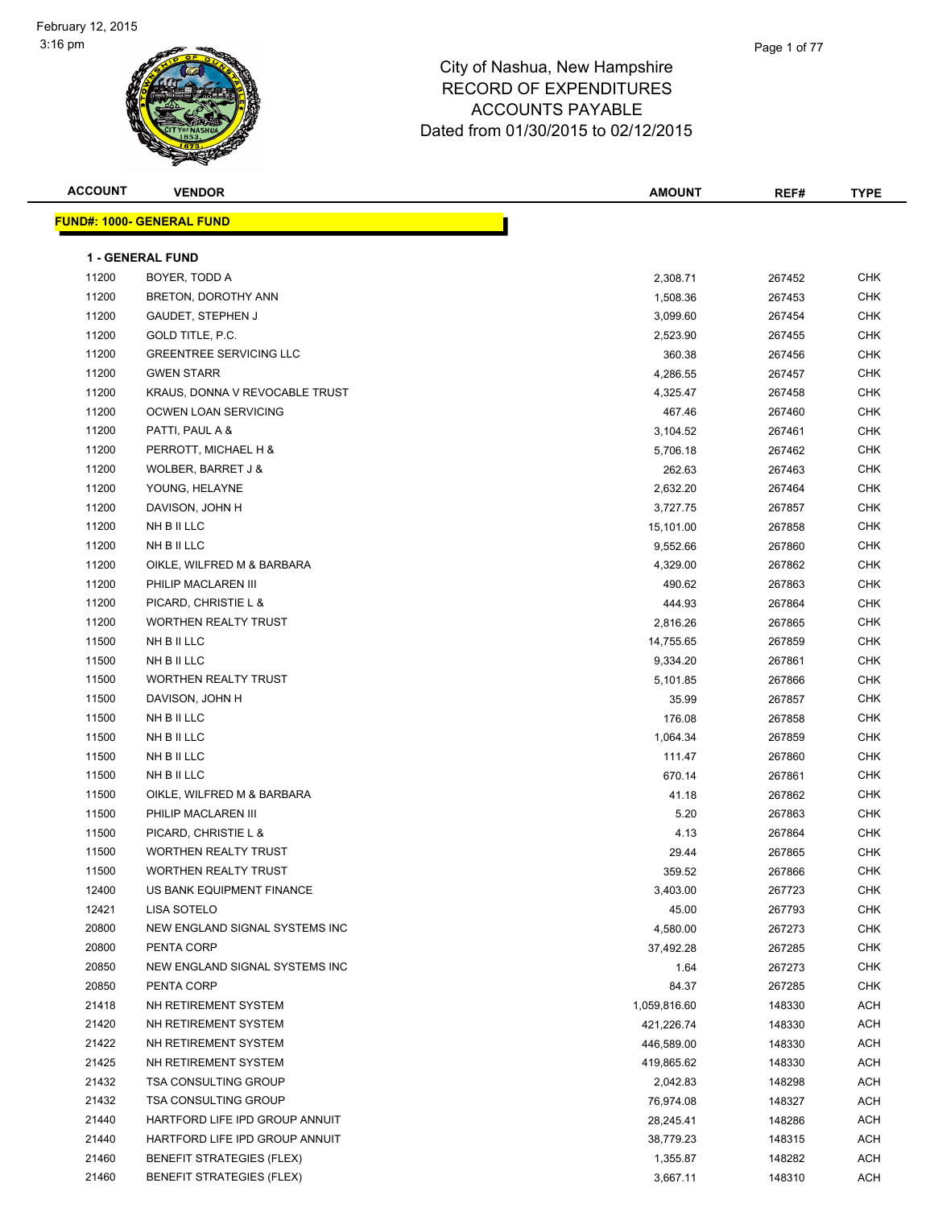# City of Nashua, New Hampshire
## RECORD OF EXPENDITURES
## ACCOUNTS PAYABLE
## Dated from 01/30/2015 to 02/12/2015

| ACCOUNT | VENDOR | AMOUNT | REF# | TYPE |
|---|---|---|---|---|
| **FUND#: 1000- GENERAL FUND** | | | | |
| **1 - GENERAL FUND** | | | | |
| 11200 | BOYER, TODD A | 2,308.71 | 267452 | CHK |
| 11200 | BRETON, DOROTHY ANN | 1,508.36 | 267453 | CHK |
| 11200 | GAUDET, STEPHEN J | 3,099.60 | 267454 | CHK |
| 11200 | GOLD TITLE, P.C. | 2,523.90 | 267455 | CHK |
| 11200 | GREENTREE SERVICING LLC | 360.38 | 267456 | CHK |
| 11200 | GWEN STARR | 4,286.55 | 267457 | CHK |
| 11200 | KRAUS, DONNA V REVOCABLE TRUST | 4,325.47 | 267458 | CHK |
| 11200 | OCWEN LOAN SERVICING | 467.46 | 267460 | CHK |
| 11200 | PATTI, PAUL A & | 3,104.52 | 267461 | CHK |
| 11200 | PERROTT, MICHAEL H & | 5,706.18 | 267462 | CHK |
| 11200 | WOLBER, BARRET J & | 262.63 | 267463 | CHK |
| 11200 | YOUNG, HELAYNE | 2,632.20 | 267464 | CHK |
| 11200 | DAVISON, JOHN H | 3,727.75 | 267857 | CHK |
| 11200 | NH B II LLC | 15,101.00 | 267858 | CHK |
| 11200 | NH B II LLC | 9,552.66 | 267860 | CHK |
| 11200 | OIKLE, WILFRED M & BARBARA | 4,329.00 | 267862 | CHK |
| 11200 | PHILIP MACLAREN III | 490.62 | 267863 | CHK |
| 11200 | PICARD, CHRISTIE L & | 444.93 | 267864 | CHK |
| 11200 | WORTHEN REALTY TRUST | 2,816.26 | 267865 | CHK |
| 11500 | NH B II LLC | 14,755.65 | 267859 | CHK |
| 11500 | NH B II LLC | 9,334.20 | 267861 | CHK |
| 11500 | WORTHEN REALTY TRUST | 5,101.85 | 267866 | CHK |
| 11500 | DAVISON, JOHN H | 35.99 | 267857 | CHK |
| 11500 | NH B II LLC | 176.08 | 267858 | CHK |
| 11500 | NH B II LLC | 1,064.34 | 267859 | CHK |
| 11500 | NH B II LLC | 111.47 | 267860 | CHK |
| 11500 | NH B II LLC | 670.14 | 267861 | CHK |
| 11500 | OIKLE, WILFRED M & BARBARA | 41.18 | 267862 | CHK |
| 11500 | PHILIP MACLAREN III | 5.20 | 267863 | CHK |
| 11500 | PICARD, CHRISTIE L & | 4.13 | 267864 | CHK |
| 11500 | WORTHEN REALTY TRUST | 29.44 | 267865 | CHK |
| 11500 | WORTHEN REALTY TRUST | 359.52 | 267866 | CHK |
| 12400 | US BANK EQUIPMENT FINANCE | 3,403.00 | 267723 | CHK |
| 12421 | LISA SOTELO | 45.00 | 267793 | CHK |
| 20800 | NEW ENGLAND SIGNAL SYSTEMS INC | 4,580.00 | 267273 | CHK |
| 20800 | PENTA CORP | 37,492.28 | 267285 | CHK |
| 20850 | NEW ENGLAND SIGNAL SYSTEMS INC | 1.64 | 267273 | CHK |
| 20850 | PENTA CORP | 84.37 | 267285 | CHK |
| 21418 | NH RETIREMENT SYSTEM | 1,059,816.60 | 148330 | ACH |
| 21420 | NH RETIREMENT SYSTEM | 421,226.74 | 148330 | ACH |
| 21422 | NH RETIREMENT SYSTEM | 446,589.00 | 148330 | ACH |
| 21425 | NH RETIREMENT SYSTEM | 419,865.62 | 148330 | ACH |
| 21432 | TSA CONSULTING GROUP | 2,042.83 | 148298 | ACH |
| 21432 | TSA CONSULTING GROUP | 76,974.08 | 148327 | ACH |
| 21440 | HARTFORD LIFE IPD GROUP ANNUIT | 28,245.41 | 148286 | ACH |
| 21440 | HARTFORD LIFE IPD GROUP ANNUIT | 38,779.23 | 148315 | ACH |
| 21460 | BENEFIT STRATEGIES (FLEX) | 1,355.87 | 148282 | ACH |
| 21460 | BENEFIT STRATEGIES (FLEX) | 3,667.11 | 148310 | ACH |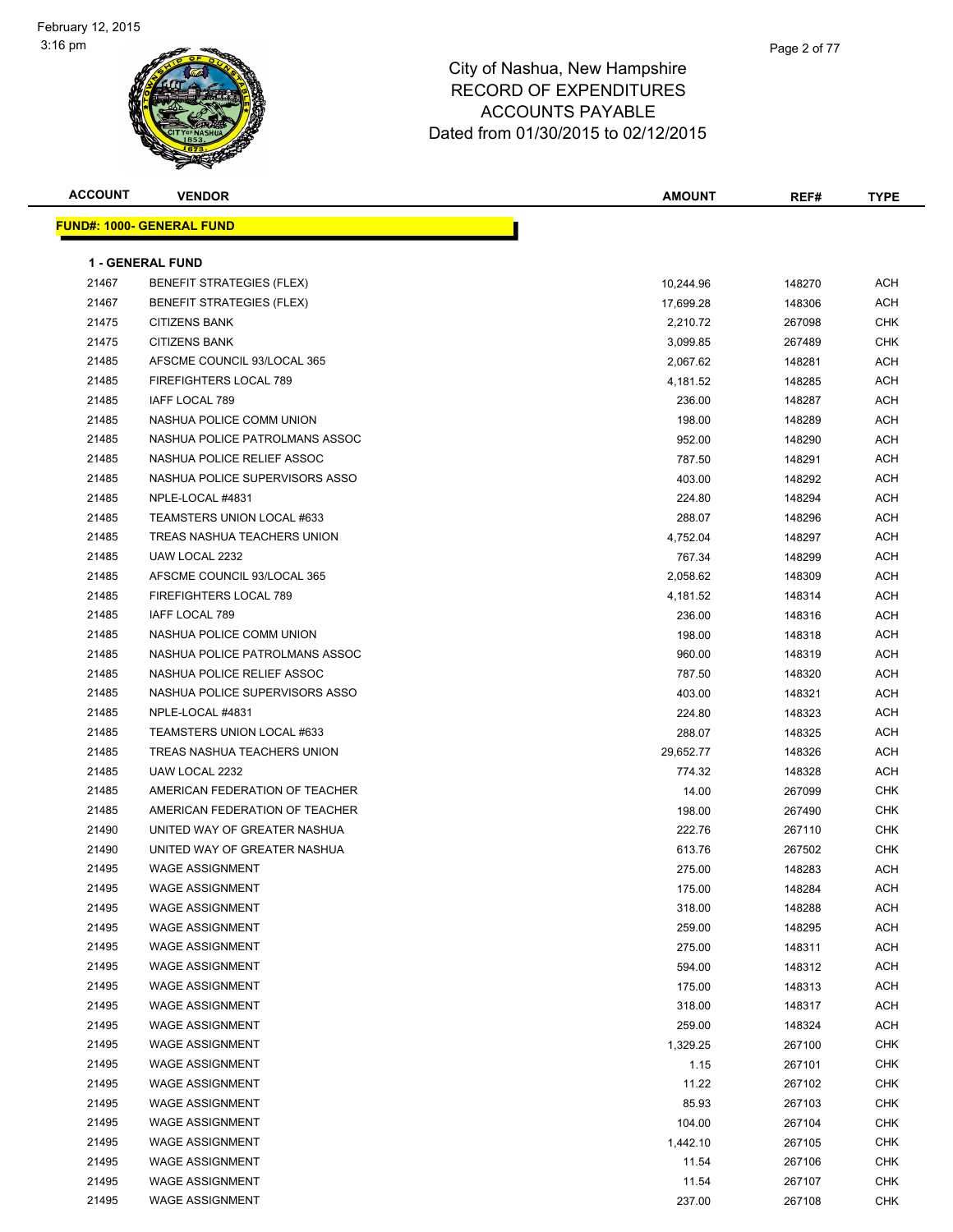# City of Nashua, New Hampshire
## RECORD OF EXPENDITURES
## ACCOUNTS PAYABLE
## Dated from 01/30/2015 to 02/12/2015

February 12, 2015
3:16 pm

**FUND#: 1000- GENERAL FUND**

**1 - GENERAL FUND**

| ACCOUNT | VENDOR | AMOUNT | REF# | TYPE |
|---|---|---|---|---|
| 21467 | BENEFIT STRATEGIES (FLEX) | 10,244.96 | 148270 | ACH |
| 21467 | BENEFIT STRATEGIES (FLEX) | 17,699.28 | 148306 | ACH |
| 21475 | CITIZENS BANK | 2,210.72 | 267098 | CHK |
| 21475 | CITIZENS BANK | 3,099.85 | 267489 | CHK |
| 21485 | AFSCME COUNCIL 93/LOCAL 365 | 2,067.62 | 148281 | ACH |
| 21485 | FIREFIGHTERS LOCAL 789 | 4,181.52 | 148285 | ACH |
| 21485 | IAFF LOCAL 789 | 236.00 | 148287 | ACH |
| 21485 | NASHUA POLICE COMM UNION | 198.00 | 148289 | ACH |
| 21485 | NASHUA POLICE PATROLMANS ASSOC | 952.00 | 148290 | ACH |
| 21485 | NASHUA POLICE RELIEF ASSOC | 787.50 | 148291 | ACH |
| 21485 | NASHUA POLICE SUPERVISORS ASSO | 403.00 | 148292 | ACH |
| 21485 | NPLE-LOCAL #4831 | 224.80 | 148294 | ACH |
| 21485 | TEAMSTERS UNION LOCAL #633 | 288.07 | 148296 | ACH |
| 21485 | TREAS NASHUA TEACHERS UNION | 4,752.04 | 148297 | ACH |
| 21485 | UAW LOCAL 2232 | 767.34 | 148299 | ACH |
| 21485 | AFSCME COUNCIL 93/LOCAL 365 | 2,058.62 | 148309 | ACH |
| 21485 | FIREFIGHTERS LOCAL 789 | 4,181.52 | 148314 | ACH |
| 21485 | IAFF LOCAL 789 | 236.00 | 148316 | ACH |
| 21485 | NASHUA POLICE COMM UNION | 198.00 | 148318 | ACH |
| 21485 | NASHUA POLICE PATROLMANS ASSOC | 960.00 | 148319 | ACH |
| 21485 | NASHUA POLICE RELIEF ASSOC | 787.50 | 148320 | ACH |
| 21485 | NASHUA POLICE SUPERVISORS ASSO | 403.00 | 148321 | ACH |
| 21485 | NPLE-LOCAL #4831 | 224.80 | 148323 | ACH |
| 21485 | TEAMSTERS UNION LOCAL #633 | 288.07 | 148325 | ACH |
| 21485 | TREAS NASHUA TEACHERS UNION | 29,652.77 | 148326 | ACH |
| 21485 | UAW LOCAL 2232 | 774.32 | 148328 | ACH |
| 21485 | AMERICAN FEDERATION OF TEACHER | 14.00 | 267099 | CHK |
| 21485 | AMERICAN FEDERATION OF TEACHER | 198.00 | 267490 | CHK |
| 21490 | UNITED WAY OF GREATER NASHUA | 222.76 | 267110 | CHK |
| 21490 | UNITED WAY OF GREATER NASHUA | 613.76 | 267502 | CHK |
| 21495 | WAGE ASSIGNMENT | 275.00 | 148283 | ACH |
| 21495 | WAGE ASSIGNMENT | 175.00 | 148284 | ACH |
| 21495 | WAGE ASSIGNMENT | 318.00 | 148288 | ACH |
| 21495 | WAGE ASSIGNMENT | 259.00 | 148295 | ACH |
| 21495 | WAGE ASSIGNMENT | 275.00 | 148311 | ACH |
| 21495 | WAGE ASSIGNMENT | 594.00 | 148312 | ACH |
| 21495 | WAGE ASSIGNMENT | 175.00 | 148313 | ACH |
| 21495 | WAGE ASSIGNMENT | 318.00 | 148317 | ACH |
| 21495 | WAGE ASSIGNMENT | 259.00 | 148324 | ACH |
| 21495 | WAGE ASSIGNMENT | 1,329.25 | 267100 | CHK |
| 21495 | WAGE ASSIGNMENT | 1.15 | 267101 | CHK |
| 21495 | WAGE ASSIGNMENT | 11.22 | 267102 | CHK |
| 21495 | WAGE ASSIGNMENT | 85.93 | 267103 | CHK |
| 21495 | WAGE ASSIGNMENT | 104.00 | 267104 | CHK |
| 21495 | WAGE ASSIGNMENT | 1,442.10 | 267105 | CHK |
| 21495 | WAGE ASSIGNMENT | 11.54 | 267106 | CHK |
| 21495 | WAGE ASSIGNMENT | 11.54 | 267107 | CHK |
| 21495 | WAGE ASSIGNMENT | 237.00 | 267108 | CHK |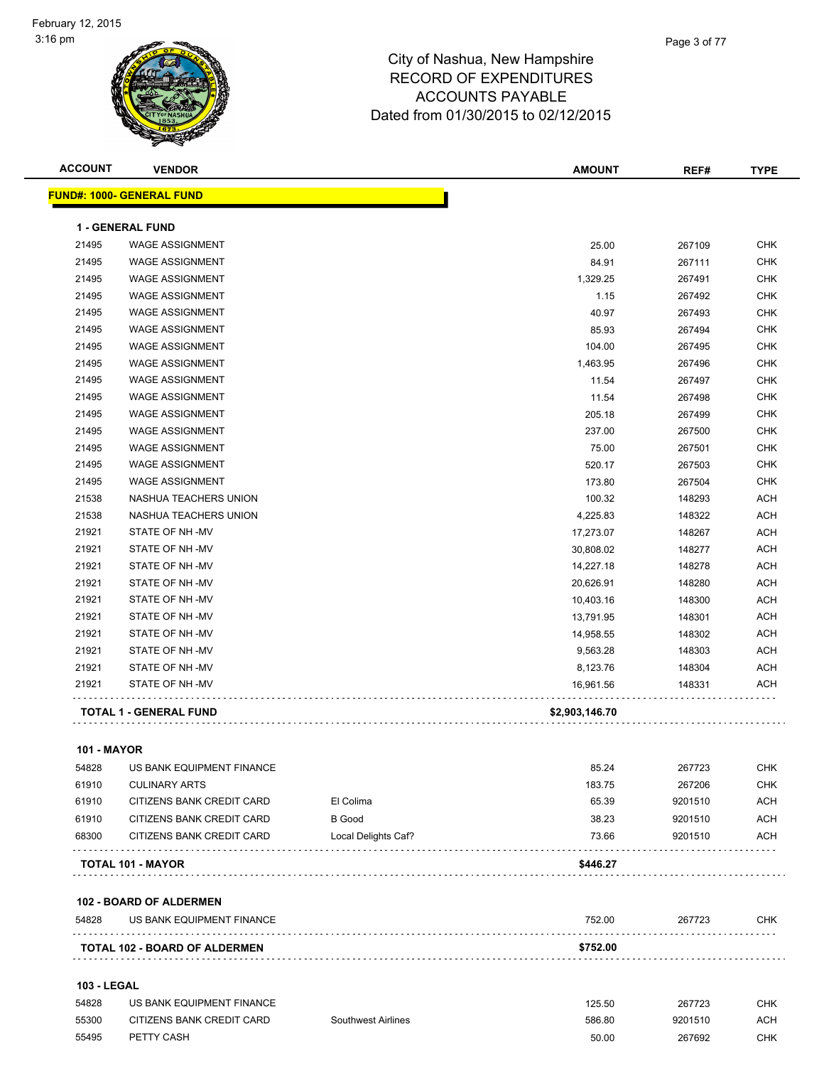# City of Nashua, New Hampshire
## RECORD OF EXPENDITURES
## ACCOUNTS PAYABLE
## Dated from 01/30/2015 to 02/12/2015

February 12, 2015
3:16 pm

| ACCOUNT | VENDOR | | AMOUNT | REF# | TYPE |
|---|---|---|---|---|---|
| **FUND#: 1000- GENERAL FUND** | | | | | |
| **1 - GENERAL FUND** | | | | | |
| 21495 | WAGE ASSIGNMENT | | 25.00 | 267109 | CHK |
| 21495 | WAGE ASSIGNMENT | | 84.91 | 267111 | CHK |
| 21495 | WAGE ASSIGNMENT | | 1,329.25 | 267491 | CHK |
| 21495 | WAGE ASSIGNMENT | | 1.15 | 267492 | CHK |
| 21495 | WAGE ASSIGNMENT | | 40.97 | 267493 | CHK |
| 21495 | WAGE ASSIGNMENT | | 85.93 | 267494 | CHK |
| 21495 | WAGE ASSIGNMENT | | 104.00 | 267495 | CHK |
| 21495 | WAGE ASSIGNMENT | | 1,463.95 | 267496 | CHK |
| 21495 | WAGE ASSIGNMENT | | 11.54 | 267497 | CHK |
| 21495 | WAGE ASSIGNMENT | | 11.54 | 267498 | CHK |
| 21495 | WAGE ASSIGNMENT | | 205.18 | 267499 | CHK |
| 21495 | WAGE ASSIGNMENT | | 237.00 | 267500 | CHK |
| 21495 | WAGE ASSIGNMENT | | 75.00 | 267501 | CHK |
| 21495 | WAGE ASSIGNMENT | | 520.17 | 267503 | CHK |
| 21495 | WAGE ASSIGNMENT | | 173.80 | 267504 | CHK |
| 21538 | NASHUA TEACHERS UNION | | 100.32 | 148293 | ACH |
| 21538 | NASHUA TEACHERS UNION | | 4,225.83 | 148322 | ACH |
| 21921 | STATE OF NH -MV | | 17,273.07 | 148267 | ACH |
| 21921 | STATE OF NH -MV | | 30,808.02 | 148277 | ACH |
| 21921 | STATE OF NH -MV | | 14,227.18 | 148278 | ACH |
| 21921 | STATE OF NH -MV | | 20,626.91 | 148280 | ACH |
| 21921 | STATE OF NH -MV | | 10,403.16 | 148300 | ACH |
| 21921 | STATE OF NH -MV | | 13,791.95 | 148301 | ACH |
| 21921 | STATE OF NH -MV | | 14,958.55 | 148302 | ACH |
| 21921 | STATE OF NH -MV | | 9,563.28 | 148303 | ACH |
| 21921 | STATE OF NH -MV | | 8,123.76 | 148304 | ACH |
| 21921 | STATE OF NH -MV | | 16,961.56 | 148331 | ACH |
| **TOTAL 1 - GENERAL FUND** | | | **$2,903,146.70** | | |
| **101 - MAYOR** | | | | | |
| 54828 | US BANK EQUIPMENT FINANCE | | 85.24 | 267723 | CHK |
| 61910 | CULINARY ARTS | | 183.75 | 267206 | CHK |
| 61910 | CITIZENS BANK CREDIT CARD | El Colima | 65.39 | 9201510 | ACH |
| 61910 | CITIZENS BANK CREDIT CARD | B Good | 38.23 | 9201510 | ACH |
| 68300 | CITIZENS BANK CREDIT CARD | Local Delights Caf? | 73.66 | 9201510 | ACH |
| **TOTAL 101 - MAYOR** | | | **$446.27** | | |
| **102 - BOARD OF ALDERMEN** | | | | | |
| 54828 | US BANK EQUIPMENT FINANCE | | 752.00 | 267723 | CHK |
| **TOTAL 102 - BOARD OF ALDERMEN** | | | **$752.00** | | |
| **103 - LEGAL** | | | | | |
| 54828 | US BANK EQUIPMENT FINANCE | | 125.50 | 267723 | CHK |
| 55300 | CITIZENS BANK CREDIT CARD | Southwest Airlines | 586.80 | 9201510 | ACH |
| 55495 | PETTY CASH | | 50.00 | 267692 | CHK |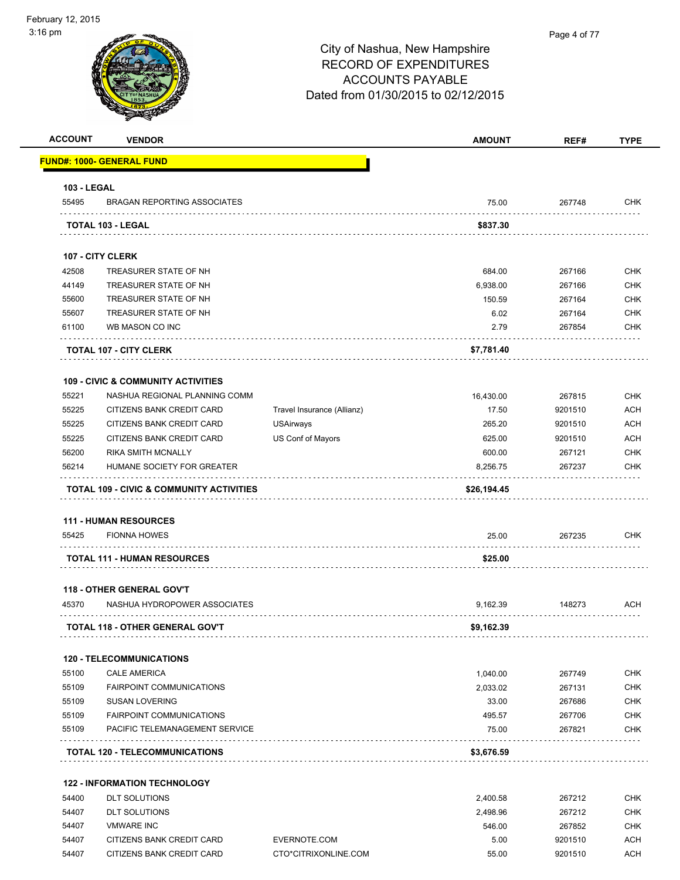# City of Nashua, New Hampshire
## RECORD OF EXPENDITURES
## ACCOUNTS PAYABLE
### Dated from 01/30/2015 to 02/12/2015

| ACCOUNT | VENDOR | | AMOUNT | REF# | TYPE |
|---|---|---|---|---|---|
| **FUND#: 1000- GENERAL FUND** | | | | | |
| **103 - LEGAL** | | | | | |
| 55495 | BRAGAN REPORTING ASSOCIATES | | 75.00 | 267748 | CHK |
| **TOTAL 103 - LEGAL** | | | **$837.30** | | |
| **107 - CITY CLERK** | | | | | |
| 42508 | TREASURER STATE OF NH | | 684.00 | 267166 | CHK |
| 44149 | TREASURER STATE OF NH | | 6,938.00 | 267166 | CHK |
| 55600 | TREASURER STATE OF NH | | 150.59 | 267164 | CHK |
| 55607 | TREASURER STATE OF NH | | 6.02 | 267164 | CHK |
| 61100 | WB MASON CO INC | | 2.79 | 267854 | CHK |
| **TOTAL 107 - CITY CLERK** | | | **$7,781.40** | | |
| **109 - CIVIC & COMMUNITY ACTIVITIES** | | | | | |
| 55221 | NASHUA REGIONAL PLANNING COMM | | 16,430.00 | 267815 | CHK |
| 55225 | CITIZENS BANK CREDIT CARD | Travel Insurance (Allianz) | 17.50 | 9201510 | ACH |
| 55225 | CITIZENS BANK CREDIT CARD | USAirways | 265.20 | 9201510 | ACH |
| 55225 | CITIZENS BANK CREDIT CARD | US Conf of Mayors | 625.00 | 9201510 | ACH |
| 56200 | RIKA SMITH MCNALLY | | 600.00 | 267121 | CHK |
| 56214 | HUMANE SOCIETY FOR GREATER | | 8,256.75 | 267237 | CHK |
| **TOTAL 109 - CIVIC & COMMUNITY ACTIVITIES** | | | **$26,194.45** | | |
| **111 - HUMAN RESOURCES** | | | | | |
| 55425 | FIONNA HOWES | | 25.00 | 267235 | CHK |
| **TOTAL 111 - HUMAN RESOURCES** | | | **$25.00** | | |
| **118 - OTHER GENERAL GOV'T** | | | | | |
| 45370 | NASHUA HYDROPOWER ASSOCIATES | | 9,162.39 | 148273 | ACH |
| **TOTAL 118 - OTHER GENERAL GOV'T** | | | **$9,162.39** | | |
| **120 - TELECOMMUNICATIONS** | | | | | |
| 55100 | CALE AMERICA | | 1,040.00 | 267749 | CHK |
| 55109 | FAIRPOINT COMMUNICATIONS | | 2,033.02 | 267131 | CHK |
| 55109 | SUSAN LOVERING | | 33.00 | 267686 | CHK |
| 55109 | FAIRPOINT COMMUNICATIONS | | 495.57 | 267706 | CHK |
| 55109 | PACIFIC TELEMANAGEMENT SERVICE | | 75.00 | 267821 | CHK |
| **TOTAL 120 - TELECOMMUNICATIONS** | | | **$3,676.59** | | |
| **122 - INFORMATION TECHNOLOGY** | | | | | |
| 54400 | DLT SOLUTIONS | | 2,400.58 | 267212 | CHK |
| 54407 | DLT SOLUTIONS | | 2,498.96 | 267212 | CHK |
| 54407 | VMWARE INC | | 546.00 | 267852 | CHK |
| 54407 | CITIZENS BANK CREDIT CARD | EVERNOTE.COM | 5.00 | 9201510 | ACH |
| 54407 | CITIZENS BANK CREDIT CARD | CTO*CITRIXONLINE.COM | 55.00 | 9201510 | ACH |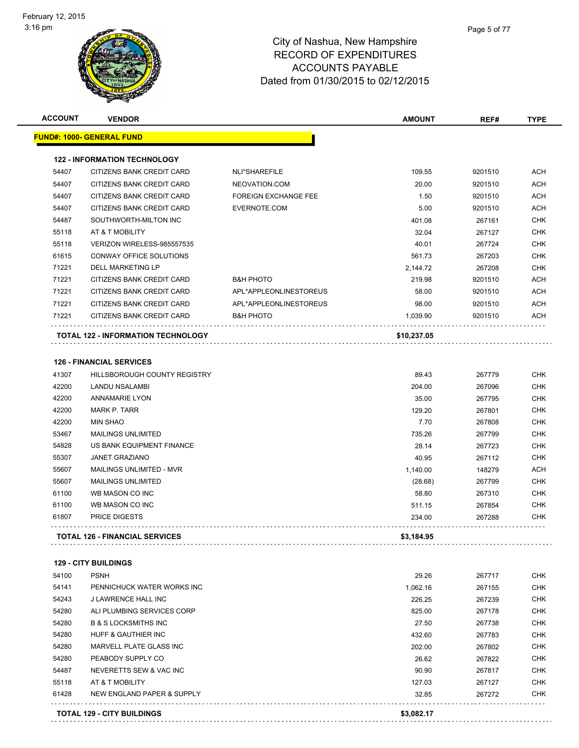# City of Nashua, New Hampshire
## RECORD OF EXPENDITURES
## ACCOUNTS PAYABLE
## Dated from 01/30/2015 to 02/12/2015

**FUND#: 1000- GENERAL FUND**

### 122 - INFORMATION TECHNOLOGY

| ACCOUNT | VENDOR | | AMOUNT | REF# | TYPE |
|---|---|---|---|---|---|
| 54407 | CITIZENS BANK CREDIT CARD | NLI*SHAREFILE | 109.55 | 9201510 | ACH |
| 54407 | CITIZENS BANK CREDIT CARD | NEOVATION.COM | 20.00 | 9201510 | ACH |
| 54407 | CITIZENS BANK CREDIT CARD | FOREIGN EXCHANGE FEE | 1.50 | 9201510 | ACH |
| 54407 | CITIZENS BANK CREDIT CARD | EVERNOTE.COM | 5.00 | 9201510 | ACH |
| 54487 | SOUTHWORTH-MILTON INC | | 401.08 | 267161 | CHK |
| 55118 | AT & T MOBILITY | | 32.04 | 267127 | CHK |
| 55118 | VERIZON WIRELESS-985557535 | | 40.01 | 267724 | CHK |
| 61615 | CONWAY OFFICE SOLUTIONS | | 561.73 | 267203 | CHK |
| 71221 | DELL MARKETING LP | | 2,144.72 | 267208 | CHK |
| 71221 | CITIZENS BANK CREDIT CARD | B&H PHOTO | 219.98 | 9201510 | ACH |
| 71221 | CITIZENS BANK CREDIT CARD | APL*APPLEONLINESTOREUS | 58.00 | 9201510 | ACH |
| 71221 | CITIZENS BANK CREDIT CARD | APL*APPLEONLINESTOREUS | 98.00 | 9201510 | ACH |
| 71221 | CITIZENS BANK CREDIT CARD | B&H PHOTO | 1,039.90 | 9201510 | ACH |
| | **TOTAL 122 - INFORMATION TECHNOLOGY** | | **$10,237.05** | | |

### 126 - FINANCIAL SERVICES

| ACCOUNT | VENDOR | | AMOUNT | REF# | TYPE |
|---|---|---|---|---|---|
| 41307 | HILLSBOROUGH COUNTY REGISTRY | | 89.43 | 267779 | CHK |
| 42200 | LANDU NSALAMBI | | 204.00 | 267096 | CHK |
| 42200 | ANNAMARIE LYON | | 35.00 | 267795 | CHK |
| 42200 | MARK P. TARR | | 129.20 | 267801 | CHK |
| 42200 | MIN SHAO | | 7.70 | 267808 | CHK |
| 53467 | MAILINGS UNLIMITED | | 735.26 | 267799 | CHK |
| 54828 | US BANK EQUIPMENT FINANCE | | 28.14 | 267723 | CHK |
| 55307 | JANET GRAZIANO | | 40.95 | 267112 | CHK |
| 55607 | MAILINGS UNLIMITED - MVR | | 1,140.00 | 148279 | ACH |
| 55607 | MAILINGS UNLIMITED | | (28.68) | 267799 | CHK |
| 61100 | WB MASON CO INC | | 58.80 | 267310 | CHK |
| 61100 | WB MASON CO INC | | 511.15 | 267854 | CHK |
| 61807 | PRICE DIGESTS | | 234.00 | 267288 | CHK |
| | **TOTAL 126 - FINANCIAL SERVICES** | | **$3,184.95** | | |

### 129 - CITY BUILDINGS

| ACCOUNT | VENDOR | | AMOUNT | REF# | TYPE |
|---|---|---|---|---|---|
| 54100 | PSNH | | 29.26 | 267717 | CHK |
| 54141 | PENNICHUCK WATER WORKS INC | | 1,062.16 | 267155 | CHK |
| 54243 | J LAWRENCE HALL INC | | 226.25 | 267239 | CHK |
| 54280 | ALI PLUMBING SERVICES CORP | | 825.00 | 267178 | CHK |
| 54280 | B & S LOCKSMITHS INC | | 27.50 | 267738 | CHK |
| 54280 | HUFF & GAUTHIER INC | | 432.60 | 267783 | CHK |
| 54280 | MARVELL PLATE GLASS INC | | 202.00 | 267802 | CHK |
| 54280 | PEABODY SUPPLY CO | | 26.62 | 267822 | CHK |
| 54487 | NEVERETTS SEW & VAC INC | | 90.90 | 267817 | CHK |
| 55118 | AT & T MOBILITY | | 127.03 | 267127 | CHK |
| 61428 | NEW ENGLAND PAPER & SUPPLY | | 32.85 | 267272 | CHK |
| | **TOTAL 129 - CITY BUILDINGS** | | **$3,082.17** | | |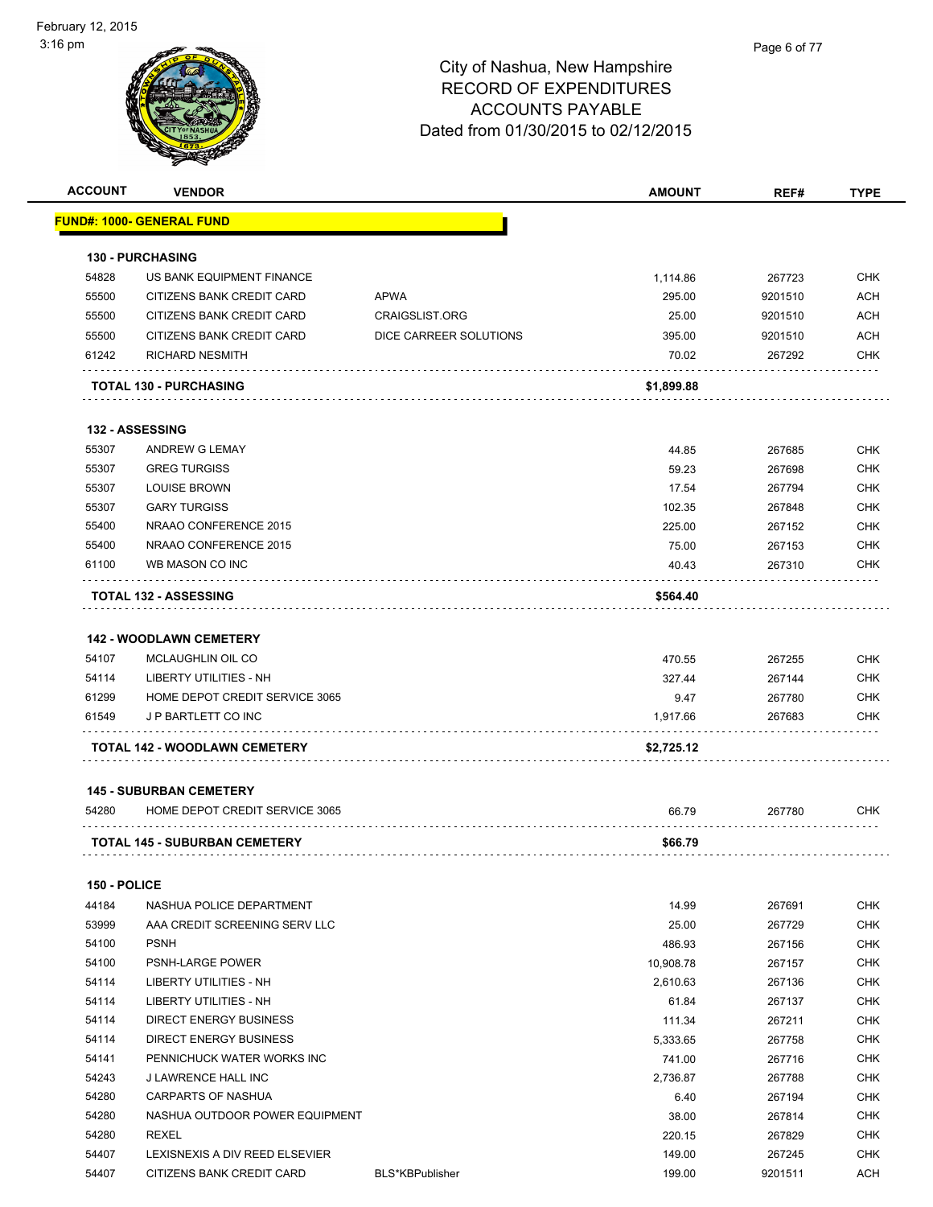# City of Nashua, New Hampshire
## RECORD OF EXPENDITURES
## ACCOUNTS PAYABLE
## Dated from 01/30/2015 to 02/12/2015

| ACCOUNT | VENDOR | | AMOUNT | REF# | TYPE |
|---|---|---|---|---|---|
| **FUND#: 1000- GENERAL FUND** | | | | | |
| **130 - PURCHASING** | | | | | |
| 54828 | US BANK EQUIPMENT FINANCE | | 1,114.86 | 267723 | CHK |
| 55500 | CITIZENS BANK CREDIT CARD | APWA | 295.00 | 9201510 | ACH |
| 55500 | CITIZENS BANK CREDIT CARD | CRAIGSLIST.ORG | 25.00 | 9201510 | ACH |
| 55500 | CITIZENS BANK CREDIT CARD | DICE CARREER SOLUTIONS | 395.00 | 9201510 | ACH |
| 61242 | RICHARD NESMITH | | 70.02 | 267292 | CHK |
| **TOTAL 130 - PURCHASING** | | | **$1,899.88** | | |
| **132 - ASSESSING** | | | | | |
| 55307 | ANDREW G LEMAY | | 44.85 | 267685 | CHK |
| 55307 | GREG TURGISS | | 59.23 | 267698 | CHK |
| 55307 | LOUISE BROWN | | 17.54 | 267794 | CHK |
| 55307 | GARY TURGISS | | 102.35 | 267848 | CHK |
| 55400 | NRAAO CONFERENCE 2015 | | 225.00 | 267152 | CHK |
| 55400 | NRAAO CONFERENCE 2015 | | 75.00 | 267153 | CHK |
| 61100 | WB MASON CO INC | | 40.43 | 267310 | CHK |
| **TOTAL 132 - ASSESSING** | | | **$564.40** | | |
| **142 - WOODLAWN CEMETERY** | | | | | |
| 54107 | MCLAUGHLIN OIL CO | | 470.55 | 267255 | CHK |
| 54114 | LIBERTY UTILITIES - NH | | 327.44 | 267144 | CHK |
| 61299 | HOME DEPOT CREDIT SERVICE 3065 | | 9.47 | 267780 | CHK |
| 61549 | J P BARTLETT CO INC | | 1,917.66 | 267683 | CHK |
| **TOTAL 142 - WOODLAWN CEMETERY** | | | **$2,725.12** | | |
| **145 - SUBURBAN CEMETERY** | | | | | |
| 54280 | HOME DEPOT CREDIT SERVICE 3065 | | 66.79 | 267780 | CHK |
| **TOTAL 145 - SUBURBAN CEMETERY** | | | **$66.79** | | |
| **150 - POLICE** | | | | | |
| 44184 | NASHUA POLICE DEPARTMENT | | 14.99 | 267691 | CHK |
| 53999 | AAA CREDIT SCREENING SERV LLC | | 25.00 | 267729 | CHK |
| 54100 | PSNH | | 486.93 | 267156 | CHK |
| 54100 | PSNH-LARGE POWER | | 10,908.78 | 267157 | CHK |
| 54114 | LIBERTY UTILITIES - NH | | 2,610.63 | 267136 | CHK |
| 54114 | LIBERTY UTILITIES - NH | | 61.84 | 267137 | CHK |
| 54114 | DIRECT ENERGY BUSINESS | | 111.34 | 267211 | CHK |
| 54114 | DIRECT ENERGY BUSINESS | | 5,333.65 | 267758 | CHK |
| 54141 | PENNICHUCK WATER WORKS INC | | 741.00 | 267716 | CHK |
| 54243 | J LAWRENCE HALL INC | | 2,736.87 | 267788 | CHK |
| 54280 | CARPARTS OF NASHUA | | 6.40 | 267194 | CHK |
| 54280 | NASHUA OUTDOOR POWER EQUIPMENT | | 38.00 | 267814 | CHK |
| 54280 | REXEL | | 220.15 | 267829 | CHK |
| 54407 | LEXISNEXIS A DIV REED ELSEVIER | | 149.00 | 267245 | CHK |
| 54407 | CITIZENS BANK CREDIT CARD | BLS*KBPublisher | 199.00 | 9201511 | ACH |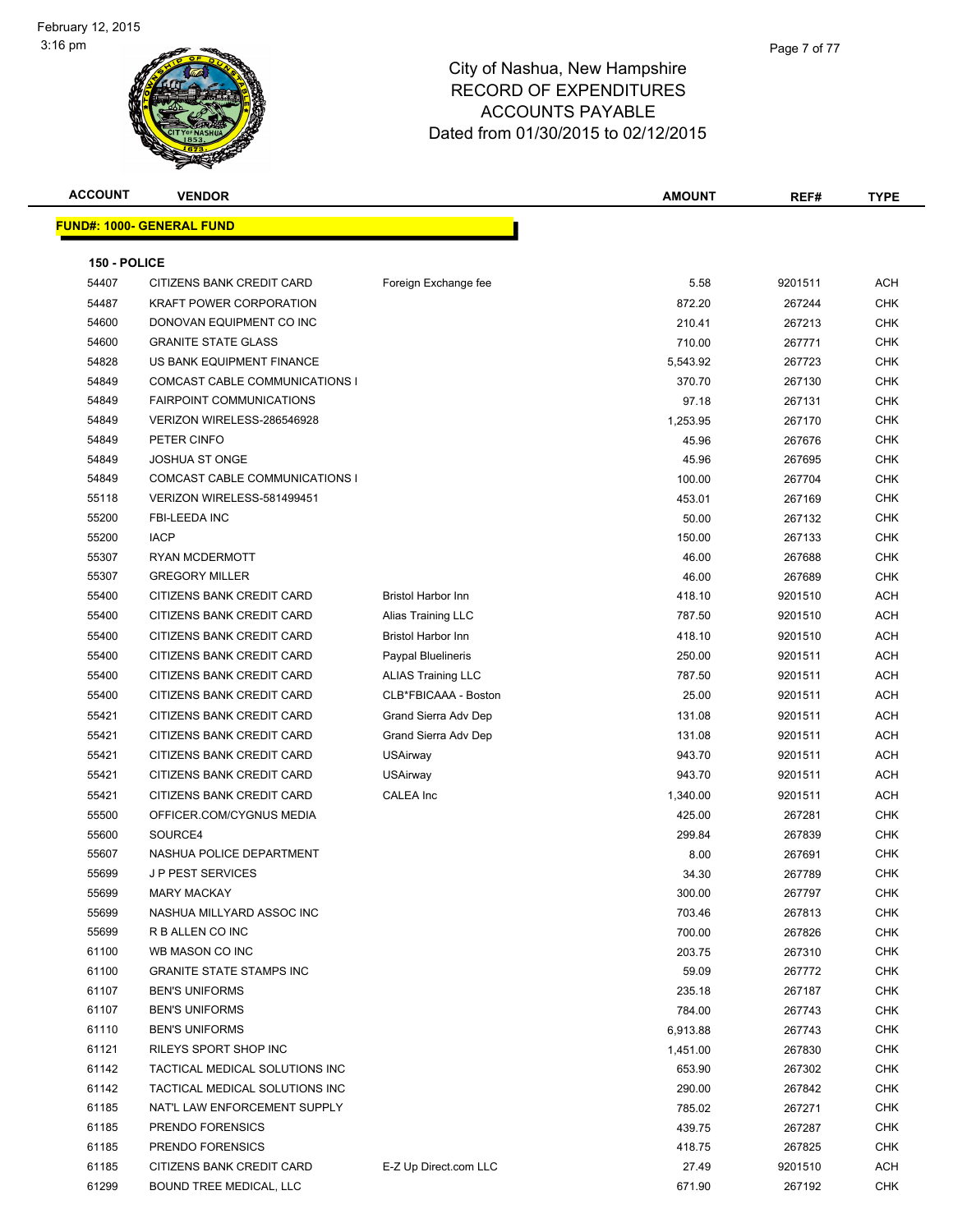City of Nashua, New Hampshire
RECORD OF EXPENDITURES
ACCOUNTS PAYABLE
Dated from 01/30/2015 to 02/12/2015

**FUND#: 1000- GENERAL FUND**

**150 - POLICE**

| ACCOUNT | VENDOR | | AMOUNT | REF# | TYPE |
|---|---|---|---|---|---|
| 54407 | CITIZENS BANK CREDIT CARD | Foreign Exchange fee | 5.58 | 9201511 | ACH |
| 54487 | KRAFT POWER CORPORATION | | 872.20 | 267244 | CHK |
| 54600 | DONOVAN EQUIPMENT CO INC | | 210.41 | 267213 | CHK |
| 54600 | GRANITE STATE GLASS | | 710.00 | 267771 | CHK |
| 54828 | US BANK EQUIPMENT FINANCE | | 5,543.92 | 267723 | CHK |
| 54849 | COMCAST CABLE COMMUNICATIONS I | | 370.70 | 267130 | CHK |
| 54849 | FAIRPOINT COMMUNICATIONS | | 97.18 | 267131 | CHK |
| 54849 | VERIZON WIRELESS-286546928 | | 1,253.95 | 267170 | CHK |
| 54849 | PETER CINFO | | 45.96 | 267676 | CHK |
| 54849 | JOSHUA ST ONGE | | 45.96 | 267695 | CHK |
| 54849 | COMCAST CABLE COMMUNICATIONS I | | 100.00 | 267704 | CHK |
| 55118 | VERIZON WIRELESS-581499451 | | 453.01 | 267169 | CHK |
| 55200 | FBI-LEEDA INC | | 50.00 | 267132 | CHK |
| 55200 | IACP | | 150.00 | 267133 | CHK |
| 55307 | RYAN MCDERMOTT | | 46.00 | 267688 | CHK |
| 55307 | GREGORY MILLER | | 46.00 | 267689 | CHK |
| 55400 | CITIZENS BANK CREDIT CARD | Bristol Harbor Inn | 418.10 | 9201510 | ACH |
| 55400 | CITIZENS BANK CREDIT CARD | Alias Training LLC | 787.50 | 9201510 | ACH |
| 55400 | CITIZENS BANK CREDIT CARD | Bristol Harbor Inn | 418.10 | 9201510 | ACH |
| 55400 | CITIZENS BANK CREDIT CARD | Paypal Bluelineris | 250.00 | 9201511 | ACH |
| 55400 | CITIZENS BANK CREDIT CARD | ALIAS Training LLC | 787.50 | 9201511 | ACH |
| 55400 | CITIZENS BANK CREDIT CARD | CLB*FBICAAA - Boston | 25.00 | 9201511 | ACH |
| 55421 | CITIZENS BANK CREDIT CARD | Grand Sierra Adv Dep | 131.08 | 9201511 | ACH |
| 55421 | CITIZENS BANK CREDIT CARD | Grand Sierra Adv Dep | 131.08 | 9201511 | ACH |
| 55421 | CITIZENS BANK CREDIT CARD | USAirway | 943.70 | 9201511 | ACH |
| 55421 | CITIZENS BANK CREDIT CARD | USAirway | 943.70 | 9201511 | ACH |
| 55421 | CITIZENS BANK CREDIT CARD | CALEA Inc | 1,340.00 | 9201511 | ACH |
| 55500 | OFFICER.COM/CYGNUS MEDIA | | 425.00 | 267281 | CHK |
| 55600 | SOURCE4 | | 299.84 | 267839 | CHK |
| 55607 | NASHUA POLICE DEPARTMENT | | 8.00 | 267691 | CHK |
| 55699 | J P PEST SERVICES | | 34.30 | 267789 | CHK |
| 55699 | MARY MACKAY | | 300.00 | 267797 | CHK |
| 55699 | NASHUA MILLYARD ASSOC INC | | 703.46 | 267813 | CHK |
| 55699 | R B ALLEN CO INC | | 700.00 | 267826 | CHK |
| 61100 | WB MASON CO INC | | 203.75 | 267310 | CHK |
| 61100 | GRANITE STATE STAMPS INC | | 59.09 | 267772 | CHK |
| 61107 | BEN'S UNIFORMS | | 235.18 | 267187 | CHK |
| 61107 | BEN'S UNIFORMS | | 784.00 | 267743 | CHK |
| 61110 | BEN'S UNIFORMS | | 6,913.88 | 267743 | CHK |
| 61121 | RILEYS SPORT SHOP INC | | 1,451.00 | 267830 | CHK |
| 61142 | TACTICAL MEDICAL SOLUTIONS INC | | 653.90 | 267302 | CHK |
| 61142 | TACTICAL MEDICAL SOLUTIONS INC | | 290.00 | 267842 | CHK |
| 61185 | NAT'L LAW ENFORCEMENT SUPPLY | | 785.02 | 267271 | CHK |
| 61185 | PRENDO FORENSICS | | 439.75 | 267287 | CHK |
| 61185 | PRENDO FORENSICS | | 418.75 | 267825 | CHK |
| 61185 | CITIZENS BANK CREDIT CARD | E-Z Up Direct.com LLC | 27.49 | 9201510 | ACH |
| 61299 | BOUND TREE MEDICAL, LLC | | 671.90 | 267192 | CHK |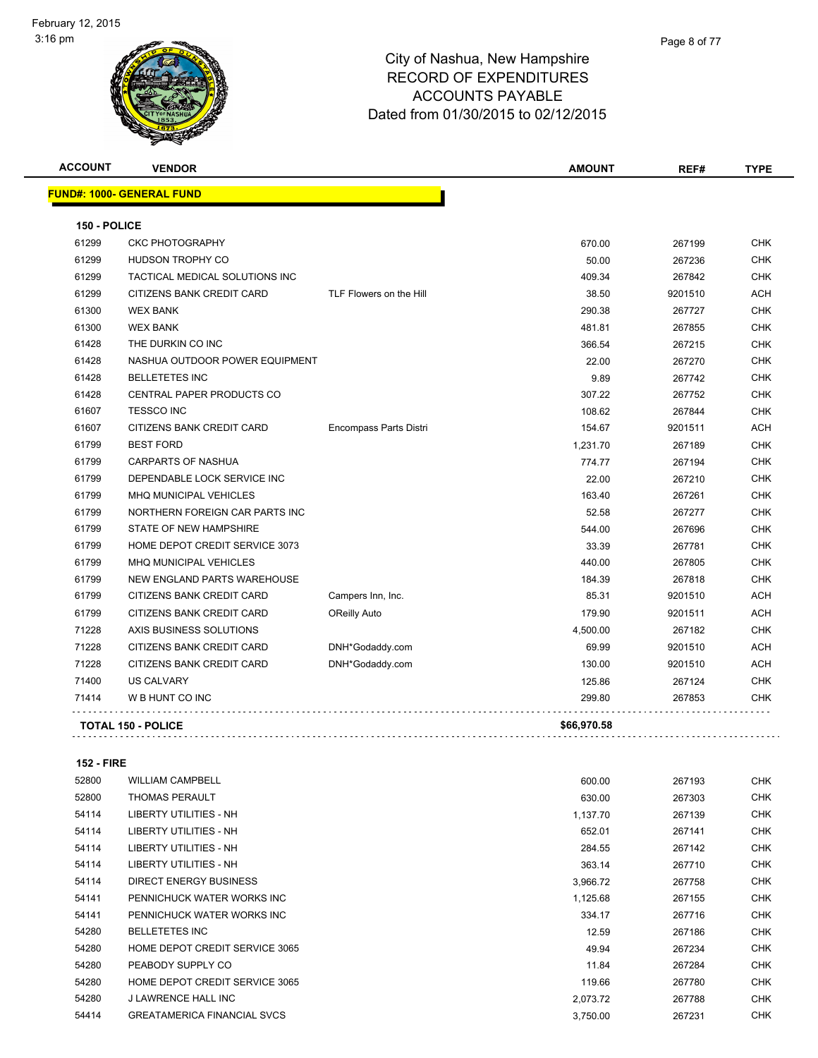City of Nashua, New Hampshire
RECORD OF EXPENDITURES
ACCOUNTS PAYABLE
Dated from 01/30/2015 to 02/12/2015

| ACCOUNT | VENDOR | | AMOUNT | REF# | TYPE |
|---|---|---|---|---|---|

**FUND#: 1000- GENERAL FUND**

**150 - POLICE**

| ACCOUNT | VENDOR | | AMOUNT | REF# | TYPE |
|---|---|---|---|---|---|
| 61299 | CKC PHOTOGRAPHY | | 670.00 | 267199 | CHK |
| 61299 | HUDSON TROPHY CO | | 50.00 | 267236 | CHK |
| 61299 | TACTICAL MEDICAL SOLUTIONS INC | | 409.34 | 267842 | CHK |
| 61299 | CITIZENS BANK CREDIT CARD | TLF Flowers on the Hill | 38.50 | 9201510 | ACH |
| 61300 | WEX BANK | | 290.38 | 267727 | CHK |
| 61300 | WEX BANK | | 481.81 | 267855 | CHK |
| 61428 | THE DURKIN CO INC | | 366.54 | 267215 | CHK |
| 61428 | NASHUA OUTDOOR POWER EQUIPMENT | | 22.00 | 267270 | CHK |
| 61428 | BELLETETES INC | | 9.89 | 267742 | CHK |
| 61428 | CENTRAL PAPER PRODUCTS CO | | 307.22 | 267752 | CHK |
| 61607 | TESSCO INC | | 108.62 | 267844 | CHK |
| 61607 | CITIZENS BANK CREDIT CARD | Encompass Parts Distri | 154.67 | 9201511 | ACH |
| 61799 | BEST FORD | | 1,231.70 | 267189 | CHK |
| 61799 | CARPARTS OF NASHUA | | 774.77 | 267194 | CHK |
| 61799 | DEPENDABLE LOCK SERVICE INC | | 22.00 | 267210 | CHK |
| 61799 | MHQ MUNICIPAL VEHICLES | | 163.40 | 267261 | CHK |
| 61799 | NORTHERN FOREIGN CAR PARTS INC | | 52.58 | 267277 | CHK |
| 61799 | STATE OF NEW HAMPSHIRE | | 544.00 | 267696 | CHK |
| 61799 | HOME DEPOT CREDIT SERVICE 3073 | | 33.39 | 267781 | CHK |
| 61799 | MHQ MUNICIPAL VEHICLES | | 440.00 | 267805 | CHK |
| 61799 | NEW ENGLAND PARTS WAREHOUSE | | 184.39 | 267818 | CHK |
| 61799 | CITIZENS BANK CREDIT CARD | Campers Inn, Inc. | 85.31 | 9201510 | ACH |
| 61799 | CITIZENS BANK CREDIT CARD | OReilly Auto | 179.90 | 9201511 | ACH |
| 71228 | AXIS BUSINESS SOLUTIONS | | 4,500.00 | 267182 | CHK |
| 71228 | CITIZENS BANK CREDIT CARD | DNH*Godaddy.com | 69.99 | 9201510 | ACH |
| 71228 | CITIZENS BANK CREDIT CARD | DNH*Godaddy.com | 130.00 | 9201510 | ACH |
| 71400 | US CALVARY | | 125.86 | 267124 | CHK |
| 71414 | W B HUNT CO INC | | 299.80 | 267853 | CHK |
| | **TOTAL 150 - POLICE** | | **$66,970.58** | | |

**152 - FIRE**

| ACCOUNT | VENDOR | | AMOUNT | REF# | TYPE |
|---|---|---|---|---|---|
| 52800 | WILLIAM CAMPBELL | | 600.00 | 267193 | CHK |
| 52800 | THOMAS PERAULT | | 630.00 | 267303 | CHK |
| 54114 | LIBERTY UTILITIES - NH | | 1,137.70 | 267139 | CHK |
| 54114 | LIBERTY UTILITIES - NH | | 652.01 | 267141 | CHK |
| 54114 | LIBERTY UTILITIES - NH | | 284.55 | 267142 | CHK |
| 54114 | LIBERTY UTILITIES - NH | | 363.14 | 267710 | CHK |
| 54114 | DIRECT ENERGY BUSINESS | | 3,966.72 | 267758 | CHK |
| 54141 | PENNICHUCK WATER WORKS INC | | 1,125.68 | 267155 | CHK |
| 54141 | PENNICHUCK WATER WORKS INC | | 334.17 | 267716 | CHK |
| 54280 | BELLETETES INC | | 12.59 | 267186 | CHK |
| 54280 | HOME DEPOT CREDIT SERVICE 3065 | | 49.94 | 267234 | CHK |
| 54280 | PEABODY SUPPLY CO | | 11.84 | 267284 | CHK |
| 54280 | HOME DEPOT CREDIT SERVICE 3065 | | 119.66 | 267780 | CHK |
| 54280 | J LAWRENCE HALL INC | | 2,073.72 | 267788 | CHK |
| 54414 | GREATAMERICA FINANCIAL SVCS | | 3,750.00 | 267231 | CHK |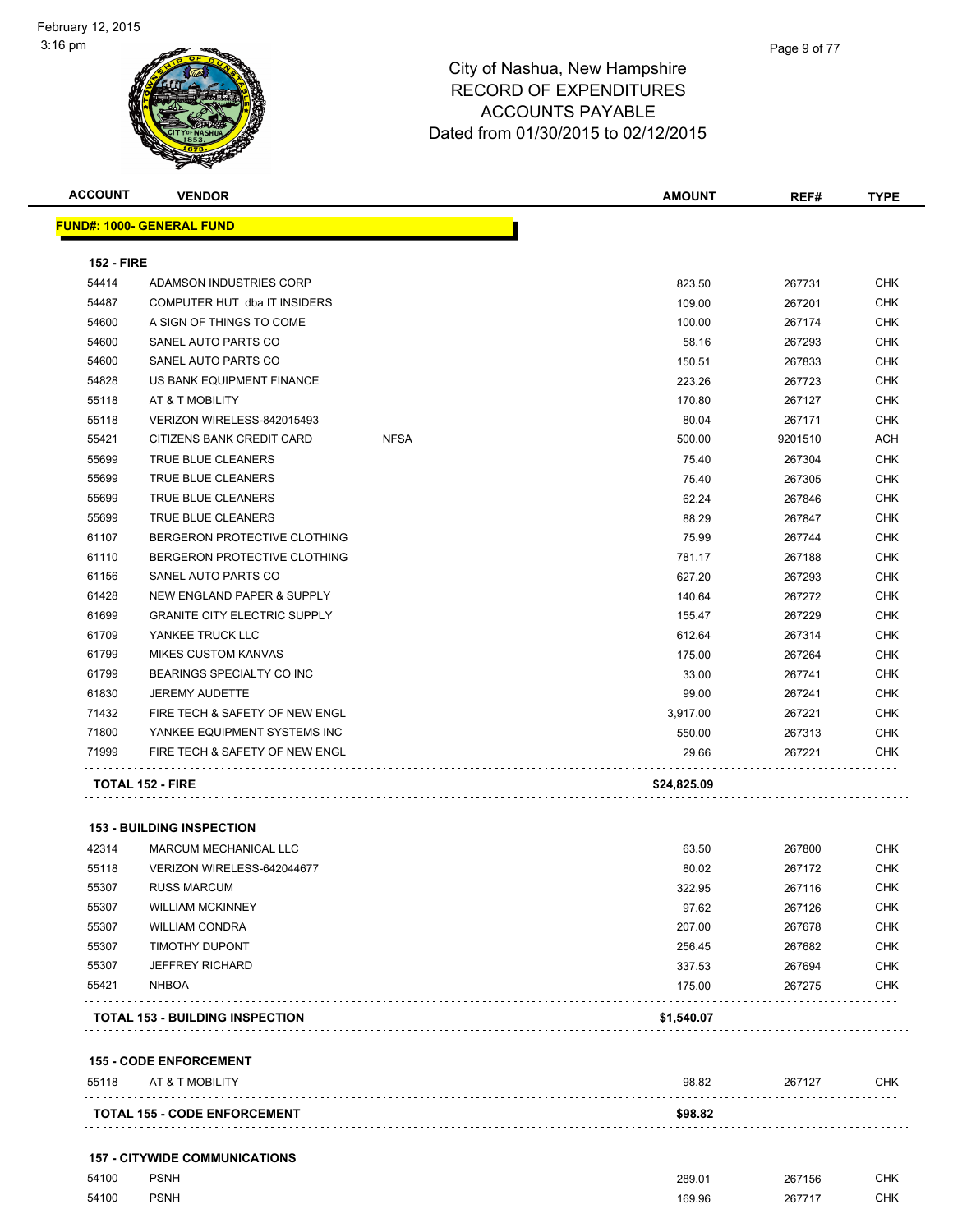# City of Nashua, New Hampshire
## RECORD OF EXPENDITURES
## ACCOUNTS PAYABLE
## Dated from 01/30/2015 to 02/12/2015

**FUND#: 1000- GENERAL FUND**

**152 - FIRE**

| ACCOUNT | VENDOR | | AMOUNT | REF# | TYPE |
|---|---|---|---|---|---|
| 54414 | ADAMSON INDUSTRIES CORP | | 823.50 | 267731 | CHK |
| 54487 | COMPUTER HUT dba IT INSIDERS | | 109.00 | 267201 | CHK |
| 54600 | A SIGN OF THINGS TO COME | | 100.00 | 267174 | CHK |
| 54600 | SANEL AUTO PARTS CO | | 58.16 | 267293 | CHK |
| 54600 | SANEL AUTO PARTS CO | | 150.51 | 267833 | CHK |
| 54828 | US BANK EQUIPMENT FINANCE | | 223.26 | 267723 | CHK |
| 55118 | AT & T MOBILITY | | 170.80 | 267127 | CHK |
| 55118 | VERIZON WIRELESS-842015493 | | 80.04 | 267171 | CHK |
| 55421 | CITIZENS BANK CREDIT CARD | NFSA | 500.00 | 9201510 | ACH |
| 55699 | TRUE BLUE CLEANERS | | 75.40 | 267304 | CHK |
| 55699 | TRUE BLUE CLEANERS | | 75.40 | 267305 | CHK |
| 55699 | TRUE BLUE CLEANERS | | 62.24 | 267846 | CHK |
| 55699 | TRUE BLUE CLEANERS | | 88.29 | 267847 | CHK |
| 61107 | BERGERON PROTECTIVE CLOTHING | | 75.99 | 267744 | CHK |
| 61110 | BERGERON PROTECTIVE CLOTHING | | 781.17 | 267188 | CHK |
| 61156 | SANEL AUTO PARTS CO | | 627.20 | 267293 | CHK |
| 61428 | NEW ENGLAND PAPER & SUPPLY | | 140.64 | 267272 | CHK |
| 61699 | GRANITE CITY ELECTRIC SUPPLY | | 155.47 | 267229 | CHK |
| 61709 | YANKEE TRUCK LLC | | 612.64 | 267314 | CHK |
| 61799 | MIKES CUSTOM KANVAS | | 175.00 | 267264 | CHK |
| 61799 | BEARINGS SPECIALTY CO INC | | 33.00 | 267741 | CHK |
| 61830 | JEREMY AUDETTE | | 99.00 | 267241 | CHK |
| 71432 | FIRE TECH & SAFETY OF NEW ENGL | | 3,917.00 | 267221 | CHK |
| 71800 | YANKEE EQUIPMENT SYSTEMS INC | | 550.00 | 267313 | CHK |
| 71999 | FIRE TECH & SAFETY OF NEW ENGL | | 29.66 | 267221 | CHK |
| **TOTAL 152 - FIRE** | | | **$24,825.09** | | |

**153 - BUILDING INSPECTION**

| ACCOUNT | VENDOR | | AMOUNT | REF# | TYPE |
|---|---|---|---|---|---|
| 42314 | MARCUM MECHANICAL LLC | | 63.50 | 267800 | CHK |
| 55118 | VERIZON WIRELESS-642044677 | | 80.02 | 267172 | CHK |
| 55307 | RUSS MARCUM | | 322.95 | 267116 | CHK |
| 55307 | WILLIAM MCKINNEY | | 97.62 | 267126 | CHK |
| 55307 | WILLIAM CONDRA | | 207.00 | 267678 | CHK |
| 55307 | TIMOTHY DUPONT | | 256.45 | 267682 | CHK |
| 55307 | JEFFREY RICHARD | | 337.53 | 267694 | CHK |
| 55421 | NHBOA | | 175.00 | 267275 | CHK |
| **TOTAL 153 - BUILDING INSPECTION** | | | **$1,540.07** | | |

**155 - CODE ENFORCEMENT**

| ACCOUNT | VENDOR | | AMOUNT | REF# | TYPE |
|---|---|---|---|---|---|
| 55118 | AT & T MOBILITY | | 98.82 | 267127 | CHK |
| **TOTAL 155 - CODE ENFORCEMENT** | | | **$98.82** | | |

**157 - CITYWIDE COMMUNICATIONS**

| ACCOUNT | VENDOR | | AMOUNT | REF# | TYPE |
|---|---|---|---|---|---|
| 54100 | PSNH | | 289.01 | 267156 | CHK |
| 54100 | PSNH | | 169.96 | 267717 | CHK |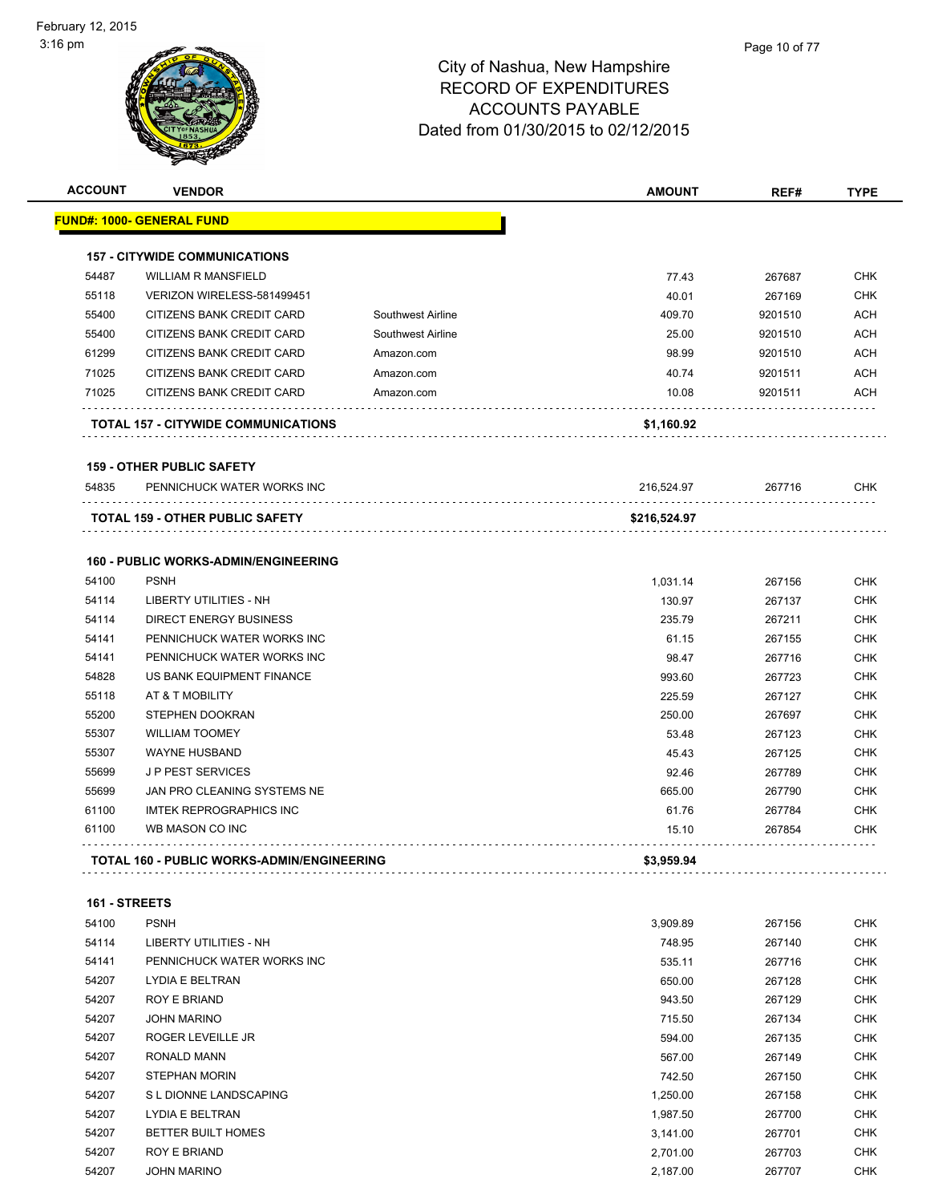City of Nashua, New Hampshire
RECORD OF EXPENDITURES
ACCOUNTS PAYABLE
Dated from 01/30/2015 to 02/12/2015

February 12, 2015
3:16 pm

| ACCOUNT | VENDOR | | AMOUNT | REF# | TYPE |
|---|---|---|---|---|---|
| **FUND#: 1000- GENERAL FUND** | | | | | |
| **157 - CITYWIDE COMMUNICATIONS** | | | | | |
| 54487 | WILLIAM R MANSFIELD | | 77.43 | 267687 | CHK |
| 55118 | VERIZON WIRELESS-581499451 | | 40.01 | 267169 | CHK |
| 55400 | CITIZENS BANK CREDIT CARD | Southwest Airline | 409.70 | 9201510 | ACH |
| 55400 | CITIZENS BANK CREDIT CARD | Southwest Airline | 25.00 | 9201510 | ACH |
| 61299 | CITIZENS BANK CREDIT CARD | Amazon.com | 98.99 | 9201510 | ACH |
| 71025 | CITIZENS BANK CREDIT CARD | Amazon.com | 40.74 | 9201511 | ACH |
| 71025 | CITIZENS BANK CREDIT CARD | Amazon.com | 10.08 | 9201511 | ACH |
| **TOTAL 157 - CITYWIDE COMMUNICATIONS** | | | **$1,160.92** | | |
| **159 - OTHER PUBLIC SAFETY** | | | | | |
| 54835 | PENNICHUCK WATER WORKS INC | | 216,524.97 | 267716 | CHK |
| **TOTAL 159 - OTHER PUBLIC SAFETY** | | | **$216,524.97** | | |
| **160 - PUBLIC WORKS-ADMIN/ENGINEERING** | | | | | |
| 54100 | PSNH | | 1,031.14 | 267156 | CHK |
| 54114 | LIBERTY UTILITIES - NH | | 130.97 | 267137 | CHK |
| 54114 | DIRECT ENERGY BUSINESS | | 235.79 | 267211 | CHK |
| 54141 | PENNICHUCK WATER WORKS INC | | 61.15 | 267155 | CHK |
| 54141 | PENNICHUCK WATER WORKS INC | | 98.47 | 267716 | CHK |
| 54828 | US BANK EQUIPMENT FINANCE | | 993.60 | 267723 | CHK |
| 55118 | AT & T MOBILITY | | 225.59 | 267127 | CHK |
| 55200 | STEPHEN DOOKRAN | | 250.00 | 267697 | CHK |
| 55307 | WILLIAM TOOMEY | | 53.48 | 267123 | CHK |
| 55307 | WAYNE HUSBAND | | 45.43 | 267125 | CHK |
| 55699 | J P PEST SERVICES | | 92.46 | 267789 | CHK |
| 55699 | JAN PRO CLEANING SYSTEMS NE | | 665.00 | 267790 | CHK |
| 61100 | IMTEK REPROGRAPHICS INC | | 61.76 | 267784 | CHK |
| 61100 | WB MASON CO INC | | 15.10 | 267854 | CHK |
| **TOTAL 160 - PUBLIC WORKS-ADMIN/ENGINEERING** | | | **$3,959.94** | | |
| **161 - STREETS** | | | | | |
| 54100 | PSNH | | 3,909.89 | 267156 | CHK |
| 54114 | LIBERTY UTILITIES - NH | | 748.95 | 267140 | CHK |
| 54141 | PENNICHUCK WATER WORKS INC | | 535.11 | 267716 | CHK |
| 54207 | LYDIA E BELTRAN | | 650.00 | 267128 | CHK |
| 54207 | ROY E BRIAND | | 943.50 | 267129 | CHK |
| 54207 | JOHN MARINO | | 715.50 | 267134 | CHK |
| 54207 | ROGER LEVEILLE JR | | 594.00 | 267135 | CHK |
| 54207 | RONALD MANN | | 567.00 | 267149 | CHK |
| 54207 | STEPHAN MORIN | | 742.50 | 267150 | CHK |
| 54207 | S L DIONNE LANDSCAPING | | 1,250.00 | 267158 | CHK |
| 54207 | LYDIA E BELTRAN | | 1,987.50 | 267700 | CHK |
| 54207 | BETTER BUILT HOMES | | 3,141.00 | 267701 | CHK |
| 54207 | ROY E BRIAND | | 2,701.00 | 267703 | CHK |
| 54207 | JOHN MARINO | | 2,187.00 | 267707 | CHK |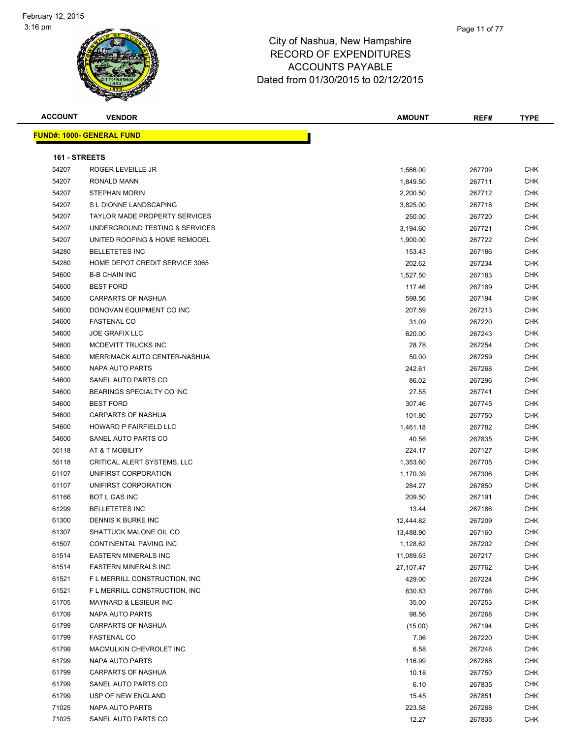City of Nashua, New Hampshire
RECORD OF EXPENDITURES
ACCOUNTS PAYABLE
Dated from 01/30/2015 to 02/12/2015

February 12, 2015
3:16 pm

**FUND#: 1000- GENERAL FUND**

**161 - STREETS**

| ACCOUNT | VENDOR | AMOUNT | REF# | TYPE |
|---|---|---|---|---|
| 54207 | ROGER LEVEILLE JR | 1,566.00 | 267709 | CHK |
| 54207 | RONALD MANN | 1,849.50 | 267711 | CHK |
| 54207 | STEPHAN MORIN | 2,200.50 | 267712 | CHK |
| 54207 | S L DIONNE LANDSCAPING | 3,825.00 | 267718 | CHK |
| 54207 | TAYLOR MADE PROPERTY SERVICES | 250.00 | 267720 | CHK |
| 54207 | UNDERGROUND TESTING & SERVICES | 3,194.60 | 267721 | CHK |
| 54207 | UNITED ROOFING & HOME REMODEL | 1,900.00 | 267722 | CHK |
| 54280 | BELLETETES INC | 153.43 | 267186 | CHK |
| 54280 | HOME DEPOT CREDIT SERVICE 3065 | 202.62 | 267234 | CHK |
| 54600 | B-B CHAIN INC | 1,527.50 | 267183 | CHK |
| 54600 | BEST FORD | 117.46 | 267189 | CHK |
| 54600 | CARPARTS OF NASHUA | 598.56 | 267194 | CHK |
| 54600 | DONOVAN EQUIPMENT CO INC | 207.59 | 267213 | CHK |
| 54600 | FASTENAL CO | 31.09 | 267220 | CHK |
| 54600 | JOE GRAFIX LLC | 620.00 | 267243 | CHK |
| 54600 | MCDEVITT TRUCKS INC | 28.78 | 267254 | CHK |
| 54600 | MERRIMACK AUTO CENTER-NASHUA | 50.00 | 267259 | CHK |
| 54600 | NAPA AUTO PARTS | 242.61 | 267268 | CHK |
| 54600 | SANEL AUTO PARTS CO | 86.02 | 267296 | CHK |
| 54600 | BEARINGS SPECIALTY CO INC | 27.55 | 267741 | CHK |
| 54600 | BEST FORD | 307.46 | 267745 | CHK |
| 54600 | CARPARTS OF NASHUA | 101.80 | 267750 | CHK |
| 54600 | HOWARD P FAIRFIELD LLC | 1,461.18 | 267782 | CHK |
| 54600 | SANEL AUTO PARTS CO | 40.56 | 267835 | CHK |
| 55118 | AT & T MOBILITY | 224.17 | 267127 | CHK |
| 55118 | CRITICAL ALERT SYSTEMS, LLC | 1,353.60 | 267705 | CHK |
| 61107 | UNIFIRST CORPORATION | 1,170.39 | 267306 | CHK |
| 61107 | UNIFIRST CORPORATION | 284.27 | 267850 | CHK |
| 61166 | BOT L GAS INC | 209.50 | 267191 | CHK |
| 61299 | BELLETETES INC | 13.44 | 267186 | CHK |
| 61300 | DENNIS K BURKE INC | 12,444.82 | 267209 | CHK |
| 61307 | SHATTUCK MALONE OIL CO | 13,488.90 | 267160 | CHK |
| 61507 | CONTINENTAL PAVING INC | 1,128.62 | 267202 | CHK |
| 61514 | EASTERN MINERALS INC | 11,089.63 | 267217 | CHK |
| 61514 | EASTERN MINERALS INC | 27,107.47 | 267762 | CHK |
| 61521 | F L MERRILL CONSTRUCTION, INC | 429.00 | 267224 | CHK |
| 61521 | F L MERRILL CONSTRUCTION, INC | 630.83 | 267766 | CHK |
| 61705 | MAYNARD & LESIEUR INC | 35.00 | 267253 | CHK |
| 61709 | NAPA AUTO PARTS | 98.56 | 267268 | CHK |
| 61799 | CARPARTS OF NASHUA | (15.00) | 267194 | CHK |
| 61799 | FASTENAL CO | 7.06 | 267220 | CHK |
| 61799 | MACMULKIN CHEVROLET INC | 6.58 | 267248 | CHK |
| 61799 | NAPA AUTO PARTS | 116.99 | 267268 | CHK |
| 61799 | CARPARTS OF NASHUA | 10.18 | 267750 | CHK |
| 61799 | SANEL AUTO PARTS CO | 6.10 | 267835 | CHK |
| 61799 | USP OF NEW ENGLAND | 15.45 | 267851 | CHK |
| 71025 | NAPA AUTO PARTS | 223.58 | 267268 | CHK |
| 71025 | SANEL AUTO PARTS CO | 12.27 | 267835 | CHK |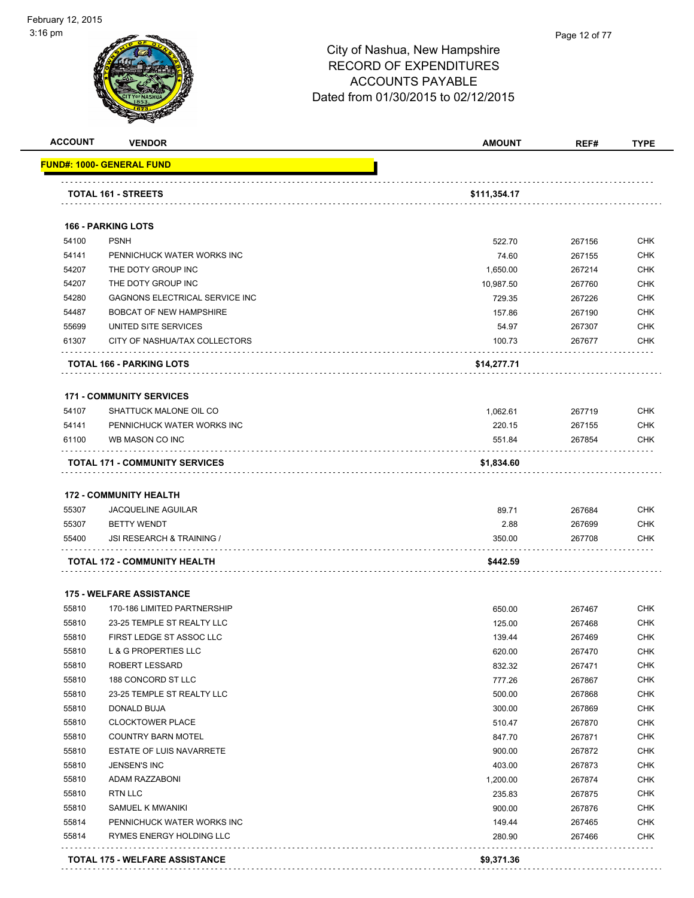City of Nashua, New Hampshire
RECORD OF EXPENDITURES
ACCOUNTS PAYABLE
Dated from 01/30/2015 to 02/12/2015

| ACCOUNT | VENDOR | AMOUNT | REF# | TYPE |
|---|---|---|---|---|
| **FUND#: 1000- GENERAL FUND** | | | | |
| | **TOTAL 161 - STREETS** | **$111,354.17** | | |
| **166 - PARKING LOTS** | | | | |
| 54100 | PSNH | 522.70 | 267156 | CHK |
| 54141 | PENNICHUCK WATER WORKS INC | 74.60 | 267155 | CHK |
| 54207 | THE DOTY GROUP INC | 1,650.00 | 267214 | CHK |
| 54207 | THE DOTY GROUP INC | 10,987.50 | 267760 | CHK |
| 54280 | GAGNONS ELECTRICAL SERVICE INC | 729.35 | 267226 | CHK |
| 54487 | BOBCAT OF NEW HAMPSHIRE | 157.86 | 267190 | CHK |
| 55699 | UNITED SITE SERVICES | 54.97 | 267307 | CHK |
| 61307 | CITY OF NASHUA/TAX COLLECTORS | 100.73 | 267677 | CHK |
| | **TOTAL 166 - PARKING LOTS** | **$14,277.71** | | |
| **171 - COMMUNITY SERVICES** | | | | |
| 54107 | SHATTUCK MALONE OIL CO | 1,062.61 | 267719 | CHK |
| 54141 | PENNICHUCK WATER WORKS INC | 220.15 | 267155 | CHK |
| 61100 | WB MASON CO INC | 551.84 | 267854 | CHK |
| | **TOTAL 171 - COMMUNITY SERVICES** | **$1,834.60** | | |
| **172 - COMMUNITY HEALTH** | | | | |
| 55307 | JACQUELINE AGUILAR | 89.71 | 267684 | CHK |
| 55307 | BETTY WENDT | 2.88 | 267699 | CHK |
| 55400 | JSI RESEARCH & TRAINING / | 350.00 | 267708 | CHK |
| | **TOTAL 172 - COMMUNITY HEALTH** | **$442.59** | | |
| **175 - WELFARE ASSISTANCE** | | | | |
| 55810 | 170-186 LIMITED PARTNERSHIP | 650.00 | 267467 | CHK |
| 55810 | 23-25 TEMPLE ST REALTY LLC | 125.00 | 267468 | CHK |
| 55810 | FIRST LEDGE ST ASSOC LLC | 139.44 | 267469 | CHK |
| 55810 | L & G PROPERTIES LLC | 620.00 | 267470 | CHK |
| 55810 | ROBERT LESSARD | 832.32 | 267471 | CHK |
| 55810 | 188 CONCORD ST LLC | 777.26 | 267867 | CHK |
| 55810 | 23-25 TEMPLE ST REALTY LLC | 500.00 | 267868 | CHK |
| 55810 | DONALD BUJA | 300.00 | 267869 | CHK |
| 55810 | CLOCKTOWER PLACE | 510.47 | 267870 | CHK |
| 55810 | COUNTRY BARN MOTEL | 847.70 | 267871 | CHK |
| 55810 | ESTATE OF LUIS NAVARRETE | 900.00 | 267872 | CHK |
| 55810 | JENSEN'S INC | 403.00 | 267873 | CHK |
| 55810 | ADAM RAZZABONI | 1,200.00 | 267874 | CHK |
| 55810 | RTN LLC | 235.83 | 267875 | CHK |
| 55810 | SAMUEL K MWANIKI | 900.00 | 267876 | CHK |
| 55814 | PENNICHUCK WATER WORKS INC | 149.44 | 267465 | CHK |
| 55814 | RYMES ENERGY HOLDING LLC | 280.90 | 267466 | CHK |
| | **TOTAL 175 - WELFARE ASSISTANCE** | **$9,371.36** | | |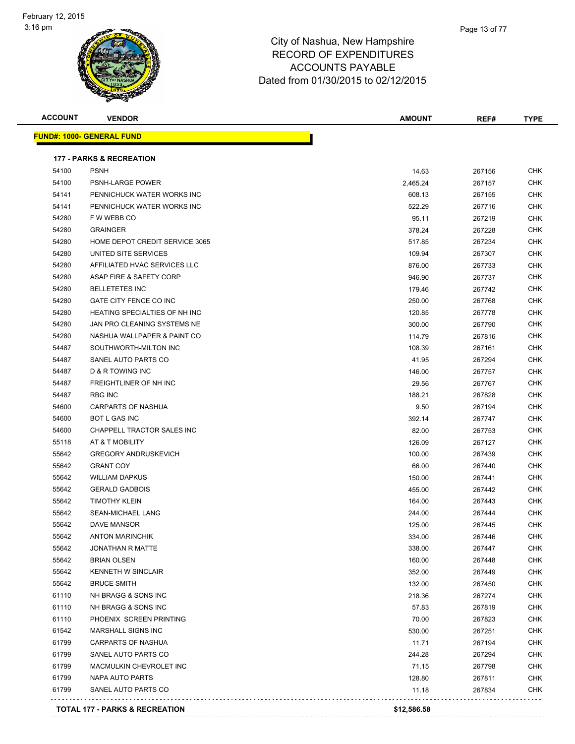February 12, 2015
3:16 pm

# City of Nashua, New Hampshire
## RECORD OF EXPENDITURES
## ACCOUNTS PAYABLE
## Dated from 01/30/2015 to 02/12/2015

| ACCOUNT | VENDOR | AMOUNT | REF# | TYPE |
|---|---|---|---|---|
| **FUND#: 1000- GENERAL FUND** | | | | |
| **177 - PARKS & RECREATION** | | | | |
| 54100 | PSNH | 14.63 | 267156 | CHK |
| 54100 | PSNH-LARGE POWER | 2,465.24 | 267157 | CHK |
| 54141 | PENNICHUCK WATER WORKS INC | 608.13 | 267155 | CHK |
| 54141 | PENNICHUCK WATER WORKS INC | 522.29 | 267716 | CHK |
| 54280 | F W WEBB CO | 95.11 | 267219 | CHK |
| 54280 | GRAINGER | 378.24 | 267228 | CHK |
| 54280 | HOME DEPOT CREDIT SERVICE 3065 | 517.85 | 267234 | CHK |
| 54280 | UNITED SITE SERVICES | 109.94 | 267307 | CHK |
| 54280 | AFFILIATED HVAC SERVICES LLC | 876.00 | 267733 | CHK |
| 54280 | ASAP FIRE & SAFETY CORP | 946.90 | 267737 | CHK |
| 54280 | BELLETETES INC | 179.46 | 267742 | CHK |
| 54280 | GATE CITY FENCE CO INC | 250.00 | 267768 | CHK |
| 54280 | HEATING SPECIALTIES OF NH INC | 120.85 | 267778 | CHK |
| 54280 | JAN PRO CLEANING SYSTEMS NE | 300.00 | 267790 | CHK |
| 54280 | NASHUA WALLPAPER & PAINT CO | 114.79 | 267816 | CHK |
| 54487 | SOUTHWORTH-MILTON INC | 108.39 | 267161 | CHK |
| 54487 | SANEL AUTO PARTS CO | 41.95 | 267294 | CHK |
| 54487 | D & R TOWING INC | 146.00 | 267757 | CHK |
| 54487 | FREIGHTLINER OF NH INC | 29.56 | 267767 | CHK |
| 54487 | RBG INC | 188.21 | 267828 | CHK |
| 54600 | CARPARTS OF NASHUA | 9.50 | 267194 | CHK |
| 54600 | BOT L GAS INC | 392.14 | 267747 | CHK |
| 54600 | CHAPPELL TRACTOR SALES INC | 82.00 | 267753 | CHK |
| 55118 | AT & T MOBILITY | 126.09 | 267127 | CHK |
| 55642 | GREGORY ANDRUSKEVICH | 100.00 | 267439 | CHK |
| 55642 | GRANT COY | 66.00 | 267440 | CHK |
| 55642 | WILLIAM DAPKUS | 150.00 | 267441 | CHK |
| 55642 | GERALD GADBOIS | 455.00 | 267442 | CHK |
| 55642 | TIMOTHY KLEIN | 164.00 | 267443 | CHK |
| 55642 | SEAN-MICHAEL LANG | 244.00 | 267444 | CHK |
| 55642 | DAVE MANSOR | 125.00 | 267445 | CHK |
| 55642 | ANTON MARINCHIK | 334.00 | 267446 | CHK |
| 55642 | JONATHAN R MATTE | 338.00 | 267447 | CHK |
| 55642 | BRIAN OLSEN | 160.00 | 267448 | CHK |
| 55642 | KENNETH W SINCLAIR | 352.00 | 267449 | CHK |
| 55642 | BRUCE SMITH | 132.00 | 267450 | CHK |
| 61110 | NH BRAGG & SONS INC | 218.36 | 267274 | CHK |
| 61110 | NH BRAGG & SONS INC | 57.83 | 267819 | CHK |
| 61110 | PHOENIX SCREEN PRINTING | 70.00 | 267823 | CHK |
| 61542 | MARSHALL SIGNS INC | 530.00 | 267251 | CHK |
| 61799 | CARPARTS OF NASHUA | 11.71 | 267194 | CHK |
| 61799 | SANEL AUTO PARTS CO | 244.28 | 267294 | CHK |
| 61799 | MACMULKIN CHEVROLET INC | 71.15 | 267798 | CHK |
| 61799 | NAPA AUTO PARTS | 128.80 | 267811 | CHK |
| 61799 | SANEL AUTO PARTS CO | 11.18 | 267834 | CHK |
| **TOTAL 177 - PARKS & RECREATION** | | **$12,586.58** | | |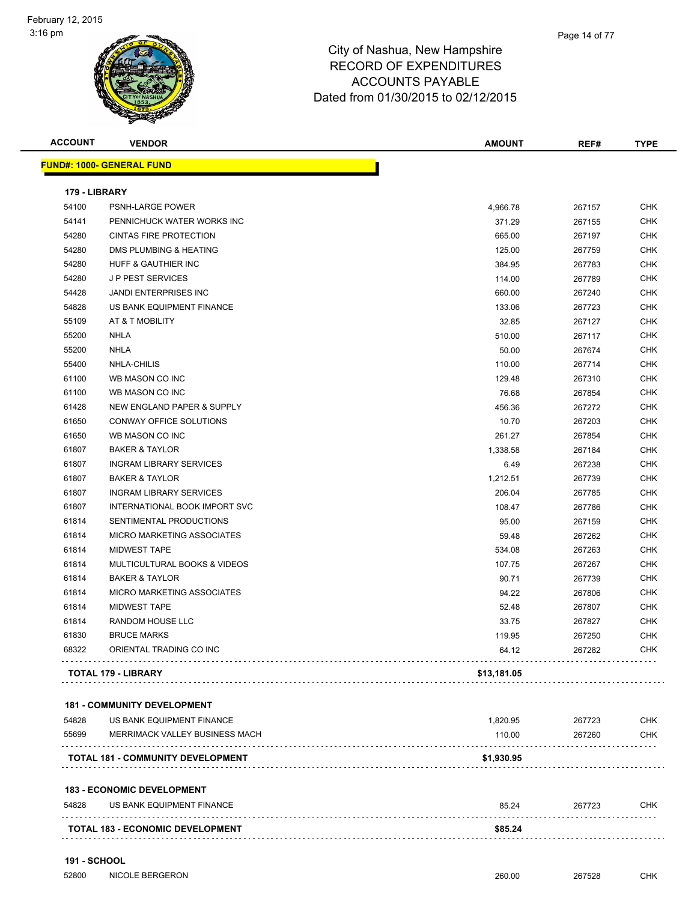# City of Nashua, New Hampshire
## RECORD OF EXPENDITURES
## ACCOUNTS PAYABLE
### Dated from 01/30/2015 to 02/12/2015

February 12, 2015
3:16 pm

| ACCOUNT | VENDOR | AMOUNT | REF# | TYPE |
|---|---|---|---|---|
| **FUND#: 1000- GENERAL FUND** | | | | |
| **179 - LIBRARY** | | | | |
| 54100 | PSNH-LARGE POWER | 4,966.78 | 267157 | CHK |
| 54141 | PENNICHUCK WATER WORKS INC | 371.29 | 267155 | CHK |
| 54280 | CINTAS FIRE PROTECTION | 665.00 | 267197 | CHK |
| 54280 | DMS PLUMBING & HEATING | 125.00 | 267759 | CHK |
| 54280 | HUFF & GAUTHIER INC | 384.95 | 267783 | CHK |
| 54280 | J P PEST SERVICES | 114.00 | 267789 | CHK |
| 54428 | JANDI ENTERPRISES INC | 660.00 | 267240 | CHK |
| 54828 | US BANK EQUIPMENT FINANCE | 133.06 | 267723 | CHK |
| 55109 | AT & T MOBILITY | 32.85 | 267127 | CHK |
| 55200 | NHLA | 510.00 | 267117 | CHK |
| 55200 | NHLA | 50.00 | 267674 | CHK |
| 55400 | NHLA-CHILIS | 110.00 | 267714 | CHK |
| 61100 | WB MASON CO INC | 129.48 | 267310 | CHK |
| 61100 | WB MASON CO INC | 76.68 | 267854 | CHK |
| 61428 | NEW ENGLAND PAPER & SUPPLY | 456.36 | 267272 | CHK |
| 61650 | CONWAY OFFICE SOLUTIONS | 10.70 | 267203 | CHK |
| 61650 | WB MASON CO INC | 261.27 | 267854 | CHK |
| 61807 | BAKER & TAYLOR | 1,338.58 | 267184 | CHK |
| 61807 | INGRAM LIBRARY SERVICES | 6.49 | 267238 | CHK |
| 61807 | BAKER & TAYLOR | 1,212.51 | 267739 | CHK |
| 61807 | INGRAM LIBRARY SERVICES | 206.04 | 267785 | CHK |
| 61807 | INTERNATIONAL BOOK IMPORT SVC | 108.47 | 267786 | CHK |
| 61814 | SENTIMENTAL PRODUCTIONS | 95.00 | 267159 | CHK |
| 61814 | MICRO MARKETING ASSOCIATES | 59.48 | 267262 | CHK |
| 61814 | MIDWEST TAPE | 534.08 | 267263 | CHK |
| 61814 | MULTICULTURAL BOOKS & VIDEOS | 107.75 | 267267 | CHK |
| 61814 | BAKER & TAYLOR | 90.71 | 267739 | CHK |
| 61814 | MICRO MARKETING ASSOCIATES | 94.22 | 267806 | CHK |
| 61814 | MIDWEST TAPE | 52.48 | 267807 | CHK |
| 61814 | RANDOM HOUSE LLC | 33.75 | 267827 | CHK |
| 61830 | BRUCE MARKS | 119.95 | 267250 | CHK |
| 68322 | ORIENTAL TRADING CO INC | 64.12 | 267282 | CHK |
| **TOTAL 179 - LIBRARY** | | **$13,181.05** | | |
| **181 - COMMUNITY DEVELOPMENT** | | | | |
| 54828 | US BANK EQUIPMENT FINANCE | 1,820.95 | 267723 | CHK |
| 55699 | MERRIMACK VALLEY BUSINESS MACH | 110.00 | 267260 | CHK |
| **TOTAL 181 - COMMUNITY DEVELOPMENT** | | **$1,930.95** | | |
| **183 - ECONOMIC DEVELOPMENT** | | | | |
| 54828 | US BANK EQUIPMENT FINANCE | 85.24 | 267723 | CHK |
| **TOTAL 183 - ECONOMIC DEVELOPMENT** | | **$85.24** | | |
| **191 - SCHOOL** | | | | |
| 52800 | NICOLE BERGERON | 260.00 | 267528 | CHK |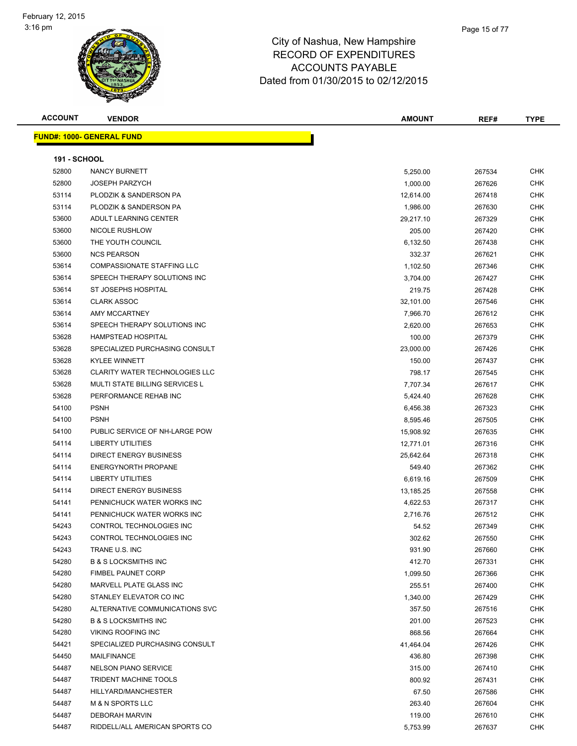# City of Nashua, New Hampshire
## RECORD OF EXPENDITURES
## ACCOUNTS PAYABLE
## Dated from 01/30/2015 to 02/12/2015

| ACCOUNT | VENDOR | AMOUNT | REF# | TYPE |
|---|---|---|---|---|

**FUND#: 1000- GENERAL FUND**

**191 - SCHOOL**

| ACCOUNT | VENDOR | AMOUNT | REF# | TYPE |
|---|---|---|---|---|
| 52800 | NANCY BURNETT | 5,250.00 | 267534 | CHK |
| 52800 | JOSEPH PARZYCH | 1,000.00 | 267626 | CHK |
| 53114 | PLODZIK & SANDERSON PA | 12,614.00 | 267418 | CHK |
| 53114 | PLODZIK & SANDERSON PA | 1,986.00 | 267630 | CHK |
| 53600 | ADULT LEARNING CENTER | 29,217.10 | 267329 | CHK |
| 53600 | NICOLE RUSHLOW | 205.00 | 267420 | CHK |
| 53600 | THE YOUTH COUNCIL | 6,132.50 | 267438 | CHK |
| 53600 | NCS PEARSON | 332.37 | 267621 | CHK |
| 53614 | COMPASSIONATE STAFFING LLC | 1,102.50 | 267346 | CHK |
| 53614 | SPEECH THERAPY SOLUTIONS INC | 3,704.00 | 267427 | CHK |
| 53614 | ST JOSEPHS HOSPITAL | 219.75 | 267428 | CHK |
| 53614 | CLARK ASSOC | 32,101.00 | 267546 | CHK |
| 53614 | AMY MCCARTNEY | 7,966.70 | 267612 | CHK |
| 53614 | SPEECH THERAPY SOLUTIONS INC | 2,620.00 | 267653 | CHK |
| 53628 | HAMPSTEAD HOSPITAL | 100.00 | 267379 | CHK |
| 53628 | SPECIALIZED PURCHASING CONSULT | 23,000.00 | 267426 | CHK |
| 53628 | KYLEE WINNETT | 150.00 | 267437 | CHK |
| 53628 | CLARITY WATER TECHNOLOGIES LLC | 798.17 | 267545 | CHK |
| 53628 | MULTI STATE BILLING SERVICES L | 7,707.34 | 267617 | CHK |
| 53628 | PERFORMANCE REHAB INC | 5,424.40 | 267628 | CHK |
| 54100 | PSNH | 6,456.38 | 267323 | CHK |
| 54100 | PSNH | 8,595.46 | 267505 | CHK |
| 54100 | PUBLIC SERVICE OF NH-LARGE POW | 15,908.92 | 267635 | CHK |
| 54114 | LIBERTY UTILITIES | 12,771.01 | 267316 | CHK |
| 54114 | DIRECT ENERGY BUSINESS | 25,642.64 | 267318 | CHK |
| 54114 | ENERGYNORTH PROPANE | 549.40 | 267362 | CHK |
| 54114 | LIBERTY UTILITIES | 6,619.16 | 267509 | CHK |
| 54114 | DIRECT ENERGY BUSINESS | 13,185.25 | 267558 | CHK |
| 54141 | PENNICHUCK WATER WORKS INC | 4,622.53 | 267317 | CHK |
| 54141 | PENNICHUCK WATER WORKS INC | 2,716.76 | 267512 | CHK |
| 54243 | CONTROL TECHNOLOGIES INC | 54.52 | 267349 | CHK |
| 54243 | CONTROL TECHNOLOGIES INC | 302.62 | 267550 | CHK |
| 54243 | TRANE U.S. INC | 931.90 | 267660 | CHK |
| 54280 | B & S LOCKSMITHS INC | 412.70 | 267331 | CHK |
| 54280 | FIMBEL PAUNET CORP | 1,099.50 | 267366 | CHK |
| 54280 | MARVELL PLATE GLASS INC | 255.51 | 267400 | CHK |
| 54280 | STANLEY ELEVATOR CO INC | 1,340.00 | 267429 | CHK |
| 54280 | ALTERNATIVE COMMUNICATIONS SVC | 357.50 | 267516 | CHK |
| 54280 | B & S LOCKSMITHS INC | 201.00 | 267523 | CHK |
| 54280 | VIKING ROOFING INC | 868.56 | 267664 | CHK |
| 54421 | SPECIALIZED PURCHASING CONSULT | 41,464.04 | 267426 | CHK |
| 54450 | MAILFINANCE | 436.80 | 267398 | CHK |
| 54487 | NELSON PIANO SERVICE | 315.00 | 267410 | CHK |
| 54487 | TRIDENT MACHINE TOOLS | 800.92 | 267431 | CHK |
| 54487 | HILLYARD/MANCHESTER | 67.50 | 267586 | CHK |
| 54487 | M & N SPORTS LLC | 263.40 | 267604 | CHK |
| 54487 | DEBORAH MARVIN | 119.00 | 267610 | CHK |
| 54487 | RIDDELL/ALL AMERICAN SPORTS CO | 5,753.99 | 267637 | CHK |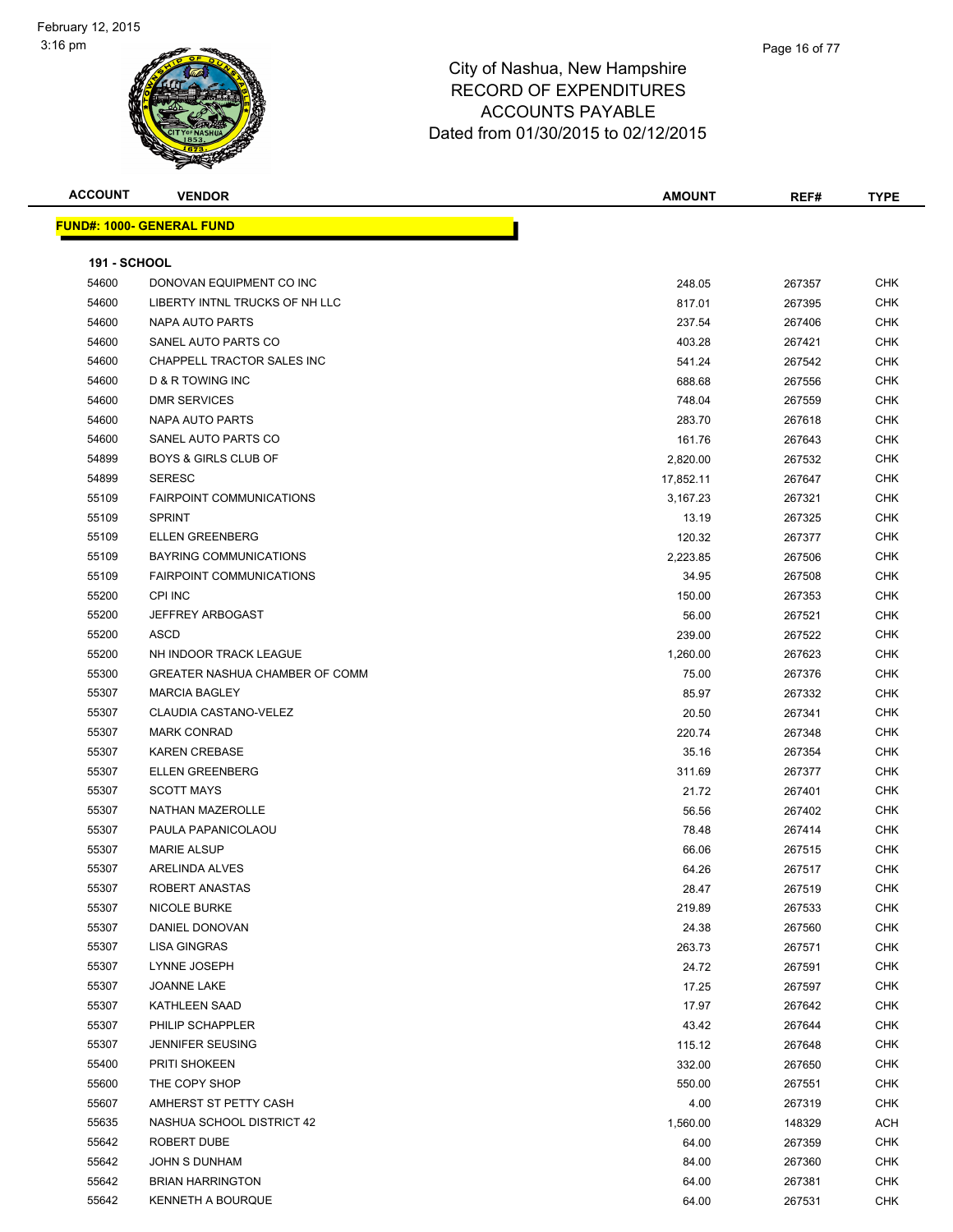# City of Nashua, New Hampshire
## RECORD OF EXPENDITURES
## ACCOUNTS PAYABLE
## Dated from 01/30/2015 to 02/12/2015

February 12, 2015
3:16 pm

| ACCOUNT | VENDOR | AMOUNT | REF# | TYPE |
|---|---|---|---|---|

**FUND#: 1000- GENERAL FUND**

**191 - SCHOOL**

| ACCOUNT | VENDOR | AMOUNT | REF# | TYPE |
|---|---|---|---|---|
| 54600 | DONOVAN EQUIPMENT CO INC | 248.05 | 267357 | CHK |
| 54600 | LIBERTY INTNL TRUCKS OF NH LLC | 817.01 | 267395 | CHK |
| 54600 | NAPA AUTO PARTS | 237.54 | 267406 | CHK |
| 54600 | SANEL AUTO PARTS CO | 403.28 | 267421 | CHK |
| 54600 | CHAPPELL TRACTOR SALES INC | 541.24 | 267542 | CHK |
| 54600 | D & R TOWING INC | 688.68 | 267556 | CHK |
| 54600 | DMR SERVICES | 748.04 | 267559 | CHK |
| 54600 | NAPA AUTO PARTS | 283.70 | 267618 | CHK |
| 54600 | SANEL AUTO PARTS CO | 161.76 | 267643 | CHK |
| 54899 | BOYS & GIRLS CLUB OF | 2,820.00 | 267532 | CHK |
| 54899 | SERESC | 17,852.11 | 267647 | CHK |
| 55109 | FAIRPOINT COMMUNICATIONS | 3,167.23 | 267321 | CHK |
| 55109 | SPRINT | 13.19 | 267325 | CHK |
| 55109 | ELLEN GREENBERG | 120.32 | 267377 | CHK |
| 55109 | BAYRING COMMUNICATIONS | 2,223.85 | 267506 | CHK |
| 55109 | FAIRPOINT COMMUNICATIONS | 34.95 | 267508 | CHK |
| 55200 | CPI INC | 150.00 | 267353 | CHK |
| 55200 | JEFFREY ARBOGAST | 56.00 | 267521 | CHK |
| 55200 | ASCD | 239.00 | 267522 | CHK |
| 55200 | NH INDOOR TRACK LEAGUE | 1,260.00 | 267623 | CHK |
| 55300 | GREATER NASHUA CHAMBER OF COMM | 75.00 | 267376 | CHK |
| 55307 | MARCIA BAGLEY | 85.97 | 267332 | CHK |
| 55307 | CLAUDIA CASTANO-VELEZ | 20.50 | 267341 | CHK |
| 55307 | MARK CONRAD | 220.74 | 267348 | CHK |
| 55307 | KAREN CREBASE | 35.16 | 267354 | CHK |
| 55307 | ELLEN GREENBERG | 311.69 | 267377 | CHK |
| 55307 | SCOTT MAYS | 21.72 | 267401 | CHK |
| 55307 | NATHAN MAZEROLLE | 56.56 | 267402 | CHK |
| 55307 | PAULA PAPANICOLAOU | 78.48 | 267414 | CHK |
| 55307 | MARIE ALSUP | 66.06 | 267515 | CHK |
| 55307 | ARELINDA ALVES | 64.26 | 267517 | CHK |
| 55307 | ROBERT ANASTAS | 28.47 | 267519 | CHK |
| 55307 | NICOLE BURKE | 219.89 | 267533 | CHK |
| 55307 | DANIEL DONOVAN | 24.38 | 267560 | CHK |
| 55307 | LISA GINGRAS | 263.73 | 267571 | CHK |
| 55307 | LYNNE JOSEPH | 24.72 | 267591 | CHK |
| 55307 | JOANNE LAKE | 17.25 | 267597 | CHK |
| 55307 | KATHLEEN SAAD | 17.97 | 267642 | CHK |
| 55307 | PHILIP SCHAPPLER | 43.42 | 267644 | CHK |
| 55307 | JENNIFER SEUSING | 115.12 | 267648 | CHK |
| 55400 | PRITI SHOKEEN | 332.00 | 267650 | CHK |
| 55600 | THE COPY SHOP | 550.00 | 267551 | CHK |
| 55607 | AMHERST ST PETTY CASH | 4.00 | 267319 | CHK |
| 55635 | NASHUA SCHOOL DISTRICT 42 | 1,560.00 | 148329 | ACH |
| 55642 | ROBERT DUBE | 64.00 | 267359 | CHK |
| 55642 | JOHN S DUNHAM | 84.00 | 267360 | CHK |
| 55642 | BRIAN HARRINGTON | 64.00 | 267381 | CHK |
| 55642 | KENNETH A BOURQUE | 64.00 | 267531 | CHK |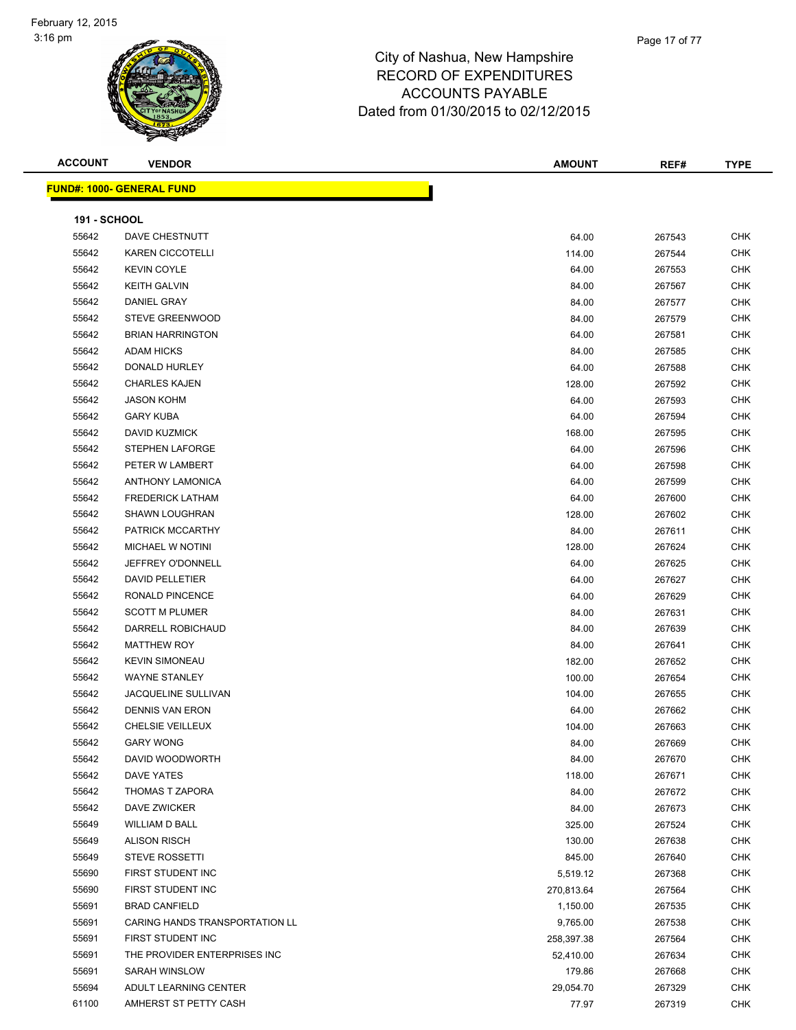# City of Nashua, New Hampshire
## RECORD OF EXPENDITURES
## ACCOUNTS PAYABLE
## Dated from 01/30/2015 to 02/12/2015

| ACCOUNT | VENDOR | AMOUNT | REF# | TYPE |
|---|---|---|---|---|
| **FUND#: 1000- GENERAL FUND** | | | | |
| **191 - SCHOOL** | | | | |
| 55642 | DAVE CHESTNUTT | 64.00 | 267543 | CHK |
| 55642 | KAREN CICCOTELLI | 114.00 | 267544 | CHK |
| 55642 | KEVIN COYLE | 64.00 | 267553 | CHK |
| 55642 | KEITH GALVIN | 84.00 | 267567 | CHK |
| 55642 | DANIEL GRAY | 84.00 | 267577 | CHK |
| 55642 | STEVE GREENWOOD | 84.00 | 267579 | CHK |
| 55642 | BRIAN HARRINGTON | 64.00 | 267581 | CHK |
| 55642 | ADAM HICKS | 84.00 | 267585 | CHK |
| 55642 | DONALD HURLEY | 64.00 | 267588 | CHK |
| 55642 | CHARLES KAJEN | 128.00 | 267592 | CHK |
| 55642 | JASON KOHM | 64.00 | 267593 | CHK |
| 55642 | GARY KUBA | 64.00 | 267594 | CHK |
| 55642 | DAVID KUZMICK | 168.00 | 267595 | CHK |
| 55642 | STEPHEN LAFORGE | 64.00 | 267596 | CHK |
| 55642 | PETER W LAMBERT | 64.00 | 267598 | CHK |
| 55642 | ANTHONY LAMONICA | 64.00 | 267599 | CHK |
| 55642 | FREDERICK LATHAM | 64.00 | 267600 | CHK |
| 55642 | SHAWN LOUGHRAN | 128.00 | 267602 | CHK |
| 55642 | PATRICK MCCARTHY | 84.00 | 267611 | CHK |
| 55642 | MICHAEL W NOTINI | 128.00 | 267624 | CHK |
| 55642 | JEFFREY O'DONNELL | 64.00 | 267625 | CHK |
| 55642 | DAVID PELLETIER | 64.00 | 267627 | CHK |
| 55642 | RONALD PINCENCE | 64.00 | 267629 | CHK |
| 55642 | SCOTT M PLUMER | 84.00 | 267631 | CHK |
| 55642 | DARRELL ROBICHAUD | 84.00 | 267639 | CHK |
| 55642 | MATTHEW ROY | 84.00 | 267641 | CHK |
| 55642 | KEVIN SIMONEAU | 182.00 | 267652 | CHK |
| 55642 | WAYNE STANLEY | 100.00 | 267654 | CHK |
| 55642 | JACQUELINE SULLIVAN | 104.00 | 267655 | CHK |
| 55642 | DENNIS VAN ERON | 64.00 | 267662 | CHK |
| 55642 | CHELSIE VEILLEUX | 104.00 | 267663 | CHK |
| 55642 | GARY WONG | 84.00 | 267669 | CHK |
| 55642 | DAVID WOODWORTH | 84.00 | 267670 | CHK |
| 55642 | DAVE YATES | 118.00 | 267671 | CHK |
| 55642 | THOMAS T ZAPORA | 84.00 | 267672 | CHK |
| 55642 | DAVE ZWICKER | 84.00 | 267673 | CHK |
| 55649 | WILLIAM D BALL | 325.00 | 267524 | CHK |
| 55649 | ALISON RISCH | 130.00 | 267638 | CHK |
| 55649 | STEVE ROSSETTI | 845.00 | 267640 | CHK |
| 55690 | FIRST STUDENT INC | 5,519.12 | 267368 | CHK |
| 55690 | FIRST STUDENT INC | 270,813.64 | 267564 | CHK |
| 55691 | BRAD CANFIELD | 1,150.00 | 267535 | CHK |
| 55691 | CARING HANDS TRANSPORTATION LL | 9,765.00 | 267538 | CHK |
| 55691 | FIRST STUDENT INC | 258,397.38 | 267564 | CHK |
| 55691 | THE PROVIDER ENTERPRISES INC | 52,410.00 | 267634 | CHK |
| 55691 | SARAH WINSLOW | 179.86 | 267668 | CHK |
| 55694 | ADULT LEARNING CENTER | 29,054.70 | 267329 | CHK |
| 61100 | AMHERST ST PETTY CASH | 77.97 | 267319 | CHK |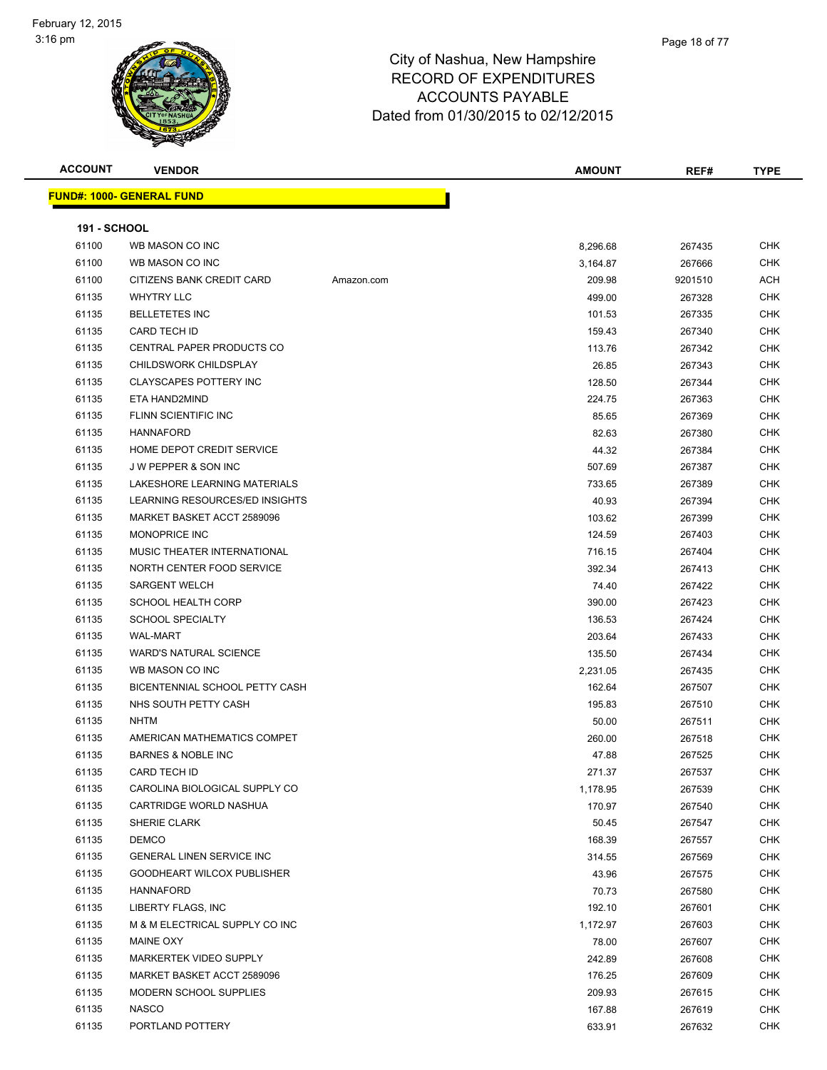# City of Nashua, New Hampshire
## RECORD OF EXPENDITURES
## ACCOUNTS PAYABLE
## Dated from 01/30/2015 to 02/12/2015

| ACCOUNT | VENDOR | | AMOUNT | REF# | TYPE |
|---|---|---|---|---|---|

**FUND#: 1000- GENERAL FUND**

**191 - SCHOOL**

| ACCOUNT | VENDOR | | AMOUNT | REF# | TYPE |
|---|---|---|---|---|---|
| 61100 | WB MASON CO INC | | 8,296.68 | 267435 | CHK |
| 61100 | WB MASON CO INC | | 3,164.87 | 267666 | CHK |
| 61100 | CITIZENS BANK CREDIT CARD | Amazon.com | 209.98 | 9201510 | ACH |
| 61135 | WHYTRY LLC | | 499.00 | 267328 | CHK |
| 61135 | BELLETETES INC | | 101.53 | 267335 | CHK |
| 61135 | CARD TECH ID | | 159.43 | 267340 | CHK |
| 61135 | CENTRAL PAPER PRODUCTS CO | | 113.76 | 267342 | CHK |
| 61135 | CHILDSWORK CHILDSPLAY | | 26.85 | 267343 | CHK |
| 61135 | CLAYSCAPES POTTERY INC | | 128.50 | 267344 | CHK |
| 61135 | ETA HAND2MIND | | 224.75 | 267363 | CHK |
| 61135 | FLINN SCIENTIFIC INC | | 85.65 | 267369 | CHK |
| 61135 | HANNAFORD | | 82.63 | 267380 | CHK |
| 61135 | HOME DEPOT CREDIT SERVICE | | 44.32 | 267384 | CHK |
| 61135 | J W PEPPER & SON INC | | 507.69 | 267387 | CHK |
| 61135 | LAKESHORE LEARNING MATERIALS | | 733.65 | 267389 | CHK |
| 61135 | LEARNING RESOURCES/ED INSIGHTS | | 40.93 | 267394 | CHK |
| 61135 | MARKET BASKET ACCT 2589096 | | 103.62 | 267399 | CHK |
| 61135 | MONOPRICE INC | | 124.59 | 267403 | CHK |
| 61135 | MUSIC THEATER INTERNATIONAL | | 716.15 | 267404 | CHK |
| 61135 | NORTH CENTER FOOD SERVICE | | 392.34 | 267413 | CHK |
| 61135 | SARGENT WELCH | | 74.40 | 267422 | CHK |
| 61135 | SCHOOL HEALTH CORP | | 390.00 | 267423 | CHK |
| 61135 | SCHOOL SPECIALTY | | 136.53 | 267424 | CHK |
| 61135 | WAL-MART | | 203.64 | 267433 | CHK |
| 61135 | WARD'S NATURAL SCIENCE | | 135.50 | 267434 | CHK |
| 61135 | WB MASON CO INC | | 2,231.05 | 267435 | CHK |
| 61135 | BICENTENNIAL SCHOOL PETTY CASH | | 162.64 | 267507 | CHK |
| 61135 | NHS SOUTH PETTY CASH | | 195.83 | 267510 | CHK |
| 61135 | NHTM | | 50.00 | 267511 | CHK |
| 61135 | AMERICAN MATHEMATICS COMPET | | 260.00 | 267518 | CHK |
| 61135 | BARNES & NOBLE INC | | 47.88 | 267525 | CHK |
| 61135 | CARD TECH ID | | 271.37 | 267537 | CHK |
| 61135 | CAROLINA BIOLOGICAL SUPPLY CO | | 1,178.95 | 267539 | CHK |
| 61135 | CARTRIDGE WORLD NASHUA | | 170.97 | 267540 | CHK |
| 61135 | SHERIE CLARK | | 50.45 | 267547 | CHK |
| 61135 | DEMCO | | 168.39 | 267557 | CHK |
| 61135 | GENERAL LINEN SERVICE INC | | 314.55 | 267569 | CHK |
| 61135 | GOODHEART WILCOX PUBLISHER | | 43.96 | 267575 | CHK |
| 61135 | HANNAFORD | | 70.73 | 267580 | CHK |
| 61135 | LIBERTY FLAGS, INC | | 192.10 | 267601 | CHK |
| 61135 | M & M ELECTRICAL SUPPLY CO INC | | 1,172.97 | 267603 | CHK |
| 61135 | MAINE OXY | | 78.00 | 267607 | CHK |
| 61135 | MARKERTEK VIDEO SUPPLY | | 242.89 | 267608 | CHK |
| 61135 | MARKET BASKET ACCT 2589096 | | 176.25 | 267609 | CHK |
| 61135 | MODERN SCHOOL SUPPLIES | | 209.93 | 267615 | CHK |
| 61135 | NASCO | | 167.88 | 267619 | CHK |
| 61135 | PORTLAND POTTERY | | 633.91 | 267632 | CHK |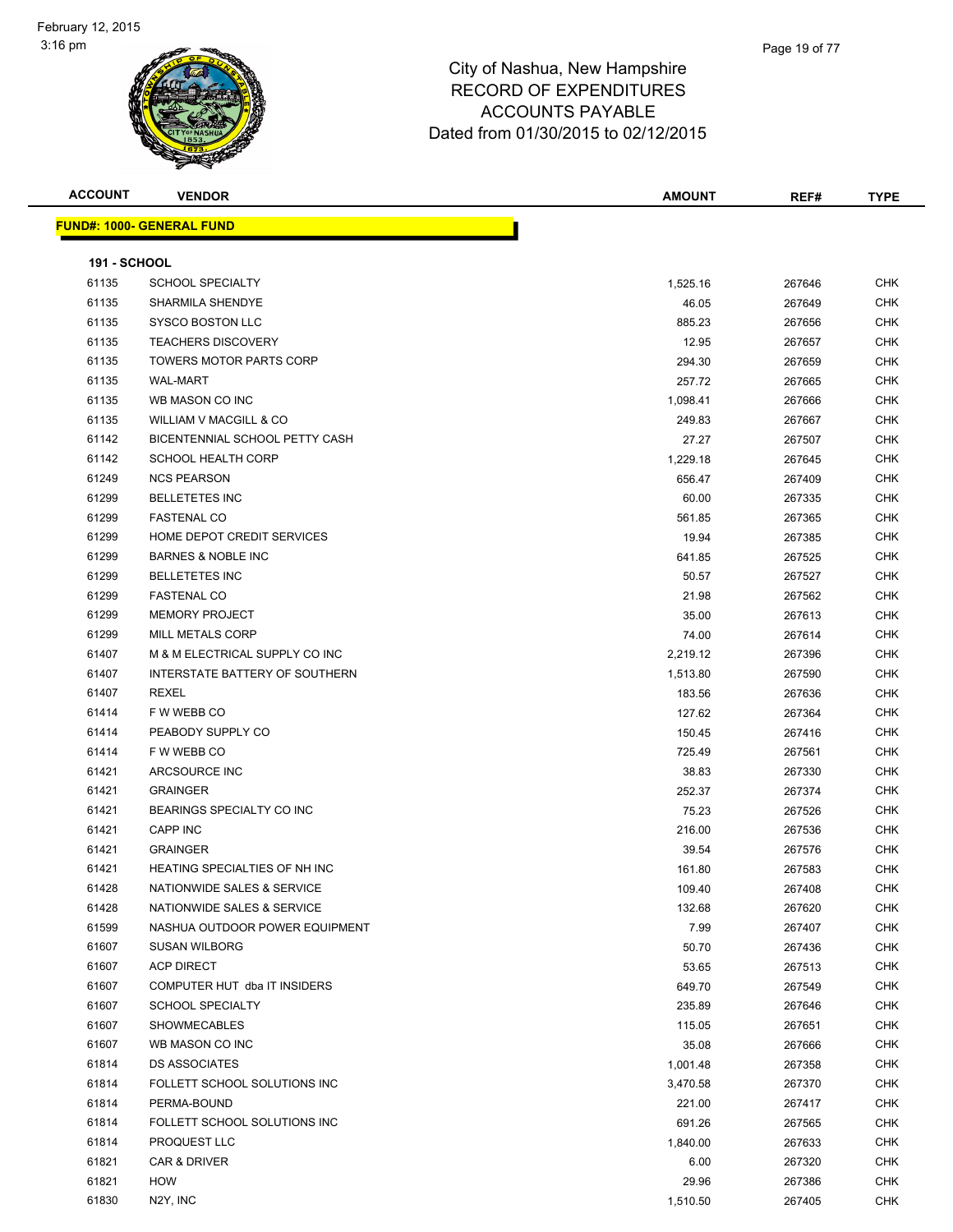# City of Nashua, New Hampshire
## RECORD OF EXPENDITURES
## ACCOUNTS PAYABLE
## Dated from 01/30/2015 to 02/12/2015

**FUND#: 1000- GENERAL FUND**

**191 - SCHOOL**

| ACCOUNT | VENDOR | AMOUNT | REF# | TYPE |
|---|---|---|---|---|
| 61135 | SCHOOL SPECIALTY | 1,525.16 | 267646 | CHK |
| 61135 | SHARMILA SHENDYE | 46.05 | 267649 | CHK |
| 61135 | SYSCO BOSTON LLC | 885.23 | 267656 | CHK |
| 61135 | TEACHERS DISCOVERY | 12.95 | 267657 | CHK |
| 61135 | TOWERS MOTOR PARTS CORP | 294.30 | 267659 | CHK |
| 61135 | WAL-MART | 257.72 | 267665 | CHK |
| 61135 | WB MASON CO INC | 1,098.41 | 267666 | CHK |
| 61135 | WILLIAM V MACGILL & CO | 249.83 | 267667 | CHK |
| 61142 | BICENTENNIAL SCHOOL PETTY CASH | 27.27 | 267507 | CHK |
| 61142 | SCHOOL HEALTH CORP | 1,229.18 | 267645 | CHK |
| 61249 | NCS PEARSON | 656.47 | 267409 | CHK |
| 61299 | BELLETETES INC | 60.00 | 267335 | CHK |
| 61299 | FASTENAL CO | 561.85 | 267365 | CHK |
| 61299 | HOME DEPOT CREDIT SERVICES | 19.94 | 267385 | CHK |
| 61299 | BARNES & NOBLE INC | 641.85 | 267525 | CHK |
| 61299 | BELLETETES INC | 50.57 | 267527 | CHK |
| 61299 | FASTENAL CO | 21.98 | 267562 | CHK |
| 61299 | MEMORY PROJECT | 35.00 | 267613 | CHK |
| 61299 | MILL METALS CORP | 74.00 | 267614 | CHK |
| 61407 | M & M ELECTRICAL SUPPLY CO INC | 2,219.12 | 267396 | CHK |
| 61407 | INTERSTATE BATTERY OF SOUTHERN | 1,513.80 | 267590 | CHK |
| 61407 | REXEL | 183.56 | 267636 | CHK |
| 61414 | F W WEBB CO | 127.62 | 267364 | CHK |
| 61414 | PEABODY SUPPLY CO | 150.45 | 267416 | CHK |
| 61414 | F W WEBB CO | 725.49 | 267561 | CHK |
| 61421 | ARCSOURCE INC | 38.83 | 267330 | CHK |
| 61421 | GRAINGER | 252.37 | 267374 | CHK |
| 61421 | BEARINGS SPECIALTY CO INC | 75.23 | 267526 | CHK |
| 61421 | CAPP INC | 216.00 | 267536 | CHK |
| 61421 | GRAINGER | 39.54 | 267576 | CHK |
| 61421 | HEATING SPECIALTIES OF NH INC | 161.80 | 267583 | CHK |
| 61428 | NATIONWIDE SALES & SERVICE | 109.40 | 267408 | CHK |
| 61428 | NATIONWIDE SALES & SERVICE | 132.68 | 267620 | CHK |
| 61599 | NASHUA OUTDOOR POWER EQUIPMENT | 7.99 | 267407 | CHK |
| 61607 | SUSAN WILBORG | 50.70 | 267436 | CHK |
| 61607 | ACP DIRECT | 53.65 | 267513 | CHK |
| 61607 | COMPUTER HUT dba IT INSIDERS | 649.70 | 267549 | CHK |
| 61607 | SCHOOL SPECIALTY | 235.89 | 267646 | CHK |
| 61607 | SHOWMECABLES | 115.05 | 267651 | CHK |
| 61607 | WB MASON CO INC | 35.08 | 267666 | CHK |
| 61814 | DS ASSOCIATES | 1,001.48 | 267358 | CHK |
| 61814 | FOLLETT SCHOOL SOLUTIONS INC | 3,470.58 | 267370 | CHK |
| 61814 | PERMA-BOUND | 221.00 | 267417 | CHK |
| 61814 | FOLLETT SCHOOL SOLUTIONS INC | 691.26 | 267565 | CHK |
| 61814 | PROQUEST LLC | 1,840.00 | 267633 | CHK |
| 61821 | CAR & DRIVER | 6.00 | 267320 | CHK |
| 61821 | HOW | 29.96 | 267386 | CHK |
| 61830 | N2Y, INC | 1,510.50 | 267405 | CHK |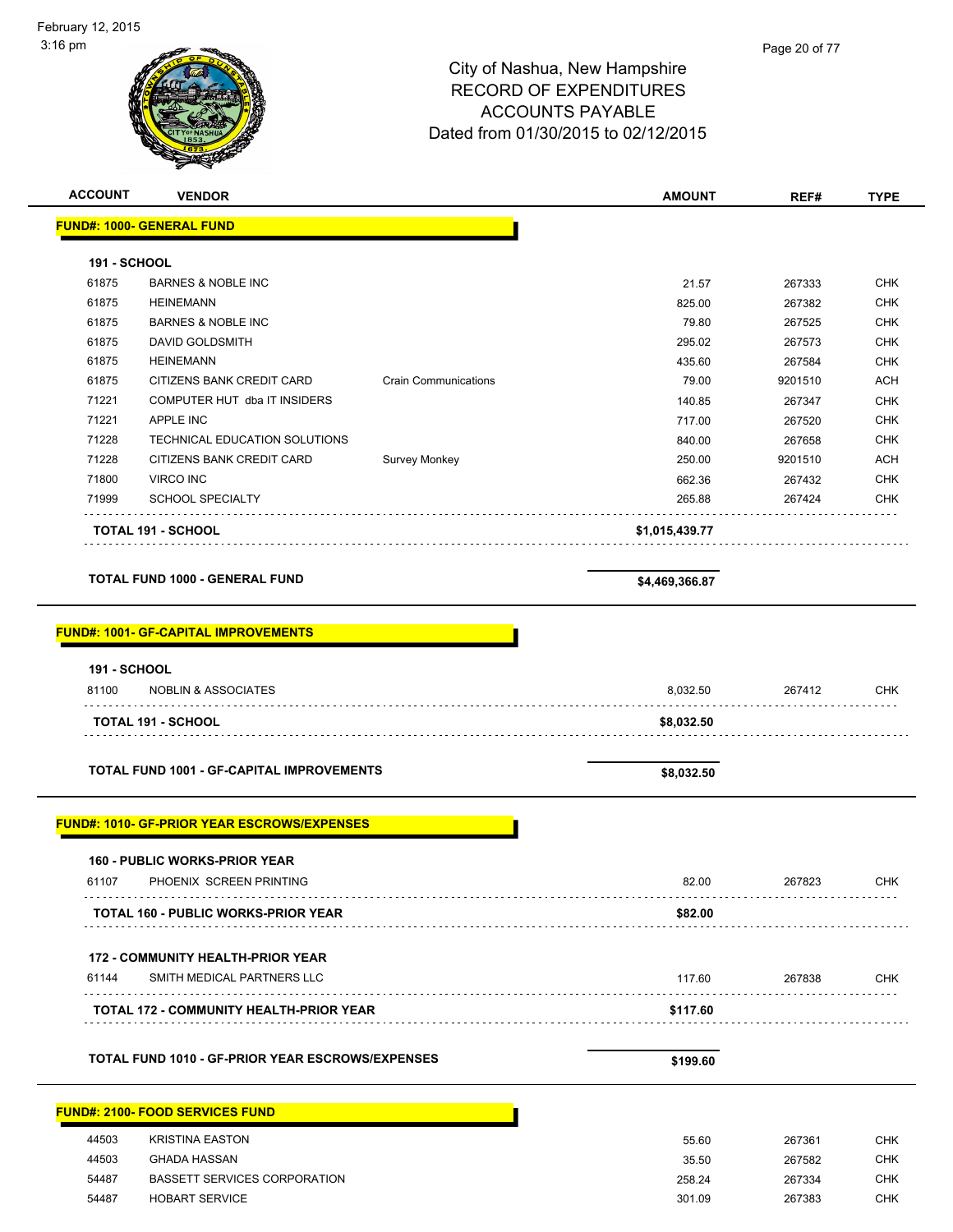City of Nashua, New Hampshire
RECORD OF EXPENDITURES
ACCOUNTS PAYABLE
Dated from 01/30/2015 to 02/12/2015

| ACCOUNT | VENDOR | | AMOUNT | REF# | TYPE |
|---|---|---|---|---|---|
| **FUND#: 1000- GENERAL FUND** | | | | | |
| **191 - SCHOOL** | | | | | |
| 61875 | BARNES & NOBLE INC | | 21.57 | 267333 | CHK |
| 61875 | HEINEMANN | | 825.00 | 267382 | CHK |
| 61875 | BARNES & NOBLE INC | | 79.80 | 267525 | CHK |
| 61875 | DAVID GOLDSMITH | | 295.02 | 267573 | CHK |
| 61875 | HEINEMANN | | 435.60 | 267584 | CHK |
| 61875 | CITIZENS BANK CREDIT CARD | Crain Communications | 79.00 | 9201510 | ACH |
| 71221 | COMPUTER HUT dba IT INSIDERS | | 140.85 | 267347 | CHK |
| 71221 | APPLE INC | | 717.00 | 267520 | CHK |
| 71228 | TECHNICAL EDUCATION SOLUTIONS | | 840.00 | 267658 | CHK |
| 71228 | CITIZENS BANK CREDIT CARD | Survey Monkey | 250.00 | 9201510 | ACH |
| 71800 | VIRCO INC | | 662.36 | 267432 | CHK |
| 71999 | SCHOOL SPECIALTY | | 265.88 | 267424 | CHK |
| **TOTAL 191 - SCHOOL** | | | **$1,015,439.77** | | |
| **TOTAL FUND 1000 - GENERAL FUND** | | | **$4,469,366.87** | | |
| **FUND#: 1001- GF-CAPITAL IMPROVEMENTS** | | | | | |
| **191 - SCHOOL** | | | | | |
| 81100 | NOBLIN & ASSOCIATES | | 8,032.50 | 267412 | CHK |
| **TOTAL 191 - SCHOOL** | | | **$8,032.50** | | |
| **TOTAL FUND 1001 - GF-CAPITAL IMPROVEMENTS** | | | **$8,032.50** | | |
| **FUND#: 1010- GF-PRIOR YEAR ESCROWS/EXPENSES** | | | | | |
| **160 - PUBLIC WORKS-PRIOR YEAR** | | | | | |
| 61107 | PHOENIX SCREEN PRINTING | | 82.00 | 267823 | CHK |
| **TOTAL 160 - PUBLIC WORKS-PRIOR YEAR** | | | **$82.00** | | |
| **172 - COMMUNITY HEALTH-PRIOR YEAR** | | | | | |
| 61144 | SMITH MEDICAL PARTNERS LLC | | 117.60 | 267838 | CHK |
| **TOTAL 172 - COMMUNITY HEALTH-PRIOR YEAR** | | | **$117.60** | | |
| **TOTAL FUND 1010 - GF-PRIOR YEAR ESCROWS/EXPENSES** | | | **$199.60** | | |
| **FUND#: 2100- FOOD SERVICES FUND** | | | | | |
| 44503 | KRISTINA EASTON | | 55.60 | 267361 | CHK |
| 44503 | GHADA HASSAN | | 35.50 | 267582 | CHK |
| 54487 | BASSETT SERVICES CORPORATION | | 258.24 | 267334 | CHK |
| 54487 | HOBART SERVICE | | 301.09 | 267383 | CHK |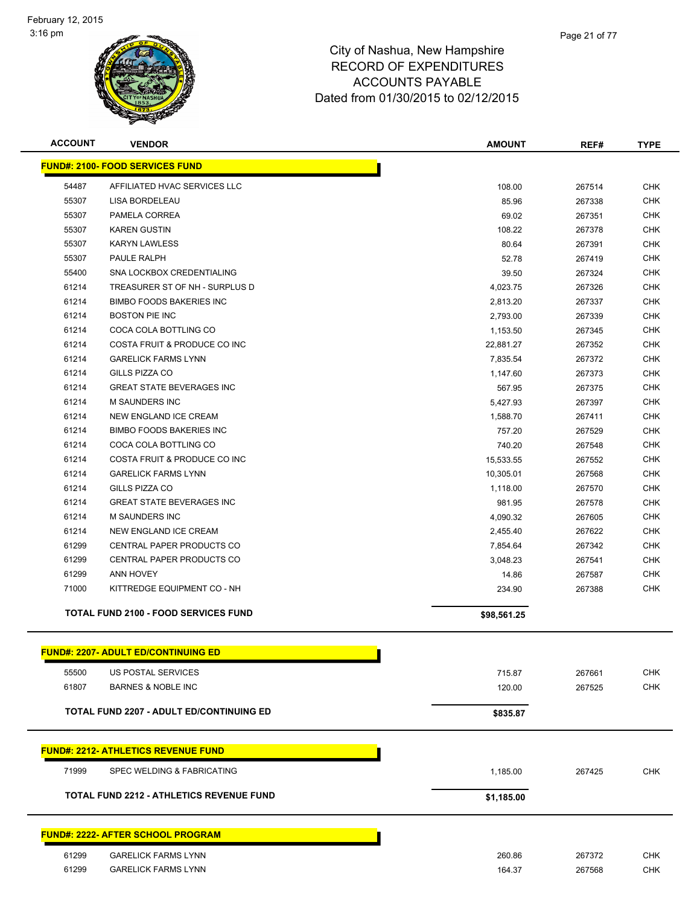# City of Nashua, New Hampshire
## RECORD OF EXPENDITURES
## ACCOUNTS PAYABLE
## Dated from 01/30/2015 to 02/12/2015

| ACCOUNT | VENDOR | AMOUNT | REF# | TYPE |
|---|---|---|---|---|
| **FUND#: 2100- FOOD SERVICES FUND** | | | | |
| 54487 | AFFILIATED HVAC SERVICES LLC | 108.00 | 267514 | CHK |
| 55307 | LISA BORDELEAU | 85.96 | 267338 | CHK |
| 55307 | PAMELA CORREA | 69.02 | 267351 | CHK |
| 55307 | KAREN GUSTIN | 108.22 | 267378 | CHK |
| 55307 | KARYN LAWLESS | 80.64 | 267391 | CHK |
| 55307 | PAULE RALPH | 52.78 | 267419 | CHK |
| 55400 | SNA LOCKBOX CREDENTIALING | 39.50 | 267324 | CHK |
| 61214 | TREASURER ST OF NH - SURPLUS D | 4,023.75 | 267326 | CHK |
| 61214 | BIMBO FOODS BAKERIES INC | 2,813.20 | 267337 | CHK |
| 61214 | BOSTON PIE INC | 2,793.00 | 267339 | CHK |
| 61214 | COCA COLA BOTTLING CO | 1,153.50 | 267345 | CHK |
| 61214 | COSTA FRUIT & PRODUCE CO INC | 22,881.27 | 267352 | CHK |
| 61214 | GARELICK FARMS LYNN | 7,835.54 | 267372 | CHK |
| 61214 | GILLS PIZZA CO | 1,147.60 | 267373 | CHK |
| 61214 | GREAT STATE BEVERAGES INC | 567.95 | 267375 | CHK |
| 61214 | M SAUNDERS INC | 5,427.93 | 267397 | CHK |
| 61214 | NEW ENGLAND ICE CREAM | 1,588.70 | 267411 | CHK |
| 61214 | BIMBO FOODS BAKERIES INC | 757.20 | 267529 | CHK |
| 61214 | COCA COLA BOTTLING CO | 740.20 | 267548 | CHK |
| 61214 | COSTA FRUIT & PRODUCE CO INC | 15,533.55 | 267552 | CHK |
| 61214 | GARELICK FARMS LYNN | 10,305.01 | 267568 | CHK |
| 61214 | GILLS PIZZA CO | 1,118.00 | 267570 | CHK |
| 61214 | GREAT STATE BEVERAGES INC | 981.95 | 267578 | CHK |
| 61214 | M SAUNDERS INC | 4,090.32 | 267605 | CHK |
| 61214 | NEW ENGLAND ICE CREAM | 2,455.40 | 267622 | CHK |
| 61299 | CENTRAL PAPER PRODUCTS CO | 7,854.64 | 267342 | CHK |
| 61299 | CENTRAL PAPER PRODUCTS CO | 3,048.23 | 267541 | CHK |
| 61299 | ANN HOVEY | 14.86 | 267587 | CHK |
| 71000 | KITTREDGE EQUIPMENT CO - NH | 234.90 | 267388 | CHK |
| **TOTAL FUND 2100 - FOOD SERVICES FUND** | | **$98,561.25** | | |
| **FUND#: 2207- ADULT ED/CONTINUING ED** | | | | |
| 55500 | US POSTAL SERVICES | 715.87 | 267661 | CHK |
| 61807 | BARNES & NOBLE INC | 120.00 | 267525 | CHK |
| **TOTAL FUND 2207 - ADULT ED/CONTINUING ED** | | **$835.87** | | |
| **FUND#: 2212- ATHLETICS REVENUE FUND** | | | | |
| 71999 | SPEC WELDING & FABRICATING | 1,185.00 | 267425 | CHK |
| **TOTAL FUND 2212 - ATHLETICS REVENUE FUND** | | **$1,185.00** | | |
| **FUND#: 2222- AFTER SCHOOL PROGRAM** | | | | |
| 61299 | GARELICK FARMS LYNN | 260.86 | 267372 | CHK |
| 61299 | GARELICK FARMS LYNN | 164.37 | 267568 | CHK |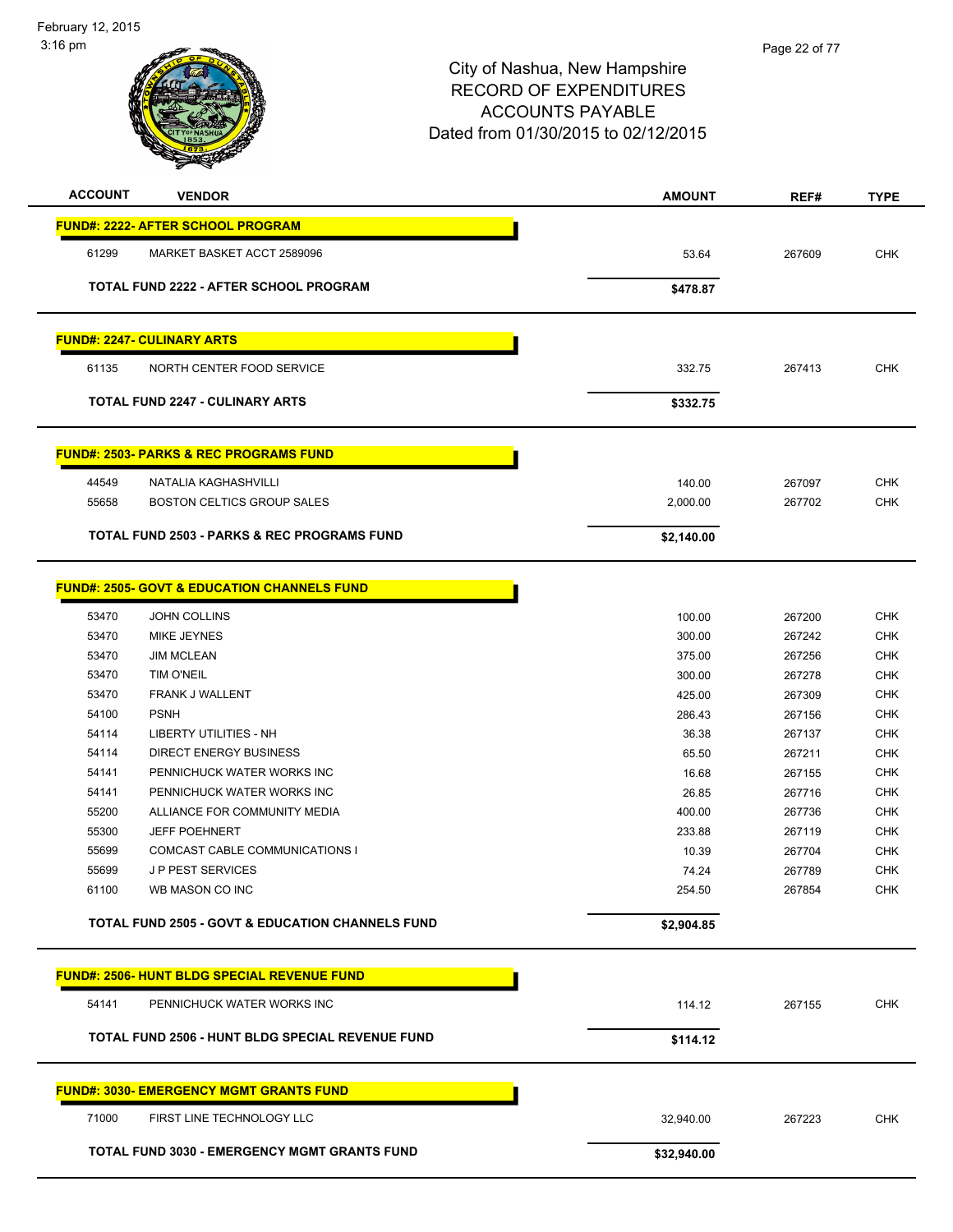City of Nashua, New Hampshire
RECORD OF EXPENDITURES
ACCOUNTS PAYABLE
Dated from 01/30/2015 to 02/12/2015

| ACCOUNT | VENDOR | AMOUNT | REF# | TYPE |
|---|---|---|---|---|
| **FUND#: 2222- AFTER SCHOOL PROGRAM** | | | | |
| 61299 | MARKET BASKET ACCT 2589096 | 53.64 | 267609 | CHK |
| | **TOTAL FUND 2222 - AFTER SCHOOL PROGRAM** | **$478.87** | | |
| **FUND#: 2247- CULINARY ARTS** | | | | |
| 61135 | NORTH CENTER FOOD SERVICE | 332.75 | 267413 | CHK |
| | **TOTAL FUND 2247 - CULINARY ARTS** | **$332.75** | | |
| **FUND#: 2503- PARKS & REC PROGRAMS FUND** | | | | |
| 44549 | NATALIA KAGHASHVILLI | 140.00 | 267097 | CHK |
| 55658 | BOSTON CELTICS GROUP SALES | 2,000.00 | 267702 | CHK |
| | **TOTAL FUND 2503 - PARKS & REC PROGRAMS FUND** | **$2,140.00** | | |
| **FUND#: 2505- GOVT & EDUCATION CHANNELS FUND** | | | | |
| 53470 | JOHN COLLINS | 100.00 | 267200 | CHK |
| 53470 | MIKE JEYNES | 300.00 | 267242 | CHK |
| 53470 | JIM MCLEAN | 375.00 | 267256 | CHK |
| 53470 | TIM O'NEIL | 300.00 | 267278 | CHK |
| 53470 | FRANK J WALLENT | 425.00 | 267309 | CHK |
| 54100 | PSNH | 286.43 | 267156 | CHK |
| 54114 | LIBERTY UTILITIES - NH | 36.38 | 267137 | CHK |
| 54114 | DIRECT ENERGY BUSINESS | 65.50 | 267211 | CHK |
| 54141 | PENNICHUCK WATER WORKS INC | 16.68 | 267155 | CHK |
| 54141 | PENNICHUCK WATER WORKS INC | 26.85 | 267716 | CHK |
| 55200 | ALLIANCE FOR COMMUNITY MEDIA | 400.00 | 267736 | CHK |
| 55300 | JEFF POEHNERT | 233.88 | 267119 | CHK |
| 55699 | COMCAST CABLE COMMUNICATIONS I | 10.39 | 267704 | CHK |
| 55699 | J P PEST SERVICES | 74.24 | 267789 | CHK |
| 61100 | WB MASON CO INC | 254.50 | 267854 | CHK |
| | **TOTAL FUND 2505 - GOVT & EDUCATION CHANNELS FUND** | **$2,904.85** | | |
| **FUND#: 2506- HUNT BLDG SPECIAL REVENUE FUND** | | | | |
| 54141 | PENNICHUCK WATER WORKS INC | 114.12 | 267155 | CHK |
| | **TOTAL FUND 2506 - HUNT BLDG SPECIAL REVENUE FUND** | **$114.12** | | |
| **FUND#: 3030- EMERGENCY MGMT GRANTS FUND** | | | | |
| 71000 | FIRST LINE TECHNOLOGY LLC | 32,940.00 | 267223 | CHK |
| | **TOTAL FUND 3030 - EMERGENCY MGMT GRANTS FUND** | **$32,940.00** | | |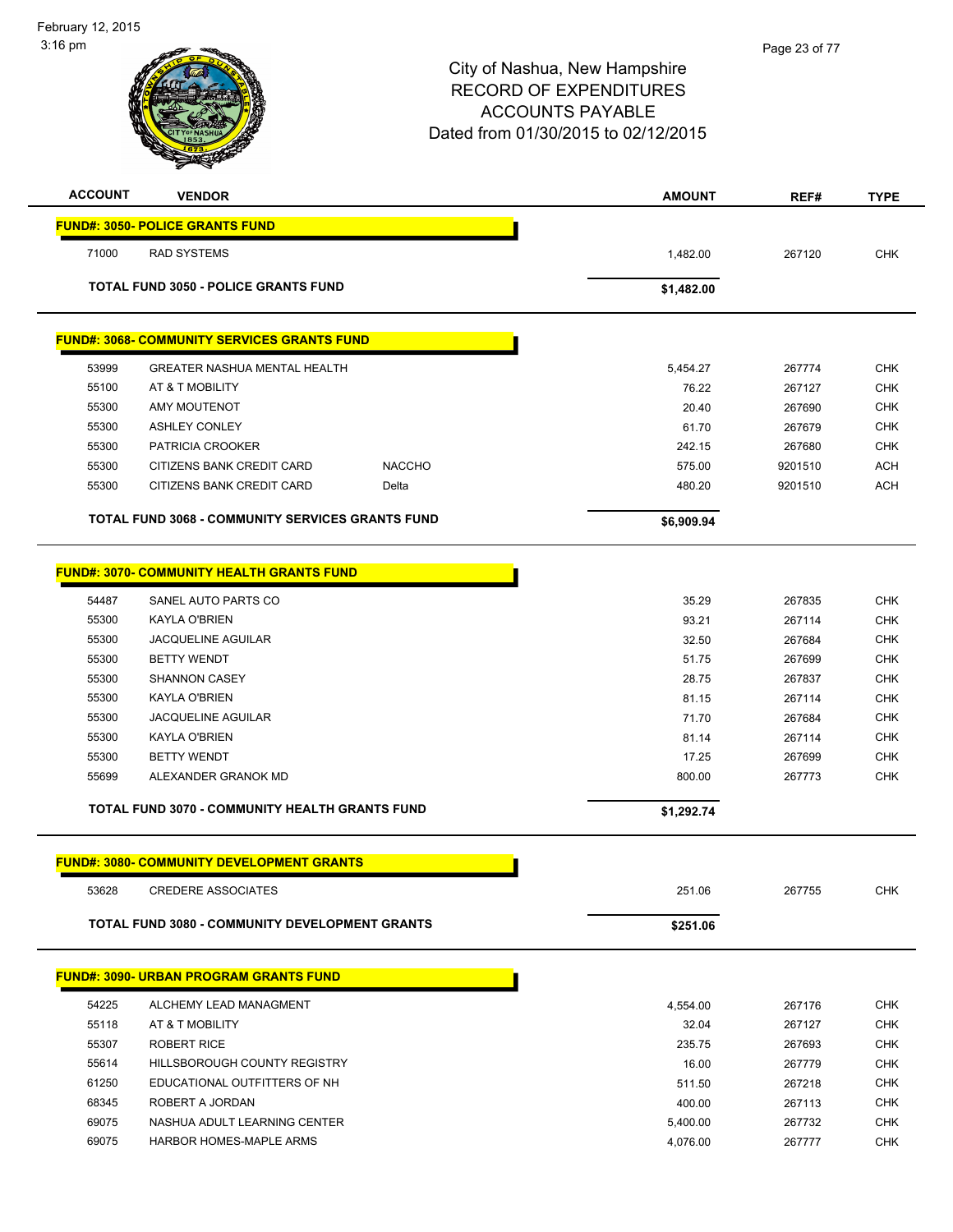City of Nashua, New Hampshire
RECORD OF EXPENDITURES
ACCOUNTS PAYABLE
Dated from 01/30/2015 to 02/12/2015

| ACCOUNT | VENDOR | | AMOUNT | REF# | TYPE |
|---|---|---|---|---|---|
| **FUND#: 3050- POLICE GRANTS FUND** | | | | | |
| 71000 | RAD SYSTEMS | | 1,482.00 | 267120 | CHK |
| **TOTAL FUND 3050 - POLICE GRANTS FUND** | | | **$1,482.00** | | |
| **FUND#: 3068- COMMUNITY SERVICES GRANTS FUND** | | | | | |
| 53999 | GREATER NASHUA MENTAL HEALTH | | 5,454.27 | 267774 | CHK |
| 55100 | AT & T MOBILITY | | 76.22 | 267127 | CHK |
| 55300 | AMY MOUTENOT | | 20.40 | 267690 | CHK |
| 55300 | ASHLEY CONLEY | | 61.70 | 267679 | CHK |
| 55300 | PATRICIA CROOKER | | 242.15 | 267680 | CHK |
| 55300 | CITIZENS BANK CREDIT CARD | NACCHO | 575.00 | 9201510 | ACH |
| 55300 | CITIZENS BANK CREDIT CARD | Delta | 480.20 | 9201510 | ACH |
| **TOTAL FUND 3068 - COMMUNITY SERVICES GRANTS FUND** | | | **$6,909.94** | | |
| **FUND#: 3070- COMMUNITY HEALTH GRANTS FUND** | | | | | |
| 54487 | SANEL AUTO PARTS CO | | 35.29 | 267835 | CHK |
| 55300 | KAYLA O'BRIEN | | 93.21 | 267114 | CHK |
| 55300 | JACQUELINE AGUILAR | | 32.50 | 267684 | CHK |
| 55300 | BETTY WENDT | | 51.75 | 267699 | CHK |
| 55300 | SHANNON CASEY | | 28.75 | 267837 | CHK |
| 55300 | KAYLA O'BRIEN | | 81.15 | 267114 | CHK |
| 55300 | JACQUELINE AGUILAR | | 71.70 | 267684 | CHK |
| 55300 | KAYLA O'BRIEN | | 81.14 | 267114 | CHK |
| 55300 | BETTY WENDT | | 17.25 | 267699 | CHK |
| 55699 | ALEXANDER GRANOK MD | | 800.00 | 267773 | CHK |
| **TOTAL FUND 3070 - COMMUNITY HEALTH GRANTS FUND** | | | **$1,292.74** | | |
| **FUND#: 3080- COMMUNITY DEVELOPMENT GRANTS** | | | | | |
| 53628 | CREDERE ASSOCIATES | | 251.06 | 267755 | CHK |
| **TOTAL FUND 3080 - COMMUNITY DEVELOPMENT GRANTS** | | | **$251.06** | | |
| **FUND#: 3090- URBAN PROGRAM GRANTS FUND** | | | | | |
| 54225 | ALCHEMY LEAD MANAGMENT | | 4,554.00 | 267176 | CHK |
| 55118 | AT & T MOBILITY | | 32.04 | 267127 | CHK |
| 55307 | ROBERT RICE | | 235.75 | 267693 | CHK |
| 55614 | HILLSBOROUGH COUNTY REGISTRY | | 16.00 | 267779 | CHK |
| 61250 | EDUCATIONAL OUTFITTERS OF NH | | 511.50 | 267218 | CHK |
| 68345 | ROBERT A JORDAN | | 400.00 | 267113 | CHK |
| 69075 | NASHUA ADULT LEARNING CENTER | | 5,400.00 | 267732 | CHK |
| 69075 | HARBOR HOMES-MAPLE ARMS | | 4,076.00 | 267777 | CHK |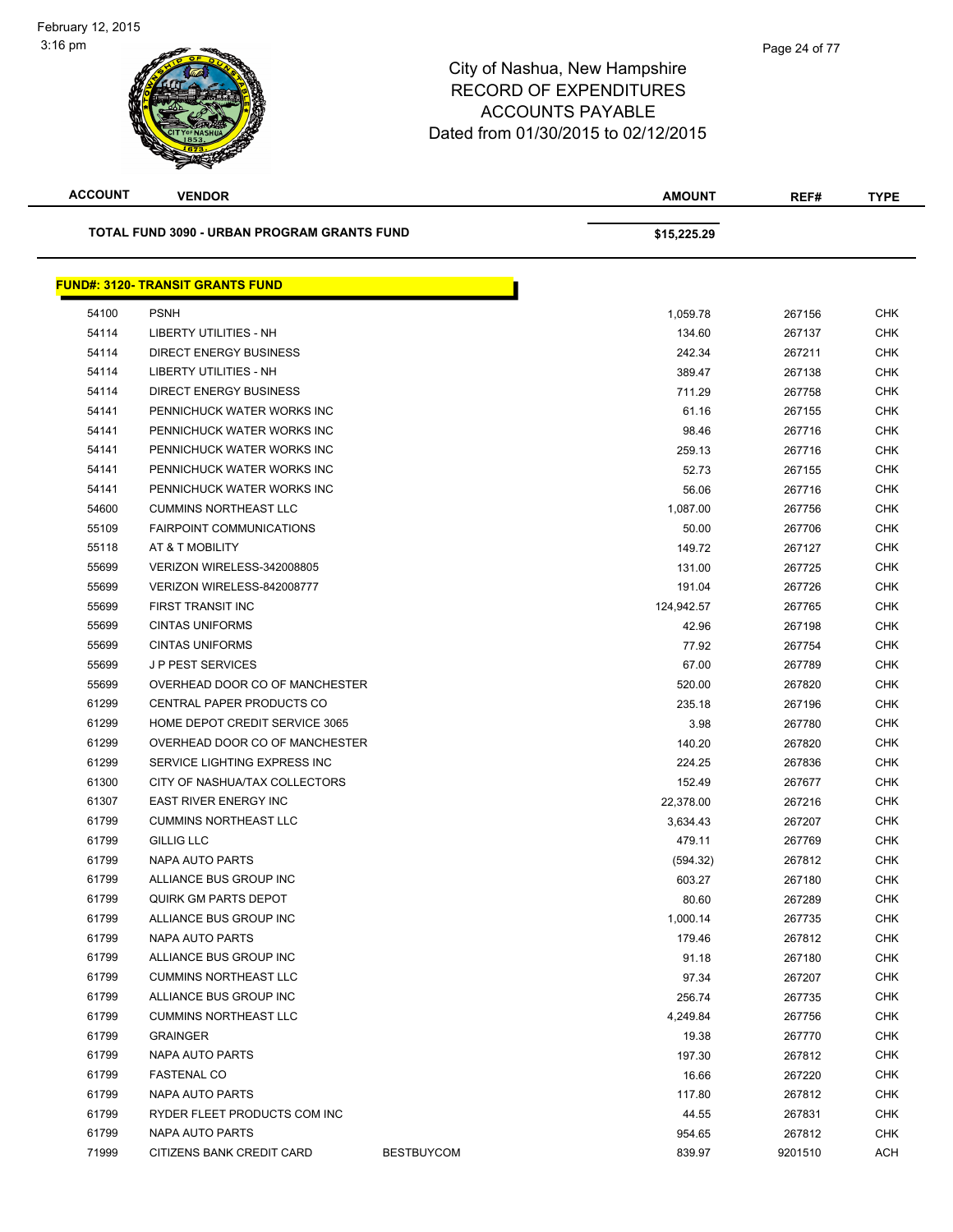# City of Nashua, New Hampshire
# RECORD OF EXPENDITURES
# ACCOUNTS PAYABLE
# Dated from 01/30/2015 to 02/12/2015

| ACCOUNT | VENDOR | | AMOUNT | REF# | TYPE |
|---|---|---|---|---|---|
| **TOTAL FUND 3090 - URBAN PROGRAM GRANTS FUND** | | | **$15,225.29** | | |

**FUND#: 3120- TRANSIT GRANTS FUND**

| ACCOUNT | VENDOR | | AMOUNT | REF# | TYPE |
|---|---|---|---|---|---|
| 54100 | PSNH | | 1,059.78 | 267156 | CHK |
| 54114 | LIBERTY UTILITIES - NH | | 134.60 | 267137 | CHK |
| 54114 | DIRECT ENERGY BUSINESS | | 242.34 | 267211 | CHK |
| 54114 | LIBERTY UTILITIES - NH | | 389.47 | 267138 | CHK |
| 54114 | DIRECT ENERGY BUSINESS | | 711.29 | 267758 | CHK |
| 54141 | PENNICHUCK WATER WORKS INC | | 61.16 | 267155 | CHK |
| 54141 | PENNICHUCK WATER WORKS INC | | 98.46 | 267716 | CHK |
| 54141 | PENNICHUCK WATER WORKS INC | | 259.13 | 267716 | CHK |
| 54141 | PENNICHUCK WATER WORKS INC | | 52.73 | 267155 | CHK |
| 54141 | PENNICHUCK WATER WORKS INC | | 56.06 | 267716 | CHK |
| 54600 | CUMMINS NORTHEAST LLC | | 1,087.00 | 267756 | CHK |
| 55109 | FAIRPOINT COMMUNICATIONS | | 50.00 | 267706 | CHK |
| 55118 | AT & T MOBILITY | | 149.72 | 267127 | CHK |
| 55699 | VERIZON WIRELESS-342008805 | | 131.00 | 267725 | CHK |
| 55699 | VERIZON WIRELESS-842008777 | | 191.04 | 267726 | CHK |
| 55699 | FIRST TRANSIT INC | | 124,942.57 | 267765 | CHK |
| 55699 | CINTAS UNIFORMS | | 42.96 | 267198 | CHK |
| 55699 | CINTAS UNIFORMS | | 77.92 | 267754 | CHK |
| 55699 | J P PEST SERVICES | | 67.00 | 267789 | CHK |
| 55699 | OVERHEAD DOOR CO OF MANCHESTER | | 520.00 | 267820 | CHK |
| 61299 | CENTRAL PAPER PRODUCTS CO | | 235.18 | 267196 | CHK |
| 61299 | HOME DEPOT CREDIT SERVICE 3065 | | 3.98 | 267780 | CHK |
| 61299 | OVERHEAD DOOR CO OF MANCHESTER | | 140.20 | 267820 | CHK |
| 61299 | SERVICE LIGHTING EXPRESS INC | | 224.25 | 267836 | CHK |
| 61300 | CITY OF NASHUA/TAX COLLECTORS | | 152.49 | 267677 | CHK |
| 61307 | EAST RIVER ENERGY INC | | 22,378.00 | 267216 | CHK |
| 61799 | CUMMINS NORTHEAST LLC | | 3,634.43 | 267207 | CHK |
| 61799 | GILLIG LLC | | 479.11 | 267769 | CHK |
| 61799 | NAPA AUTO PARTS | | (594.32) | 267812 | CHK |
| 61799 | ALLIANCE BUS GROUP INC | | 603.27 | 267180 | CHK |
| 61799 | QUIRK GM PARTS DEPOT | | 80.60 | 267289 | CHK |
| 61799 | ALLIANCE BUS GROUP INC | | 1,000.14 | 267735 | CHK |
| 61799 | NAPA AUTO PARTS | | 179.46 | 267812 | CHK |
| 61799 | ALLIANCE BUS GROUP INC | | 91.18 | 267180 | CHK |
| 61799 | CUMMINS NORTHEAST LLC | | 97.34 | 267207 | CHK |
| 61799 | ALLIANCE BUS GROUP INC | | 256.74 | 267735 | CHK |
| 61799 | CUMMINS NORTHEAST LLC | | 4,249.84 | 267756 | CHK |
| 61799 | GRAINGER | | 19.38 | 267770 | CHK |
| 61799 | NAPA AUTO PARTS | | 197.30 | 267812 | CHK |
| 61799 | FASTENAL CO | | 16.66 | 267220 | CHK |
| 61799 | NAPA AUTO PARTS | | 117.80 | 267812 | CHK |
| 61799 | RYDER FLEET PRODUCTS COM INC | | 44.55 | 267831 | CHK |
| 61799 | NAPA AUTO PARTS | | 954.65 | 267812 | CHK |
| 71999 | CITIZENS BANK CREDIT CARD | BESTBUYCOM | 839.97 | 9201510 | ACH |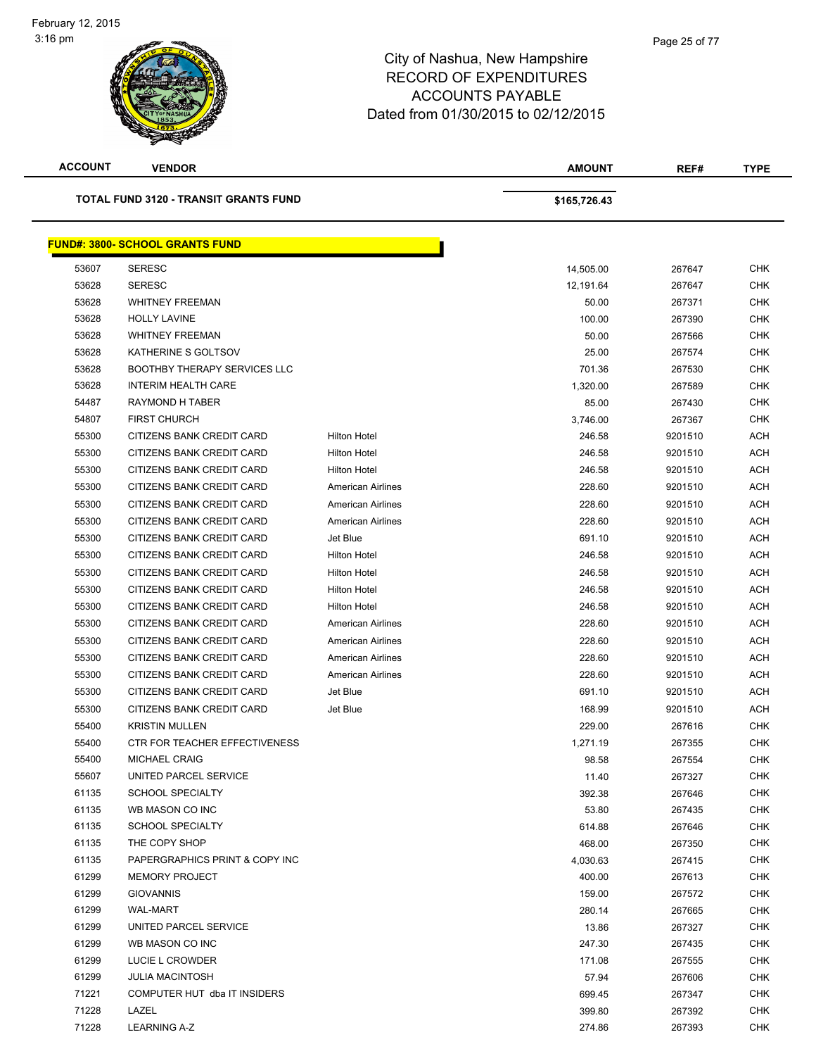# City of Nashua, New Hampshire
## RECORD OF EXPENDITURES
## ACCOUNTS PAYABLE
## Dated from 01/30/2015 to 02/12/2015

| ACCOUNT | VENDOR | | AMOUNT | REF# | TYPE |
|---|---|---|---|---|---|
| | **TOTAL FUND 3120 - TRANSIT GRANTS FUND** | | **$165,726.43** | | |

**FUND#: 3800- SCHOOL GRANTS FUND**

| ACCOUNT | VENDOR | | AMOUNT | REF# | TYPE |
|---|---|---|---|---|---|
| 53607 | SERESC | | 14,505.00 | 267647 | CHK |
| 53628 | SERESC | | 12,191.64 | 267647 | CHK |
| 53628 | WHITNEY FREEMAN | | 50.00 | 267371 | CHK |
| 53628 | HOLLY LAVINE | | 100.00 | 267390 | CHK |
| 53628 | WHITNEY FREEMAN | | 50.00 | 267566 | CHK |
| 53628 | KATHERINE S GOLTSOV | | 25.00 | 267574 | CHK |
| 53628 | BOOTHBY THERAPY SERVICES LLC | | 701.36 | 267530 | CHK |
| 53628 | INTERIM HEALTH CARE | | 1,320.00 | 267589 | CHK |
| 54487 | RAYMOND H TABER | | 85.00 | 267430 | CHK |
| 54807 | FIRST CHURCH | | 3,746.00 | 267367 | CHK |
| 55300 | CITIZENS BANK CREDIT CARD | Hilton Hotel | 246.58 | 9201510 | ACH |
| 55300 | CITIZENS BANK CREDIT CARD | Hilton Hotel | 246.58 | 9201510 | ACH |
| 55300 | CITIZENS BANK CREDIT CARD | Hilton Hotel | 246.58 | 9201510 | ACH |
| 55300 | CITIZENS BANK CREDIT CARD | American Airlines | 228.60 | 9201510 | ACH |
| 55300 | CITIZENS BANK CREDIT CARD | American Airlines | 228.60 | 9201510 | ACH |
| 55300 | CITIZENS BANK CREDIT CARD | American Airlines | 228.60 | 9201510 | ACH |
| 55300 | CITIZENS BANK CREDIT CARD | Jet Blue | 691.10 | 9201510 | ACH |
| 55300 | CITIZENS BANK CREDIT CARD | Hilton Hotel | 246.58 | 9201510 | ACH |
| 55300 | CITIZENS BANK CREDIT CARD | Hilton Hotel | 246.58 | 9201510 | ACH |
| 55300 | CITIZENS BANK CREDIT CARD | Hilton Hotel | 246.58 | 9201510 | ACH |
| 55300 | CITIZENS BANK CREDIT CARD | Hilton Hotel | 246.58 | 9201510 | ACH |
| 55300 | CITIZENS BANK CREDIT CARD | American Airlines | 228.60 | 9201510 | ACH |
| 55300 | CITIZENS BANK CREDIT CARD | American Airlines | 228.60 | 9201510 | ACH |
| 55300 | CITIZENS BANK CREDIT CARD | American Airlines | 228.60 | 9201510 | ACH |
| 55300 | CITIZENS BANK CREDIT CARD | American Airlines | 228.60 | 9201510 | ACH |
| 55300 | CITIZENS BANK CREDIT CARD | Jet Blue | 691.10 | 9201510 | ACH |
| 55300 | CITIZENS BANK CREDIT CARD | Jet Blue | 168.99 | 9201510 | ACH |
| 55400 | KRISTIN MULLEN | | 229.00 | 267616 | CHK |
| 55400 | CTR FOR TEACHER EFFECTIVENESS | | 1,271.19 | 267355 | CHK |
| 55400 | MICHAEL CRAIG | | 98.58 | 267554 | CHK |
| 55607 | UNITED PARCEL SERVICE | | 11.40 | 267327 | CHK |
| 61135 | SCHOOL SPECIALTY | | 392.38 | 267646 | CHK |
| 61135 | WB MASON CO INC | | 53.80 | 267435 | CHK |
| 61135 | SCHOOL SPECIALTY | | 614.88 | 267646 | CHK |
| 61135 | THE COPY SHOP | | 468.00 | 267350 | CHK |
| 61135 | PAPERGRAPHICS PRINT & COPY INC | | 4,030.63 | 267415 | CHK |
| 61299 | MEMORY PROJECT | | 400.00 | 267613 | CHK |
| 61299 | GIOVANNIS | | 159.00 | 267572 | CHK |
| 61299 | WAL-MART | | 280.14 | 267665 | CHK |
| 61299 | UNITED PARCEL SERVICE | | 13.86 | 267327 | CHK |
| 61299 | WB MASON CO INC | | 247.30 | 267435 | CHK |
| 61299 | LUCIE L CROWDER | | 171.08 | 267555 | CHK |
| 61299 | JULIA MACINTOSH | | 57.94 | 267606 | CHK |
| 71221 | COMPUTER HUT dba IT INSIDERS | | 699.45 | 267347 | CHK |
| 71228 | LAZEL | | 399.80 | 267392 | CHK |
| 71228 | LEARNING A-Z | | 274.86 | 267393 | CHK |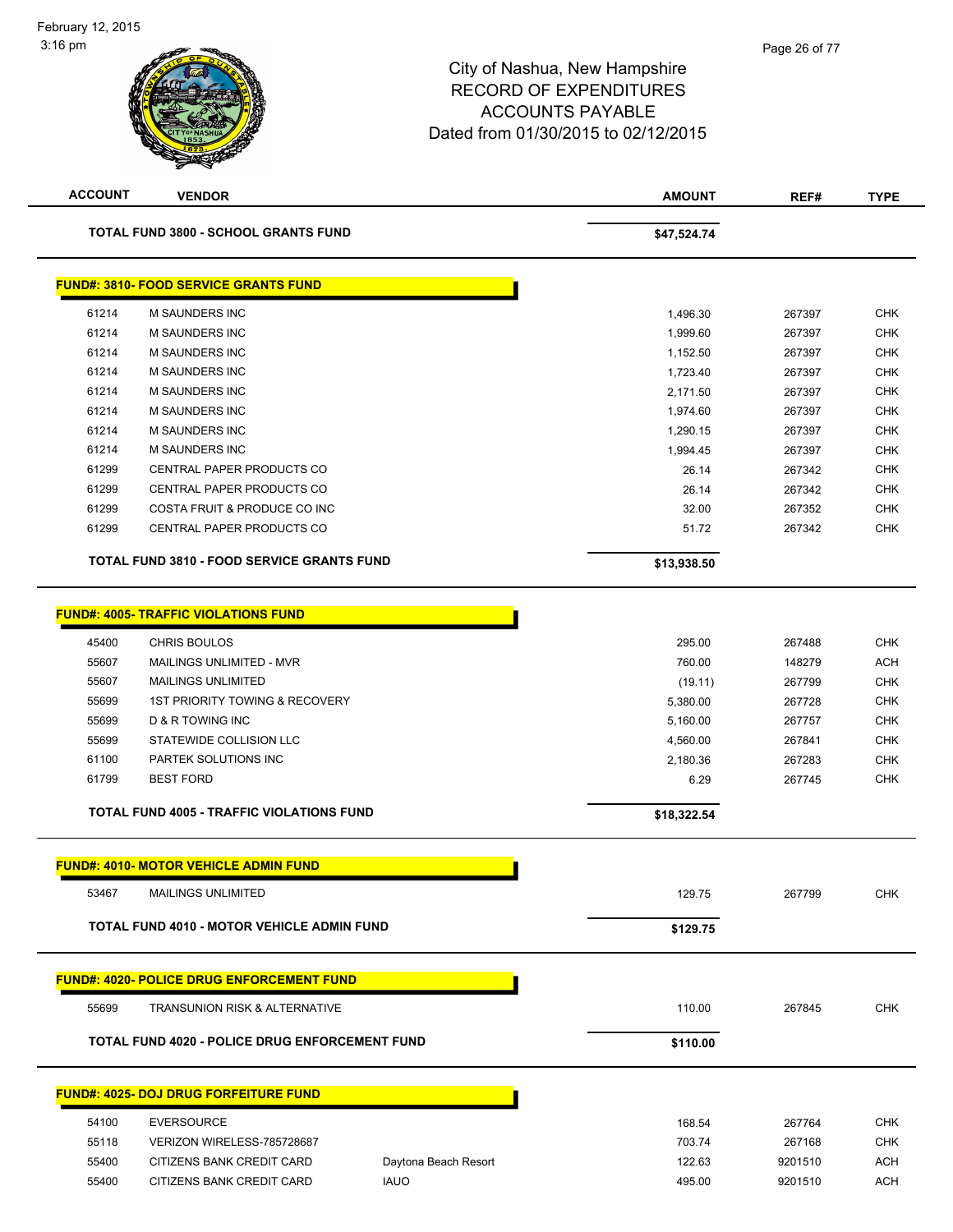City of Nashua, New Hampshire
RECORD OF EXPENDITURES
ACCOUNTS PAYABLE
Dated from 01/30/2015 to 02/12/2015

| ACCOUNT | VENDOR | | AMOUNT | REF# | TYPE |
|---|---|---|---|---|---|
| | **TOTAL FUND 3800 - SCHOOL GRANTS FUND** | | **$47,524.74** | | |

**FUND#: 3810- FOOD SERVICE GRANTS FUND**

| ACCOUNT | VENDOR | | AMOUNT | REF# | TYPE |
|---|---|---|---|---|---|
| 61214 | M SAUNDERS INC | | 1,496.30 | 267397 | CHK |
| 61214 | M SAUNDERS INC | | 1,999.60 | 267397 | CHK |
| 61214 | M SAUNDERS INC | | 1,152.50 | 267397 | CHK |
| 61214 | M SAUNDERS INC | | 1,723.40 | 267397 | CHK |
| 61214 | M SAUNDERS INC | | 2,171.50 | 267397 | CHK |
| 61214 | M SAUNDERS INC | | 1,974.60 | 267397 | CHK |
| 61214 | M SAUNDERS INC | | 1,290.15 | 267397 | CHK |
| 61214 | M SAUNDERS INC | | 1,994.45 | 267397 | CHK |
| 61299 | CENTRAL PAPER PRODUCTS CO | | 26.14 | 267342 | CHK |
| 61299 | CENTRAL PAPER PRODUCTS CO | | 26.14 | 267342 | CHK |
| 61299 | COSTA FRUIT & PRODUCE CO INC | | 32.00 | 267352 | CHK |
| 61299 | CENTRAL PAPER PRODUCTS CO | | 51.72 | 267342 | CHK |
| | **TOTAL FUND 3810 - FOOD SERVICE GRANTS FUND** | | **$13,938.50** | | |

**FUND#: 4005- TRAFFIC VIOLATIONS FUND**

| ACCOUNT | VENDOR | | AMOUNT | REF# | TYPE |
|---|---|---|---|---|---|
| 45400 | CHRIS BOULOS | | 295.00 | 267488 | CHK |
| 55607 | MAILINGS UNLIMITED - MVR | | 760.00 | 148279 | ACH |
| 55607 | MAILINGS UNLIMITED | | (19.11) | 267799 | CHK |
| 55699 | 1ST PRIORITY TOWING & RECOVERY | | 5,380.00 | 267728 | CHK |
| 55699 | D & R TOWING INC | | 5,160.00 | 267757 | CHK |
| 55699 | STATEWIDE COLLISION LLC | | 4,560.00 | 267841 | CHK |
| 61100 | PARTEK SOLUTIONS INC | | 2,180.36 | 267283 | CHK |
| 61799 | BEST FORD | | 6.29 | 267745 | CHK |
| | **TOTAL FUND 4005 - TRAFFIC VIOLATIONS FUND** | | **$18,322.54** | | |

**FUND#: 4010- MOTOR VEHICLE ADMIN FUND**

| ACCOUNT | VENDOR | | AMOUNT | REF# | TYPE |
|---|---|---|---|---|---|
| 53467 | MAILINGS UNLIMITED | | 129.75 | 267799 | CHK |
| | **TOTAL FUND 4010 - MOTOR VEHICLE ADMIN FUND** | | **$129.75** | | |

**FUND#: 4020- POLICE DRUG ENFORCEMENT FUND**

| ACCOUNT | VENDOR | | AMOUNT | REF# | TYPE |
|---|---|---|---|---|---|
| 55699 | TRANSUNION RISK & ALTERNATIVE | | 110.00 | 267845 | CHK |
| | **TOTAL FUND 4020 - POLICE DRUG ENFORCEMENT FUND** | | **$110.00** | | |

**FUND#: 4025- DOJ DRUG FORFEITURE FUND**

| ACCOUNT | VENDOR | | AMOUNT | REF# | TYPE |
|---|---|---|---|---|---|
| 54100 | EVERSOURCE | | 168.54 | 267764 | CHK |
| 55118 | VERIZON WIRELESS-785728687 | | 703.74 | 267168 | CHK |
| 55400 | CITIZENS BANK CREDIT CARD | Daytona Beach Resort | 122.63 | 9201510 | ACH |
| 55400 | CITIZENS BANK CREDIT CARD | IAUO | 495.00 | 9201510 | ACH |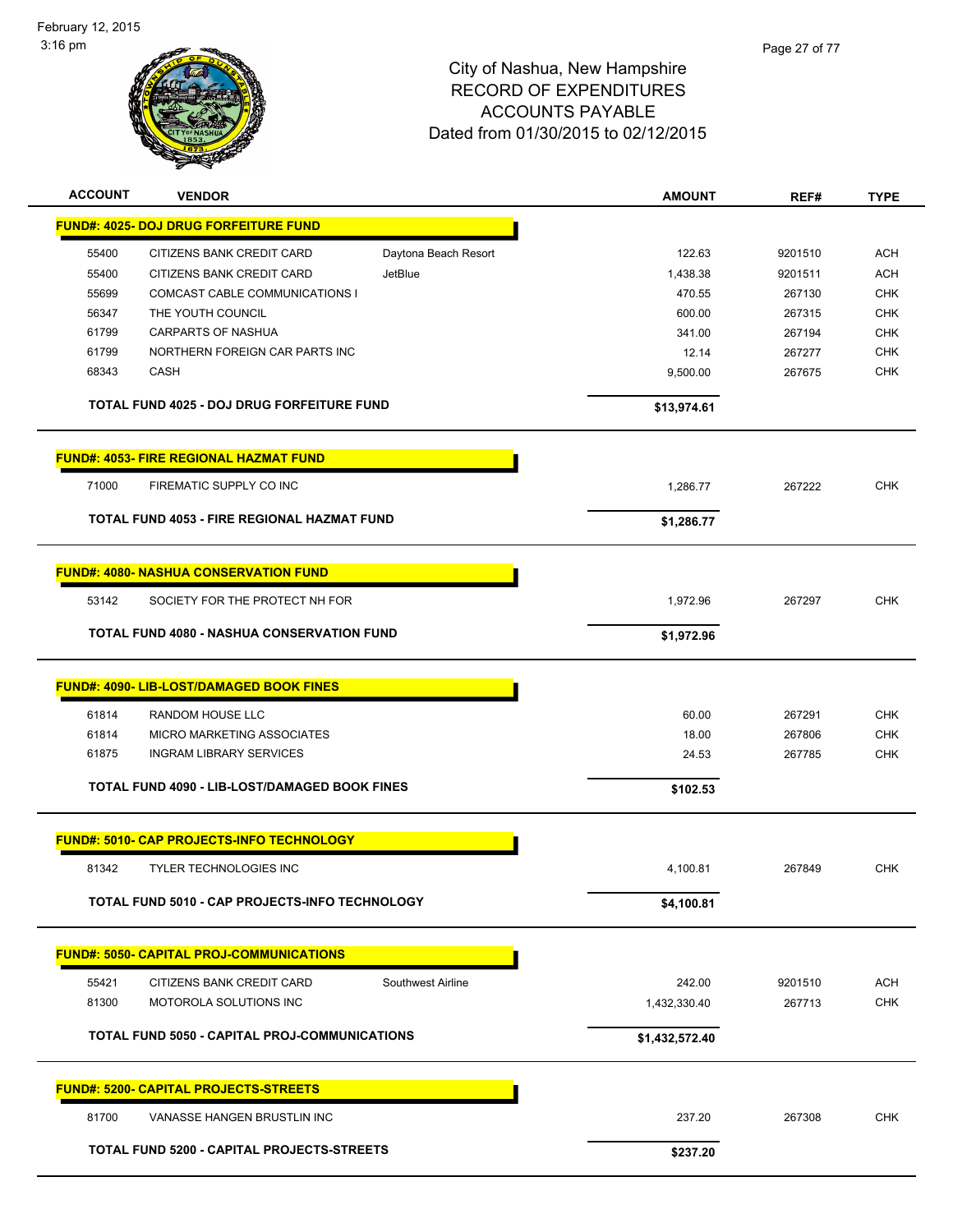# City of Nashua, New Hampshire
## RECORD OF EXPENDITURES
## ACCOUNTS PAYABLE
## Dated from 01/30/2015 to 02/12/2015

| ACCOUNT | VENDOR | | AMOUNT | REF# | TYPE |
|---|---|---|---|---|---|
| **FUND#: 4025- DOJ DRUG FORFEITURE FUND** | | | | | |
| 55400 | CITIZENS BANK CREDIT CARD | Daytona Beach Resort | 122.63 | 9201510 | ACH |
| 55400 | CITIZENS BANK CREDIT CARD | JetBlue | 1,438.38 | 9201511 | ACH |
| 55699 | COMCAST CABLE COMMUNICATIONS I | | 470.55 | 267130 | CHK |
| 56347 | THE YOUTH COUNCIL | | 600.00 | 267315 | CHK |
| 61799 | CARPARTS OF NASHUA | | 341.00 | 267194 | CHK |
| 61799 | NORTHERN FOREIGN CAR PARTS INC | | 12.14 | 267277 | CHK |
| 68343 | CASH | | 9,500.00 | 267675 | CHK |
| | **TOTAL FUND 4025 - DOJ DRUG FORFEITURE FUND** | | **$13,974.61** | | |
| **FUND#: 4053- FIRE REGIONAL HAZMAT FUND** | | | | | |
| 71000 | FIREMATIC SUPPLY CO INC | | 1,286.77 | 267222 | CHK |
| | **TOTAL FUND 4053 - FIRE REGIONAL HAZMAT FUND** | | **$1,286.77** | | |
| **FUND#: 4080- NASHUA CONSERVATION FUND** | | | | | |
| 53142 | SOCIETY FOR THE PROTECT NH FOR | | 1,972.96 | 267297 | CHK |
| | **TOTAL FUND 4080 - NASHUA CONSERVATION FUND** | | **$1,972.96** | | |
| **FUND#: 4090- LIB-LOST/DAMAGED BOOK FINES** | | | | | |
| 61814 | RANDOM HOUSE LLC | | 60.00 | 267291 | CHK |
| 61814 | MICRO MARKETING ASSOCIATES | | 18.00 | 267806 | CHK |
| 61875 | INGRAM LIBRARY SERVICES | | 24.53 | 267785 | CHK |
| | **TOTAL FUND 4090 - LIB-LOST/DAMAGED BOOK FINES** | | **$102.53** | | |
| **FUND#: 5010- CAP PROJECTS-INFO TECHNOLOGY** | | | | | |
| 81342 | TYLER TECHNOLOGIES INC | | 4,100.81 | 267849 | CHK |
| | **TOTAL FUND 5010 - CAP PROJECTS-INFO TECHNOLOGY** | | **$4,100.81** | | |
| **FUND#: 5050- CAPITAL PROJ-COMMUNICATIONS** | | | | | |
| 55421 | CITIZENS BANK CREDIT CARD | Southwest Airline | 242.00 | 9201510 | ACH |
| 81300 | MOTOROLA SOLUTIONS INC | | 1,432,330.40 | 267713 | CHK |
| | **TOTAL FUND 5050 - CAPITAL PROJ-COMMUNICATIONS** | | **$1,432,572.40** | | |
| **FUND#: 5200- CAPITAL PROJECTS-STREETS** | | | | | |
| 81700 | VANASSE HANGEN BRUSTLIN INC | | 237.20 | 267308 | CHK |
| | **TOTAL FUND 5200 - CAPITAL PROJECTS-STREETS** | | **$237.20** | | |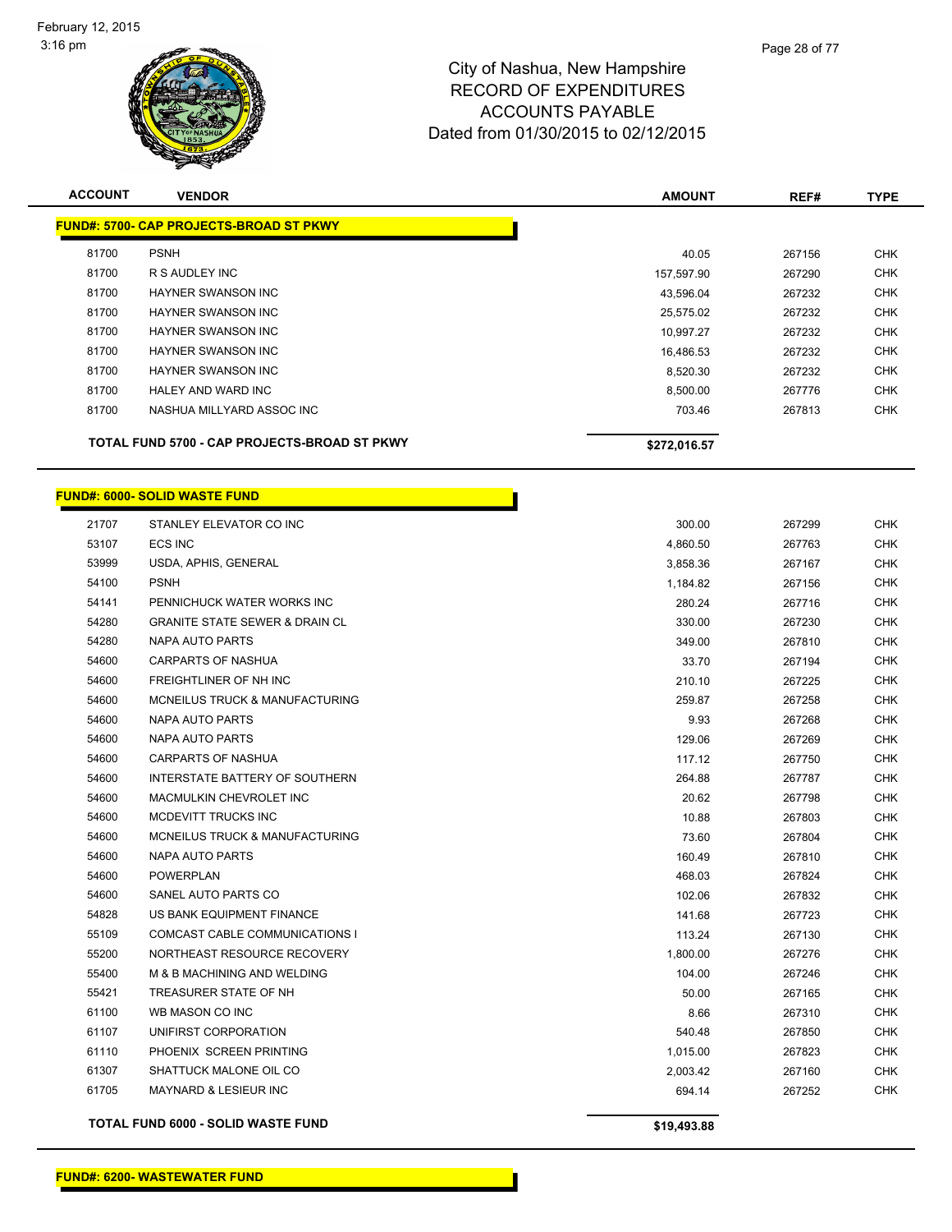# City of Nashua, New Hampshire
## RECORD OF EXPENDITURES
## ACCOUNTS PAYABLE
## Dated from 01/30/2015 to 02/12/2015

| ACCOUNT | VENDOR | AMOUNT | REF# | TYPE |
|---|---|---|---|---|
| **FUND#: 5700- CAP PROJECTS-BROAD ST PKWY** | | | | |
| 81700 | PSNH | 40.05 | 267156 | CHK |
| 81700 | R S AUDLEY INC | 157,597.90 | 267290 | CHK |
| 81700 | HAYNER SWANSON INC | 43,596.04 | 267232 | CHK |
| 81700 | HAYNER SWANSON INC | 25,575.02 | 267232 | CHK |
| 81700 | HAYNER SWANSON INC | 10,997.27 | 267232 | CHK |
| 81700 | HAYNER SWANSON INC | 16,486.53 | 267232 | CHK |
| 81700 | HAYNER SWANSON INC | 8,520.30 | 267232 | CHK |
| 81700 | HALEY AND WARD INC | 8,500.00 | 267776 | CHK |
| 81700 | NASHUA MILLYARD ASSOC INC | 703.46 | 267813 | CHK |
| | **TOTAL FUND 5700 - CAP PROJECTS-BROAD ST PKWY** | **$272,016.57** | | |

| ACCOUNT | VENDOR | AMOUNT | REF# | TYPE |
|---|---|---|---|---|
| **FUND#: 6000- SOLID WASTE FUND** | | | | |
| 21707 | STANLEY ELEVATOR CO INC | 300.00 | 267299 | CHK |
| 53107 | ECS INC | 4,860.50 | 267763 | CHK |
| 53999 | USDA, APHIS, GENERAL | 3,858.36 | 267167 | CHK |
| 54100 | PSNH | 1,184.82 | 267156 | CHK |
| 54141 | PENNICHUCK WATER WORKS INC | 280.24 | 267716 | CHK |
| 54280 | GRANITE STATE SEWER & DRAIN CL | 330.00 | 267230 | CHK |
| 54280 | NAPA AUTO PARTS | 349.00 | 267810 | CHK |
| 54600 | CARPARTS OF NASHUA | 33.70 | 267194 | CHK |
| 54600 | FREIGHTLINER OF NH INC | 210.10 | 267225 | CHK |
| 54600 | MCNEILUS TRUCK & MANUFACTURING | 259.87 | 267258 | CHK |
| 54600 | NAPA AUTO PARTS | 9.93 | 267268 | CHK |
| 54600 | NAPA AUTO PARTS | 129.06 | 267269 | CHK |
| 54600 | CARPARTS OF NASHUA | 117.12 | 267750 | CHK |
| 54600 | INTERSTATE BATTERY OF SOUTHERN | 264.88 | 267787 | CHK |
| 54600 | MACMULKIN CHEVROLET INC | 20.62 | 267798 | CHK |
| 54600 | MCDEVITT TRUCKS INC | 10.88 | 267803 | CHK |
| 54600 | MCNEILUS TRUCK & MANUFACTURING | 73.60 | 267804 | CHK |
| 54600 | NAPA AUTO PARTS | 160.49 | 267810 | CHK |
| 54600 | POWERPLAN | 468.03 | 267824 | CHK |
| 54600 | SANEL AUTO PARTS CO | 102.06 | 267832 | CHK |
| 54828 | US BANK EQUIPMENT FINANCE | 141.68 | 267723 | CHK |
| 55109 | COMCAST CABLE COMMUNICATIONS I | 113.24 | 267130 | CHK |
| 55200 | NORTHEAST RESOURCE RECOVERY | 1,800.00 | 267276 | CHK |
| 55400 | M & B MACHINING AND WELDING | 104.00 | 267246 | CHK |
| 55421 | TREASURER STATE OF NH | 50.00 | 267165 | CHK |
| 61100 | WB MASON CO INC | 8.66 | 267310 | CHK |
| 61107 | UNIFIRST CORPORATION | 540.48 | 267850 | CHK |
| 61110 | PHOENIX SCREEN PRINTING | 1,015.00 | 267823 | CHK |
| 61307 | SHATTUCK MALONE OIL CO | 2,003.42 | 267160 | CHK |
| 61705 | MAYNARD & LESIEUR INC | 694.14 | 267252 | CHK |
| | **TOTAL FUND 6000 - SOLID WASTE FUND** | **$19,493.88** | | |

**FUND#: 6200- WASTEWATER FUND**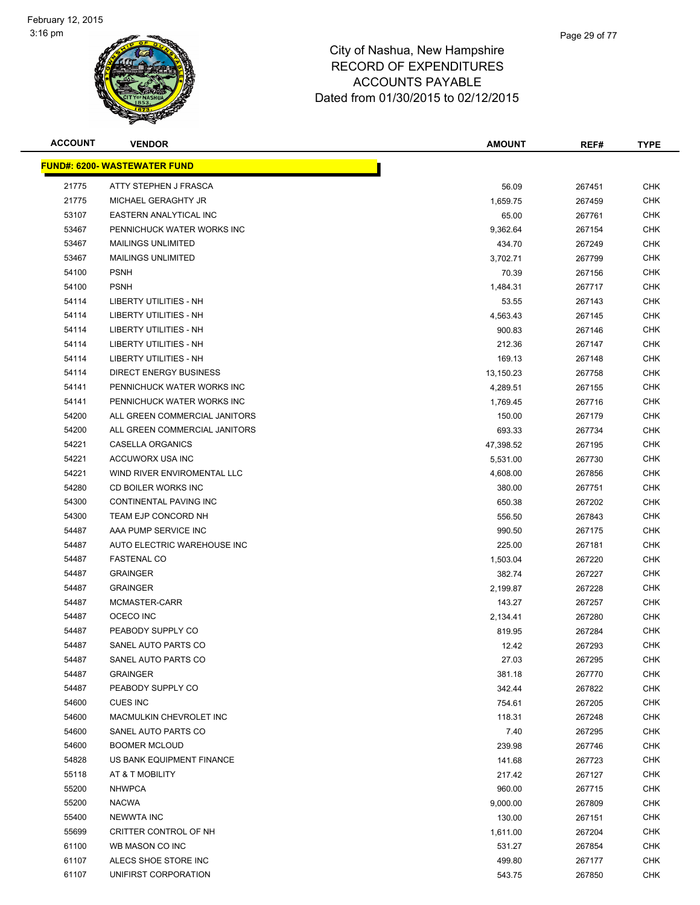# City of Nashua, New Hampshire
## RECORD OF EXPENDITURES
## ACCOUNTS PAYABLE
## Dated from 01/30/2015 to 02/12/2015

| ACCOUNT | VENDOR | AMOUNT | REF# | TYPE |
|---|---|---|---|---|
| **FUND#: 6200- WASTEWATER FUND** | | | | |
| 21775 | ATTY STEPHEN J FRASCA | 56.09 | 267451 | CHK |
| 21775 | MICHAEL GERAGHTY JR | 1,659.75 | 267459 | CHK |
| 53107 | EASTERN ANALYTICAL INC | 65.00 | 267761 | CHK |
| 53467 | PENNICHUCK WATER WORKS INC | 9,362.64 | 267154 | CHK |
| 53467 | MAILINGS UNLIMITED | 434.70 | 267249 | CHK |
| 53467 | MAILINGS UNLIMITED | 3,702.71 | 267799 | CHK |
| 54100 | PSNH | 70.39 | 267156 | CHK |
| 54100 | PSNH | 1,484.31 | 267717 | CHK |
| 54114 | LIBERTY UTILITIES - NH | 53.55 | 267143 | CHK |
| 54114 | LIBERTY UTILITIES - NH | 4,563.43 | 267145 | CHK |
| 54114 | LIBERTY UTILITIES - NH | 900.83 | 267146 | CHK |
| 54114 | LIBERTY UTILITIES - NH | 212.36 | 267147 | CHK |
| 54114 | LIBERTY UTILITIES - NH | 169.13 | 267148 | CHK |
| 54114 | DIRECT ENERGY BUSINESS | 13,150.23 | 267758 | CHK |
| 54141 | PENNICHUCK WATER WORKS INC | 4,289.51 | 267155 | CHK |
| 54141 | PENNICHUCK WATER WORKS INC | 1,769.45 | 267716 | CHK |
| 54200 | ALL GREEN COMMERCIAL JANITORS | 150.00 | 267179 | CHK |
| 54200 | ALL GREEN COMMERCIAL JANITORS | 693.33 | 267734 | CHK |
| 54221 | CASELLA ORGANICS | 47,398.52 | 267195 | CHK |
| 54221 | ACCUWORX USA INC | 5,531.00 | 267730 | CHK |
| 54221 | WIND RIVER ENVIROMENTAL LLC | 4,608.00 | 267856 | CHK |
| 54280 | CD BOILER WORKS INC | 380.00 | 267751 | CHK |
| 54300 | CONTINENTAL PAVING INC | 650.38 | 267202 | CHK |
| 54300 | TEAM EJP CONCORD NH | 556.50 | 267843 | CHK |
| 54487 | AAA PUMP SERVICE INC | 990.50 | 267175 | CHK |
| 54487 | AUTO ELECTRIC WAREHOUSE INC | 225.00 | 267181 | CHK |
| 54487 | FASTENAL CO | 1,503.04 | 267220 | CHK |
| 54487 | GRAINGER | 382.74 | 267227 | CHK |
| 54487 | GRAINGER | 2,199.87 | 267228 | CHK |
| 54487 | MCMASTER-CARR | 143.27 | 267257 | CHK |
| 54487 | OCECO INC | 2,134.41 | 267280 | CHK |
| 54487 | PEABODY SUPPLY CO | 819.95 | 267284 | CHK |
| 54487 | SANEL AUTO PARTS CO | 12.42 | 267293 | CHK |
| 54487 | SANEL AUTO PARTS CO | 27.03 | 267295 | CHK |
| 54487 | GRAINGER | 381.18 | 267770 | CHK |
| 54487 | PEABODY SUPPLY CO | 342.44 | 267822 | CHK |
| 54600 | CUES INC | 754.61 | 267205 | CHK |
| 54600 | MACMULKIN CHEVROLET INC | 118.31 | 267248 | CHK |
| 54600 | SANEL AUTO PARTS CO | 7.40 | 267295 | CHK |
| 54600 | BOOMER MCLOUD | 239.98 | 267746 | CHK |
| 54828 | US BANK EQUIPMENT FINANCE | 141.68 | 267723 | CHK |
| 55118 | AT & T MOBILITY | 217.42 | 267127 | CHK |
| 55200 | NHWPCA | 960.00 | 267715 | CHK |
| 55200 | NACWA | 9,000.00 | 267809 | CHK |
| 55400 | NEWWTA INC | 130.00 | 267151 | CHK |
| 55699 | CRITTER CONTROL OF NH | 1,611.00 | 267204 | CHK |
| 61100 | WB MASON CO INC | 531.27 | 267854 | CHK |
| 61107 | ALECS SHOE STORE INC | 499.80 | 267177 | CHK |
| 61107 | UNIFIRST CORPORATION | 543.75 | 267850 | CHK |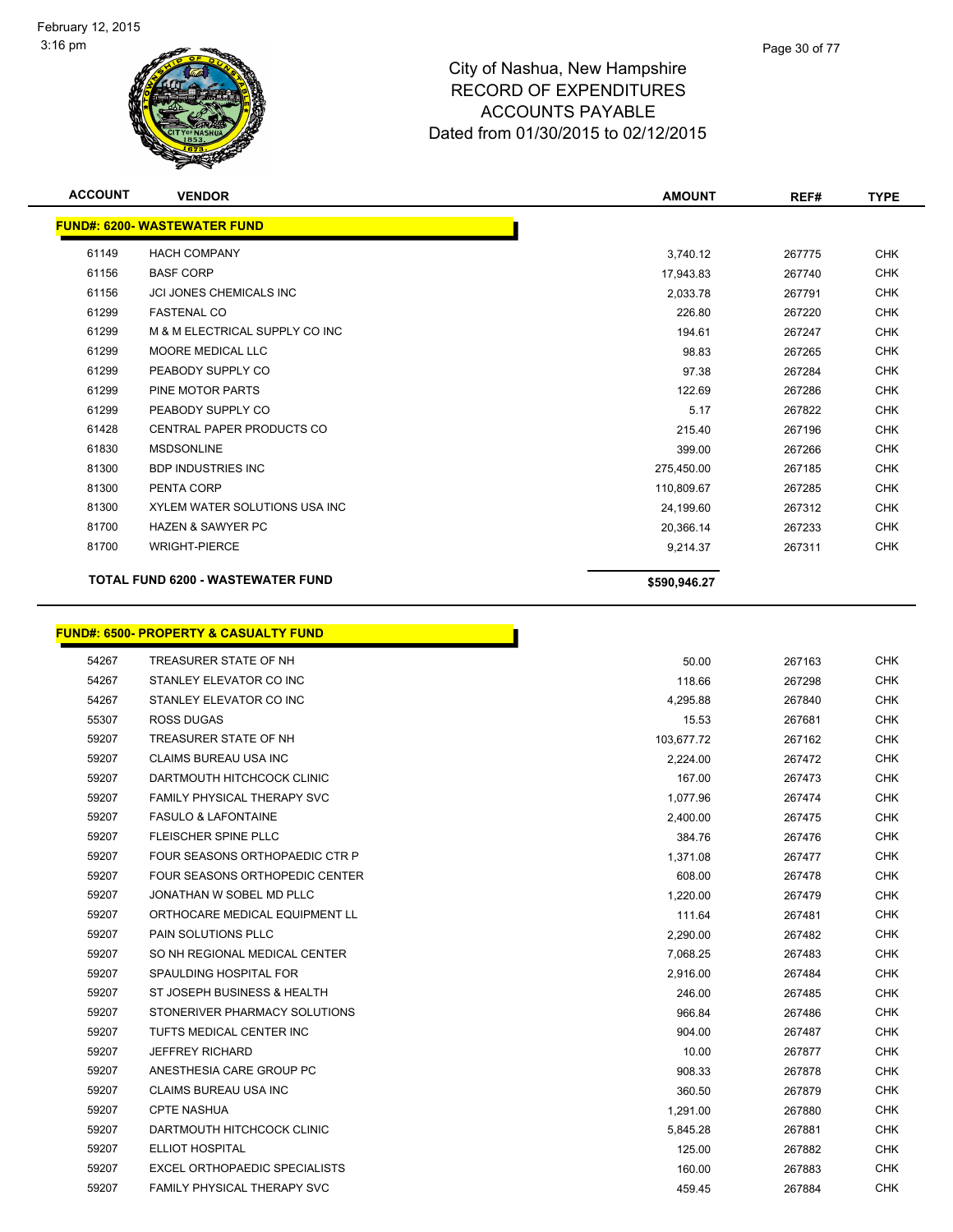# City of Nashua, New Hampshire
# RECORD OF EXPENDITURES
# ACCOUNTS PAYABLE
# Dated from 01/30/2015 to 02/12/2015

| ACCOUNT | VENDOR | AMOUNT | REF# | TYPE |
|---|---|---|---|---|
| **FUND#: 6200- WASTEWATER FUND** | | | | |
| 61149 | HACH COMPANY | 3,740.12 | 267775 | CHK |
| 61156 | BASF CORP | 17,943.83 | 267740 | CHK |
| 61156 | JCI JONES CHEMICALS INC | 2,033.78 | 267791 | CHK |
| 61299 | FASTENAL CO | 226.80 | 267220 | CHK |
| 61299 | M & M ELECTRICAL SUPPLY CO INC | 194.61 | 267247 | CHK |
| 61299 | MOORE MEDICAL LLC | 98.83 | 267265 | CHK |
| 61299 | PEABODY SUPPLY CO | 97.38 | 267284 | CHK |
| 61299 | PINE MOTOR PARTS | 122.69 | 267286 | CHK |
| 61299 | PEABODY SUPPLY CO | 5.17 | 267822 | CHK |
| 61428 | CENTRAL PAPER PRODUCTS CO | 215.40 | 267196 | CHK |
| 61830 | MSDSONLINE | 399.00 | 267266 | CHK |
| 81300 | BDP INDUSTRIES INC | 275,450.00 | 267185 | CHK |
| 81300 | PENTA CORP | 110,809.67 | 267285 | CHK |
| 81300 | XYLEM WATER SOLUTIONS USA INC | 24,199.60 | 267312 | CHK |
| 81700 | HAZEN & SAWYER PC | 20,366.14 | 267233 | CHK |
| 81700 | WRIGHT-PIERCE | 9,214.37 | 267311 | CHK |
| | **TOTAL FUND 6200 - WASTEWATER FUND** | **$590,946.27** | | |

| ACCOUNT | VENDOR | AMOUNT | REF# | TYPE |
|---|---|---|---|---|
| **FUND#: 6500- PROPERTY & CASUALTY FUND** | | | | |
| 54267 | TREASURER STATE OF NH | 50.00 | 267163 | CHK |
| 54267 | STANLEY ELEVATOR CO INC | 118.66 | 267298 | CHK |
| 54267 | STANLEY ELEVATOR CO INC | 4,295.88 | 267840 | CHK |
| 55307 | ROSS DUGAS | 15.53 | 267681 | CHK |
| 59207 | TREASURER STATE OF NH | 103,677.72 | 267162 | CHK |
| 59207 | CLAIMS BUREAU USA INC | 2,224.00 | 267472 | CHK |
| 59207 | DARTMOUTH HITCHCOCK CLINIC | 167.00 | 267473 | CHK |
| 59207 | FAMILY PHYSICAL THERAPY SVC | 1,077.96 | 267474 | CHK |
| 59207 | FASULO & LAFONTAINE | 2,400.00 | 267475 | CHK |
| 59207 | FLEISCHER SPINE PLLC | 384.76 | 267476 | CHK |
| 59207 | FOUR SEASONS ORTHOPAEDIC CTR P | 1,371.08 | 267477 | CHK |
| 59207 | FOUR SEASONS ORTHOPEDIC CENTER | 608.00 | 267478 | CHK |
| 59207 | JONATHAN W SOBEL MD PLLC | 1,220.00 | 267479 | CHK |
| 59207 | ORTHOCARE MEDICAL EQUIPMENT LL | 111.64 | 267481 | CHK |
| 59207 | PAIN SOLUTIONS PLLC | 2,290.00 | 267482 | CHK |
| 59207 | SO NH REGIONAL MEDICAL CENTER | 7,068.25 | 267483 | CHK |
| 59207 | SPAULDING HOSPITAL FOR | 2,916.00 | 267484 | CHK |
| 59207 | ST JOSEPH BUSINESS & HEALTH | 246.00 | 267485 | CHK |
| 59207 | STONERIVER PHARMACY SOLUTIONS | 966.84 | 267486 | CHK |
| 59207 | TUFTS MEDICAL CENTER INC | 904.00 | 267487 | CHK |
| 59207 | JEFFREY RICHARD | 10.00 | 267877 | CHK |
| 59207 | ANESTHESIA CARE GROUP PC | 908.33 | 267878 | CHK |
| 59207 | CLAIMS BUREAU USA INC | 360.50 | 267879 | CHK |
| 59207 | CPTE NASHUA | 1,291.00 | 267880 | CHK |
| 59207 | DARTMOUTH HITCHCOCK CLINIC | 5,845.28 | 267881 | CHK |
| 59207 | ELLIOT HOSPITAL | 125.00 | 267882 | CHK |
| 59207 | EXCEL ORTHOPAEDIC SPECIALISTS | 160.00 | 267883 | CHK |
| 59207 | FAMILY PHYSICAL THERAPY SVC | 459.45 | 267884 | CHK |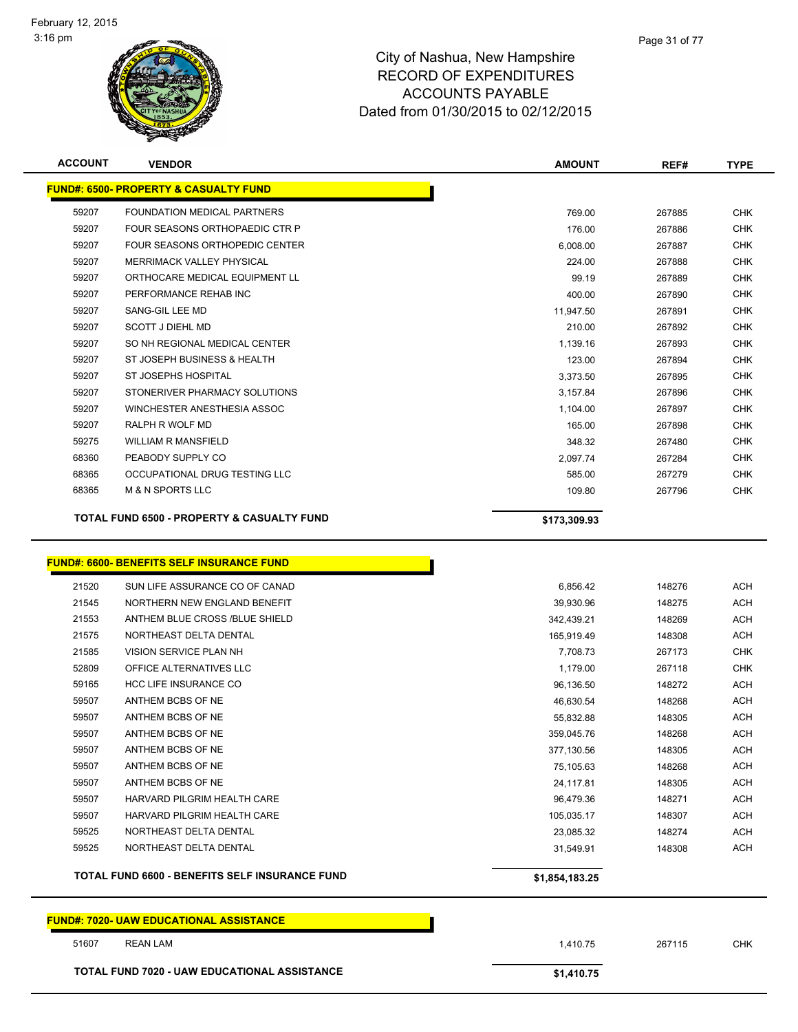# City of Nashua, New Hampshire
## RECORD OF EXPENDITURES
## ACCOUNTS PAYABLE
## Dated from 01/30/2015 to 02/12/2015

| ACCOUNT | VENDOR | AMOUNT | REF# | TYPE |
|---|---|---|---|---|
| **FUND#: 6500- PROPERTY & CASUALTY FUND** | | | | |
| 59207 | FOUNDATION MEDICAL PARTNERS | 769.00 | 267885 | CHK |
| 59207 | FOUR SEASONS ORTHOPAEDIC CTR P | 176.00 | 267886 | CHK |
| 59207 | FOUR SEASONS ORTHOPEDIC CENTER | 6,008.00 | 267887 | CHK |
| 59207 | MERRIMACK VALLEY PHYSICAL | 224.00 | 267888 | CHK |
| 59207 | ORTHOCARE MEDICAL EQUIPMENT LL | 99.19 | 267889 | CHK |
| 59207 | PERFORMANCE REHAB INC | 400.00 | 267890 | CHK |
| 59207 | SANG-GIL LEE MD | 11,947.50 | 267891 | CHK |
| 59207 | SCOTT J DIEHL MD | 210.00 | 267892 | CHK |
| 59207 | SO NH REGIONAL MEDICAL CENTER | 1,139.16 | 267893 | CHK |
| 59207 | ST JOSEPH BUSINESS & HEALTH | 123.00 | 267894 | CHK |
| 59207 | ST JOSEPHS HOSPITAL | 3,373.50 | 267895 | CHK |
| 59207 | STONERIVER PHARMACY SOLUTIONS | 3,157.84 | 267896 | CHK |
| 59207 | WINCHESTER ANESTHESIA ASSOC | 1,104.00 | 267897 | CHK |
| 59207 | RALPH R WOLF MD | 165.00 | 267898 | CHK |
| 59275 | WILLIAM R MANSFIELD | 348.32 | 267480 | CHK |
| 68360 | PEABODY SUPPLY CO | 2,097.74 | 267284 | CHK |
| 68365 | OCCUPATIONAL DRUG TESTING LLC | 585.00 | 267279 | CHK |
| 68365 | M & N SPORTS LLC | 109.80 | 267796 | CHK |
| | **TOTAL FUND 6500 - PROPERTY & CASUALTY FUND** | **$173,309.93** | | |

| ACCOUNT | VENDOR | AMOUNT | REF# | TYPE |
|---|---|---|---|---|
| **FUND#: 6600- BENEFITS SELF INSURANCE FUND** | | | | |
| 21520 | SUN LIFE ASSURANCE CO OF CANAD | 6,856.42 | 148276 | ACH |
| 21545 | NORTHERN NEW ENGLAND BENEFIT | 39,930.96 | 148275 | ACH |
| 21553 | ANTHEM BLUE CROSS /BLUE SHIELD | 342,439.21 | 148269 | ACH |
| 21575 | NORTHEAST DELTA DENTAL | 165,919.49 | 148308 | ACH |
| 21585 | VISION SERVICE PLAN NH | 7,708.73 | 267173 | CHK |
| 52809 | OFFICE ALTERNATIVES LLC | 1,179.00 | 267118 | CHK |
| 59165 | HCC LIFE INSURANCE CO | 96,136.50 | 148272 | ACH |
| 59507 | ANTHEM BCBS OF NE | 46,630.54 | 148268 | ACH |
| 59507 | ANTHEM BCBS OF NE | 55,832.88 | 148305 | ACH |
| 59507 | ANTHEM BCBS OF NE | 359,045.76 | 148268 | ACH |
| 59507 | ANTHEM BCBS OF NE | 377,130.56 | 148305 | ACH |
| 59507 | ANTHEM BCBS OF NE | 75,105.63 | 148268 | ACH |
| 59507 | ANTHEM BCBS OF NE | 24,117.81 | 148305 | ACH |
| 59507 | HARVARD PILGRIM HEALTH CARE | 96,479.36 | 148271 | ACH |
| 59507 | HARVARD PILGRIM HEALTH CARE | 105,035.17 | 148307 | ACH |
| 59525 | NORTHEAST DELTA DENTAL | 23,085.32 | 148274 | ACH |
| 59525 | NORTHEAST DELTA DENTAL | 31,549.91 | 148308 | ACH |
| | **TOTAL FUND 6600 - BENEFITS SELF INSURANCE FUND** | **$1,854,183.25** | | |

| ACCOUNT | VENDOR | AMOUNT | REF# | TYPE |
|---|---|---|---|---|
| **FUND#: 7020- UAW EDUCATIONAL ASSISTANCE** | | | | |
| 51607 | REAN LAM | 1,410.75 | 267115 | CHK |
| | **TOTAL FUND 7020 - UAW EDUCATIONAL ASSISTANCE** | **$1,410.75** | | |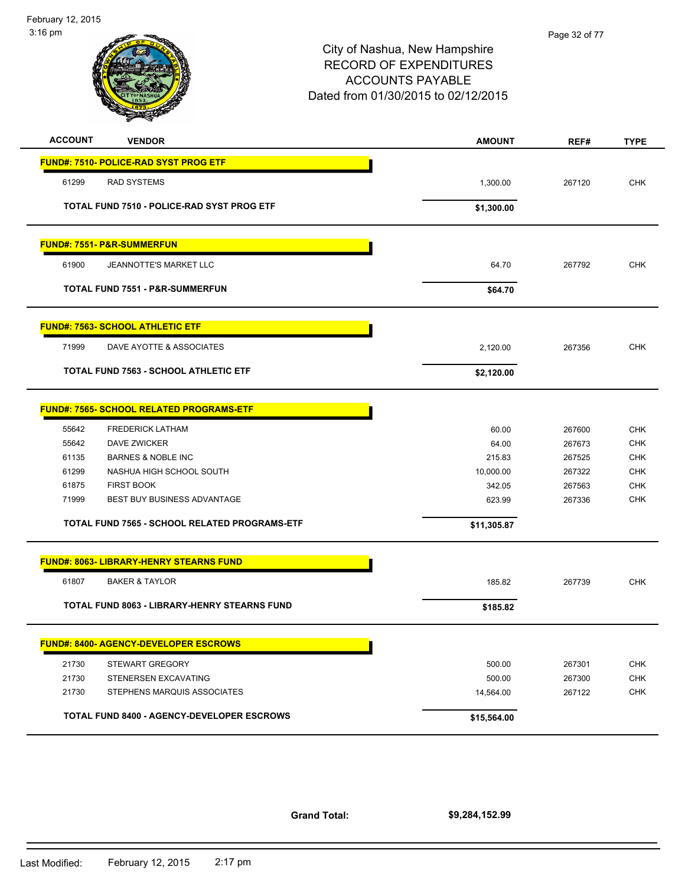# City of Nashua, New Hampshire
## RECORD OF EXPENDITURES
## ACCOUNTS PAYABLE
### Dated from 01/30/2015 to 02/12/2015

| ACCOUNT | VENDOR | AMOUNT | REF# | TYPE |
|---|---|---|---|---|
| **FUND#: 7510- POLICE-RAD SYST PROG ETF** | | | | |
| 61299 | RAD SYSTEMS | 1,300.00 | 267120 | CHK |
| | **TOTAL FUND 7510 - POLICE-RAD SYST PROG ETF** | **$1,300.00** | | |
| **FUND#: 7551- P&R-SUMMERFUN** | | | | |
| 61900 | JEANNOTTE'S MARKET LLC | 64.70 | 267792 | CHK |
| | **TOTAL FUND 7551 - P&R-SUMMERFUN** | **$64.70** | | |
| **FUND#: 7563- SCHOOL ATHLETIC ETF** | | | | |
| 71999 | DAVE AYOTTE & ASSOCIATES | 2,120.00 | 267356 | CHK |
| | **TOTAL FUND 7563 - SCHOOL ATHLETIC ETF** | **$2,120.00** | | |
| **FUND#: 7565- SCHOOL RELATED PROGRAMS-ETF** | | | | |
| 55642 | FREDERICK LATHAM | 60.00 | 267600 | CHK |
| 55642 | DAVE ZWICKER | 64.00 | 267673 | CHK |
| 61135 | BARNES & NOBLE INC | 215.83 | 267525 | CHK |
| 61299 | NASHUA HIGH SCHOOL SOUTH | 10,000.00 | 267322 | CHK |
| 61875 | FIRST BOOK | 342.05 | 267563 | CHK |
| 71999 | BEST BUY BUSINESS ADVANTAGE | 623.99 | 267336 | CHK |
| | **TOTAL FUND 7565 - SCHOOL RELATED PROGRAMS-ETF** | **$11,305.87** | | |
| **FUND#: 8063- LIBRARY-HENRY STEARNS FUND** | | | | |
| 61807 | BAKER & TAYLOR | 185.82 | 267739 | CHK |
| | **TOTAL FUND 8063 - LIBRARY-HENRY STEARNS FUND** | **$185.82** | | |
| **FUND#: 8400- AGENCY-DEVELOPER ESCROWS** | | | | |
| 21730 | STEWART GREGORY | 500.00 | 267301 | CHK |
| 21730 | STENERSEN EXCAVATING | 500.00 | 267300 | CHK |
| 21730 | STEPHENS MARQUIS ASSOCIATES | 14,564.00 | 267122 | CHK |
| | **TOTAL FUND 8400 - AGENCY-DEVELOPER ESCROWS** | **$15,564.00** | | |

**Grand Total:** **$9,284,152.99**

Last Modified: February 12, 2015 2:17 pm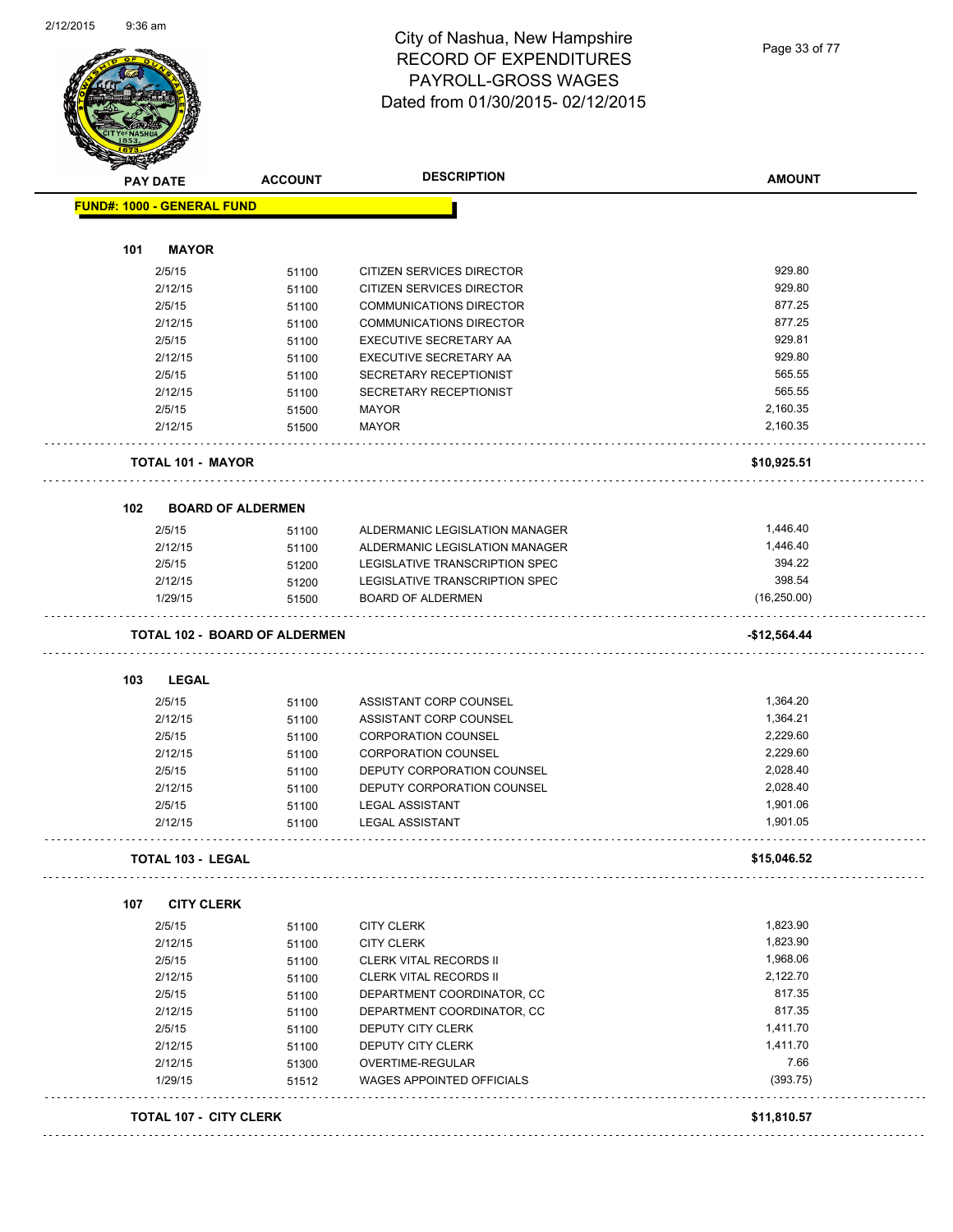# City of Nashua, New Hampshire
## RECORD OF EXPENDITURES
## PAYROLL-GROSS WAGES
## Dated from 01/30/2015- 02/12/2015

**FUND#: 1000 - GENERAL FUND**

| PAY DATE | ACCOUNT | DESCRIPTION | AMOUNT |
|---|---|---|---|
| **101 MAYOR** | | | |
| 2/5/15 | 51100 | CITIZEN SERVICES DIRECTOR | 929.80 |
| 2/12/15 | 51100 | CITIZEN SERVICES DIRECTOR | 929.80 |
| 2/5/15 | 51100 | COMMUNICATIONS DIRECTOR | 877.25 |
| 2/12/15 | 51100 | COMMUNICATIONS DIRECTOR | 877.25 |
| 2/5/15 | 51100 | EXECUTIVE SECRETARY AA | 929.81 |
| 2/12/15 | 51100 | EXECUTIVE SECRETARY AA | 929.80 |
| 2/5/15 | 51100 | SECRETARY RECEPTIONIST | 565.55 |
| 2/12/15 | 51100 | SECRETARY RECEPTIONIST | 565.55 |
| 2/5/15 | 51500 | MAYOR | 2,160.35 |
| 2/12/15 | 51500 | MAYOR | 2,160.35 |
| **TOTAL 101 - MAYOR** | | | **$10,925.51** |
| **102 BOARD OF ALDERMEN** | | | |
| 2/5/15 | 51100 | ALDERMANIC LEGISLATION MANAGER | 1,446.40 |
| 2/12/15 | 51100 | ALDERMANIC LEGISLATION MANAGER | 1,446.40 |
| 2/5/15 | 51200 | LEGISLATIVE TRANSCRIPTION SPEC | 394.22 |
| 2/12/15 | 51200 | LEGISLATIVE TRANSCRIPTION SPEC | 398.54 |
| 1/29/15 | 51500 | BOARD OF ALDERMEN | (16,250.00) |
| **TOTAL 102 - BOARD OF ALDERMEN** | | | **-$12,564.44** |
| **103 LEGAL** | | | |
| 2/5/15 | 51100 | ASSISTANT CORP COUNSEL | 1,364.20 |
| 2/12/15 | 51100 | ASSISTANT CORP COUNSEL | 1,364.21 |
| 2/5/15 | 51100 | CORPORATION COUNSEL | 2,229.60 |
| 2/12/15 | 51100 | CORPORATION COUNSEL | 2,229.60 |
| 2/5/15 | 51100 | DEPUTY CORPORATION COUNSEL | 2,028.40 |
| 2/12/15 | 51100 | DEPUTY CORPORATION COUNSEL | 2,028.40 |
| 2/5/15 | 51100 | LEGAL ASSISTANT | 1,901.06 |
| 2/12/15 | 51100 | LEGAL ASSISTANT | 1,901.05 |
| **TOTAL 103 - LEGAL** | | | **$15,046.52** |
| **107 CITY CLERK** | | | |
| 2/5/15 | 51100 | CITY CLERK | 1,823.90 |
| 2/12/15 | 51100 | CITY CLERK | 1,823.90 |
| 2/5/15 | 51100 | CLERK VITAL RECORDS II | 1,968.06 |
| 2/12/15 | 51100 | CLERK VITAL RECORDS II | 2,122.70 |
| 2/5/15 | 51100 | DEPARTMENT COORDINATOR, CC | 817.35 |
| 2/12/15 | 51100 | DEPARTMENT COORDINATOR, CC | 817.35 |
| 2/5/15 | 51100 | DEPUTY CITY CLERK | 1,411.70 |
| 2/12/15 | 51100 | DEPUTY CITY CLERK | 1,411.70 |
| 2/12/15 | 51300 | OVERTIME-REGULAR | 7.66 |
| 1/29/15 | 51512 | WAGES APPOINTED OFFICIALS | (393.75) |
| **TOTAL 107 - CITY CLERK** | | | **$11,810.57** |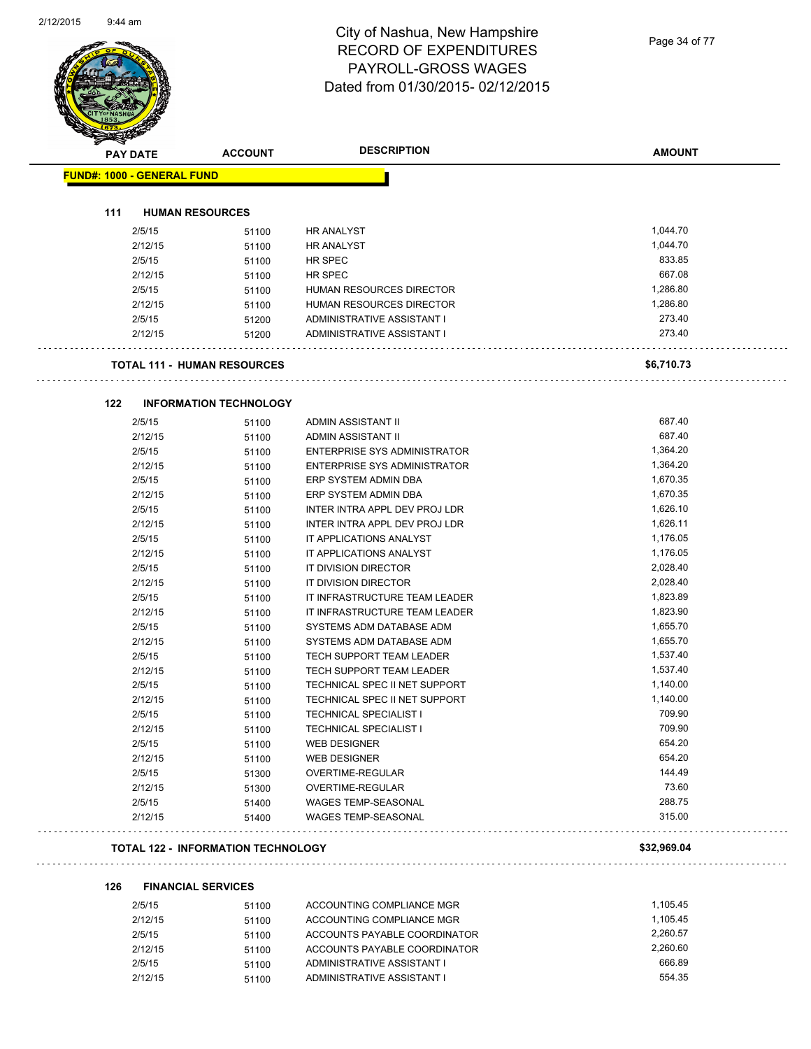# City of Nashua, New Hampshire
## RECORD OF EXPENDITURES
## PAYROLL-GROSS WAGES
## Dated from 01/30/2015- 02/12/2015

| PAY DATE | ACCOUNT | DESCRIPTION | AMOUNT |
|---|---|---|---|

**FUND#: 1000 - GENERAL FUND**

### 111 HUMAN RESOURCES

| PAY DATE | ACCOUNT | DESCRIPTION | AMOUNT |
|---|---|---|---|
| 2/5/15 | 51100 | HR ANALYST | 1,044.70 |
| 2/12/15 | 51100 | HR ANALYST | 1,044.70 |
| 2/5/15 | 51100 | HR SPEC | 833.85 |
| 2/12/15 | 51100 | HR SPEC | 667.08 |
| 2/5/15 | 51100 | HUMAN RESOURCES DIRECTOR | 1,286.80 |
| 2/12/15 | 51100 | HUMAN RESOURCES DIRECTOR | 1,286.80 |
| 2/5/15 | 51200 | ADMINISTRATIVE ASSISTANT I | 273.40 |
| 2/12/15 | 51200 | ADMINISTRATIVE ASSISTANT I | 273.40 |

**TOTAL 111 - HUMAN RESOURCES** **$6,710.73**

### 122 INFORMATION TECHNOLOGY

| PAY DATE | ACCOUNT | DESCRIPTION | AMOUNT |
|---|---|---|---|
| 2/5/15 | 51100 | ADMIN ASSISTANT II | 687.40 |
| 2/12/15 | 51100 | ADMIN ASSISTANT II | 687.40 |
| 2/5/15 | 51100 | ENTERPRISE SYS ADMINISTRATOR | 1,364.20 |
| 2/12/15 | 51100 | ENTERPRISE SYS ADMINISTRATOR | 1,364.20 |
| 2/5/15 | 51100 | ERP SYSTEM ADMIN DBA | 1,670.35 |
| 2/12/15 | 51100 | ERP SYSTEM ADMIN DBA | 1,670.35 |
| 2/5/15 | 51100 | INTER INTRA APPL DEV PROJ LDR | 1,626.10 |
| 2/12/15 | 51100 | INTER INTRA APPL DEV PROJ LDR | 1,626.11 |
| 2/5/15 | 51100 | IT APPLICATIONS ANALYST | 1,176.05 |
| 2/12/15 | 51100 | IT APPLICATIONS ANALYST | 1,176.05 |
| 2/5/15 | 51100 | IT DIVISION DIRECTOR | 2,028.40 |
| 2/12/15 | 51100 | IT DIVISION DIRECTOR | 2,028.40 |
| 2/5/15 | 51100 | IT INFRASTRUCTURE TEAM LEADER | 1,823.89 |
| 2/12/15 | 51100 | IT INFRASTRUCTURE TEAM LEADER | 1,823.90 |
| 2/5/15 | 51100 | SYSTEMS ADM DATABASE ADM | 1,655.70 |
| 2/12/15 | 51100 | SYSTEMS ADM DATABASE ADM | 1,655.70 |
| 2/5/15 | 51100 | TECH SUPPORT TEAM LEADER | 1,537.40 |
| 2/12/15 | 51100 | TECH SUPPORT TEAM LEADER | 1,537.40 |
| 2/5/15 | 51100 | TECHNICAL SPEC II NET SUPPORT | 1,140.00 |
| 2/12/15 | 51100 | TECHNICAL SPEC II NET SUPPORT | 1,140.00 |
| 2/5/15 | 51100 | TECHNICAL SPECIALIST I | 709.90 |
| 2/12/15 | 51100 | TECHNICAL SPECIALIST I | 709.90 |
| 2/5/15 | 51100 | WEB DESIGNER | 654.20 |
| 2/12/15 | 51100 | WEB DESIGNER | 654.20 |
| 2/5/15 | 51300 | OVERTIME-REGULAR | 144.49 |
| 2/12/15 | 51300 | OVERTIME-REGULAR | 73.60 |
| 2/5/15 | 51400 | WAGES TEMP-SEASONAL | 288.75 |
| 2/12/15 | 51400 | WAGES TEMP-SEASONAL | 315.00 |

**TOTAL 122 - INFORMATION TECHNOLOGY** **$32,969.04**

### 126 FINANCIAL SERVICES

| PAY DATE | ACCOUNT | DESCRIPTION | AMOUNT |
|---|---|---|---|
| 2/5/15 | 51100 | ACCOUNTING COMPLIANCE MGR | 1,105.45 |
| 2/12/15 | 51100 | ACCOUNTING COMPLIANCE MGR | 1,105.45 |
| 2/5/15 | 51100 | ACCOUNTS PAYABLE COORDINATOR | 2,260.57 |
| 2/12/15 | 51100 | ACCOUNTS PAYABLE COORDINATOR | 2,260.60 |
| 2/5/15 | 51100 | ADMINISTRATIVE ASSISTANT I | 666.89 |
| 2/12/15 | 51100 | ADMINISTRATIVE ASSISTANT I | 554.35 |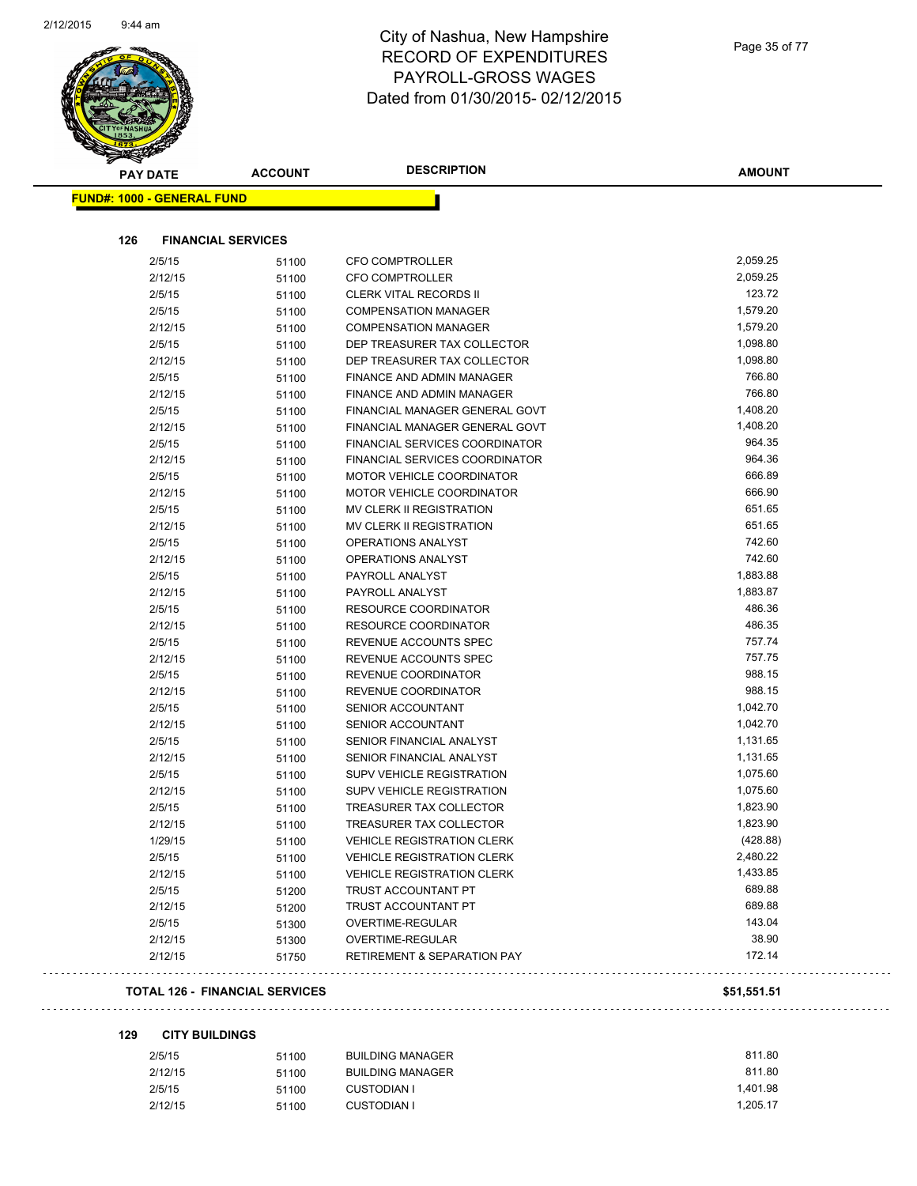# City of Nashua, New Hampshire
# RECORD OF EXPENDITURES
# PAYROLL-GROSS WAGES
# Dated from 01/30/2015- 02/12/2015

| PAY DATE | ACCOUNT | DESCRIPTION | AMOUNT |
|---|---|---|---|

**FUND#: 1000 - GENERAL FUND**

**126 FINANCIAL SERVICES**

| PAY DATE | ACCOUNT | DESCRIPTION | AMOUNT |
|---|---|---|---|
| 2/5/15 | 51100 | CFO COMPTROLLER | 2,059.25 |
| 2/12/15 | 51100 | CFO COMPTROLLER | 2,059.25 |
| 2/5/15 | 51100 | CLERK VITAL RECORDS II | 123.72 |
| 2/5/15 | 51100 | COMPENSATION MANAGER | 1,579.20 |
| 2/12/15 | 51100 | COMPENSATION MANAGER | 1,579.20 |
| 2/5/15 | 51100 | DEP TREASURER TAX COLLECTOR | 1,098.80 |
| 2/12/15 | 51100 | DEP TREASURER TAX COLLECTOR | 1,098.80 |
| 2/5/15 | 51100 | FINANCE AND ADMIN MANAGER | 766.80 |
| 2/12/15 | 51100 | FINANCE AND ADMIN MANAGER | 766.80 |
| 2/5/15 | 51100 | FINANCIAL MANAGER GENERAL GOVT | 1,408.20 |
| 2/12/15 | 51100 | FINANCIAL MANAGER GENERAL GOVT | 1,408.20 |
| 2/5/15 | 51100 | FINANCIAL SERVICES COORDINATOR | 964.35 |
| 2/12/15 | 51100 | FINANCIAL SERVICES COORDINATOR | 964.36 |
| 2/5/15 | 51100 | MOTOR VEHICLE COORDINATOR | 666.89 |
| 2/12/15 | 51100 | MOTOR VEHICLE COORDINATOR | 666.90 |
| 2/5/15 | 51100 | MV CLERK II REGISTRATION | 651.65 |
| 2/12/15 | 51100 | MV CLERK II REGISTRATION | 651.65 |
| 2/5/15 | 51100 | OPERATIONS ANALYST | 742.60 |
| 2/12/15 | 51100 | OPERATIONS ANALYST | 742.60 |
| 2/5/15 | 51100 | PAYROLL ANALYST | 1,883.88 |
| 2/12/15 | 51100 | PAYROLL ANALYST | 1,883.87 |
| 2/5/15 | 51100 | RESOURCE COORDINATOR | 486.36 |
| 2/12/15 | 51100 | RESOURCE COORDINATOR | 486.35 |
| 2/5/15 | 51100 | REVENUE ACCOUNTS SPEC | 757.74 |
| 2/12/15 | 51100 | REVENUE ACCOUNTS SPEC | 757.75 |
| 2/5/15 | 51100 | REVENUE COORDINATOR | 988.15 |
| 2/12/15 | 51100 | REVENUE COORDINATOR | 988.15 |
| 2/5/15 | 51100 | SENIOR ACCOUNTANT | 1,042.70 |
| 2/12/15 | 51100 | SENIOR ACCOUNTANT | 1,042.70 |
| 2/5/15 | 51100 | SENIOR FINANCIAL ANALYST | 1,131.65 |
| 2/12/15 | 51100 | SENIOR FINANCIAL ANALYST | 1,131.65 |
| 2/5/15 | 51100 | SUPV VEHICLE REGISTRATION | 1,075.60 |
| 2/12/15 | 51100 | SUPV VEHICLE REGISTRATION | 1,075.60 |
| 2/5/15 | 51100 | TREASURER TAX COLLECTOR | 1,823.90 |
| 2/12/15 | 51100 | TREASURER TAX COLLECTOR | 1,823.90 |
| 1/29/15 | 51100 | VEHICLE REGISTRATION CLERK | (428.88) |
| 2/5/15 | 51100 | VEHICLE REGISTRATION CLERK | 2,480.22 |
| 2/12/15 | 51100 | VEHICLE REGISTRATION CLERK | 1,433.85 |
| 2/5/15 | 51200 | TRUST ACCOUNTANT PT | 689.88 |
| 2/12/15 | 51200 | TRUST ACCOUNTANT PT | 689.88 |
| 2/5/15 | 51300 | OVERTIME-REGULAR | 143.04 |
| 2/12/15 | 51300 | OVERTIME-REGULAR | 38.90 |
| 2/12/15 | 51750 | RETIREMENT & SEPARATION PAY | 172.14 |

**TOTAL 126 - FINANCIAL SERVICES** **$51,551.51**

**129 CITY BUILDINGS**

| PAY DATE | ACCOUNT | DESCRIPTION | AMOUNT |
|---|---|---|---|
| 2/5/15 | 51100 | BUILDING MANAGER | 811.80 |
| 2/12/15 | 51100 | BUILDING MANAGER | 811.80 |
| 2/5/15 | 51100 | CUSTODIAN I | 1,401.98 |
| 2/12/15 | 51100 | CUSTODIAN I | 1,205.17 |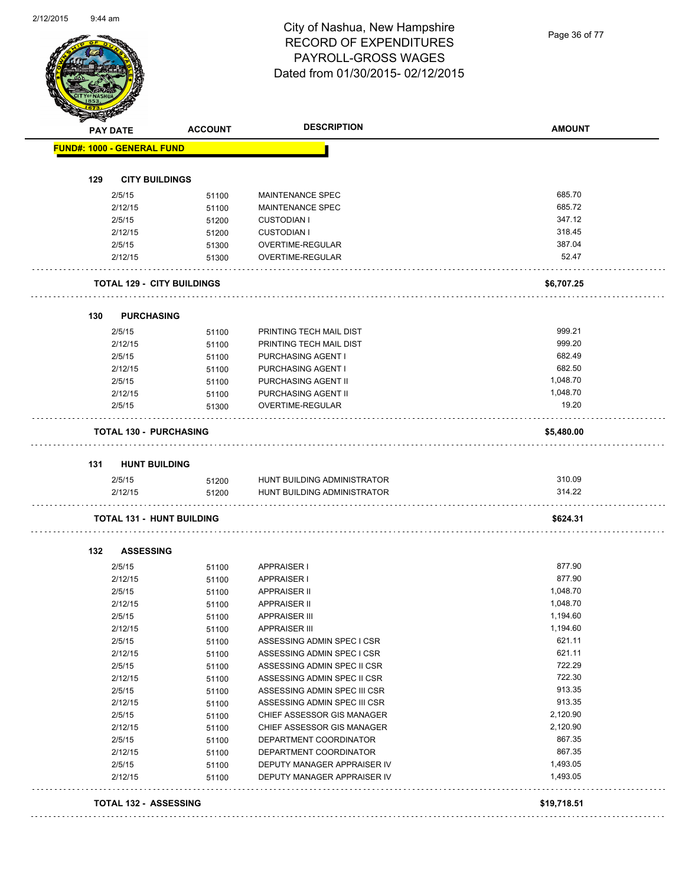# City of Nashua, New Hampshire
## RECORD OF EXPENDITURES
## PAYROLL-GROSS WAGES
## Dated from 01/30/2015- 02/12/2015

| PAY DATE | ACCOUNT | DESCRIPTION | AMOUNT |
|---|---|---|---|
| **FUND#: 1000 - GENERAL FUND** | | | |
| **129 CITY BUILDINGS** | | | |
| 2/5/15 | 51100 | MAINTENANCE SPEC | 685.70 |
| 2/12/15 | 51100 | MAINTENANCE SPEC | 685.72 |
| 2/5/15 | 51200 | CUSTODIAN I | 347.12 |
| 2/12/15 | 51200 | CUSTODIAN I | 318.45 |
| 2/5/15 | 51300 | OVERTIME-REGULAR | 387.04 |
| 2/12/15 | 51300 | OVERTIME-REGULAR | 52.47 |
| **TOTAL 129 - CITY BUILDINGS** | | | **$6,707.25** |
| **130 PURCHASING** | | | |
| 2/5/15 | 51100 | PRINTING TECH MAIL DIST | 999.21 |
| 2/12/15 | 51100 | PRINTING TECH MAIL DIST | 999.20 |
| 2/5/15 | 51100 | PURCHASING AGENT I | 682.49 |
| 2/12/15 | 51100 | PURCHASING AGENT I | 682.50 |
| 2/5/15 | 51100 | PURCHASING AGENT II | 1,048.70 |
| 2/12/15 | 51100 | PURCHASING AGENT II | 1,048.70 |
| 2/5/15 | 51300 | OVERTIME-REGULAR | 19.20 |
| **TOTAL 130 - PURCHASING** | | | **$5,480.00** |
| **131 HUNT BUILDING** | | | |
| 2/5/15 | 51200 | HUNT BUILDING ADMINISTRATOR | 310.09 |
| 2/12/15 | 51200 | HUNT BUILDING ADMINISTRATOR | 314.22 |
| **TOTAL 131 - HUNT BUILDING** | | | **$624.31** |
| **132 ASSESSING** | | | |
| 2/5/15 | 51100 | APPRAISER I | 877.90 |
| 2/12/15 | 51100 | APPRAISER I | 877.90 |
| 2/5/15 | 51100 | APPRAISER II | 1,048.70 |
| 2/12/15 | 51100 | APPRAISER II | 1,048.70 |
| 2/5/15 | 51100 | APPRAISER III | 1,194.60 |
| 2/12/15 | 51100 | APPRAISER III | 1,194.60 |
| 2/5/15 | 51100 | ASSESSING ADMIN SPEC I CSR | 621.11 |
| 2/12/15 | 51100 | ASSESSING ADMIN SPEC I CSR | 621.11 |
| 2/5/15 | 51100 | ASSESSING ADMIN SPEC II CSR | 722.29 |
| 2/12/15 | 51100 | ASSESSING ADMIN SPEC II CSR | 722.30 |
| 2/5/15 | 51100 | ASSESSING ADMIN SPEC III CSR | 913.35 |
| 2/12/15 | 51100 | ASSESSING ADMIN SPEC III CSR | 913.35 |
| 2/5/15 | 51100 | CHIEF ASSESSOR GIS MANAGER | 2,120.90 |
| 2/12/15 | 51100 | CHIEF ASSESSOR GIS MANAGER | 2,120.90 |
| 2/5/15 | 51100 | DEPARTMENT COORDINATOR | 867.35 |
| 2/12/15 | 51100 | DEPARTMENT COORDINATOR | 867.35 |
| 2/5/15 | 51100 | DEPUTY MANAGER APPRAISER IV | 1,493.05 |
| 2/12/15 | 51100 | DEPUTY MANAGER APPRAISER IV | 1,493.05 |
| **TOTAL 132 - ASSESSING** | | | **$19,718.51** |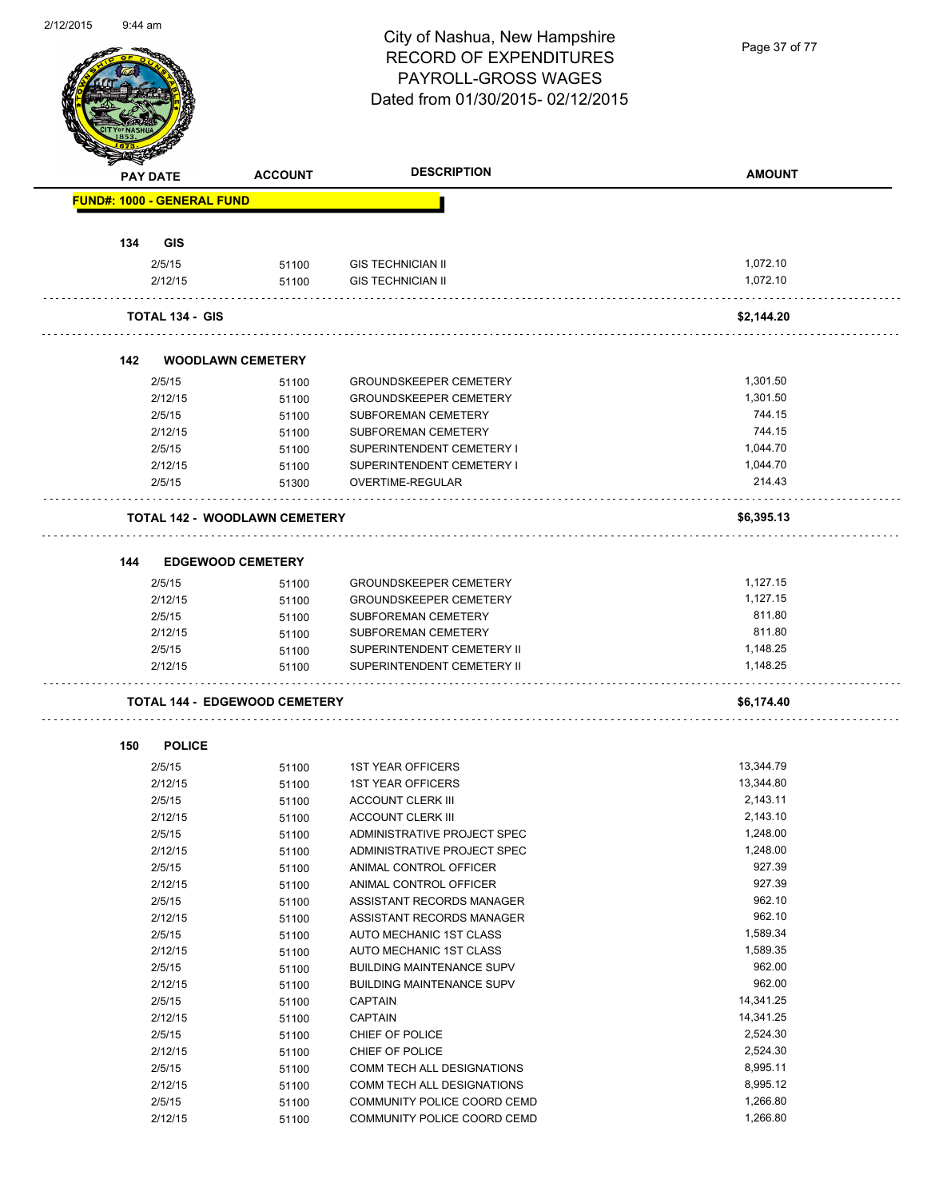City of Nashua, New Hampshire
RECORD OF EXPENDITURES
PAYROLL-GROSS WAGES
Dated from 01/30/2015- 02/12/2015

| PAY DATE | ACCOUNT | DESCRIPTION | AMOUNT |
|---|---|---|---|
| **FUND#: 1000 - GENERAL FUND** | | | |
| **134 GIS** | | | |
| 2/5/15 | 51100 | GIS TECHNICIAN II | 1,072.10 |
| 2/12/15 | 51100 | GIS TECHNICIAN II | 1,072.10 |
| **TOTAL 134 - GIS** | | | **$2,144.20** |
| **142 WOODLAWN CEMETERY** | | | |
| 2/5/15 | 51100 | GROUNDSKEEPER CEMETERY | 1,301.50 |
| 2/12/15 | 51100 | GROUNDSKEEPER CEMETERY | 1,301.50 |
| 2/5/15 | 51100 | SUBFOREMAN CEMETERY | 744.15 |
| 2/12/15 | 51100 | SUBFOREMAN CEMETERY | 744.15 |
| 2/5/15 | 51100 | SUPERINTENDENT CEMETERY I | 1,044.70 |
| 2/12/15 | 51100 | SUPERINTENDENT CEMETERY I | 1,044.70 |
| 2/5/15 | 51300 | OVERTIME-REGULAR | 214.43 |
| **TOTAL 142 - WOODLAWN CEMETERY** | | | **$6,395.13** |
| **144 EDGEWOOD CEMETERY** | | | |
| 2/5/15 | 51100 | GROUNDSKEEPER CEMETERY | 1,127.15 |
| 2/12/15 | 51100 | GROUNDSKEEPER CEMETERY | 1,127.15 |
| 2/5/15 | 51100 | SUBFOREMAN CEMETERY | 811.80 |
| 2/12/15 | 51100 | SUBFOREMAN CEMETERY | 811.80 |
| 2/5/15 | 51100 | SUPERINTENDENT CEMETERY II | 1,148.25 |
| 2/12/15 | 51100 | SUPERINTENDENT CEMETERY II | 1,148.25 |
| **TOTAL 144 - EDGEWOOD CEMETERY** | | | **$6,174.40** |
| **150 POLICE** | | | |
| 2/5/15 | 51100 | 1ST YEAR OFFICERS | 13,344.79 |
| 2/12/15 | 51100 | 1ST YEAR OFFICERS | 13,344.80 |
| 2/5/15 | 51100 | ACCOUNT CLERK III | 2,143.11 |
| 2/12/15 | 51100 | ACCOUNT CLERK III | 2,143.10 |
| 2/5/15 | 51100 | ADMINISTRATIVE PROJECT SPEC | 1,248.00 |
| 2/12/15 | 51100 | ADMINISTRATIVE PROJECT SPEC | 1,248.00 |
| 2/5/15 | 51100 | ANIMAL CONTROL OFFICER | 927.39 |
| 2/12/15 | 51100 | ANIMAL CONTROL OFFICER | 927.39 |
| 2/5/15 | 51100 | ASSISTANT RECORDS MANAGER | 962.10 |
| 2/12/15 | 51100 | ASSISTANT RECORDS MANAGER | 962.10 |
| 2/5/15 | 51100 | AUTO MECHANIC 1ST CLASS | 1,589.34 |
| 2/12/15 | 51100 | AUTO MECHANIC 1ST CLASS | 1,589.35 |
| 2/5/15 | 51100 | BUILDING MAINTENANCE SUPV | 962.00 |
| 2/12/15 | 51100 | BUILDING MAINTENANCE SUPV | 962.00 |
| 2/5/15 | 51100 | CAPTAIN | 14,341.25 |
| 2/12/15 | 51100 | CAPTAIN | 14,341.25 |
| 2/5/15 | 51100 | CHIEF OF POLICE | 2,524.30 |
| 2/12/15 | 51100 | CHIEF OF POLICE | 2,524.30 |
| 2/5/15 | 51100 | COMM TECH ALL DESIGNATIONS | 8,995.11 |
| 2/12/15 | 51100 | COMM TECH ALL DESIGNATIONS | 8,995.12 |
| 2/5/15 | 51100 | COMMUNITY POLICE COORD CEMD | 1,266.80 |
| 2/12/15 | 51100 | COMMUNITY POLICE COORD CEMD | 1,266.80 |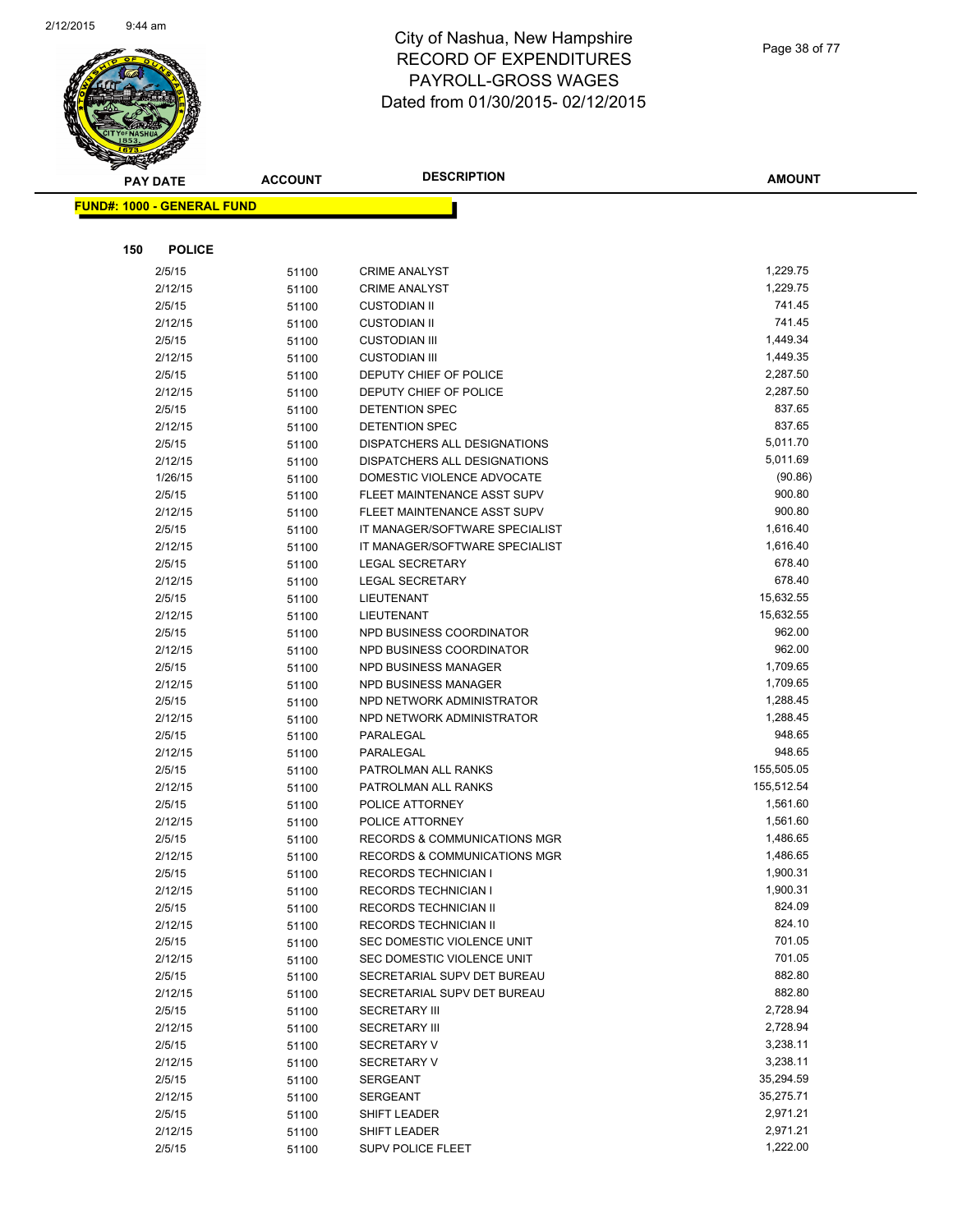# City of Nashua, New Hampshire
## RECORD OF EXPENDITURES
## PAYROLL-GROSS WAGES
## Dated from 01/30/2015- 02/12/2015

| PAY DATE | ACCOUNT | DESCRIPTION | AMOUNT |
|---|---|---|---|

**FUND#: 1000 - GENERAL FUND**

**150 POLICE**

| PAY DATE | ACCOUNT | DESCRIPTION | AMOUNT |
|---|---|---|---|
| 2/5/15 | 51100 | CRIME ANALYST | 1,229.75 |
| 2/12/15 | 51100 | CRIME ANALYST | 1,229.75 |
| 2/5/15 | 51100 | CUSTODIAN II | 741.45 |
| 2/12/15 | 51100 | CUSTODIAN II | 741.45 |
| 2/5/15 | 51100 | CUSTODIAN III | 1,449.34 |
| 2/12/15 | 51100 | CUSTODIAN III | 1,449.35 |
| 2/5/15 | 51100 | DEPUTY CHIEF OF POLICE | 2,287.50 |
| 2/12/15 | 51100 | DEPUTY CHIEF OF POLICE | 2,287.50 |
| 2/5/15 | 51100 | DETENTION SPEC | 837.65 |
| 2/12/15 | 51100 | DETENTION SPEC | 837.65 |
| 2/5/15 | 51100 | DISPATCHERS ALL DESIGNATIONS | 5,011.70 |
| 2/12/15 | 51100 | DISPATCHERS ALL DESIGNATIONS | 5,011.69 |
| 1/26/15 | 51100 | DOMESTIC VIOLENCE ADVOCATE | (90.86) |
| 2/5/15 | 51100 | FLEET MAINTENANCE ASST SUPV | 900.80 |
| 2/12/15 | 51100 | FLEET MAINTENANCE ASST SUPV | 900.80 |
| 2/5/15 | 51100 | IT MANAGER/SOFTWARE SPECIALIST | 1,616.40 |
| 2/12/15 | 51100 | IT MANAGER/SOFTWARE SPECIALIST | 1,616.40 |
| 2/5/15 | 51100 | LEGAL SECRETARY | 678.40 |
| 2/12/15 | 51100 | LEGAL SECRETARY | 678.40 |
| 2/5/15 | 51100 | LIEUTENANT | 15,632.55 |
| 2/12/15 | 51100 | LIEUTENANT | 15,632.55 |
| 2/5/15 | 51100 | NPD BUSINESS COORDINATOR | 962.00 |
| 2/12/15 | 51100 | NPD BUSINESS COORDINATOR | 962.00 |
| 2/5/15 | 51100 | NPD BUSINESS MANAGER | 1,709.65 |
| 2/12/15 | 51100 | NPD BUSINESS MANAGER | 1,709.65 |
| 2/5/15 | 51100 | NPD NETWORK ADMINISTRATOR | 1,288.45 |
| 2/12/15 | 51100 | NPD NETWORK ADMINISTRATOR | 1,288.45 |
| 2/5/15 | 51100 | PARALEGAL | 948.65 |
| 2/12/15 | 51100 | PARALEGAL | 948.65 |
| 2/5/15 | 51100 | PATROLMAN ALL RANKS | 155,505.05 |
| 2/12/15 | 51100 | PATROLMAN ALL RANKS | 155,512.54 |
| 2/5/15 | 51100 | POLICE ATTORNEY | 1,561.60 |
| 2/12/15 | 51100 | POLICE ATTORNEY | 1,561.60 |
| 2/5/15 | 51100 | RECORDS & COMMUNICATIONS MGR | 1,486.65 |
| 2/12/15 | 51100 | RECORDS & COMMUNICATIONS MGR | 1,486.65 |
| 2/5/15 | 51100 | RECORDS TECHNICIAN I | 1,900.31 |
| 2/12/15 | 51100 | RECORDS TECHNICIAN I | 1,900.31 |
| 2/5/15 | 51100 | RECORDS TECHNICIAN II | 824.09 |
| 2/12/15 | 51100 | RECORDS TECHNICIAN II | 824.10 |
| 2/5/15 | 51100 | SEC DOMESTIC VIOLENCE UNIT | 701.05 |
| 2/12/15 | 51100 | SEC DOMESTIC VIOLENCE UNIT | 701.05 |
| 2/5/15 | 51100 | SECRETARIAL SUPV DET BUREAU | 882.80 |
| 2/12/15 | 51100 | SECRETARIAL SUPV DET BUREAU | 882.80 |
| 2/5/15 | 51100 | SECRETARY III | 2,728.94 |
| 2/12/15 | 51100 | SECRETARY III | 2,728.94 |
| 2/5/15 | 51100 | SECRETARY V | 3,238.11 |
| 2/12/15 | 51100 | SECRETARY V | 3,238.11 |
| 2/5/15 | 51100 | SERGEANT | 35,294.59 |
| 2/12/15 | 51100 | SERGEANT | 35,275.71 |
| 2/5/15 | 51100 | SHIFT LEADER | 2,971.21 |
| 2/12/15 | 51100 | SHIFT LEADER | 2,971.21 |
| 2/5/15 | 51100 | SUPV POLICE FLEET | 1,222.00 |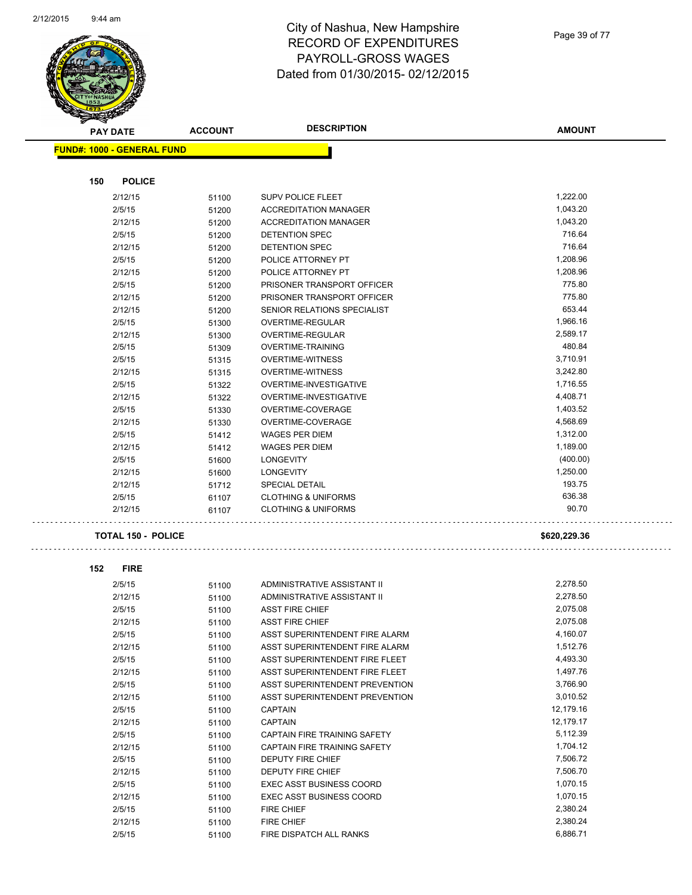# City of Nashua, New Hampshire
## RECORD OF EXPENDITURES
## PAYROLL-GROSS WAGES
## Dated from 01/30/2015- 02/12/2015

| PAY DATE | ACCOUNT | DESCRIPTION | AMOUNT |
|---|---|---|---|
| **FUND#: 1000 - GENERAL FUND** | | | |
| **150 POLICE** | | | |
| 2/12/15 | 51100 | SUPV POLICE FLEET | 1,222.00 |
| 2/5/15 | 51200 | ACCREDITATION MANAGER | 1,043.20 |
| 2/12/15 | 51200 | ACCREDITATION MANAGER | 1,043.20 |
| 2/5/15 | 51200 | DETENTION SPEC | 716.64 |
| 2/12/15 | 51200 | DETENTION SPEC | 716.64 |
| 2/5/15 | 51200 | POLICE ATTORNEY PT | 1,208.96 |
| 2/12/15 | 51200 | POLICE ATTORNEY PT | 1,208.96 |
| 2/5/15 | 51200 | PRISONER TRANSPORT OFFICER | 775.80 |
| 2/12/15 | 51200 | PRISONER TRANSPORT OFFICER | 775.80 |
| 2/12/15 | 51200 | SENIOR RELATIONS SPECIALIST | 653.44 |
| 2/5/15 | 51300 | OVERTIME-REGULAR | 1,966.16 |
| 2/12/15 | 51300 | OVERTIME-REGULAR | 2,589.17 |
| 2/5/15 | 51309 | OVERTIME-TRAINING | 480.84 |
| 2/5/15 | 51315 | OVERTIME-WITNESS | 3,710.91 |
| 2/12/15 | 51315 | OVERTIME-WITNESS | 3,242.80 |
| 2/5/15 | 51322 | OVERTIME-INVESTIGATIVE | 1,716.55 |
| 2/12/15 | 51322 | OVERTIME-INVESTIGATIVE | 4,408.71 |
| 2/5/15 | 51330 | OVERTIME-COVERAGE | 1,403.52 |
| 2/12/15 | 51330 | OVERTIME-COVERAGE | 4,568.69 |
| 2/5/15 | 51412 | WAGES PER DIEM | 1,312.00 |
| 2/12/15 | 51412 | WAGES PER DIEM | 1,189.00 |
| 2/5/15 | 51600 | LONGEVITY | (400.00) |
| 2/12/15 | 51600 | LONGEVITY | 1,250.00 |
| 2/12/15 | 51712 | SPECIAL DETAIL | 193.75 |
| 2/5/15 | 61107 | CLOTHING & UNIFORMS | 636.38 |
| 2/12/15 | 61107 | CLOTHING & UNIFORMS | 90.70 |
| **TOTAL 150 - POLICE** | | | **$620,229.36** |
| **152 FIRE** | | | |
| 2/5/15 | 51100 | ADMINISTRATIVE ASSISTANT II | 2,278.50 |
| 2/12/15 | 51100 | ADMINISTRATIVE ASSISTANT II | 2,278.50 |
| 2/5/15 | 51100 | ASST FIRE CHIEF | 2,075.08 |
| 2/12/15 | 51100 | ASST FIRE CHIEF | 2,075.08 |
| 2/5/15 | 51100 | ASST SUPERINTENDENT FIRE ALARM | 4,160.07 |
| 2/12/15 | 51100 | ASST SUPERINTENDENT FIRE ALARM | 1,512.76 |
| 2/5/15 | 51100 | ASST SUPERINTENDENT FIRE FLEET | 4,493.30 |
| 2/12/15 | 51100 | ASST SUPERINTENDENT FIRE FLEET | 1,497.76 |
| 2/5/15 | 51100 | ASST SUPERINTENDENT PREVENTION | 3,766.90 |
| 2/12/15 | 51100 | ASST SUPERINTENDENT PREVENTION | 3,010.52 |
| 2/5/15 | 51100 | CAPTAIN | 12,179.16 |
| 2/12/15 | 51100 | CAPTAIN | 12,179.17 |
| 2/5/15 | 51100 | CAPTAIN FIRE TRAINING SAFETY | 5,112.39 |
| 2/12/15 | 51100 | CAPTAIN FIRE TRAINING SAFETY | 1,704.12 |
| 2/5/15 | 51100 | DEPUTY FIRE CHIEF | 7,506.72 |
| 2/12/15 | 51100 | DEPUTY FIRE CHIEF | 7,506.70 |
| 2/5/15 | 51100 | EXEC ASST BUSINESS COORD | 1,070.15 |
| 2/12/15 | 51100 | EXEC ASST BUSINESS COORD | 1,070.15 |
| 2/5/15 | 51100 | FIRE CHIEF | 2,380.24 |
| 2/12/15 | 51100 | FIRE CHIEF | 2,380.24 |
| 2/5/15 | 51100 | FIRE DISPATCH ALL RANKS | 6,886.71 |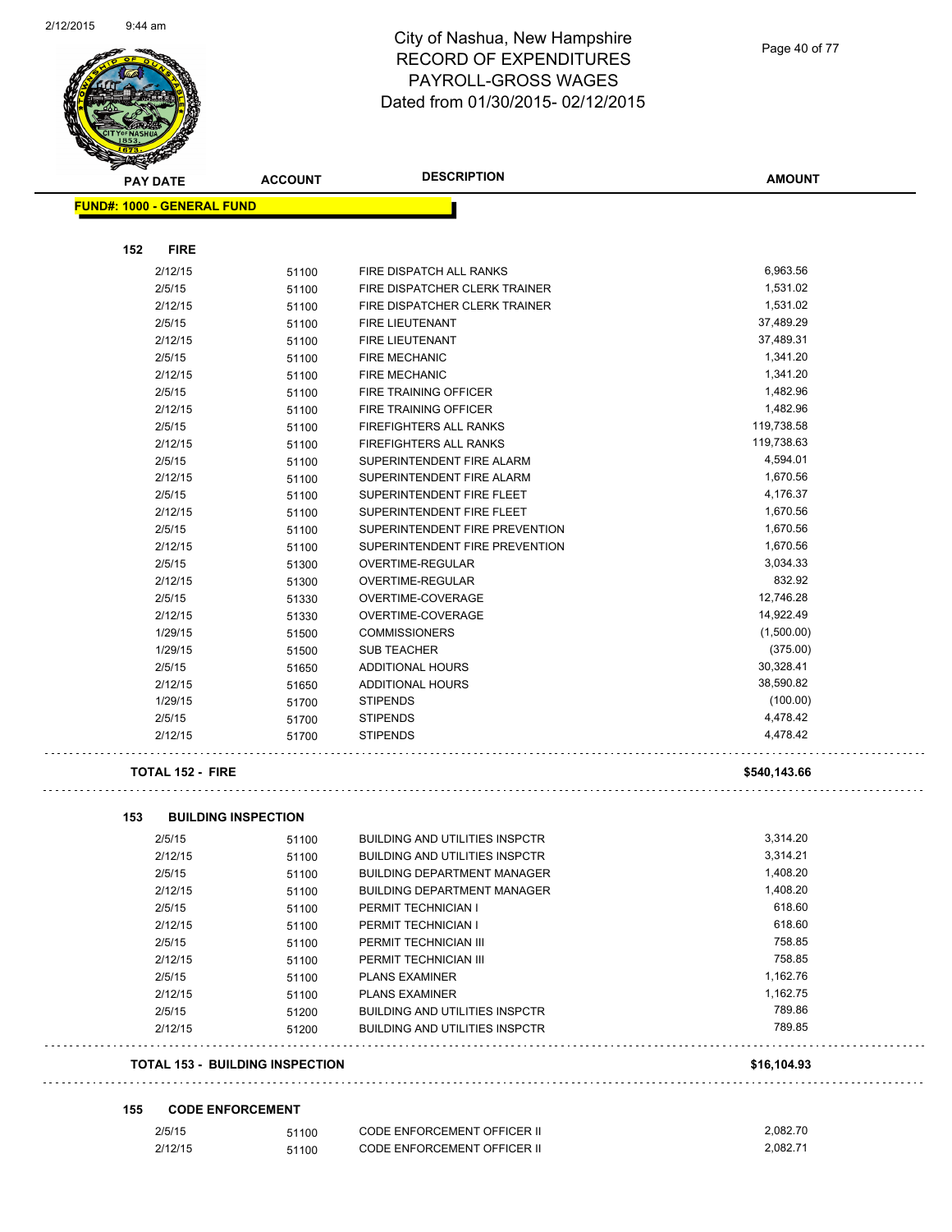City of Nashua, New Hampshire
RECORD OF EXPENDITURES
PAYROLL-GROSS WAGES
Dated from 01/30/2015- 02/12/2015

| PAY DATE | ACCOUNT | DESCRIPTION | AMOUNT |
|---|---|---|---|
| **FUND#: 1000 - GENERAL FUND** | | | |
| **152 FIRE** | | | |
| 2/12/15 | 51100 | FIRE DISPATCH ALL RANKS | 6,963.56 |
| 2/5/15 | 51100 | FIRE DISPATCHER CLERK TRAINER | 1,531.02 |
| 2/12/15 | 51100 | FIRE DISPATCHER CLERK TRAINER | 1,531.02 |
| 2/5/15 | 51100 | FIRE LIEUTENANT | 37,489.29 |
| 2/12/15 | 51100 | FIRE LIEUTENANT | 37,489.31 |
| 2/5/15 | 51100 | FIRE MECHANIC | 1,341.20 |
| 2/12/15 | 51100 | FIRE MECHANIC | 1,341.20 |
| 2/5/15 | 51100 | FIRE TRAINING OFFICER | 1,482.96 |
| 2/12/15 | 51100 | FIRE TRAINING OFFICER | 1,482.96 |
| 2/5/15 | 51100 | FIREFIGHTERS ALL RANKS | 119,738.58 |
| 2/12/15 | 51100 | FIREFIGHTERS ALL RANKS | 119,738.63 |
| 2/5/15 | 51100 | SUPERINTENDENT FIRE ALARM | 4,594.01 |
| 2/12/15 | 51100 | SUPERINTENDENT FIRE ALARM | 1,670.56 |
| 2/5/15 | 51100 | SUPERINTENDENT FIRE FLEET | 4,176.37 |
| 2/12/15 | 51100 | SUPERINTENDENT FIRE FLEET | 1,670.56 |
| 2/5/15 | 51100 | SUPERINTENDENT FIRE PREVENTION | 1,670.56 |
| 2/12/15 | 51100 | SUPERINTENDENT FIRE PREVENTION | 1,670.56 |
| 2/5/15 | 51300 | OVERTIME-REGULAR | 3,034.33 |
| 2/12/15 | 51300 | OVERTIME-REGULAR | 832.92 |
| 2/5/15 | 51330 | OVERTIME-COVERAGE | 12,746.28 |
| 2/12/15 | 51330 | OVERTIME-COVERAGE | 14,922.49 |
| 1/29/15 | 51500 | COMMISSIONERS | (1,500.00) |
| 1/29/15 | 51500 | SUB TEACHER | (375.00) |
| 2/5/15 | 51650 | ADDITIONAL HOURS | 30,328.41 |
| 2/12/15 | 51650 | ADDITIONAL HOURS | 38,590.82 |
| 1/29/15 | 51700 | STIPENDS | (100.00) |
| 2/5/15 | 51700 | STIPENDS | 4,478.42 |
| 2/12/15 | 51700 | STIPENDS | 4,478.42 |
| **TOTAL 152 - FIRE** | | | **$540,143.66** |
| **153 BUILDING INSPECTION** | | | |
| 2/5/15 | 51100 | BUILDING AND UTILITIES INSPCTR | 3,314.20 |
| 2/12/15 | 51100 | BUILDING AND UTILITIES INSPCTR | 3,314.21 |
| 2/5/15 | 51100 | BUILDING DEPARTMENT MANAGER | 1,408.20 |
| 2/12/15 | 51100 | BUILDING DEPARTMENT MANAGER | 1,408.20 |
| 2/5/15 | 51100 | PERMIT TECHNICIAN I | 618.60 |
| 2/12/15 | 51100 | PERMIT TECHNICIAN I | 618.60 |
| 2/5/15 | 51100 | PERMIT TECHNICIAN III | 758.85 |
| 2/12/15 | 51100 | PERMIT TECHNICIAN III | 758.85 |
| 2/5/15 | 51100 | PLANS EXAMINER | 1,162.76 |
| 2/12/15 | 51100 | PLANS EXAMINER | 1,162.75 |
| 2/5/15 | 51200 | BUILDING AND UTILITIES INSPCTR | 789.86 |
| 2/12/15 | 51200 | BUILDING AND UTILITIES INSPCTR | 789.85 |
| **TOTAL 153 - BUILDING INSPECTION** | | | **$16,104.93** |
| **155 CODE ENFORCEMENT** | | | |
| 2/5/15 | 51100 | CODE ENFORCEMENT OFFICER II | 2,082.70 |
| 2/12/15 | 51100 | CODE ENFORCEMENT OFFICER II | 2,082.71 |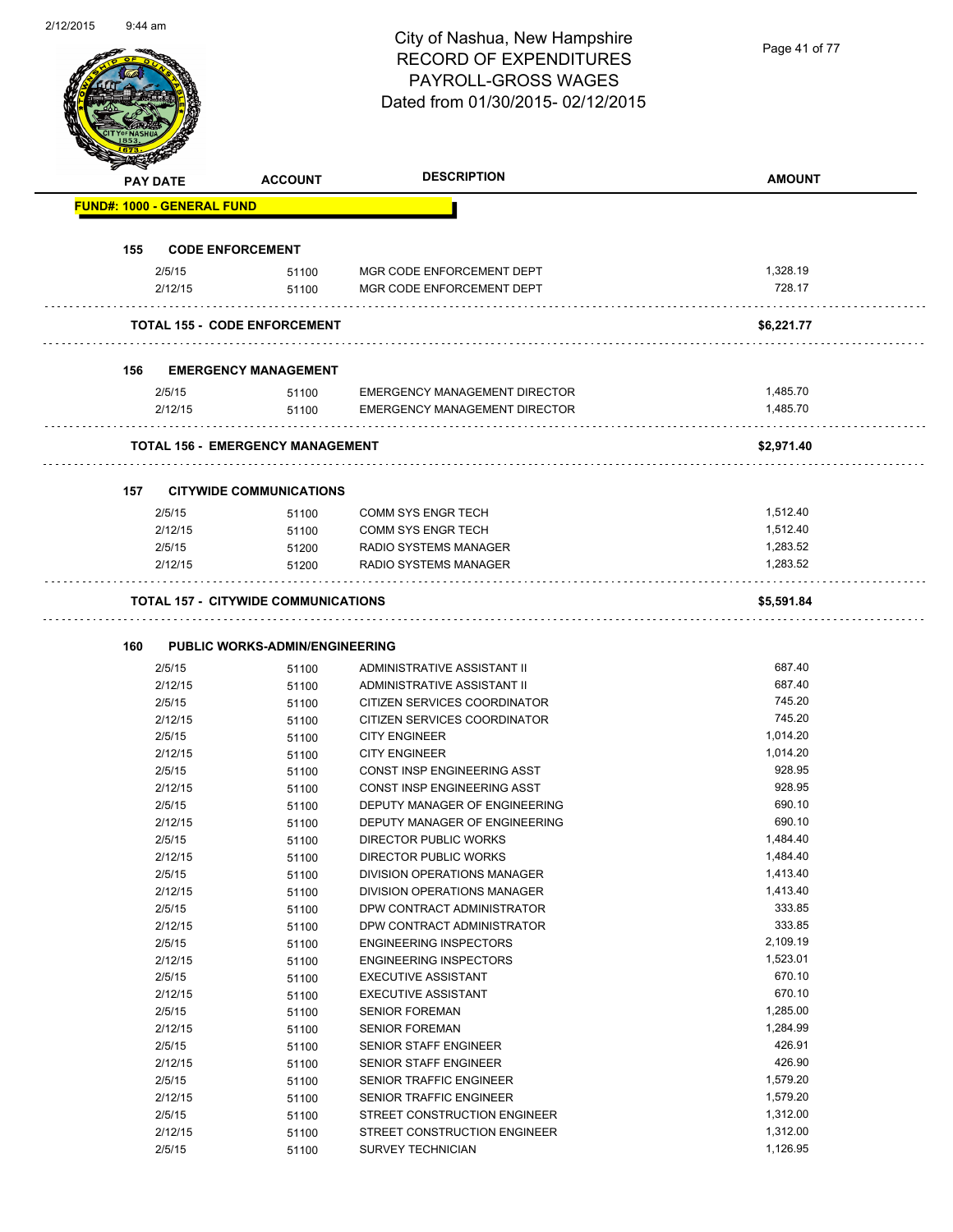City of Nashua, New Hampshire
RECORD OF EXPENDITURES
PAYROLL-GROSS WAGES
Dated from 01/30/2015- 02/12/2015

| PAY DATE | ACCOUNT | DESCRIPTION | AMOUNT |
|---|---|---|---|
| **FUND#: 1000 - GENERAL FUND** | | | |
| **155 CODE ENFORCEMENT** | | | |
| 2/5/15 | 51100 | MGR CODE ENFORCEMENT DEPT | 1,328.19 |
| 2/12/15 | 51100 | MGR CODE ENFORCEMENT DEPT | 728.17 |
| **TOTAL 155 - CODE ENFORCEMENT** | | | **$6,221.77** |
| **156 EMERGENCY MANAGEMENT** | | | |
| 2/5/15 | 51100 | EMERGENCY MANAGEMENT DIRECTOR | 1,485.70 |
| 2/12/15 | 51100 | EMERGENCY MANAGEMENT DIRECTOR | 1,485.70 |
| **TOTAL 156 - EMERGENCY MANAGEMENT** | | | **$2,971.40** |
| **157 CITYWIDE COMMUNICATIONS** | | | |
| 2/5/15 | 51100 | COMM SYS ENGR TECH | 1,512.40 |
| 2/12/15 | 51100 | COMM SYS ENGR TECH | 1,512.40 |
| 2/5/15 | 51200 | RADIO SYSTEMS MANAGER | 1,283.52 |
| 2/12/15 | 51200 | RADIO SYSTEMS MANAGER | 1,283.52 |
| **TOTAL 157 - CITYWIDE COMMUNICATIONS** | | | **$5,591.84** |
| **160 PUBLIC WORKS-ADMIN/ENGINEERING** | | | |
| 2/5/15 | 51100 | ADMINISTRATIVE ASSISTANT II | 687.40 |
| 2/12/15 | 51100 | ADMINISTRATIVE ASSISTANT II | 687.40 |
| 2/5/15 | 51100 | CITIZEN SERVICES COORDINATOR | 745.20 |
| 2/12/15 | 51100 | CITIZEN SERVICES COORDINATOR | 745.20 |
| 2/5/15 | 51100 | CITY ENGINEER | 1,014.20 |
| 2/12/15 | 51100 | CITY ENGINEER | 1,014.20 |
| 2/5/15 | 51100 | CONST INSP ENGINEERING ASST | 928.95 |
| 2/12/15 | 51100 | CONST INSP ENGINEERING ASST | 928.95 |
| 2/5/15 | 51100 | DEPUTY MANAGER OF ENGINEERING | 690.10 |
| 2/12/15 | 51100 | DEPUTY MANAGER OF ENGINEERING | 690.10 |
| 2/5/15 | 51100 | DIRECTOR PUBLIC WORKS | 1,484.40 |
| 2/12/15 | 51100 | DIRECTOR PUBLIC WORKS | 1,484.40 |
| 2/5/15 | 51100 | DIVISION OPERATIONS MANAGER | 1,413.40 |
| 2/12/15 | 51100 | DIVISION OPERATIONS MANAGER | 1,413.40 |
| 2/5/15 | 51100 | DPW CONTRACT ADMINISTRATOR | 333.85 |
| 2/12/15 | 51100 | DPW CONTRACT ADMINISTRATOR | 333.85 |
| 2/5/15 | 51100 | ENGINEERING INSPECTORS | 2,109.19 |
| 2/12/15 | 51100 | ENGINEERING INSPECTORS | 1,523.01 |
| 2/5/15 | 51100 | EXECUTIVE ASSISTANT | 670.10 |
| 2/12/15 | 51100 | EXECUTIVE ASSISTANT | 670.10 |
| 2/5/15 | 51100 | SENIOR FOREMAN | 1,285.00 |
| 2/12/15 | 51100 | SENIOR FOREMAN | 1,284.99 |
| 2/5/15 | 51100 | SENIOR STAFF ENGINEER | 426.91 |
| 2/12/15 | 51100 | SENIOR STAFF ENGINEER | 426.90 |
| 2/5/15 | 51100 | SENIOR TRAFFIC ENGINEER | 1,579.20 |
| 2/12/15 | 51100 | SENIOR TRAFFIC ENGINEER | 1,579.20 |
| 2/5/15 | 51100 | STREET CONSTRUCTION ENGINEER | 1,312.00 |
| 2/12/15 | 51100 | STREET CONSTRUCTION ENGINEER | 1,312.00 |
| 2/5/15 | 51100 | SURVEY TECHNICIAN | 1,126.95 |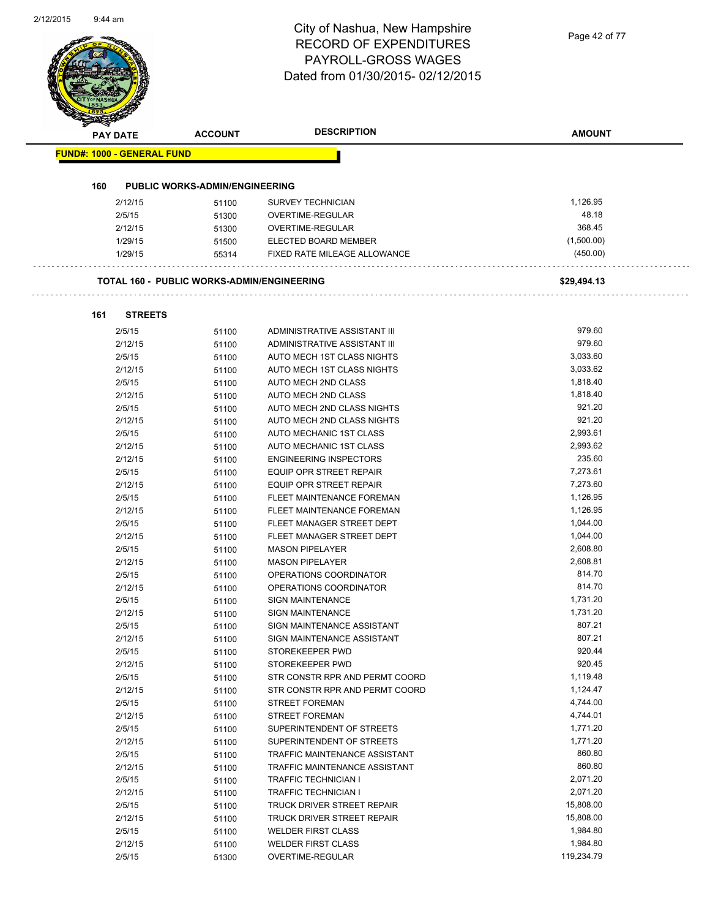# City of Nashua, New Hampshire
## RECORD OF EXPENDITURES
## PAYROLL-GROSS WAGES
## Dated from 01/30/2015- 02/12/2015

| PAY DATE | ACCOUNT | DESCRIPTION | AMOUNT |
|---|---|---|---|
| **FUND#: 1000 - GENERAL FUND** | | | |
| **160 PUBLIC WORKS-ADMIN/ENGINEERING** | | | |
| 2/12/15 | 51100 | SURVEY TECHNICIAN | 1,126.95 |
| 2/5/15 | 51300 | OVERTIME-REGULAR | 48.18 |
| 2/12/15 | 51300 | OVERTIME-REGULAR | 368.45 |
| 1/29/15 | 51500 | ELECTED BOARD MEMBER | (1,500.00) |
| 1/29/15 | 55314 | FIXED RATE MILEAGE ALLOWANCE | (450.00) |
| **TOTAL 160 - PUBLIC WORKS-ADMIN/ENGINEERING** | | | **$29,494.13** |
| **161 STREETS** | | | |
| 2/5/15 | 51100 | ADMINISTRATIVE ASSISTANT III | 979.60 |
| 2/12/15 | 51100 | ADMINISTRATIVE ASSISTANT III | 979.60 |
| 2/5/15 | 51100 | AUTO MECH 1ST CLASS NIGHTS | 3,033.60 |
| 2/12/15 | 51100 | AUTO MECH 1ST CLASS NIGHTS | 3,033.62 |
| 2/5/15 | 51100 | AUTO MECH 2ND CLASS | 1,818.40 |
| 2/12/15 | 51100 | AUTO MECH 2ND CLASS | 1,818.40 |
| 2/5/15 | 51100 | AUTO MECH 2ND CLASS NIGHTS | 921.20 |
| 2/12/15 | 51100 | AUTO MECH 2ND CLASS NIGHTS | 921.20 |
| 2/5/15 | 51100 | AUTO MECHANIC 1ST CLASS | 2,993.61 |
| 2/12/15 | 51100 | AUTO MECHANIC 1ST CLASS | 2,993.62 |
| 2/12/15 | 51100 | ENGINEERING INSPECTORS | 235.60 |
| 2/5/15 | 51100 | EQUIP OPR STREET REPAIR | 7,273.61 |
| 2/12/15 | 51100 | EQUIP OPR STREET REPAIR | 7,273.60 |
| 2/5/15 | 51100 | FLEET MAINTENANCE FOREMAN | 1,126.95 |
| 2/12/15 | 51100 | FLEET MAINTENANCE FOREMAN | 1,126.95 |
| 2/5/15 | 51100 | FLEET MANAGER STREET DEPT | 1,044.00 |
| 2/12/15 | 51100 | FLEET MANAGER STREET DEPT | 1,044.00 |
| 2/5/15 | 51100 | MASON PIPELAYER | 2,608.80 |
| 2/12/15 | 51100 | MASON PIPELAYER | 2,608.81 |
| 2/5/15 | 51100 | OPERATIONS COORDINATOR | 814.70 |
| 2/12/15 | 51100 | OPERATIONS COORDINATOR | 814.70 |
| 2/5/15 | 51100 | SIGN MAINTENANCE | 1,731.20 |
| 2/12/15 | 51100 | SIGN MAINTENANCE | 1,731.20 |
| 2/5/15 | 51100 | SIGN MAINTENANCE ASSISTANT | 807.21 |
| 2/12/15 | 51100 | SIGN MAINTENANCE ASSISTANT | 807.21 |
| 2/5/15 | 51100 | STOREKEEPER PWD | 920.44 |
| 2/12/15 | 51100 | STOREKEEPER PWD | 920.45 |
| 2/5/15 | 51100 | STR CONSTR RPR AND PERMT COORD | 1,119.48 |
| 2/12/15 | 51100 | STR CONSTR RPR AND PERMT COORD | 1,124.47 |
| 2/5/15 | 51100 | STREET FOREMAN | 4,744.00 |
| 2/12/15 | 51100 | STREET FOREMAN | 4,744.01 |
| 2/5/15 | 51100 | SUPERINTENDENT OF STREETS | 1,771.20 |
| 2/12/15 | 51100 | SUPERINTENDENT OF STREETS | 1,771.20 |
| 2/5/15 | 51100 | TRAFFIC MAINTENANCE ASSISTANT | 860.80 |
| 2/12/15 | 51100 | TRAFFIC MAINTENANCE ASSISTANT | 860.80 |
| 2/5/15 | 51100 | TRAFFIC TECHNICIAN I | 2,071.20 |
| 2/12/15 | 51100 | TRAFFIC TECHNICIAN I | 2,071.20 |
| 2/5/15 | 51100 | TRUCK DRIVER STREET REPAIR | 15,808.00 |
| 2/12/15 | 51100 | TRUCK DRIVER STREET REPAIR | 15,808.00 |
| 2/5/15 | 51100 | WELDER FIRST CLASS | 1,984.80 |
| 2/12/15 | 51100 | WELDER FIRST CLASS | 1,984.80 |
| 2/5/15 | 51300 | OVERTIME-REGULAR | 119,234.79 |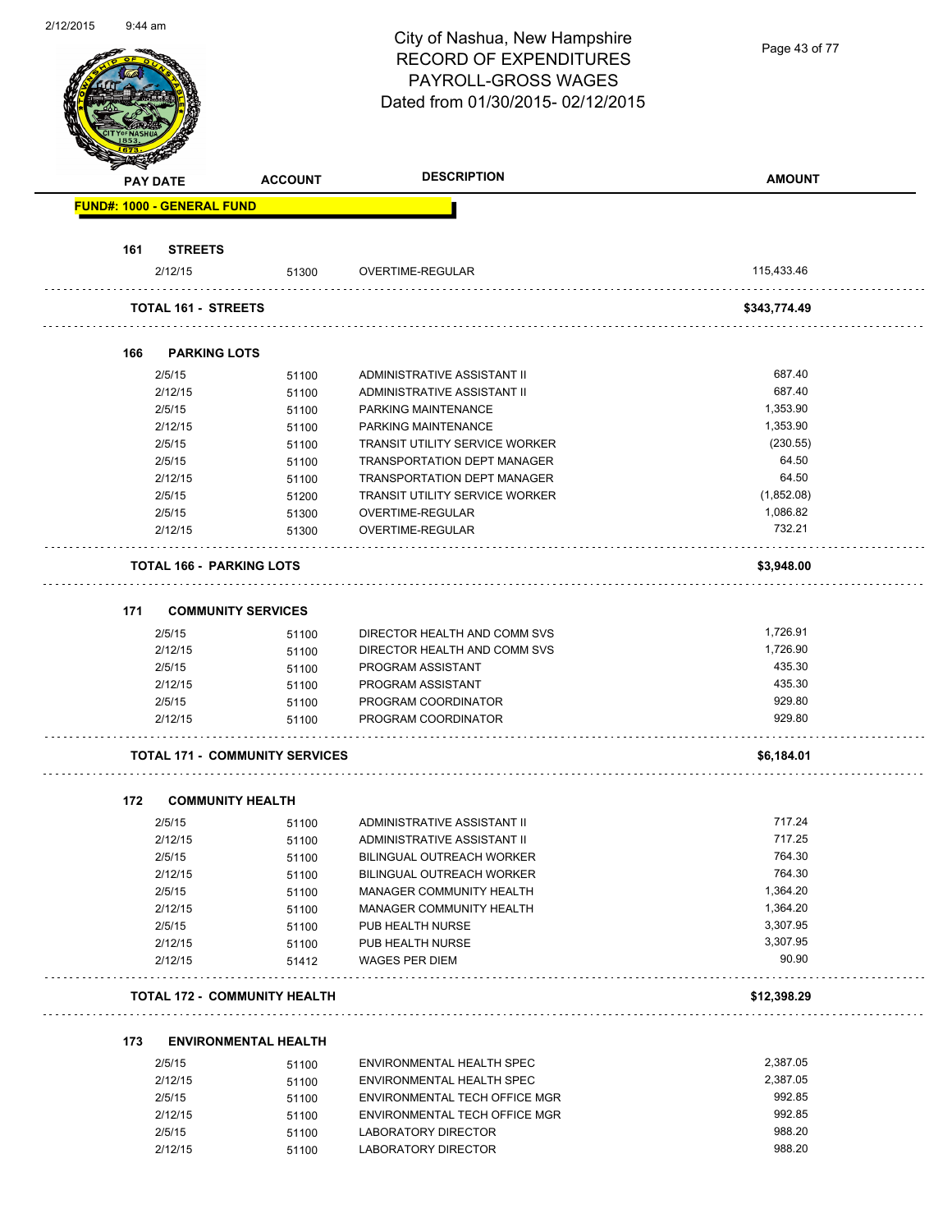# City of Nashua, New Hampshire
## RECORD OF EXPENDITURES
## PAYROLL-GROSS WAGES
## Dated from 01/30/2015- 02/12/2015

| PAY DATE | ACCOUNT | DESCRIPTION | AMOUNT |
|---|---|---|---|
| **FUND#: 1000 - GENERAL FUND** | | | |
| **161 STREETS** | | | |
| 2/12/15 | 51300 | OVERTIME-REGULAR | 115,433.46 |
| **TOTAL 161 - STREETS** | | | **$343,774.49** |
| **166 PARKING LOTS** | | | |
| 2/5/15 | 51100 | ADMINISTRATIVE ASSISTANT II | 687.40 |
| 2/12/15 | 51100 | ADMINISTRATIVE ASSISTANT II | 687.40 |
| 2/5/15 | 51100 | PARKING MAINTENANCE | 1,353.90 |
| 2/12/15 | 51100 | PARKING MAINTENANCE | 1,353.90 |
| 2/5/15 | 51100 | TRANSIT UTILITY SERVICE WORKER | (230.55) |
| 2/5/15 | 51100 | TRANSPORTATION DEPT MANAGER | 64.50 |
| 2/12/15 | 51100 | TRANSPORTATION DEPT MANAGER | 64.50 |
| 2/5/15 | 51200 | TRANSIT UTILITY SERVICE WORKER | (1,852.08) |
| 2/5/15 | 51300 | OVERTIME-REGULAR | 1,086.82 |
| 2/12/15 | 51300 | OVERTIME-REGULAR | 732.21 |
| **TOTAL 166 - PARKING LOTS** | | | **$3,948.00** |
| **171 COMMUNITY SERVICES** | | | |
| 2/5/15 | 51100 | DIRECTOR HEALTH AND COMM SVS | 1,726.91 |
| 2/12/15 | 51100 | DIRECTOR HEALTH AND COMM SVS | 1,726.90 |
| 2/5/15 | 51100 | PROGRAM ASSISTANT | 435.30 |
| 2/12/15 | 51100 | PROGRAM ASSISTANT | 435.30 |
| 2/5/15 | 51100 | PROGRAM COORDINATOR | 929.80 |
| 2/12/15 | 51100 | PROGRAM COORDINATOR | 929.80 |
| **TOTAL 171 - COMMUNITY SERVICES** | | | **$6,184.01** |
| **172 COMMUNITY HEALTH** | | | |
| 2/5/15 | 51100 | ADMINISTRATIVE ASSISTANT II | 717.24 |
| 2/12/15 | 51100 | ADMINISTRATIVE ASSISTANT II | 717.25 |
| 2/5/15 | 51100 | BILINGUAL OUTREACH WORKER | 764.30 |
| 2/12/15 | 51100 | BILINGUAL OUTREACH WORKER | 764.30 |
| 2/5/15 | 51100 | MANAGER COMMUNITY HEALTH | 1,364.20 |
| 2/12/15 | 51100 | MANAGER COMMUNITY HEALTH | 1,364.20 |
| 2/5/15 | 51100 | PUB HEALTH NURSE | 3,307.95 |
| 2/12/15 | 51100 | PUB HEALTH NURSE | 3,307.95 |
| 2/12/15 | 51412 | WAGES PER DIEM | 90.90 |
| **TOTAL 172 - COMMUNITY HEALTH** | | | **$12,398.29** |
| **173 ENVIRONMENTAL HEALTH** | | | |
| 2/5/15 | 51100 | ENVIRONMENTAL HEALTH SPEC | 2,387.05 |
| 2/12/15 | 51100 | ENVIRONMENTAL HEALTH SPEC | 2,387.05 |
| 2/5/15 | 51100 | ENVIRONMENTAL TECH OFFICE MGR | 992.85 |
| 2/12/15 | 51100 | ENVIRONMENTAL TECH OFFICE MGR | 992.85 |
| 2/5/15 | 51100 | LABORATORY DIRECTOR | 988.20 |
| 2/12/15 | 51100 | LABORATORY DIRECTOR | 988.20 |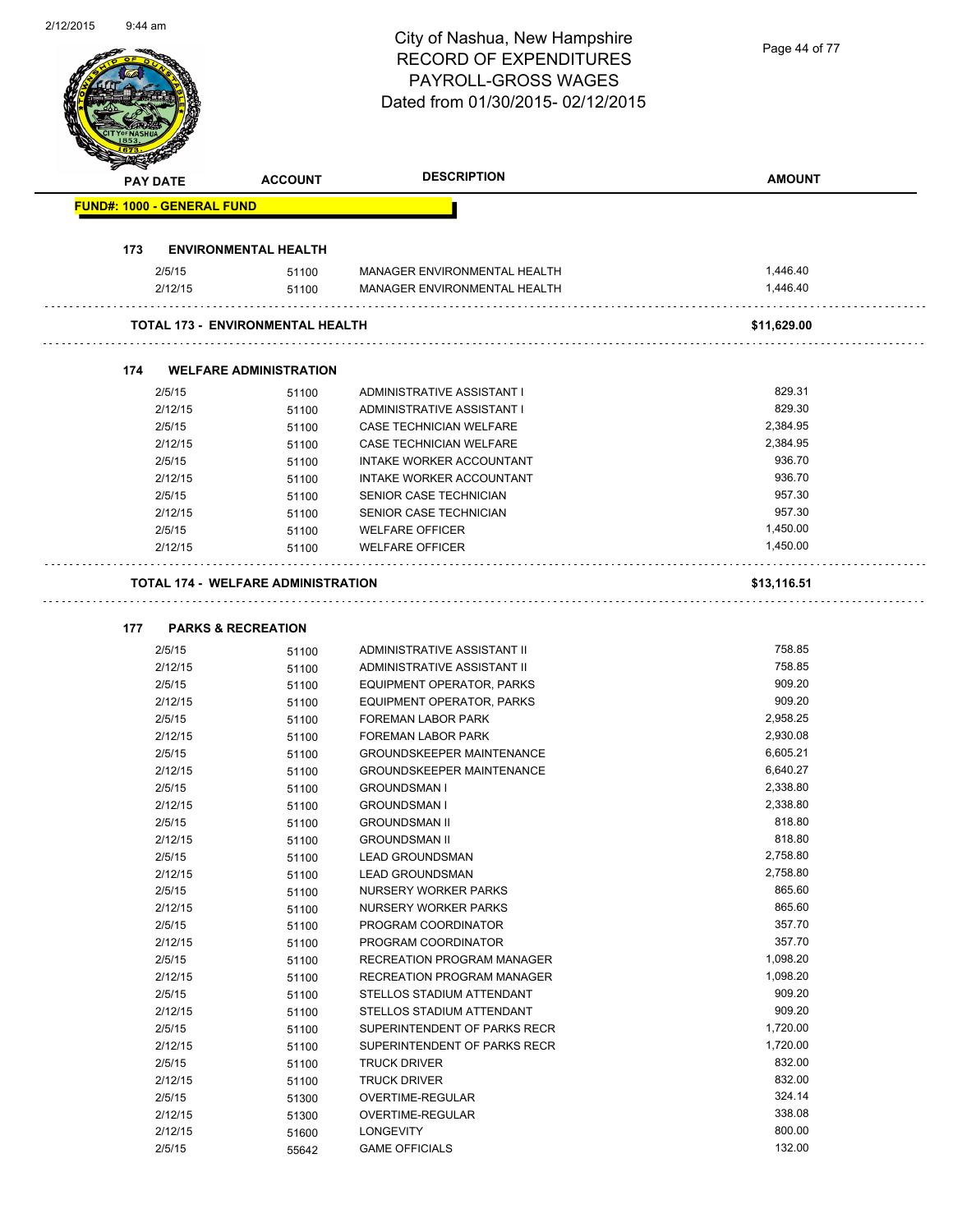City of Nashua, New Hampshire
RECORD OF EXPENDITURES
PAYROLL-GROSS WAGES
Dated from 01/30/2015- 02/12/2015

| PAY DATE | ACCOUNT | DESCRIPTION | AMOUNT |
|---|---|---|---|

**FUND#: 1000 - GENERAL FUND**

### 173 ENVIRONMENTAL HEALTH

| PAY DATE | ACCOUNT | DESCRIPTION | AMOUNT |
|---|---|---|---|
| 2/5/15 | 51100 | MANAGER ENVIRONMENTAL HEALTH | 1,446.40 |
| 2/12/15 | 51100 | MANAGER ENVIRONMENTAL HEALTH | 1,446.40 |

**TOTAL 173 - ENVIRONMENTAL HEALTH** **$11,629.00**

### 174 WELFARE ADMINISTRATION

| PAY DATE | ACCOUNT | DESCRIPTION | AMOUNT |
|---|---|---|---|
| 2/5/15 | 51100 | ADMINISTRATIVE ASSISTANT I | 829.31 |
| 2/12/15 | 51100 | ADMINISTRATIVE ASSISTANT I | 829.30 |
| 2/5/15 | 51100 | CASE TECHNICIAN WELFARE | 2,384.95 |
| 2/12/15 | 51100 | CASE TECHNICIAN WELFARE | 2,384.95 |
| 2/5/15 | 51100 | INTAKE WORKER ACCOUNTANT | 936.70 |
| 2/12/15 | 51100 | INTAKE WORKER ACCOUNTANT | 936.70 |
| 2/5/15 | 51100 | SENIOR CASE TECHNICIAN | 957.30 |
| 2/12/15 | 51100 | SENIOR CASE TECHNICIAN | 957.30 |
| 2/5/15 | 51100 | WELFARE OFFICER | 1,450.00 |
| 2/12/15 | 51100 | WELFARE OFFICER | 1,450.00 |

**TOTAL 174 - WELFARE ADMINISTRATION** **$13,116.51**

### 177 PARKS & RECREATION

| PAY DATE | ACCOUNT | DESCRIPTION | AMOUNT |
|---|---|---|---|
| 2/5/15 | 51100 | ADMINISTRATIVE ASSISTANT II | 758.85 |
| 2/12/15 | 51100 | ADMINISTRATIVE ASSISTANT II | 758.85 |
| 2/5/15 | 51100 | EQUIPMENT OPERATOR, PARKS | 909.20 |
| 2/12/15 | 51100 | EQUIPMENT OPERATOR, PARKS | 909.20 |
| 2/5/15 | 51100 | FOREMAN LABOR PARK | 2,958.25 |
| 2/12/15 | 51100 | FOREMAN LABOR PARK | 2,930.08 |
| 2/5/15 | 51100 | GROUNDSKEEPER MAINTENANCE | 6,605.21 |
| 2/12/15 | 51100 | GROUNDSKEEPER MAINTENANCE | 6,640.27 |
| 2/5/15 | 51100 | GROUNDSMAN I | 2,338.80 |
| 2/12/15 | 51100 | GROUNDSMAN I | 2,338.80 |
| 2/5/15 | 51100 | GROUNDSMAN II | 818.80 |
| 2/12/15 | 51100 | GROUNDSMAN II | 818.80 |
| 2/5/15 | 51100 | LEAD GROUNDSMAN | 2,758.80 |
| 2/12/15 | 51100 | LEAD GROUNDSMAN | 2,758.80 |
| 2/5/15 | 51100 | NURSERY WORKER PARKS | 865.60 |
| 2/12/15 | 51100 | NURSERY WORKER PARKS | 865.60 |
| 2/5/15 | 51100 | PROGRAM COORDINATOR | 357.70 |
| 2/12/15 | 51100 | PROGRAM COORDINATOR | 357.70 |
| 2/5/15 | 51100 | RECREATION PROGRAM MANAGER | 1,098.20 |
| 2/12/15 | 51100 | RECREATION PROGRAM MANAGER | 1,098.20 |
| 2/5/15 | 51100 | STELLOS STADIUM ATTENDANT | 909.20 |
| 2/12/15 | 51100 | STELLOS STADIUM ATTENDANT | 909.20 |
| 2/5/15 | 51100 | SUPERINTENDENT OF PARKS RECR | 1,720.00 |
| 2/12/15 | 51100 | SUPERINTENDENT OF PARKS RECR | 1,720.00 |
| 2/5/15 | 51100 | TRUCK DRIVER | 832.00 |
| 2/12/15 | 51100 | TRUCK DRIVER | 832.00 |
| 2/5/15 | 51300 | OVERTIME-REGULAR | 324.14 |
| 2/12/15 | 51300 | OVERTIME-REGULAR | 338.08 |
| 2/12/15 | 51600 | LONGEVITY | 800.00 |
| 2/5/15 | 55642 | GAME OFFICIALS | 132.00 |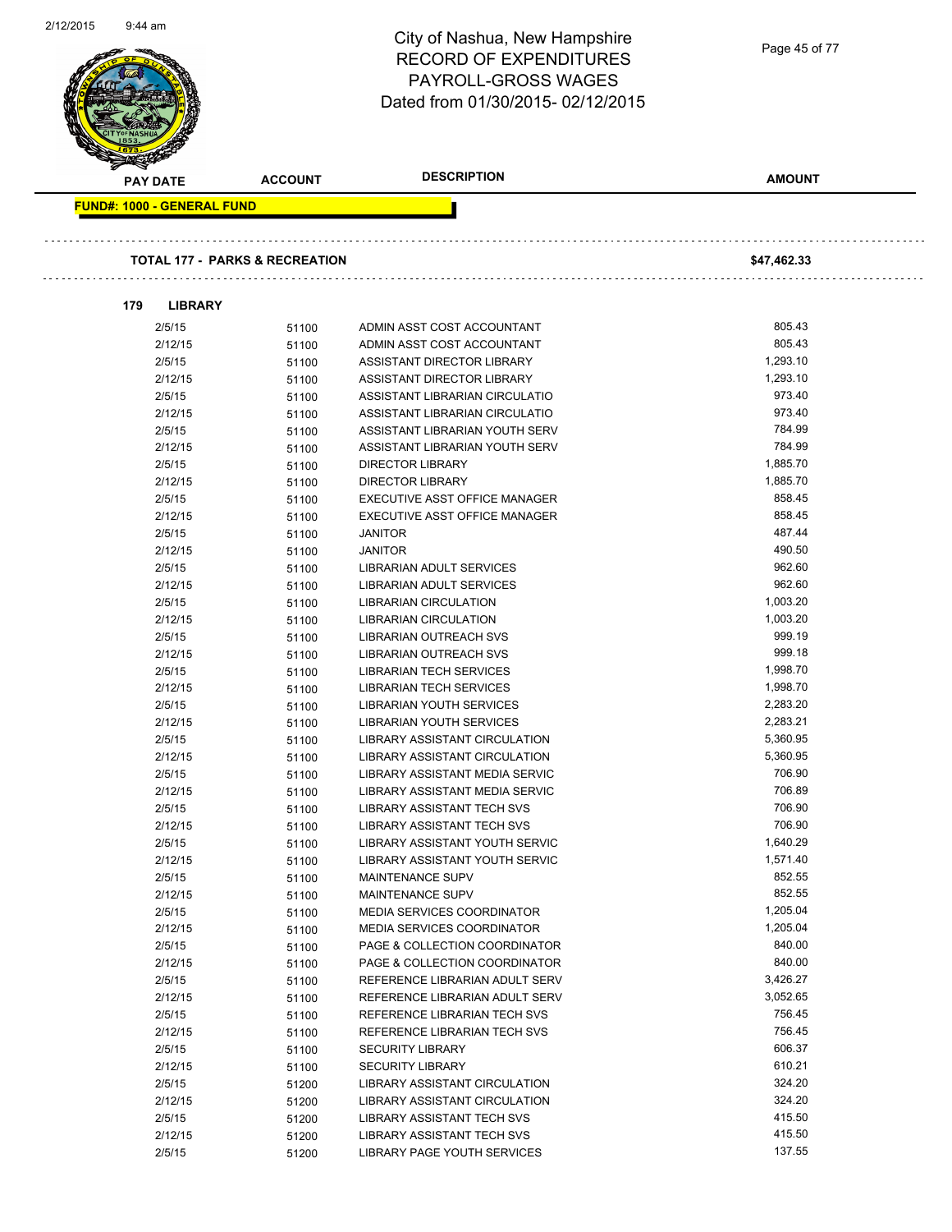# City of Nashua, New Hampshire
# RECORD OF EXPENDITURES
# PAYROLL-GROSS WAGES
# Dated from 01/30/2015- 02/12/2015

| PAY DATE | ACCOUNT | DESCRIPTION | AMOUNT |
|---|---|---|---|

**FUND#: 1000 - GENERAL FUND**

**TOTAL 177 - PARKS & RECREATION** **$47,462.33**

**179 LIBRARY**

| PAY DATE | ACCOUNT | DESCRIPTION | AMOUNT |
|---|---|---|---|
| 2/5/15 | 51100 | ADMIN ASST COST ACCOUNTANT | 805.43 |
| 2/12/15 | 51100 | ADMIN ASST COST ACCOUNTANT | 805.43 |
| 2/5/15 | 51100 | ASSISTANT DIRECTOR LIBRARY | 1,293.10 |
| 2/12/15 | 51100 | ASSISTANT DIRECTOR LIBRARY | 1,293.10 |
| 2/5/15 | 51100 | ASSISTANT LIBRARIAN CIRCULATIO | 973.40 |
| 2/12/15 | 51100 | ASSISTANT LIBRARIAN CIRCULATIO | 973.40 |
| 2/5/15 | 51100 | ASSISTANT LIBRARIAN YOUTH SERV | 784.99 |
| 2/12/15 | 51100 | ASSISTANT LIBRARIAN YOUTH SERV | 784.99 |
| 2/5/15 | 51100 | DIRECTOR LIBRARY | 1,885.70 |
| 2/12/15 | 51100 | DIRECTOR LIBRARY | 1,885.70 |
| 2/5/15 | 51100 | EXECUTIVE ASST OFFICE MANAGER | 858.45 |
| 2/12/15 | 51100 | EXECUTIVE ASST OFFICE MANAGER | 858.45 |
| 2/5/15 | 51100 | JANITOR | 487.44 |
| 2/12/15 | 51100 | JANITOR | 490.50 |
| 2/5/15 | 51100 | LIBRARIAN ADULT SERVICES | 962.60 |
| 2/12/15 | 51100 | LIBRARIAN ADULT SERVICES | 962.60 |
| 2/5/15 | 51100 | LIBRARIAN CIRCULATION | 1,003.20 |
| 2/12/15 | 51100 | LIBRARIAN CIRCULATION | 1,003.20 |
| 2/5/15 | 51100 | LIBRARIAN OUTREACH SVS | 999.19 |
| 2/12/15 | 51100 | LIBRARIAN OUTREACH SVS | 999.18 |
| 2/5/15 | 51100 | LIBRARIAN TECH SERVICES | 1,998.70 |
| 2/12/15 | 51100 | LIBRARIAN TECH SERVICES | 1,998.70 |
| 2/5/15 | 51100 | LIBRARIAN YOUTH SERVICES | 2,283.20 |
| 2/12/15 | 51100 | LIBRARIAN YOUTH SERVICES | 2,283.21 |
| 2/5/15 | 51100 | LIBRARY ASSISTANT CIRCULATION | 5,360.95 |
| 2/12/15 | 51100 | LIBRARY ASSISTANT CIRCULATION | 5,360.95 |
| 2/5/15 | 51100 | LIBRARY ASSISTANT MEDIA SERVIC | 706.90 |
| 2/12/15 | 51100 | LIBRARY ASSISTANT MEDIA SERVIC | 706.89 |
| 2/5/15 | 51100 | LIBRARY ASSISTANT TECH SVS | 706.90 |
| 2/12/15 | 51100 | LIBRARY ASSISTANT TECH SVS | 706.90 |
| 2/5/15 | 51100 | LIBRARY ASSISTANT YOUTH SERVIC | 1,640.29 |
| 2/12/15 | 51100 | LIBRARY ASSISTANT YOUTH SERVIC | 1,571.40 |
| 2/5/15 | 51100 | MAINTENANCE SUPV | 852.55 |
| 2/12/15 | 51100 | MAINTENANCE SUPV | 852.55 |
| 2/5/15 | 51100 | MEDIA SERVICES COORDINATOR | 1,205.04 |
| 2/12/15 | 51100 | MEDIA SERVICES COORDINATOR | 1,205.04 |
| 2/5/15 | 51100 | PAGE & COLLECTION COORDINATOR | 840.00 |
| 2/12/15 | 51100 | PAGE & COLLECTION COORDINATOR | 840.00 |
| 2/5/15 | 51100 | REFERENCE LIBRARIAN ADULT SERV | 3,426.27 |
| 2/12/15 | 51100 | REFERENCE LIBRARIAN ADULT SERV | 3,052.65 |
| 2/5/15 | 51100 | REFERENCE LIBRARIAN TECH SVS | 756.45 |
| 2/12/15 | 51100 | REFERENCE LIBRARIAN TECH SVS | 756.45 |
| 2/5/15 | 51100 | SECURITY LIBRARY | 606.37 |
| 2/12/15 | 51100 | SECURITY LIBRARY | 610.21 |
| 2/5/15 | 51200 | LIBRARY ASSISTANT CIRCULATION | 324.20 |
| 2/12/15 | 51200 | LIBRARY ASSISTANT CIRCULATION | 324.20 |
| 2/5/15 | 51200 | LIBRARY ASSISTANT TECH SVS | 415.50 |
| 2/12/15 | 51200 | LIBRARY ASSISTANT TECH SVS | 415.50 |
| 2/5/15 | 51200 | LIBRARY PAGE YOUTH SERVICES | 137.55 |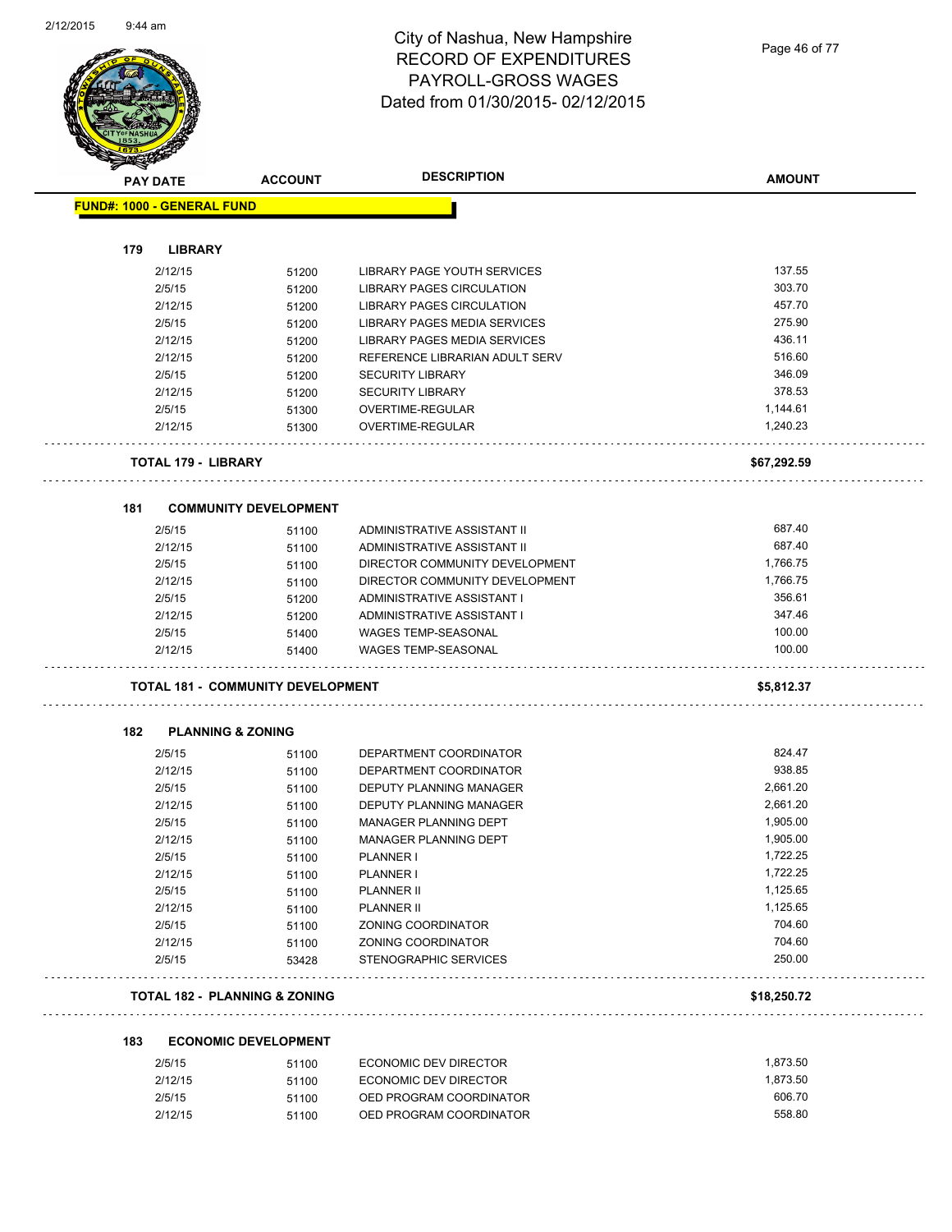# City of Nashua, New Hampshire
## RECORD OF EXPENDITURES
## PAYROLL-GROSS WAGES
## Dated from 01/30/2015- 02/12/2015

| PAY DATE | ACCOUNT | DESCRIPTION | AMOUNT |
|---|---|---|---|
| **FUND#: 1000 - GENERAL FUND** | | | |
| **179 LIBRARY** | | | |
| 2/12/15 | 51200 | LIBRARY PAGE YOUTH SERVICES | 137.55 |
| 2/5/15 | 51200 | LIBRARY PAGES CIRCULATION | 303.70 |
| 2/12/15 | 51200 | LIBRARY PAGES CIRCULATION | 457.70 |
| 2/5/15 | 51200 | LIBRARY PAGES MEDIA SERVICES | 275.90 |
| 2/12/15 | 51200 | LIBRARY PAGES MEDIA SERVICES | 436.11 |
| 2/12/15 | 51200 | REFERENCE LIBRARIAN ADULT SERV | 516.60 |
| 2/5/15 | 51200 | SECURITY LIBRARY | 346.09 |
| 2/12/15 | 51200 | SECURITY LIBRARY | 378.53 |
| 2/5/15 | 51300 | OVERTIME-REGULAR | 1,144.61 |
| 2/12/15 | 51300 | OVERTIME-REGULAR | 1,240.23 |
| **TOTAL 179 - LIBRARY** | | | **$67,292.59** |
| **181 COMMUNITY DEVELOPMENT** | | | |
| 2/5/15 | 51100 | ADMINISTRATIVE ASSISTANT II | 687.40 |
| 2/12/15 | 51100 | ADMINISTRATIVE ASSISTANT II | 687.40 |
| 2/5/15 | 51100 | DIRECTOR COMMUNITY DEVELOPMENT | 1,766.75 |
| 2/12/15 | 51100 | DIRECTOR COMMUNITY DEVELOPMENT | 1,766.75 |
| 2/5/15 | 51200 | ADMINISTRATIVE ASSISTANT I | 356.61 |
| 2/12/15 | 51200 | ADMINISTRATIVE ASSISTANT I | 347.46 |
| 2/5/15 | 51400 | WAGES TEMP-SEASONAL | 100.00 |
| 2/12/15 | 51400 | WAGES TEMP-SEASONAL | 100.00 |
| **TOTAL 181 - COMMUNITY DEVELOPMENT** | | | **$5,812.37** |
| **182 PLANNING & ZONING** | | | |
| 2/5/15 | 51100 | DEPARTMENT COORDINATOR | 824.47 |
| 2/12/15 | 51100 | DEPARTMENT COORDINATOR | 938.85 |
| 2/5/15 | 51100 | DEPUTY PLANNING MANAGER | 2,661.20 |
| 2/12/15 | 51100 | DEPUTY PLANNING MANAGER | 2,661.20 |
| 2/5/15 | 51100 | MANAGER PLANNING DEPT | 1,905.00 |
| 2/12/15 | 51100 | MANAGER PLANNING DEPT | 1,905.00 |
| 2/5/15 | 51100 | PLANNER I | 1,722.25 |
| 2/12/15 | 51100 | PLANNER I | 1,722.25 |
| 2/5/15 | 51100 | PLANNER II | 1,125.65 |
| 2/12/15 | 51100 | PLANNER II | 1,125.65 |
| 2/5/15 | 51100 | ZONING COORDINATOR | 704.60 |
| 2/12/15 | 51100 | ZONING COORDINATOR | 704.60 |
| 2/5/15 | 53428 | STENOGRAPHIC SERVICES | 250.00 |
| **TOTAL 182 - PLANNING & ZONING** | | | **$18,250.72** |
| **183 ECONOMIC DEVELOPMENT** | | | |
| 2/5/15 | 51100 | ECONOMIC DEV DIRECTOR | 1,873.50 |
| 2/12/15 | 51100 | ECONOMIC DEV DIRECTOR | 1,873.50 |
| 2/5/15 | 51100 | OED PROGRAM COORDINATOR | 606.70 |
| 2/12/15 | 51100 | OED PROGRAM COORDINATOR | 558.80 |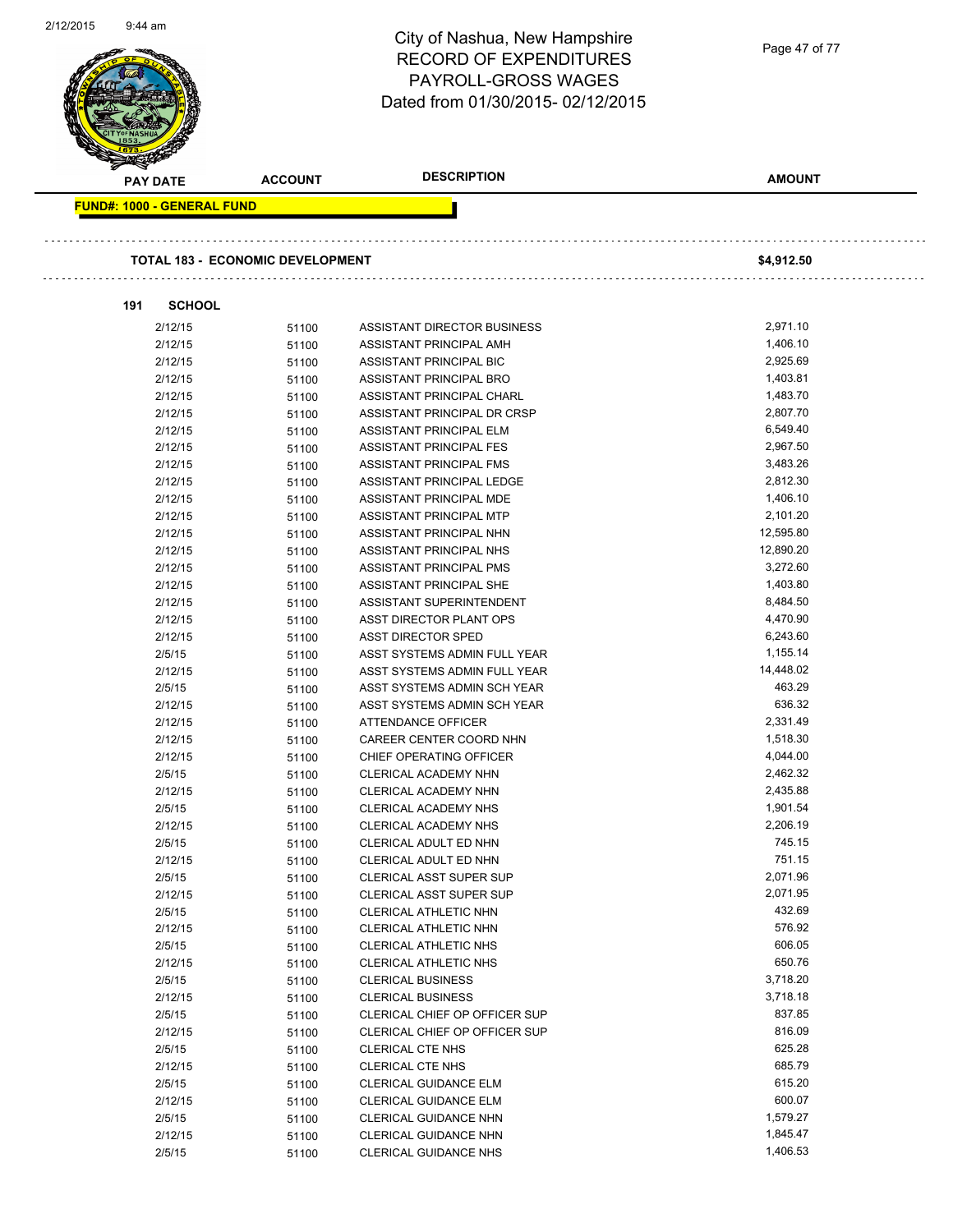City of Nashua, New Hampshire
RECORD OF EXPENDITURES
PAYROLL-GROSS WAGES
Dated from 01/30/2015- 02/12/2015

| PAY DATE | ACCOUNT | DESCRIPTION | AMOUNT |
|---|---|---|---|

**FUND#: 1000 - GENERAL FUND**

**TOTAL 183 - ECONOMIC DEVELOPMENT** **$4,912.50**

**191 SCHOOL**

| PAY DATE | ACCOUNT | DESCRIPTION | AMOUNT |
|---|---|---|---|
| 2/12/15 | 51100 | ASSISTANT DIRECTOR BUSINESS | 2,971.10 |
| 2/12/15 | 51100 | ASSISTANT PRINCIPAL AMH | 1,406.10 |
| 2/12/15 | 51100 | ASSISTANT PRINCIPAL BIC | 2,925.69 |
| 2/12/15 | 51100 | ASSISTANT PRINCIPAL BRO | 1,403.81 |
| 2/12/15 | 51100 | ASSISTANT PRINCIPAL CHARL | 1,483.70 |
| 2/12/15 | 51100 | ASSISTANT PRINCIPAL DR CRSP | 2,807.70 |
| 2/12/15 | 51100 | ASSISTANT PRINCIPAL ELM | 6,549.40 |
| 2/12/15 | 51100 | ASSISTANT PRINCIPAL FES | 2,967.50 |
| 2/12/15 | 51100 | ASSISTANT PRINCIPAL FMS | 3,483.26 |
| 2/12/15 | 51100 | ASSISTANT PRINCIPAL LEDGE | 2,812.30 |
| 2/12/15 | 51100 | ASSISTANT PRINCIPAL MDE | 1,406.10 |
| 2/12/15 | 51100 | ASSISTANT PRINCIPAL MTP | 2,101.20 |
| 2/12/15 | 51100 | ASSISTANT PRINCIPAL NHN | 12,595.80 |
| 2/12/15 | 51100 | ASSISTANT PRINCIPAL NHS | 12,890.20 |
| 2/12/15 | 51100 | ASSISTANT PRINCIPAL PMS | 3,272.60 |
| 2/12/15 | 51100 | ASSISTANT PRINCIPAL SHE | 1,403.80 |
| 2/12/15 | 51100 | ASSISTANT SUPERINTENDENT | 8,484.50 |
| 2/12/15 | 51100 | ASST DIRECTOR PLANT OPS | 4,470.90 |
| 2/12/15 | 51100 | ASST DIRECTOR SPED | 6,243.60 |
| 2/5/15 | 51100 | ASST SYSTEMS ADMIN FULL YEAR | 1,155.14 |
| 2/12/15 | 51100 | ASST SYSTEMS ADMIN FULL YEAR | 14,448.02 |
| 2/5/15 | 51100 | ASST SYSTEMS ADMIN SCH YEAR | 463.29 |
| 2/12/15 | 51100 | ASST SYSTEMS ADMIN SCH YEAR | 636.32 |
| 2/12/15 | 51100 | ATTENDANCE OFFICER | 2,331.49 |
| 2/12/15 | 51100 | CAREER CENTER COORD NHN | 1,518.30 |
| 2/12/15 | 51100 | CHIEF OPERATING OFFICER | 4,044.00 |
| 2/5/15 | 51100 | CLERICAL ACADEMY NHN | 2,462.32 |
| 2/12/15 | 51100 | CLERICAL ACADEMY NHN | 2,435.88 |
| 2/5/15 | 51100 | CLERICAL ACADEMY NHS | 1,901.54 |
| 2/12/15 | 51100 | CLERICAL ACADEMY NHS | 2,206.19 |
| 2/5/15 | 51100 | CLERICAL ADULT ED NHN | 745.15 |
| 2/12/15 | 51100 | CLERICAL ADULT ED NHN | 751.15 |
| 2/5/15 | 51100 | CLERICAL ASST SUPER SUP | 2,071.96 |
| 2/12/15 | 51100 | CLERICAL ASST SUPER SUP | 2,071.95 |
| 2/5/15 | 51100 | CLERICAL ATHLETIC NHN | 432.69 |
| 2/12/15 | 51100 | CLERICAL ATHLETIC NHN | 576.92 |
| 2/5/15 | 51100 | CLERICAL ATHLETIC NHS | 606.05 |
| 2/12/15 | 51100 | CLERICAL ATHLETIC NHS | 650.76 |
| 2/5/15 | 51100 | CLERICAL BUSINESS | 3,718.20 |
| 2/12/15 | 51100 | CLERICAL BUSINESS | 3,718.18 |
| 2/5/15 | 51100 | CLERICAL CHIEF OP OFFICER SUP | 837.85 |
| 2/12/15 | 51100 | CLERICAL CHIEF OP OFFICER SUP | 816.09 |
| 2/5/15 | 51100 | CLERICAL CTE NHS | 625.28 |
| 2/12/15 | 51100 | CLERICAL CTE NHS | 685.79 |
| 2/5/15 | 51100 | CLERICAL GUIDANCE ELM | 615.20 |
| 2/12/15 | 51100 | CLERICAL GUIDANCE ELM | 600.07 |
| 2/5/15 | 51100 | CLERICAL GUIDANCE NHN | 1,579.27 |
| 2/12/15 | 51100 | CLERICAL GUIDANCE NHN | 1,845.47 |
| 2/5/15 | 51100 | CLERICAL GUIDANCE NHS | 1,406.53 |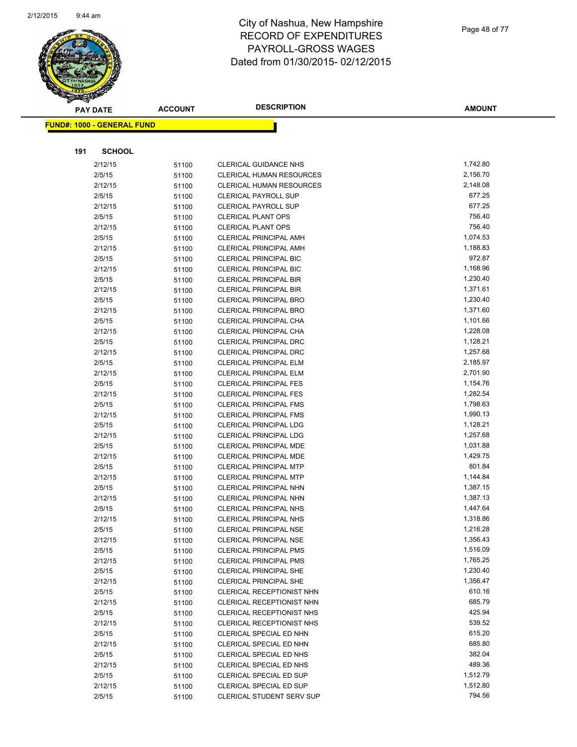# City of Nashua, New Hampshire
# RECORD OF EXPENDITURES
# PAYROLL-GROSS WAGES
# Dated from 01/30/2015- 02/12/2015

**FUND#: 1000 - GENERAL FUND**

**191 SCHOOL**

| PAY DATE | ACCOUNT | DESCRIPTION | AMOUNT |
|---|---|---|---|
| 2/12/15 | 51100 | CLERICAL GUIDANCE NHS | 1,742.80 |
| 2/5/15 | 51100 | CLERICAL HUMAN RESOURCES | 2,156.70 |
| 2/12/15 | 51100 | CLERICAL HUMAN RESOURCES | 2,148.08 |
| 2/5/15 | 51100 | CLERICAL PAYROLL SUP | 677.25 |
| 2/12/15 | 51100 | CLERICAL PAYROLL SUP | 677.25 |
| 2/5/15 | 51100 | CLERICAL PLANT OPS | 756.40 |
| 2/12/15 | 51100 | CLERICAL PLANT OPS | 756.40 |
| 2/5/15 | 51100 | CLERICAL PRINCIPAL AMH | 1,074.53 |
| 2/12/15 | 51100 | CLERICAL PRINCIPAL AMH | 1,188.83 |
| 2/5/15 | 51100 | CLERICAL PRINCIPAL BIC | 972.87 |
| 2/12/15 | 51100 | CLERICAL PRINCIPAL BIC | 1,168.96 |
| 2/5/15 | 51100 | CLERICAL PRINCIPAL BIR | 1,230.40 |
| 2/12/15 | 51100 | CLERICAL PRINCIPAL BIR | 1,371.61 |
| 2/5/15 | 51100 | CLERICAL PRINCIPAL BRO | 1,230.40 |
| 2/12/15 | 51100 | CLERICAL PRINCIPAL BRO | 1,371.60 |
| 2/5/15 | 51100 | CLERICAL PRINCIPAL CHA | 1,101.66 |
| 2/12/15 | 51100 | CLERICAL PRINCIPAL CHA | 1,228.08 |
| 2/5/15 | 51100 | CLERICAL PRINCIPAL DRC | 1,128.21 |
| 2/12/15 | 51100 | CLERICAL PRINCIPAL DRC | 1,257.68 |
| 2/5/15 | 51100 | CLERICAL PRINCIPAL ELM | 2,185.97 |
| 2/12/15 | 51100 | CLERICAL PRINCIPAL ELM | 2,701.90 |
| 2/5/15 | 51100 | CLERICAL PRINCIPAL FES | 1,154.76 |
| 2/12/15 | 51100 | CLERICAL PRINCIPAL FES | 1,282.54 |
| 2/5/15 | 51100 | CLERICAL PRINCIPAL FMS | 1,798.63 |
| 2/12/15 | 51100 | CLERICAL PRINCIPAL FMS | 1,990.13 |
| 2/5/15 | 51100 | CLERICAL PRINCIPAL LDG | 1,128.21 |
| 2/12/15 | 51100 | CLERICAL PRINCIPAL LDG | 1,257.68 |
| 2/5/15 | 51100 | CLERICAL PRINCIPAL MDE | 1,031.88 |
| 2/12/15 | 51100 | CLERICAL PRINCIPAL MDE | 1,429.75 |
| 2/5/15 | 51100 | CLERICAL PRINCIPAL MTP | 801.84 |
| 2/12/15 | 51100 | CLERICAL PRINCIPAL MTP | 1,144.84 |
| 2/5/15 | 51100 | CLERICAL PRINCIPAL NHN | 1,387.15 |
| 2/12/15 | 51100 | CLERICAL PRINCIPAL NHN | 1,387.13 |
| 2/5/15 | 51100 | CLERICAL PRINCIPAL NHS | 1,447.64 |
| 2/12/15 | 51100 | CLERICAL PRINCIPAL NHS | 1,318.86 |
| 2/5/15 | 51100 | CLERICAL PRINCIPAL NSE | 1,216.28 |
| 2/12/15 | 51100 | CLERICAL PRINCIPAL NSE | 1,356.43 |
| 2/5/15 | 51100 | CLERICAL PRINCIPAL PMS | 1,516.09 |
| 2/12/15 | 51100 | CLERICAL PRINCIPAL PMS | 1,765.25 |
| 2/5/15 | 51100 | CLERICAL PRINCIPAL SHE | 1,230.40 |
| 2/12/15 | 51100 | CLERICAL PRINCIPAL SHE | 1,356.47 |
| 2/5/15 | 51100 | CLERICAL RECEPTIONIST NHN | 610.16 |
| 2/12/15 | 51100 | CLERICAL RECEPTIONIST NHN | 685.79 |
| 2/5/15 | 51100 | CLERICAL RECEPTIONIST NHS | 425.94 |
| 2/12/15 | 51100 | CLERICAL RECEPTIONIST NHS | 539.52 |
| 2/5/15 | 51100 | CLERICAL SPECIAL ED NHN | 615.20 |
| 2/12/15 | 51100 | CLERICAL SPECIAL ED NHN | 685.80 |
| 2/5/15 | 51100 | CLERICAL SPECIAL ED NHS | 382.04 |
| 2/12/15 | 51100 | CLERICAL SPECIAL ED NHS | 489.36 |
| 2/5/15 | 51100 | CLERICAL SPECIAL ED SUP | 1,512.79 |
| 2/12/15 | 51100 | CLERICAL SPECIAL ED SUP | 1,512.80 |
| 2/5/15 | 51100 | CLERICAL STUDENT SERV SUP | 794.56 |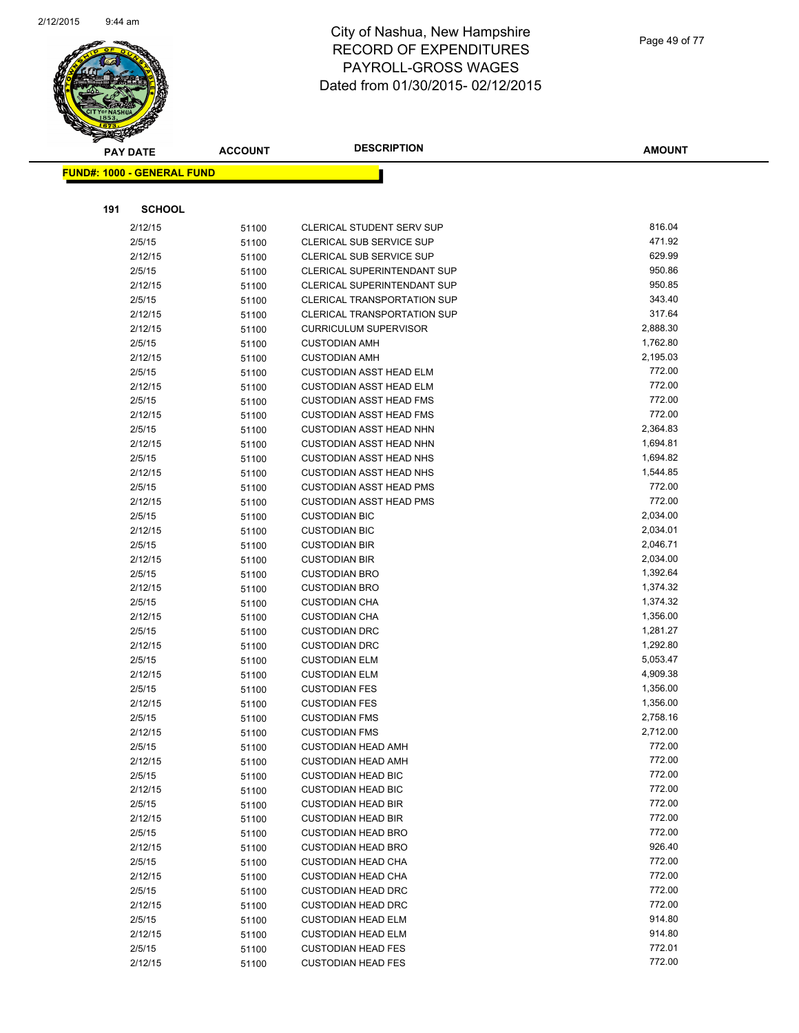# City of Nashua, New Hampshire
# RECORD OF EXPENDITURES
# PAYROLL-GROSS WAGES
# Dated from 01/30/2015- 02/12/2015

| PAY DATE | ACCOUNT | DESCRIPTION | AMOUNT |
|---|---|---|---|

**FUND#: 1000 - GENERAL FUND**

**191 SCHOOL**

| PAY DATE | ACCOUNT | DESCRIPTION | AMOUNT |
|---|---|---|---|
| 2/12/15 | 51100 | CLERICAL STUDENT SERV SUP | 816.04 |
| 2/5/15 | 51100 | CLERICAL SUB SERVICE SUP | 471.92 |
| 2/12/15 | 51100 | CLERICAL SUB SERVICE SUP | 629.99 |
| 2/5/15 | 51100 | CLERICAL SUPERINTENDANT SUP | 950.86 |
| 2/12/15 | 51100 | CLERICAL SUPERINTENDANT SUP | 950.85 |
| 2/5/15 | 51100 | CLERICAL TRANSPORTATION SUP | 343.40 |
| 2/12/15 | 51100 | CLERICAL TRANSPORTATION SUP | 317.64 |
| 2/12/15 | 51100 | CURRICULUM SUPERVISOR | 2,888.30 |
| 2/5/15 | 51100 | CUSTODIAN AMH | 1,762.80 |
| 2/12/15 | 51100 | CUSTODIAN AMH | 2,195.03 |
| 2/5/15 | 51100 | CUSTODIAN ASST HEAD ELM | 772.00 |
| 2/12/15 | 51100 | CUSTODIAN ASST HEAD ELM | 772.00 |
| 2/5/15 | 51100 | CUSTODIAN ASST HEAD FMS | 772.00 |
| 2/12/15 | 51100 | CUSTODIAN ASST HEAD FMS | 772.00 |
| 2/5/15 | 51100 | CUSTODIAN ASST HEAD NHN | 2,364.83 |
| 2/12/15 | 51100 | CUSTODIAN ASST HEAD NHN | 1,694.81 |
| 2/5/15 | 51100 | CUSTODIAN ASST HEAD NHS | 1,694.82 |
| 2/12/15 | 51100 | CUSTODIAN ASST HEAD NHS | 1,544.85 |
| 2/5/15 | 51100 | CUSTODIAN ASST HEAD PMS | 772.00 |
| 2/12/15 | 51100 | CUSTODIAN ASST HEAD PMS | 772.00 |
| 2/5/15 | 51100 | CUSTODIAN BIC | 2,034.00 |
| 2/12/15 | 51100 | CUSTODIAN BIC | 2,034.01 |
| 2/5/15 | 51100 | CUSTODIAN BIR | 2,046.71 |
| 2/12/15 | 51100 | CUSTODIAN BIR | 2,034.00 |
| 2/5/15 | 51100 | CUSTODIAN BRO | 1,392.64 |
| 2/12/15 | 51100 | CUSTODIAN BRO | 1,374.32 |
| 2/5/15 | 51100 | CUSTODIAN CHA | 1,374.32 |
| 2/12/15 | 51100 | CUSTODIAN CHA | 1,356.00 |
| 2/5/15 | 51100 | CUSTODIAN DRC | 1,281.27 |
| 2/12/15 | 51100 | CUSTODIAN DRC | 1,292.80 |
| 2/5/15 | 51100 | CUSTODIAN ELM | 5,053.47 |
| 2/12/15 | 51100 | CUSTODIAN ELM | 4,909.38 |
| 2/5/15 | 51100 | CUSTODIAN FES | 1,356.00 |
| 2/12/15 | 51100 | CUSTODIAN FES | 1,356.00 |
| 2/5/15 | 51100 | CUSTODIAN FMS | 2,758.16 |
| 2/12/15 | 51100 | CUSTODIAN FMS | 2,712.00 |
| 2/5/15 | 51100 | CUSTODIAN HEAD AMH | 772.00 |
| 2/12/15 | 51100 | CUSTODIAN HEAD AMH | 772.00 |
| 2/5/15 | 51100 | CUSTODIAN HEAD BIC | 772.00 |
| 2/12/15 | 51100 | CUSTODIAN HEAD BIC | 772.00 |
| 2/5/15 | 51100 | CUSTODIAN HEAD BIR | 772.00 |
| 2/12/15 | 51100 | CUSTODIAN HEAD BIR | 772.00 |
| 2/5/15 | 51100 | CUSTODIAN HEAD BRO | 772.00 |
| 2/12/15 | 51100 | CUSTODIAN HEAD BRO | 926.40 |
| 2/5/15 | 51100 | CUSTODIAN HEAD CHA | 772.00 |
| 2/12/15 | 51100 | CUSTODIAN HEAD CHA | 772.00 |
| 2/5/15 | 51100 | CUSTODIAN HEAD DRC | 772.00 |
| 2/12/15 | 51100 | CUSTODIAN HEAD DRC | 772.00 |
| 2/5/15 | 51100 | CUSTODIAN HEAD ELM | 914.80 |
| 2/12/15 | 51100 | CUSTODIAN HEAD ELM | 914.80 |
| 2/5/15 | 51100 | CUSTODIAN HEAD FES | 772.01 |
| 2/12/15 | 51100 | CUSTODIAN HEAD FES | 772.00 |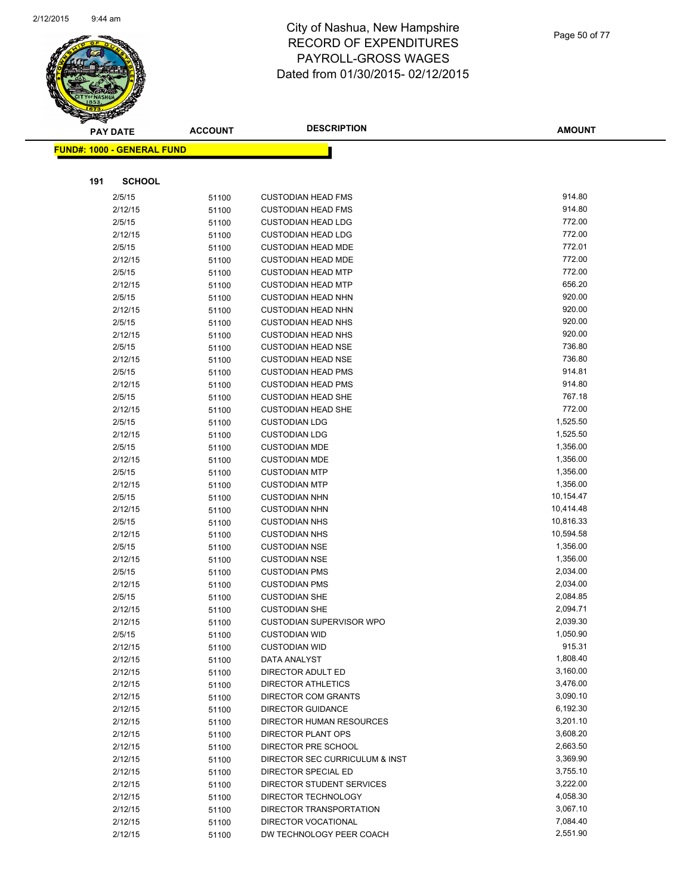# City of Nashua, New Hampshire
# RECORD OF EXPENDITURES
# PAYROLL-GROSS WAGES
# Dated from 01/30/2015- 02/12/2015

**FUND#: 1000 - GENERAL FUND**

**191 SCHOOL**

| PAY DATE | ACCOUNT | DESCRIPTION | AMOUNT |
|---|---|---|---|
| 2/5/15 | 51100 | CUSTODIAN HEAD FMS | 914.80 |
| 2/12/15 | 51100 | CUSTODIAN HEAD FMS | 914.80 |
| 2/5/15 | 51100 | CUSTODIAN HEAD LDG | 772.00 |
| 2/12/15 | 51100 | CUSTODIAN HEAD LDG | 772.00 |
| 2/5/15 | 51100 | CUSTODIAN HEAD MDE | 772.01 |
| 2/12/15 | 51100 | CUSTODIAN HEAD MDE | 772.00 |
| 2/5/15 | 51100 | CUSTODIAN HEAD MTP | 772.00 |
| 2/12/15 | 51100 | CUSTODIAN HEAD MTP | 656.20 |
| 2/5/15 | 51100 | CUSTODIAN HEAD NHN | 920.00 |
| 2/12/15 | 51100 | CUSTODIAN HEAD NHN | 920.00 |
| 2/5/15 | 51100 | CUSTODIAN HEAD NHS | 920.00 |
| 2/12/15 | 51100 | CUSTODIAN HEAD NHS | 920.00 |
| 2/5/15 | 51100 | CUSTODIAN HEAD NSE | 736.80 |
| 2/12/15 | 51100 | CUSTODIAN HEAD NSE | 736.80 |
| 2/5/15 | 51100 | CUSTODIAN HEAD PMS | 914.81 |
| 2/12/15 | 51100 | CUSTODIAN HEAD PMS | 914.80 |
| 2/5/15 | 51100 | CUSTODIAN HEAD SHE | 767.18 |
| 2/12/15 | 51100 | CUSTODIAN HEAD SHE | 772.00 |
| 2/5/15 | 51100 | CUSTODIAN LDG | 1,525.50 |
| 2/12/15 | 51100 | CUSTODIAN LDG | 1,525.50 |
| 2/5/15 | 51100 | CUSTODIAN MDE | 1,356.00 |
| 2/12/15 | 51100 | CUSTODIAN MDE | 1,356.00 |
| 2/5/15 | 51100 | CUSTODIAN MTP | 1,356.00 |
| 2/12/15 | 51100 | CUSTODIAN MTP | 1,356.00 |
| 2/5/15 | 51100 | CUSTODIAN NHN | 10,154.47 |
| 2/12/15 | 51100 | CUSTODIAN NHN | 10,414.48 |
| 2/5/15 | 51100 | CUSTODIAN NHS | 10,816.33 |
| 2/12/15 | 51100 | CUSTODIAN NHS | 10,594.58 |
| 2/5/15 | 51100 | CUSTODIAN NSE | 1,356.00 |
| 2/12/15 | 51100 | CUSTODIAN NSE | 1,356.00 |
| 2/5/15 | 51100 | CUSTODIAN PMS | 2,034.00 |
| 2/12/15 | 51100 | CUSTODIAN PMS | 2,034.00 |
| 2/5/15 | 51100 | CUSTODIAN SHE | 2,084.85 |
| 2/12/15 | 51100 | CUSTODIAN SHE | 2,094.71 |
| 2/12/15 | 51100 | CUSTODIAN SUPERVISOR WPO | 2,039.30 |
| 2/5/15 | 51100 | CUSTODIAN WID | 1,050.90 |
| 2/12/15 | 51100 | CUSTODIAN WID | 915.31 |
| 2/12/15 | 51100 | DATA ANALYST | 1,808.40 |
| 2/12/15 | 51100 | DIRECTOR ADULT ED | 3,160.00 |
| 2/12/15 | 51100 | DIRECTOR ATHLETICS | 3,476.00 |
| 2/12/15 | 51100 | DIRECTOR COM GRANTS | 3,090.10 |
| 2/12/15 | 51100 | DIRECTOR GUIDANCE | 6,192.30 |
| 2/12/15 | 51100 | DIRECTOR HUMAN RESOURCES | 3,201.10 |
| 2/12/15 | 51100 | DIRECTOR PLANT OPS | 3,608.20 |
| 2/12/15 | 51100 | DIRECTOR PRE SCHOOL | 2,663.50 |
| 2/12/15 | 51100 | DIRECTOR SEC CURRICULUM & INST | 3,369.90 |
| 2/12/15 | 51100 | DIRECTOR SPECIAL ED | 3,755.10 |
| 2/12/15 | 51100 | DIRECTOR STUDENT SERVICES | 3,222.00 |
| 2/12/15 | 51100 | DIRECTOR TECHNOLOGY | 4,058.30 |
| 2/12/15 | 51100 | DIRECTOR TRANSPORTATION | 3,067.10 |
| 2/12/15 | 51100 | DIRECTOR VOCATIONAL | 7,084.40 |
| 2/12/15 | 51100 | DW TECHNOLOGY PEER COACH | 2,551.90 |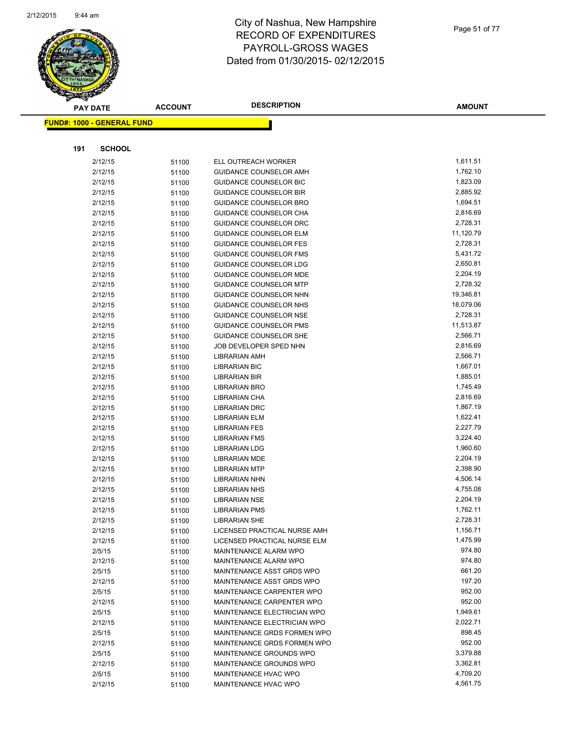# City of Nashua, New Hampshire
## RECORD OF EXPENDITURES
## PAYROLL-GROSS WAGES
## Dated from 01/30/2015- 02/12/2015

**FUND#: 1000 - GENERAL FUND**

**191 SCHOOL**

| PAY DATE | ACCOUNT | DESCRIPTION | AMOUNT |
|---|---|---|---|
| 2/12/15 | 51100 | ELL OUTREACH WORKER | 1,611.51 |
| 2/12/15 | 51100 | GUIDANCE COUNSELOR AMH | 1,762.10 |
| 2/12/15 | 51100 | GUIDANCE COUNSELOR BIC | 1,823.09 |
| 2/12/15 | 51100 | GUIDANCE COUNSELOR BIR | 2,885.92 |
| 2/12/15 | 51100 | GUIDANCE COUNSELOR BRO | 1,694.51 |
| 2/12/15 | 51100 | GUIDANCE COUNSELOR CHA | 2,816.69 |
| 2/12/15 | 51100 | GUIDANCE COUNSELOR DRC | 2,728.31 |
| 2/12/15 | 51100 | GUIDANCE COUNSELOR ELM | 11,120.79 |
| 2/12/15 | 51100 | GUIDANCE COUNSELOR FES | 2,728.31 |
| 2/12/15 | 51100 | GUIDANCE COUNSELOR FMS | 5,431.72 |
| 2/12/15 | 51100 | GUIDANCE COUNSELOR LDG | 2,650.81 |
| 2/12/15 | 51100 | GUIDANCE COUNSELOR MDE | 2,204.19 |
| 2/12/15 | 51100 | GUIDANCE COUNSELOR MTP | 2,728.32 |
| 2/12/15 | 51100 | GUIDANCE COUNSELOR NHN | 19,346.81 |
| 2/12/15 | 51100 | GUIDANCE COUNSELOR NHS | 18,079.06 |
| 2/12/15 | 51100 | GUIDANCE COUNSELOR NSE | 2,728.31 |
| 2/12/15 | 51100 | GUIDANCE COUNSELOR PMS | 11,513.87 |
| 2/12/15 | 51100 | GUIDANCE COUNSELOR SHE | 2,566.71 |
| 2/12/15 | 51100 | JOB DEVELOPER SPED NHN | 2,816.69 |
| 2/12/15 | 51100 | LIBRARIAN AMH | 2,566.71 |
| 2/12/15 | 51100 | LIBRARIAN BIC | 1,667.01 |
| 2/12/15 | 51100 | LIBRARIAN BIR | 1,885.01 |
| 2/12/15 | 51100 | LIBRARIAN BRO | 1,745.49 |
| 2/12/15 | 51100 | LIBRARIAN CHA | 2,816.69 |
| 2/12/15 | 51100 | LIBRARIAN DRC | 1,867.19 |
| 2/12/15 | 51100 | LIBRARIAN ELM | 1,622.41 |
| 2/12/15 | 51100 | LIBRARIAN FES | 2,227.79 |
| 2/12/15 | 51100 | LIBRARIAN FMS | 3,224.40 |
| 2/12/15 | 51100 | LIBRARIAN LDG | 1,960.60 |
| 2/12/15 | 51100 | LIBRARIAN MDE | 2,204.19 |
| 2/12/15 | 51100 | LIBRARIAN MTP | 2,398.90 |
| 2/12/15 | 51100 | LIBRARIAN NHN | 4,506.14 |
| 2/12/15 | 51100 | LIBRARIAN NHS | 4,755.08 |
| 2/12/15 | 51100 | LIBRARIAN NSE | 2,204.19 |
| 2/12/15 | 51100 | LIBRARIAN PMS | 1,762.11 |
| 2/12/15 | 51100 | LIBRARIAN SHE | 2,728.31 |
| 2/12/15 | 51100 | LICENSED PRACTICAL NURSE AMH | 1,156.71 |
| 2/12/15 | 51100 | LICENSED PRACTICAL NURSE ELM | 1,475.99 |
| 2/5/15 | 51100 | MAINTENANCE ALARM WPO | 974.80 |
| 2/12/15 | 51100 | MAINTENANCE ALARM WPO | 974.80 |
| 2/5/15 | 51100 | MAINTENANCE ASST GRDS WPO | 661.20 |
| 2/12/15 | 51100 | MAINTENANCE ASST GRDS WPO | 197.20 |
| 2/5/15 | 51100 | MAINTENANCE CARPENTER WPO | 952.00 |
| 2/12/15 | 51100 | MAINTENANCE CARPENTER WPO | 952.00 |
| 2/5/15 | 51100 | MAINTENANCE ELECTRICIAN WPO | 1,949.61 |
| 2/12/15 | 51100 | MAINTENANCE ELECTRICIAN WPO | 2,022.71 |
| 2/5/15 | 51100 | MAINTENANCE GRDS FORMEN WPO | 898.45 |
| 2/12/15 | 51100 | MAINTENANCE GRDS FORMEN WPO | 952.00 |
| 2/5/15 | 51100 | MAINTENANCE GROUNDS WPO | 3,379.88 |
| 2/12/15 | 51100 | MAINTENANCE GROUNDS WPO | 3,362.81 |
| 2/5/15 | 51100 | MAINTENANCE HVAC WPO | 4,709.20 |
| 2/12/15 | 51100 | MAINTENANCE HVAC WPO | 4,561.75 |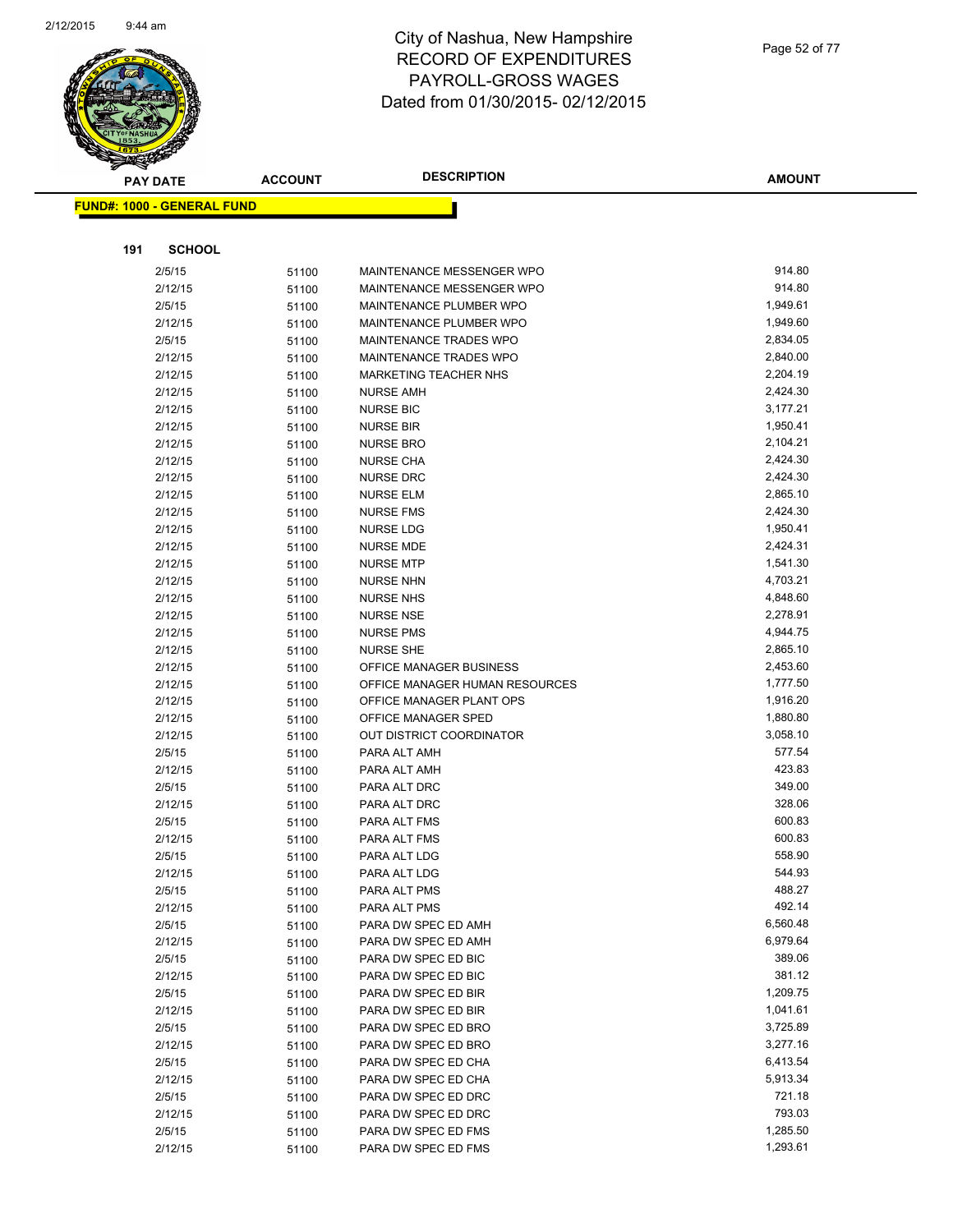# City of Nashua, New Hampshire
# RECORD OF EXPENDITURES
# PAYROLL-GROSS WAGES
# Dated from 01/30/2015- 02/12/2015

| PAY DATE | ACCOUNT | DESCRIPTION | AMOUNT |
|---|---|---|---|

**FUND#: 1000 - GENERAL FUND**

**191 SCHOOL**

| PAY DATE | ACCOUNT | DESCRIPTION | AMOUNT |
|---|---|---|---|
| 2/5/15 | 51100 | MAINTENANCE MESSENGER WPO | 914.80 |
| 2/12/15 | 51100 | MAINTENANCE MESSENGER WPO | 914.80 |
| 2/5/15 | 51100 | MAINTENANCE PLUMBER WPO | 1,949.61 |
| 2/12/15 | 51100 | MAINTENANCE PLUMBER WPO | 1,949.60 |
| 2/5/15 | 51100 | MAINTENANCE TRADES WPO | 2,834.05 |
| 2/12/15 | 51100 | MAINTENANCE TRADES WPO | 2,840.00 |
| 2/12/15 | 51100 | MARKETING TEACHER NHS | 2,204.19 |
| 2/12/15 | 51100 | NURSE AMH | 2,424.30 |
| 2/12/15 | 51100 | NURSE BIC | 3,177.21 |
| 2/12/15 | 51100 | NURSE BIR | 1,950.41 |
| 2/12/15 | 51100 | NURSE BRO | 2,104.21 |
| 2/12/15 | 51100 | NURSE CHA | 2,424.30 |
| 2/12/15 | 51100 | NURSE DRC | 2,424.30 |
| 2/12/15 | 51100 | NURSE ELM | 2,865.10 |
| 2/12/15 | 51100 | NURSE FMS | 2,424.30 |
| 2/12/15 | 51100 | NURSE LDG | 1,950.41 |
| 2/12/15 | 51100 | NURSE MDE | 2,424.31 |
| 2/12/15 | 51100 | NURSE MTP | 1,541.30 |
| 2/12/15 | 51100 | NURSE NHN | 4,703.21 |
| 2/12/15 | 51100 | NURSE NHS | 4,848.60 |
| 2/12/15 | 51100 | NURSE NSE | 2,278.91 |
| 2/12/15 | 51100 | NURSE PMS | 4,944.75 |
| 2/12/15 | 51100 | NURSE SHE | 2,865.10 |
| 2/12/15 | 51100 | OFFICE MANAGER BUSINESS | 2,453.60 |
| 2/12/15 | 51100 | OFFICE MANAGER HUMAN RESOURCES | 1,777.50 |
| 2/12/15 | 51100 | OFFICE MANAGER PLANT OPS | 1,916.20 |
| 2/12/15 | 51100 | OFFICE MANAGER SPED | 1,880.80 |
| 2/12/15 | 51100 | OUT DISTRICT COORDINATOR | 3,058.10 |
| 2/5/15 | 51100 | PARA ALT AMH | 577.54 |
| 2/12/15 | 51100 | PARA ALT AMH | 423.83 |
| 2/5/15 | 51100 | PARA ALT DRC | 349.00 |
| 2/12/15 | 51100 | PARA ALT DRC | 328.06 |
| 2/5/15 | 51100 | PARA ALT FMS | 600.83 |
| 2/12/15 | 51100 | PARA ALT FMS | 600.83 |
| 2/5/15 | 51100 | PARA ALT LDG | 558.90 |
| 2/12/15 | 51100 | PARA ALT LDG | 544.93 |
| 2/5/15 | 51100 | PARA ALT PMS | 488.27 |
| 2/12/15 | 51100 | PARA ALT PMS | 492.14 |
| 2/5/15 | 51100 | PARA DW SPEC ED AMH | 6,560.48 |
| 2/12/15 | 51100 | PARA DW SPEC ED AMH | 6,979.64 |
| 2/5/15 | 51100 | PARA DW SPEC ED BIC | 389.06 |
| 2/12/15 | 51100 | PARA DW SPEC ED BIC | 381.12 |
| 2/5/15 | 51100 | PARA DW SPEC ED BIR | 1,209.75 |
| 2/12/15 | 51100 | PARA DW SPEC ED BIR | 1,041.61 |
| 2/5/15 | 51100 | PARA DW SPEC ED BRO | 3,725.89 |
| 2/12/15 | 51100 | PARA DW SPEC ED BRO | 3,277.16 |
| 2/5/15 | 51100 | PARA DW SPEC ED CHA | 6,413.54 |
| 2/12/15 | 51100 | PARA DW SPEC ED CHA | 5,913.34 |
| 2/5/15 | 51100 | PARA DW SPEC ED DRC | 721.18 |
| 2/12/15 | 51100 | PARA DW SPEC ED DRC | 793.03 |
| 2/5/15 | 51100 | PARA DW SPEC ED FMS | 1,285.50 |
| 2/12/15 | 51100 | PARA DW SPEC ED FMS | 1,293.61 |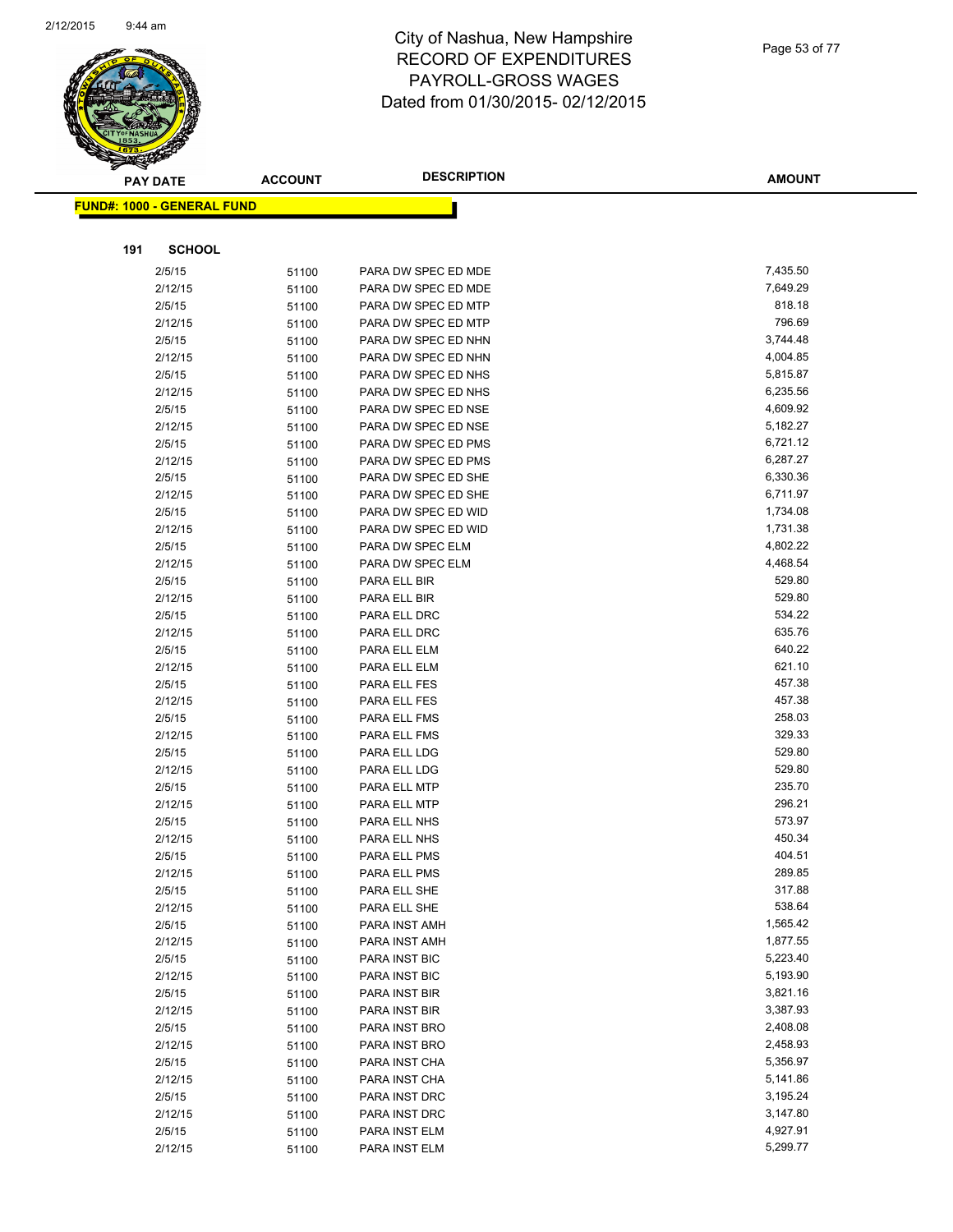# City of Nashua, New Hampshire
## RECORD OF EXPENDITURES
## PAYROLL-GROSS WAGES
## Dated from 01/30/2015- 02/12/2015

**FUND#: 1000 - GENERAL FUND**

**191 SCHOOL**

| PAY DATE | ACCOUNT | DESCRIPTION | AMOUNT |
|---|---|---|---|
| 2/5/15 | 51100 | PARA DW SPEC ED MDE | 7,435.50 |
| 2/12/15 | 51100 | PARA DW SPEC ED MDE | 7,649.29 |
| 2/5/15 | 51100 | PARA DW SPEC ED MTP | 818.18 |
| 2/12/15 | 51100 | PARA DW SPEC ED MTP | 796.69 |
| 2/5/15 | 51100 | PARA DW SPEC ED NHN | 3,744.48 |
| 2/12/15 | 51100 | PARA DW SPEC ED NHN | 4,004.85 |
| 2/5/15 | 51100 | PARA DW SPEC ED NHS | 5,815.87 |
| 2/12/15 | 51100 | PARA DW SPEC ED NHS | 6,235.56 |
| 2/5/15 | 51100 | PARA DW SPEC ED NSE | 4,609.92 |
| 2/12/15 | 51100 | PARA DW SPEC ED NSE | 5,182.27 |
| 2/5/15 | 51100 | PARA DW SPEC ED PMS | 6,721.12 |
| 2/12/15 | 51100 | PARA DW SPEC ED PMS | 6,287.27 |
| 2/5/15 | 51100 | PARA DW SPEC ED SHE | 6,330.36 |
| 2/12/15 | 51100 | PARA DW SPEC ED SHE | 6,711.97 |
| 2/5/15 | 51100 | PARA DW SPEC ED WID | 1,734.08 |
| 2/12/15 | 51100 | PARA DW SPEC ED WID | 1,731.38 |
| 2/5/15 | 51100 | PARA DW SPEC ELM | 4,802.22 |
| 2/12/15 | 51100 | PARA DW SPEC ELM | 4,468.54 |
| 2/5/15 | 51100 | PARA ELL BIR | 529.80 |
| 2/12/15 | 51100 | PARA ELL BIR | 529.80 |
| 2/5/15 | 51100 | PARA ELL DRC | 534.22 |
| 2/12/15 | 51100 | PARA ELL DRC | 635.76 |
| 2/5/15 | 51100 | PARA ELL ELM | 640.22 |
| 2/12/15 | 51100 | PARA ELL ELM | 621.10 |
| 2/5/15 | 51100 | PARA ELL FES | 457.38 |
| 2/12/15 | 51100 | PARA ELL FES | 457.38 |
| 2/5/15 | 51100 | PARA ELL FMS | 258.03 |
| 2/12/15 | 51100 | PARA ELL FMS | 329.33 |
| 2/5/15 | 51100 | PARA ELL LDG | 529.80 |
| 2/12/15 | 51100 | PARA ELL LDG | 529.80 |
| 2/5/15 | 51100 | PARA ELL MTP | 235.70 |
| 2/12/15 | 51100 | PARA ELL MTP | 296.21 |
| 2/5/15 | 51100 | PARA ELL NHS | 573.97 |
| 2/12/15 | 51100 | PARA ELL NHS | 450.34 |
| 2/5/15 | 51100 | PARA ELL PMS | 404.51 |
| 2/12/15 | 51100 | PARA ELL PMS | 289.85 |
| 2/5/15 | 51100 | PARA ELL SHE | 317.88 |
| 2/12/15 | 51100 | PARA ELL SHE | 538.64 |
| 2/5/15 | 51100 | PARA INST AMH | 1,565.42 |
| 2/12/15 | 51100 | PARA INST AMH | 1,877.55 |
| 2/5/15 | 51100 | PARA INST BIC | 5,223.40 |
| 2/12/15 | 51100 | PARA INST BIC | 5,193.90 |
| 2/5/15 | 51100 | PARA INST BIR | 3,821.16 |
| 2/12/15 | 51100 | PARA INST BIR | 3,387.93 |
| 2/5/15 | 51100 | PARA INST BRO | 2,408.08 |
| 2/12/15 | 51100 | PARA INST BRO | 2,458.93 |
| 2/5/15 | 51100 | PARA INST CHA | 5,356.97 |
| 2/12/15 | 51100 | PARA INST CHA | 5,141.86 |
| 2/5/15 | 51100 | PARA INST DRC | 3,195.24 |
| 2/12/15 | 51100 | PARA INST DRC | 3,147.80 |
| 2/5/15 | 51100 | PARA INST ELM | 4,927.91 |
| 2/12/15 | 51100 | PARA INST ELM | 5,299.77 |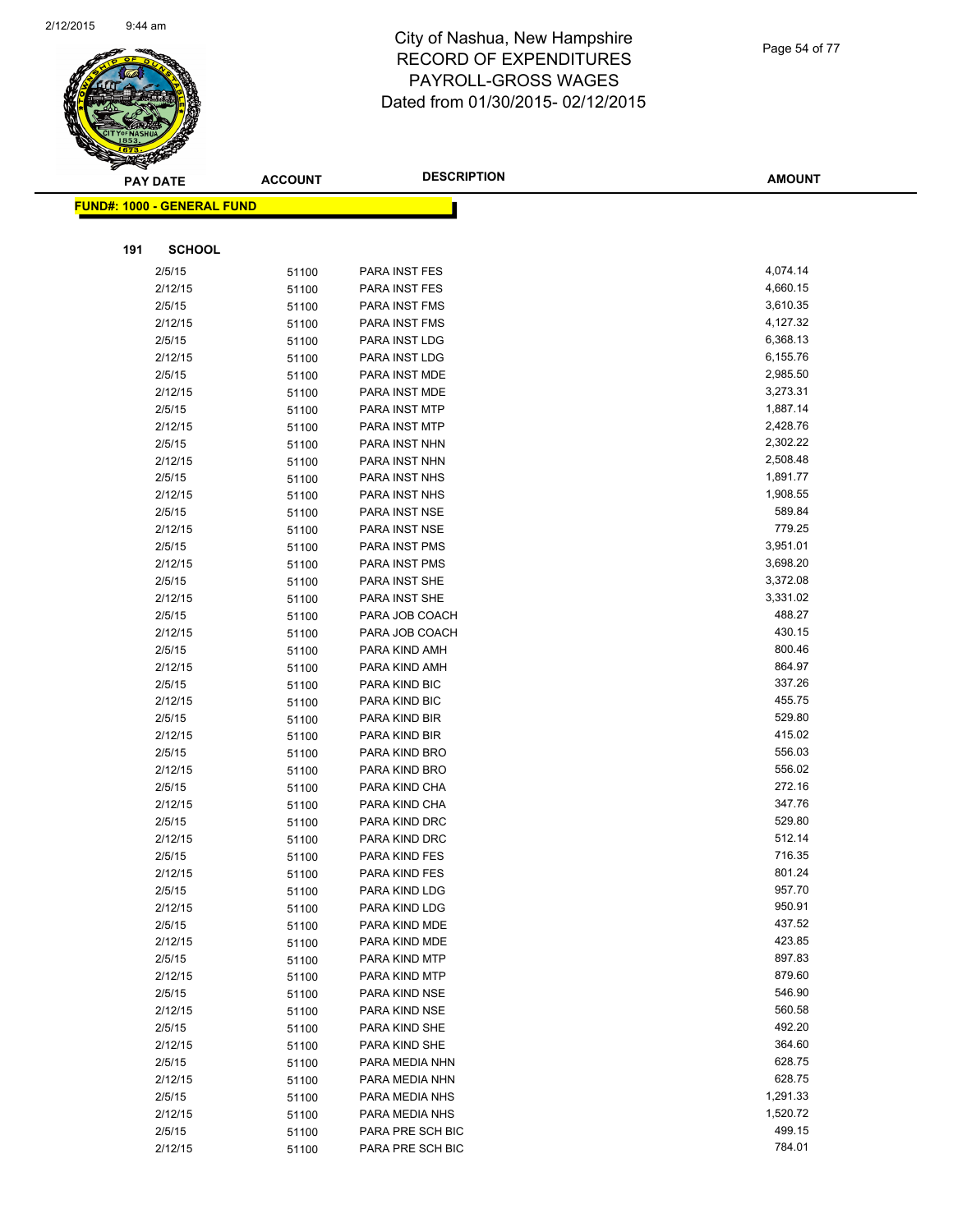# City of Nashua, New Hampshire
## RECORD OF EXPENDITURES
## PAYROLL-GROSS WAGES
## Dated from 01/30/2015- 02/12/2015

**FUND#: 1000 - GENERAL FUND**

**191 SCHOOL**

| PAY DATE | ACCOUNT | DESCRIPTION | AMOUNT |
|---|---|---|---|
| 2/5/15 | 51100 | PARA INST FES | 4,074.14 |
| 2/12/15 | 51100 | PARA INST FES | 4,660.15 |
| 2/5/15 | 51100 | PARA INST FMS | 3,610.35 |
| 2/12/15 | 51100 | PARA INST FMS | 4,127.32 |
| 2/5/15 | 51100 | PARA INST LDG | 6,368.13 |
| 2/12/15 | 51100 | PARA INST LDG | 6,155.76 |
| 2/5/15 | 51100 | PARA INST MDE | 2,985.50 |
| 2/12/15 | 51100 | PARA INST MDE | 3,273.31 |
| 2/5/15 | 51100 | PARA INST MTP | 1,887.14 |
| 2/12/15 | 51100 | PARA INST MTP | 2,428.76 |
| 2/5/15 | 51100 | PARA INST NHN | 2,302.22 |
| 2/12/15 | 51100 | PARA INST NHN | 2,508.48 |
| 2/5/15 | 51100 | PARA INST NHS | 1,891.77 |
| 2/12/15 | 51100 | PARA INST NHS | 1,908.55 |
| 2/5/15 | 51100 | PARA INST NSE | 589.84 |
| 2/12/15 | 51100 | PARA INST NSE | 779.25 |
| 2/5/15 | 51100 | PARA INST PMS | 3,951.01 |
| 2/12/15 | 51100 | PARA INST PMS | 3,698.20 |
| 2/5/15 | 51100 | PARA INST SHE | 3,372.08 |
| 2/12/15 | 51100 | PARA INST SHE | 3,331.02 |
| 2/5/15 | 51100 | PARA JOB COACH | 488.27 |
| 2/12/15 | 51100 | PARA JOB COACH | 430.15 |
| 2/5/15 | 51100 | PARA KIND AMH | 800.46 |
| 2/12/15 | 51100 | PARA KIND AMH | 864.97 |
| 2/5/15 | 51100 | PARA KIND BIC | 337.26 |
| 2/12/15 | 51100 | PARA KIND BIC | 455.75 |
| 2/5/15 | 51100 | PARA KIND BIR | 529.80 |
| 2/12/15 | 51100 | PARA KIND BIR | 415.02 |
| 2/5/15 | 51100 | PARA KIND BRO | 556.03 |
| 2/12/15 | 51100 | PARA KIND BRO | 556.02 |
| 2/5/15 | 51100 | PARA KIND CHA | 272.16 |
| 2/12/15 | 51100 | PARA KIND CHA | 347.76 |
| 2/5/15 | 51100 | PARA KIND DRC | 529.80 |
| 2/12/15 | 51100 | PARA KIND DRC | 512.14 |
| 2/5/15 | 51100 | PARA KIND FES | 716.35 |
| 2/12/15 | 51100 | PARA KIND FES | 801.24 |
| 2/5/15 | 51100 | PARA KIND LDG | 957.70 |
| 2/12/15 | 51100 | PARA KIND LDG | 950.91 |
| 2/5/15 | 51100 | PARA KIND MDE | 437.52 |
| 2/12/15 | 51100 | PARA KIND MDE | 423.85 |
| 2/5/15 | 51100 | PARA KIND MTP | 897.83 |
| 2/12/15 | 51100 | PARA KIND MTP | 879.60 |
| 2/5/15 | 51100 | PARA KIND NSE | 546.90 |
| 2/12/15 | 51100 | PARA KIND NSE | 560.58 |
| 2/5/15 | 51100 | PARA KIND SHE | 492.20 |
| 2/12/15 | 51100 | PARA KIND SHE | 364.60 |
| 2/5/15 | 51100 | PARA MEDIA NHN | 628.75 |
| 2/12/15 | 51100 | PARA MEDIA NHN | 628.75 |
| 2/5/15 | 51100 | PARA MEDIA NHS | 1,291.33 |
| 2/12/15 | 51100 | PARA MEDIA NHS | 1,520.72 |
| 2/5/15 | 51100 | PARA PRE SCH BIC | 499.15 |
| 2/12/15 | 51100 | PARA PRE SCH BIC | 784.01 |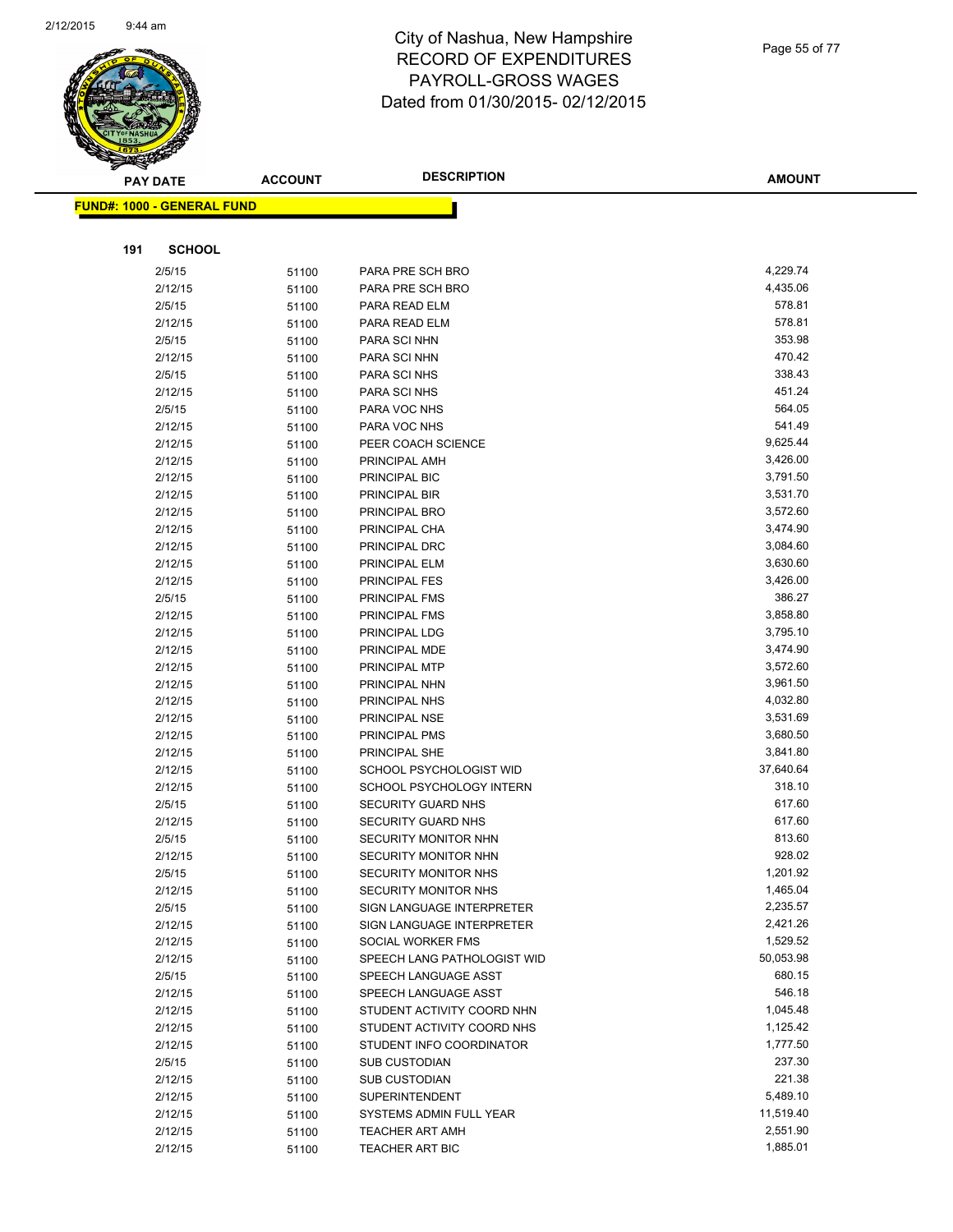# City of Nashua, New Hampshire
## RECORD OF EXPENDITURES
## PAYROLL-GROSS WAGES
## Dated from 01/30/2015- 02/12/2015

**FUND#: 1000 - GENERAL FUND**

**191 SCHOOL**

| PAY DATE | ACCOUNT | DESCRIPTION | AMOUNT |
|---|---|---|---|
| 2/5/15 | 51100 | PARA PRE SCH BRO | 4,229.74 |
| 2/12/15 | 51100 | PARA PRE SCH BRO | 4,435.06 |
| 2/5/15 | 51100 | PARA READ ELM | 578.81 |
| 2/12/15 | 51100 | PARA READ ELM | 578.81 |
| 2/5/15 | 51100 | PARA SCI NHN | 353.98 |
| 2/12/15 | 51100 | PARA SCI NHN | 470.42 |
| 2/5/15 | 51100 | PARA SCI NHS | 338.43 |
| 2/12/15 | 51100 | PARA SCI NHS | 451.24 |
| 2/5/15 | 51100 | PARA VOC NHS | 564.05 |
| 2/12/15 | 51100 | PARA VOC NHS | 541.49 |
| 2/12/15 | 51100 | PEER COACH SCIENCE | 9,625.44 |
| 2/12/15 | 51100 | PRINCIPAL AMH | 3,426.00 |
| 2/12/15 | 51100 | PRINCIPAL BIC | 3,791.50 |
| 2/12/15 | 51100 | PRINCIPAL BIR | 3,531.70 |
| 2/12/15 | 51100 | PRINCIPAL BRO | 3,572.60 |
| 2/12/15 | 51100 | PRINCIPAL CHA | 3,474.90 |
| 2/12/15 | 51100 | PRINCIPAL DRC | 3,084.60 |
| 2/12/15 | 51100 | PRINCIPAL ELM | 3,630.60 |
| 2/12/15 | 51100 | PRINCIPAL FES | 3,426.00 |
| 2/5/15 | 51100 | PRINCIPAL FMS | 386.27 |
| 2/12/15 | 51100 | PRINCIPAL FMS | 3,858.80 |
| 2/12/15 | 51100 | PRINCIPAL LDG | 3,795.10 |
| 2/12/15 | 51100 | PRINCIPAL MDE | 3,474.90 |
| 2/12/15 | 51100 | PRINCIPAL MTP | 3,572.60 |
| 2/12/15 | 51100 | PRINCIPAL NHN | 3,961.50 |
| 2/12/15 | 51100 | PRINCIPAL NHS | 4,032.80 |
| 2/12/15 | 51100 | PRINCIPAL NSE | 3,531.69 |
| 2/12/15 | 51100 | PRINCIPAL PMS | 3,680.50 |
| 2/12/15 | 51100 | PRINCIPAL SHE | 3,841.80 |
| 2/12/15 | 51100 | SCHOOL PSYCHOLOGIST WID | 37,640.64 |
| 2/12/15 | 51100 | SCHOOL PSYCHOLOGY INTERN | 318.10 |
| 2/5/15 | 51100 | SECURITY GUARD NHS | 617.60 |
| 2/12/15 | 51100 | SECURITY GUARD NHS | 617.60 |
| 2/5/15 | 51100 | SECURITY MONITOR NHN | 813.60 |
| 2/12/15 | 51100 | SECURITY MONITOR NHN | 928.02 |
| 2/5/15 | 51100 | SECURITY MONITOR NHS | 1,201.92 |
| 2/12/15 | 51100 | SECURITY MONITOR NHS | 1,465.04 |
| 2/5/15 | 51100 | SIGN LANGUAGE INTERPRETER | 2,235.57 |
| 2/12/15 | 51100 | SIGN LANGUAGE INTERPRETER | 2,421.26 |
| 2/12/15 | 51100 | SOCIAL WORKER FMS | 1,529.52 |
| 2/12/15 | 51100 | SPEECH LANG PATHOLOGIST WID | 50,053.98 |
| 2/5/15 | 51100 | SPEECH LANGUAGE ASST | 680.15 |
| 2/12/15 | 51100 | SPEECH LANGUAGE ASST | 546.18 |
| 2/12/15 | 51100 | STUDENT ACTIVITY COORD NHN | 1,045.48 |
| 2/12/15 | 51100 | STUDENT ACTIVITY COORD NHS | 1,125.42 |
| 2/12/15 | 51100 | STUDENT INFO COORDINATOR | 1,777.50 |
| 2/5/15 | 51100 | SUB CUSTODIAN | 237.30 |
| 2/12/15 | 51100 | SUB CUSTODIAN | 221.38 |
| 2/12/15 | 51100 | SUPERINTENDENT | 5,489.10 |
| 2/12/15 | 51100 | SYSTEMS ADMIN FULL YEAR | 11,519.40 |
| 2/12/15 | 51100 | TEACHER ART AMH | 2,551.90 |
| 2/12/15 | 51100 | TEACHER ART BIC | 1,885.01 |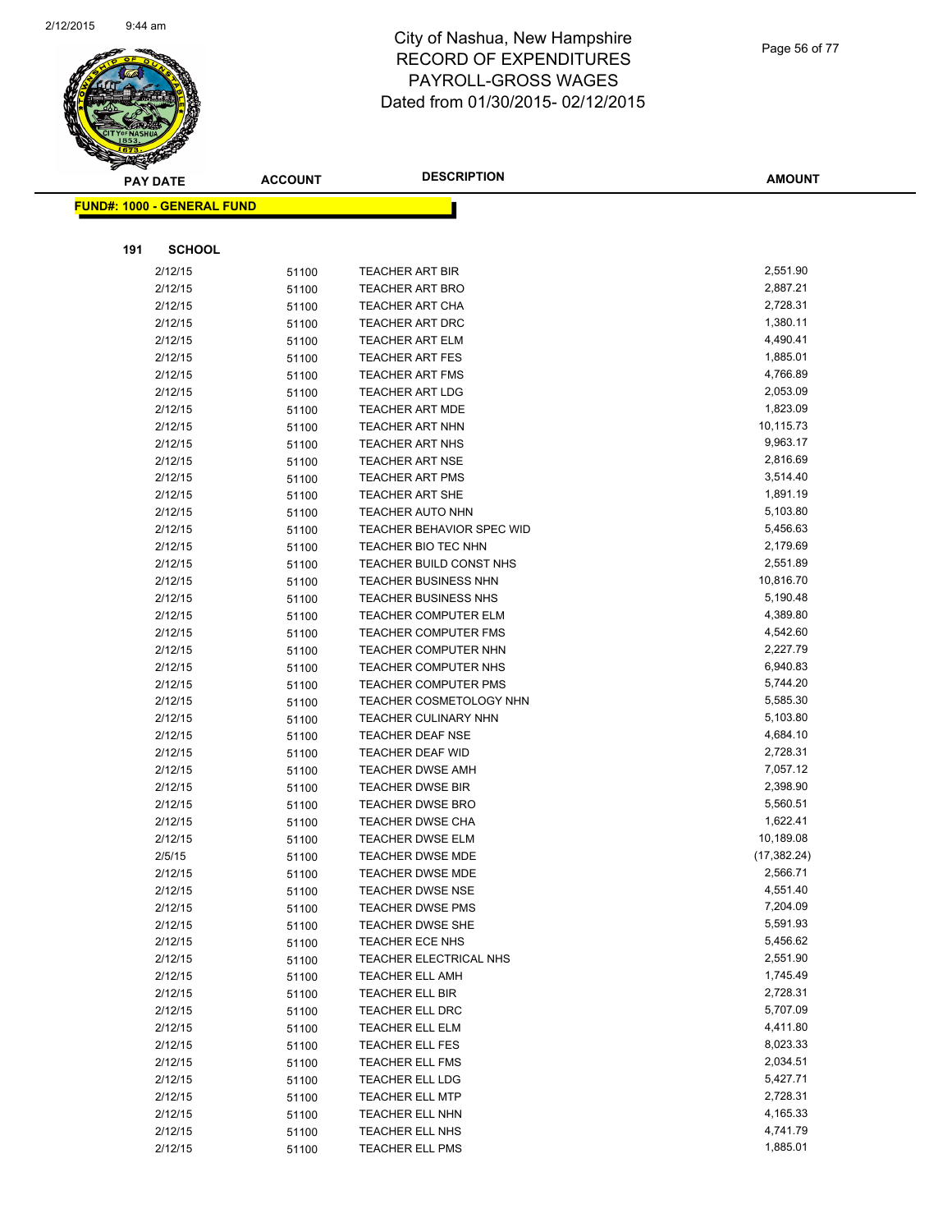# City of Nashua, New Hampshire
## RECORD OF EXPENDITURES
## PAYROLL-GROSS WAGES
## Dated from 01/30/2015- 02/12/2015

**FUND#: 1000 - GENERAL FUND**

**191 SCHOOL**

| PAY DATE | ACCOUNT | DESCRIPTION | AMOUNT |
|---|---|---|---|
| 2/12/15 | 51100 | TEACHER ART BIR | 2,551.90 |
| 2/12/15 | 51100 | TEACHER ART BRO | 2,887.21 |
| 2/12/15 | 51100 | TEACHER ART CHA | 2,728.31 |
| 2/12/15 | 51100 | TEACHER ART DRC | 1,380.11 |
| 2/12/15 | 51100 | TEACHER ART ELM | 4,490.41 |
| 2/12/15 | 51100 | TEACHER ART FES | 1,885.01 |
| 2/12/15 | 51100 | TEACHER ART FMS | 4,766.89 |
| 2/12/15 | 51100 | TEACHER ART LDG | 2,053.09 |
| 2/12/15 | 51100 | TEACHER ART MDE | 1,823.09 |
| 2/12/15 | 51100 | TEACHER ART NHN | 10,115.73 |
| 2/12/15 | 51100 | TEACHER ART NHS | 9,963.17 |
| 2/12/15 | 51100 | TEACHER ART NSE | 2,816.69 |
| 2/12/15 | 51100 | TEACHER ART PMS | 3,514.40 |
| 2/12/15 | 51100 | TEACHER ART SHE | 1,891.19 |
| 2/12/15 | 51100 | TEACHER AUTO NHN | 5,103.80 |
| 2/12/15 | 51100 | TEACHER BEHAVIOR SPEC WID | 5,456.63 |
| 2/12/15 | 51100 | TEACHER BIO TEC NHN | 2,179.69 |
| 2/12/15 | 51100 | TEACHER BUILD CONST NHS | 2,551.89 |
| 2/12/15 | 51100 | TEACHER BUSINESS NHN | 10,816.70 |
| 2/12/15 | 51100 | TEACHER BUSINESS NHS | 5,190.48 |
| 2/12/15 | 51100 | TEACHER COMPUTER ELM | 4,389.80 |
| 2/12/15 | 51100 | TEACHER COMPUTER FMS | 4,542.60 |
| 2/12/15 | 51100 | TEACHER COMPUTER NHN | 2,227.79 |
| 2/12/15 | 51100 | TEACHER COMPUTER NHS | 6,940.83 |
| 2/12/15 | 51100 | TEACHER COMPUTER PMS | 5,744.20 |
| 2/12/15 | 51100 | TEACHER COSMETOLOGY NHN | 5,585.30 |
| 2/12/15 | 51100 | TEACHER CULINARY NHN | 5,103.80 |
| 2/12/15 | 51100 | TEACHER DEAF NSE | 4,684.10 |
| 2/12/15 | 51100 | TEACHER DEAF WID | 2,728.31 |
| 2/12/15 | 51100 | TEACHER DWSE AMH | 7,057.12 |
| 2/12/15 | 51100 | TEACHER DWSE BIR | 2,398.90 |
| 2/12/15 | 51100 | TEACHER DWSE BRO | 5,560.51 |
| 2/12/15 | 51100 | TEACHER DWSE CHA | 1,622.41 |
| 2/12/15 | 51100 | TEACHER DWSE ELM | 10,189.08 |
| 2/5/15 | 51100 | TEACHER DWSE MDE | (17,382.24) |
| 2/12/15 | 51100 | TEACHER DWSE MDE | 2,566.71 |
| 2/12/15 | 51100 | TEACHER DWSE NSE | 4,551.40 |
| 2/12/15 | 51100 | TEACHER DWSE PMS | 7,204.09 |
| 2/12/15 | 51100 | TEACHER DWSE SHE | 5,591.93 |
| 2/12/15 | 51100 | TEACHER ECE NHS | 5,456.62 |
| 2/12/15 | 51100 | TEACHER ELECTRICAL NHS | 2,551.90 |
| 2/12/15 | 51100 | TEACHER ELL AMH | 1,745.49 |
| 2/12/15 | 51100 | TEACHER ELL BIR | 2,728.31 |
| 2/12/15 | 51100 | TEACHER ELL DRC | 5,707.09 |
| 2/12/15 | 51100 | TEACHER ELL ELM | 4,411.80 |
| 2/12/15 | 51100 | TEACHER ELL FES | 8,023.33 |
| 2/12/15 | 51100 | TEACHER ELL FMS | 2,034.51 |
| 2/12/15 | 51100 | TEACHER ELL LDG | 5,427.71 |
| 2/12/15 | 51100 | TEACHER ELL MTP | 2,728.31 |
| 2/12/15 | 51100 | TEACHER ELL NHN | 4,165.33 |
| 2/12/15 | 51100 | TEACHER ELL NHS | 4,741.79 |
| 2/12/15 | 51100 | TEACHER ELL PMS | 1,885.01 |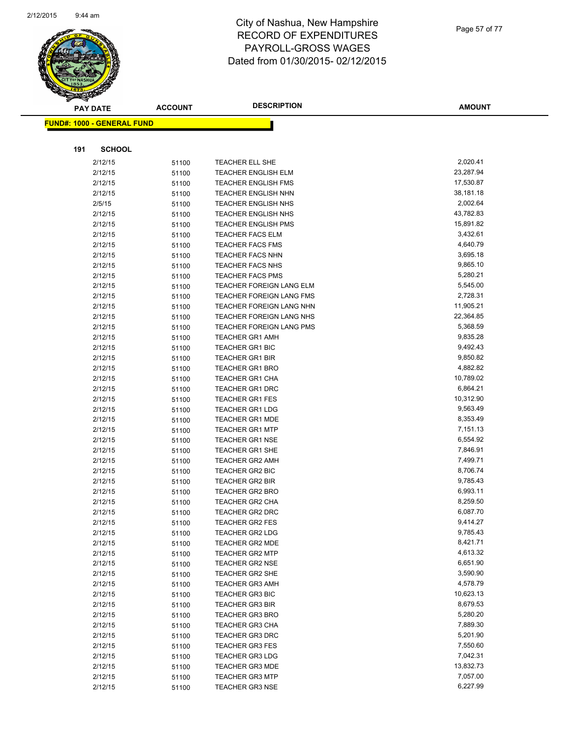# City of Nashua, New Hampshire
# RECORD OF EXPENDITURES
# PAYROLL-GROSS WAGES
# Dated from 01/30/2015- 02/12/2015

**FUND#: 1000 - GENERAL FUND**

**191 SCHOOL**

| PAY DATE | ACCOUNT | DESCRIPTION | AMOUNT |
|---|---|---|---|
| 2/12/15 | 51100 | TEACHER ELL SHE | 2,020.41 |
| 2/12/15 | 51100 | TEACHER ENGLISH ELM | 23,287.94 |
| 2/12/15 | 51100 | TEACHER ENGLISH FMS | 17,530.87 |
| 2/12/15 | 51100 | TEACHER ENGLISH NHN | 38,181.18 |
| 2/5/15 | 51100 | TEACHER ENGLISH NHS | 2,002.64 |
| 2/12/15 | 51100 | TEACHER ENGLISH NHS | 43,782.83 |
| 2/12/15 | 51100 | TEACHER ENGLISH PMS | 15,891.82 |
| 2/12/15 | 51100 | TEACHER FACS ELM | 3,432.61 |
| 2/12/15 | 51100 | TEACHER FACS FMS | 4,640.79 |
| 2/12/15 | 51100 | TEACHER FACS NHN | 3,695.18 |
| 2/12/15 | 51100 | TEACHER FACS NHS | 9,865.10 |
| 2/12/15 | 51100 | TEACHER FACS PMS | 5,280.21 |
| 2/12/15 | 51100 | TEACHER FOREIGN LANG ELM | 5,545.00 |
| 2/12/15 | 51100 | TEACHER FOREIGN LANG FMS | 2,728.31 |
| 2/12/15 | 51100 | TEACHER FOREIGN LANG NHN | 11,905.21 |
| 2/12/15 | 51100 | TEACHER FOREIGN LANG NHS | 22,364.85 |
| 2/12/15 | 51100 | TEACHER FOREIGN LANG PMS | 5,368.59 |
| 2/12/15 | 51100 | TEACHER GR1 AMH | 9,835.28 |
| 2/12/15 | 51100 | TEACHER GR1 BIC | 9,492.43 |
| 2/12/15 | 51100 | TEACHER GR1 BIR | 9,850.82 |
| 2/12/15 | 51100 | TEACHER GR1 BRO | 4,882.82 |
| 2/12/15 | 51100 | TEACHER GR1 CHA | 10,789.02 |
| 2/12/15 | 51100 | TEACHER GR1 DRC | 6,864.21 |
| 2/12/15 | 51100 | TEACHER GR1 FES | 10,312.90 |
| 2/12/15 | 51100 | TEACHER GR1 LDG | 9,563.49 |
| 2/12/15 | 51100 | TEACHER GR1 MDE | 8,353.49 |
| 2/12/15 | 51100 | TEACHER GR1 MTP | 7,151.13 |
| 2/12/15 | 51100 | TEACHER GR1 NSE | 6,554.92 |
| 2/12/15 | 51100 | TEACHER GR1 SHE | 7,846.91 |
| 2/12/15 | 51100 | TEACHER GR2 AMH | 7,499.71 |
| 2/12/15 | 51100 | TEACHER GR2 BIC | 8,706.74 |
| 2/12/15 | 51100 | TEACHER GR2 BIR | 9,785.43 |
| 2/12/15 | 51100 | TEACHER GR2 BRO | 6,993.11 |
| 2/12/15 | 51100 | TEACHER GR2 CHA | 8,259.50 |
| 2/12/15 | 51100 | TEACHER GR2 DRC | 6,087.70 |
| 2/12/15 | 51100 | TEACHER GR2 FES | 9,414.27 |
| 2/12/15 | 51100 | TEACHER GR2 LDG | 9,785.43 |
| 2/12/15 | 51100 | TEACHER GR2 MDE | 8,421.71 |
| 2/12/15 | 51100 | TEACHER GR2 MTP | 4,613.32 |
| 2/12/15 | 51100 | TEACHER GR2 NSE | 6,651.90 |
| 2/12/15 | 51100 | TEACHER GR2 SHE | 3,590.90 |
| 2/12/15 | 51100 | TEACHER GR3 AMH | 4,578.79 |
| 2/12/15 | 51100 | TEACHER GR3 BIC | 10,623.13 |
| 2/12/15 | 51100 | TEACHER GR3 BIR | 8,679.53 |
| 2/12/15 | 51100 | TEACHER GR3 BRO | 5,280.20 |
| 2/12/15 | 51100 | TEACHER GR3 CHA | 7,889.30 |
| 2/12/15 | 51100 | TEACHER GR3 DRC | 5,201.90 |
| 2/12/15 | 51100 | TEACHER GR3 FES | 7,550.60 |
| 2/12/15 | 51100 | TEACHER GR3 LDG | 7,042.31 |
| 2/12/15 | 51100 | TEACHER GR3 MDE | 13,832.73 |
| 2/12/15 | 51100 | TEACHER GR3 MTP | 7,057.00 |
| 2/12/15 | 51100 | TEACHER GR3 NSE | 6,227.99 |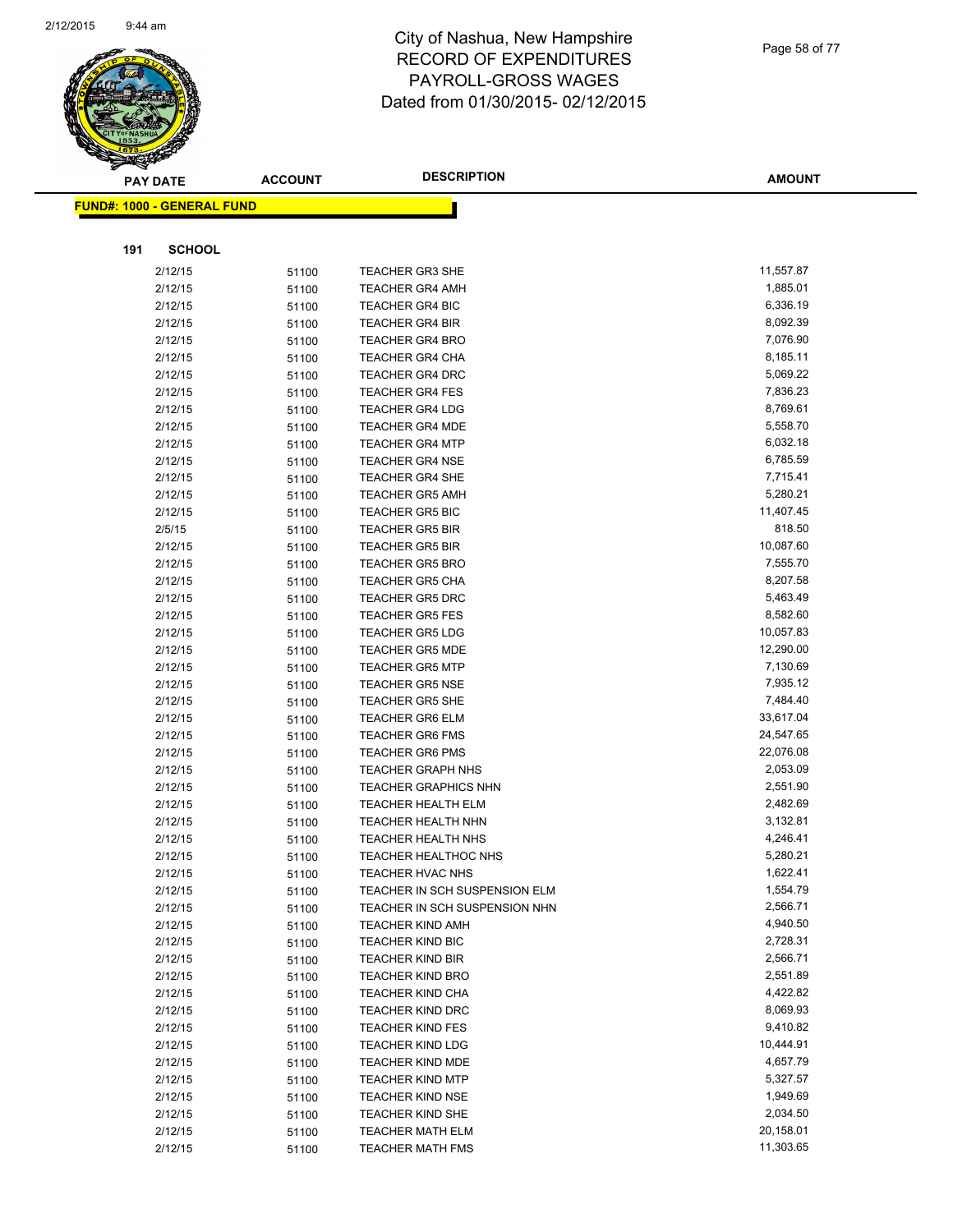# City of Nashua, New Hampshire
# RECORD OF EXPENDITURES
# PAYROLL-GROSS WAGES
# Dated from 01/30/2015- 02/12/2015

**FUND#: 1000 - GENERAL FUND**

**191 SCHOOL**

| PAY DATE | ACCOUNT | DESCRIPTION | AMOUNT |
|---|---|---|---|
| 2/12/15 | 51100 | TEACHER GR3 SHE | 11,557.87 |
| 2/12/15 | 51100 | TEACHER GR4 AMH | 1,885.01 |
| 2/12/15 | 51100 | TEACHER GR4 BIC | 6,336.19 |
| 2/12/15 | 51100 | TEACHER GR4 BIR | 8,092.39 |
| 2/12/15 | 51100 | TEACHER GR4 BRO | 7,076.90 |
| 2/12/15 | 51100 | TEACHER GR4 CHA | 8,185.11 |
| 2/12/15 | 51100 | TEACHER GR4 DRC | 5,069.22 |
| 2/12/15 | 51100 | TEACHER GR4 FES | 7,836.23 |
| 2/12/15 | 51100 | TEACHER GR4 LDG | 8,769.61 |
| 2/12/15 | 51100 | TEACHER GR4 MDE | 5,558.70 |
| 2/12/15 | 51100 | TEACHER GR4 MTP | 6,032.18 |
| 2/12/15 | 51100 | TEACHER GR4 NSE | 6,785.59 |
| 2/12/15 | 51100 | TEACHER GR4 SHE | 7,715.41 |
| 2/12/15 | 51100 | TEACHER GR5 AMH | 5,280.21 |
| 2/12/15 | 51100 | TEACHER GR5 BIC | 11,407.45 |
| 2/5/15 | 51100 | TEACHER GR5 BIR | 818.50 |
| 2/12/15 | 51100 | TEACHER GR5 BIR | 10,087.60 |
| 2/12/15 | 51100 | TEACHER GR5 BRO | 7,555.70 |
| 2/12/15 | 51100 | TEACHER GR5 CHA | 8,207.58 |
| 2/12/15 | 51100 | TEACHER GR5 DRC | 5,463.49 |
| 2/12/15 | 51100 | TEACHER GR5 FES | 8,582.60 |
| 2/12/15 | 51100 | TEACHER GR5 LDG | 10,057.83 |
| 2/12/15 | 51100 | TEACHER GR5 MDE | 12,290.00 |
| 2/12/15 | 51100 | TEACHER GR5 MTP | 7,130.69 |
| 2/12/15 | 51100 | TEACHER GR5 NSE | 7,935.12 |
| 2/12/15 | 51100 | TEACHER GR5 SHE | 7,484.40 |
| 2/12/15 | 51100 | TEACHER GR6 ELM | 33,617.04 |
| 2/12/15 | 51100 | TEACHER GR6 FMS | 24,547.65 |
| 2/12/15 | 51100 | TEACHER GR6 PMS | 22,076.08 |
| 2/12/15 | 51100 | TEACHER GRAPH NHS | 2,053.09 |
| 2/12/15 | 51100 | TEACHER GRAPHICS NHN | 2,551.90 |
| 2/12/15 | 51100 | TEACHER HEALTH ELM | 2,482.69 |
| 2/12/15 | 51100 | TEACHER HEALTH NHN | 3,132.81 |
| 2/12/15 | 51100 | TEACHER HEALTH NHS | 4,246.41 |
| 2/12/15 | 51100 | TEACHER HEALTHOC NHS | 5,280.21 |
| 2/12/15 | 51100 | TEACHER HVAC NHS | 1,622.41 |
| 2/12/15 | 51100 | TEACHER IN SCH SUSPENSION ELM | 1,554.79 |
| 2/12/15 | 51100 | TEACHER IN SCH SUSPENSION NHN | 2,566.71 |
| 2/12/15 | 51100 | TEACHER KIND AMH | 4,940.50 |
| 2/12/15 | 51100 | TEACHER KIND BIC | 2,728.31 |
| 2/12/15 | 51100 | TEACHER KIND BIR | 2,566.71 |
| 2/12/15 | 51100 | TEACHER KIND BRO | 2,551.89 |
| 2/12/15 | 51100 | TEACHER KIND CHA | 4,422.82 |
| 2/12/15 | 51100 | TEACHER KIND DRC | 8,069.93 |
| 2/12/15 | 51100 | TEACHER KIND FES | 9,410.82 |
| 2/12/15 | 51100 | TEACHER KIND LDG | 10,444.91 |
| 2/12/15 | 51100 | TEACHER KIND MDE | 4,657.79 |
| 2/12/15 | 51100 | TEACHER KIND MTP | 5,327.57 |
| 2/12/15 | 51100 | TEACHER KIND NSE | 1,949.69 |
| 2/12/15 | 51100 | TEACHER KIND SHE | 2,034.50 |
| 2/12/15 | 51100 | TEACHER MATH ELM | 20,158.01 |
| 2/12/15 | 51100 | TEACHER MATH FMS | 11,303.65 |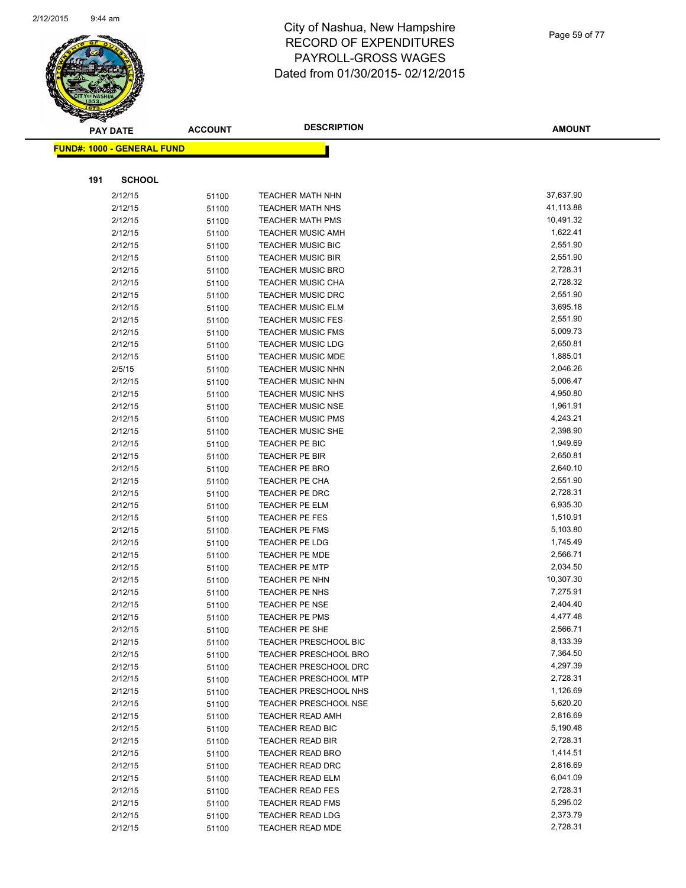# City of Nashua, New Hampshire
# RECORD OF EXPENDITURES
# PAYROLL-GROSS WAGES
# Dated from 01/30/2015- 02/12/2015

| PAY DATE | ACCOUNT | DESCRIPTION | AMOUNT |
|---|---|---|---|

**FUND#: 1000 - GENERAL FUND**

**191 SCHOOL**

| PAY DATE | ACCOUNT | DESCRIPTION | AMOUNT |
|---|---|---|---|
| 2/12/15 | 51100 | TEACHER MATH NHN | 37,637.90 |
| 2/12/15 | 51100 | TEACHER MATH NHS | 41,113.88 |
| 2/12/15 | 51100 | TEACHER MATH PMS | 10,491.32 |
| 2/12/15 | 51100 | TEACHER MUSIC AMH | 1,622.41 |
| 2/12/15 | 51100 | TEACHER MUSIC BIC | 2,551.90 |
| 2/12/15 | 51100 | TEACHER MUSIC BIR | 2,551.90 |
| 2/12/15 | 51100 | TEACHER MUSIC BRO | 2,728.31 |
| 2/12/15 | 51100 | TEACHER MUSIC CHA | 2,728.32 |
| 2/12/15 | 51100 | TEACHER MUSIC DRC | 2,551.90 |
| 2/12/15 | 51100 | TEACHER MUSIC ELM | 3,695.18 |
| 2/12/15 | 51100 | TEACHER MUSIC FES | 2,551.90 |
| 2/12/15 | 51100 | TEACHER MUSIC FMS | 5,009.73 |
| 2/12/15 | 51100 | TEACHER MUSIC LDG | 2,650.81 |
| 2/12/15 | 51100 | TEACHER MUSIC MDE | 1,885.01 |
| 2/5/15 | 51100 | TEACHER MUSIC NHN | 2,046.26 |
| 2/12/15 | 51100 | TEACHER MUSIC NHN | 5,006.47 |
| 2/12/15 | 51100 | TEACHER MUSIC NHS | 4,950.80 |
| 2/12/15 | 51100 | TEACHER MUSIC NSE | 1,961.91 |
| 2/12/15 | 51100 | TEACHER MUSIC PMS | 4,243.21 |
| 2/12/15 | 51100 | TEACHER MUSIC SHE | 2,398.90 |
| 2/12/15 | 51100 | TEACHER PE BIC | 1,949.69 |
| 2/12/15 | 51100 | TEACHER PE BIR | 2,650.81 |
| 2/12/15 | 51100 | TEACHER PE BRO | 2,640.10 |
| 2/12/15 | 51100 | TEACHER PE CHA | 2,551.90 |
| 2/12/15 | 51100 | TEACHER PE DRC | 2,728.31 |
| 2/12/15 | 51100 | TEACHER PE ELM | 6,935.30 |
| 2/12/15 | 51100 | TEACHER PE FES | 1,510.91 |
| 2/12/15 | 51100 | TEACHER PE FMS | 5,103.80 |
| 2/12/15 | 51100 | TEACHER PE LDG | 1,745.49 |
| 2/12/15 | 51100 | TEACHER PE MDE | 2,566.71 |
| 2/12/15 | 51100 | TEACHER PE MTP | 2,034.50 |
| 2/12/15 | 51100 | TEACHER PE NHN | 10,307.30 |
| 2/12/15 | 51100 | TEACHER PE NHS | 7,275.91 |
| 2/12/15 | 51100 | TEACHER PE NSE | 2,404.40 |
| 2/12/15 | 51100 | TEACHER PE PMS | 4,477.48 |
| 2/12/15 | 51100 | TEACHER PE SHE | 2,566.71 |
| 2/12/15 | 51100 | TEACHER PRESCHOOL BIC | 8,133.39 |
| 2/12/15 | 51100 | TEACHER PRESCHOOL BRO | 7,364.50 |
| 2/12/15 | 51100 | TEACHER PRESCHOOL DRC | 4,297.39 |
| 2/12/15 | 51100 | TEACHER PRESCHOOL MTP | 2,728.31 |
| 2/12/15 | 51100 | TEACHER PRESCHOOL NHS | 1,126.69 |
| 2/12/15 | 51100 | TEACHER PRESCHOOL NSE | 5,620.20 |
| 2/12/15 | 51100 | TEACHER READ AMH | 2,816.69 |
| 2/12/15 | 51100 | TEACHER READ BIC | 5,190.48 |
| 2/12/15 | 51100 | TEACHER READ BIR | 2,728.31 |
| 2/12/15 | 51100 | TEACHER READ BRO | 1,414.51 |
| 2/12/15 | 51100 | TEACHER READ DRC | 2,816.69 |
| 2/12/15 | 51100 | TEACHER READ ELM | 6,041.09 |
| 2/12/15 | 51100 | TEACHER READ FES | 2,728.31 |
| 2/12/15 | 51100 | TEACHER READ FMS | 5,295.02 |
| 2/12/15 | 51100 | TEACHER READ LDG | 2,373.79 |
| 2/12/15 | 51100 | TEACHER READ MDE | 2,728.31 |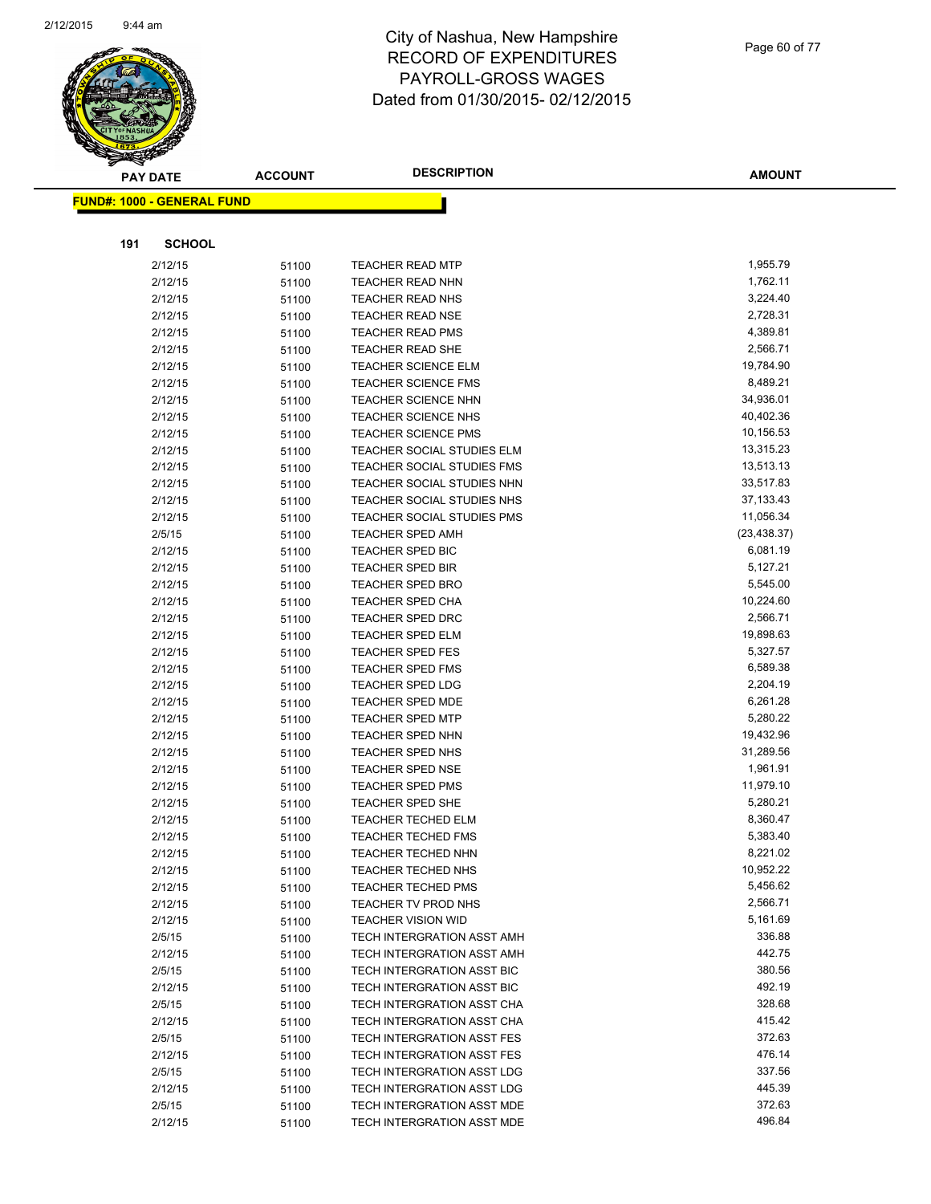City of Nashua, New Hampshire
RECORD OF EXPENDITURES
PAYROLL-GROSS WAGES
Dated from 01/30/2015- 02/12/2015

**FUND#: 1000 - GENERAL FUND**

**191 SCHOOL**

| PAY DATE | ACCOUNT | DESCRIPTION | AMOUNT |
|---|---|---|---|
| 2/12/15 | 51100 | TEACHER READ MTP | 1,955.79 |
| 2/12/15 | 51100 | TEACHER READ NHN | 1,762.11 |
| 2/12/15 | 51100 | TEACHER READ NHS | 3,224.40 |
| 2/12/15 | 51100 | TEACHER READ NSE | 2,728.31 |
| 2/12/15 | 51100 | TEACHER READ PMS | 4,389.81 |
| 2/12/15 | 51100 | TEACHER READ SHE | 2,566.71 |
| 2/12/15 | 51100 | TEACHER SCIENCE ELM | 19,784.90 |
| 2/12/15 | 51100 | TEACHER SCIENCE FMS | 8,489.21 |
| 2/12/15 | 51100 | TEACHER SCIENCE NHN | 34,936.01 |
| 2/12/15 | 51100 | TEACHER SCIENCE NHS | 40,402.36 |
| 2/12/15 | 51100 | TEACHER SCIENCE PMS | 10,156.53 |
| 2/12/15 | 51100 | TEACHER SOCIAL STUDIES ELM | 13,315.23 |
| 2/12/15 | 51100 | TEACHER SOCIAL STUDIES FMS | 13,513.13 |
| 2/12/15 | 51100 | TEACHER SOCIAL STUDIES NHN | 33,517.83 |
| 2/12/15 | 51100 | TEACHER SOCIAL STUDIES NHS | 37,133.43 |
| 2/12/15 | 51100 | TEACHER SOCIAL STUDIES PMS | 11,056.34 |
| 2/5/15 | 51100 | TEACHER SPED AMH | (23,438.37) |
| 2/12/15 | 51100 | TEACHER SPED BIC | 6,081.19 |
| 2/12/15 | 51100 | TEACHER SPED BIR | 5,127.21 |
| 2/12/15 | 51100 | TEACHER SPED BRO | 5,545.00 |
| 2/12/15 | 51100 | TEACHER SPED CHA | 10,224.60 |
| 2/12/15 | 51100 | TEACHER SPED DRC | 2,566.71 |
| 2/12/15 | 51100 | TEACHER SPED ELM | 19,898.63 |
| 2/12/15 | 51100 | TEACHER SPED FES | 5,327.57 |
| 2/12/15 | 51100 | TEACHER SPED FMS | 6,589.38 |
| 2/12/15 | 51100 | TEACHER SPED LDG | 2,204.19 |
| 2/12/15 | 51100 | TEACHER SPED MDE | 6,261.28 |
| 2/12/15 | 51100 | TEACHER SPED MTP | 5,280.22 |
| 2/12/15 | 51100 | TEACHER SPED NHN | 19,432.96 |
| 2/12/15 | 51100 | TEACHER SPED NHS | 31,289.56 |
| 2/12/15 | 51100 | TEACHER SPED NSE | 1,961.91 |
| 2/12/15 | 51100 | TEACHER SPED PMS | 11,979.10 |
| 2/12/15 | 51100 | TEACHER SPED SHE | 5,280.21 |
| 2/12/15 | 51100 | TEACHER TECHED ELM | 8,360.47 |
| 2/12/15 | 51100 | TEACHER TECHED FMS | 5,383.40 |
| 2/12/15 | 51100 | TEACHER TECHED NHN | 8,221.02 |
| 2/12/15 | 51100 | TEACHER TECHED NHS | 10,952.22 |
| 2/12/15 | 51100 | TEACHER TECHED PMS | 5,456.62 |
| 2/12/15 | 51100 | TEACHER TV PROD NHS | 2,566.71 |
| 2/12/15 | 51100 | TEACHER VISION WID | 5,161.69 |
| 2/5/15 | 51100 | TECH INTERGRATION ASST AMH | 336.88 |
| 2/12/15 | 51100 | TECH INTERGRATION ASST AMH | 442.75 |
| 2/5/15 | 51100 | TECH INTERGRATION ASST BIC | 380.56 |
| 2/12/15 | 51100 | TECH INTERGRATION ASST BIC | 492.19 |
| 2/5/15 | 51100 | TECH INTERGRATION ASST CHA | 328.68 |
| 2/12/15 | 51100 | TECH INTERGRATION ASST CHA | 415.42 |
| 2/5/15 | 51100 | TECH INTERGRATION ASST FES | 372.63 |
| 2/12/15 | 51100 | TECH INTERGRATION ASST FES | 476.14 |
| 2/5/15 | 51100 | TECH INTERGRATION ASST LDG | 337.56 |
| 2/12/15 | 51100 | TECH INTERGRATION ASST LDG | 445.39 |
| 2/5/15 | 51100 | TECH INTERGRATION ASST MDE | 372.63 |
| 2/12/15 | 51100 | TECH INTERGRATION ASST MDE | 496.84 |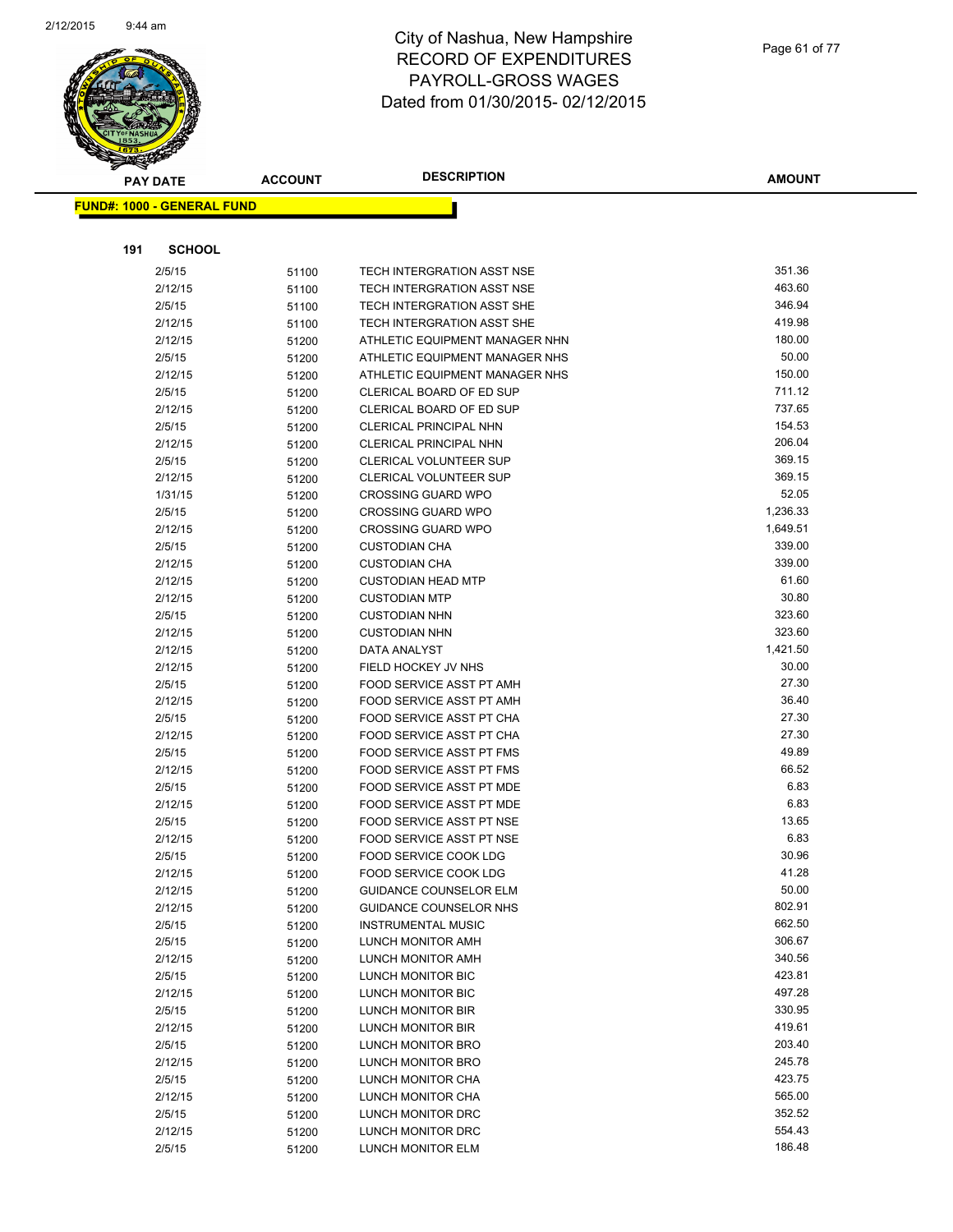# City of Nashua, New Hampshire
# RECORD OF EXPENDITURES
# PAYROLL-GROSS WAGES
# Dated from 01/30/2015- 02/12/2015

**FUND#: 1000 - GENERAL FUND**

**191 SCHOOL**

| PAY DATE | ACCOUNT | DESCRIPTION | AMOUNT |
|---|---|---|---|
| 2/5/15 | 51100 | TECH INTERGRATION ASST NSE | 351.36 |
| 2/12/15 | 51100 | TECH INTERGRATION ASST NSE | 463.60 |
| 2/5/15 | 51100 | TECH INTERGRATION ASST SHE | 346.94 |
| 2/12/15 | 51100 | TECH INTERGRATION ASST SHE | 419.98 |
| 2/12/15 | 51200 | ATHLETIC EQUIPMENT MANAGER NHN | 180.00 |
| 2/5/15 | 51200 | ATHLETIC EQUIPMENT MANAGER NHS | 50.00 |
| 2/12/15 | 51200 | ATHLETIC EQUIPMENT MANAGER NHS | 150.00 |
| 2/5/15 | 51200 | CLERICAL BOARD OF ED SUP | 711.12 |
| 2/12/15 | 51200 | CLERICAL BOARD OF ED SUP | 737.65 |
| 2/5/15 | 51200 | CLERICAL PRINCIPAL NHN | 154.53 |
| 2/12/15 | 51200 | CLERICAL PRINCIPAL NHN | 206.04 |
| 2/5/15 | 51200 | CLERICAL VOLUNTEER SUP | 369.15 |
| 2/12/15 | 51200 | CLERICAL VOLUNTEER SUP | 369.15 |
| 1/31/15 | 51200 | CROSSING GUARD WPO | 52.05 |
| 2/5/15 | 51200 | CROSSING GUARD WPO | 1,236.33 |
| 2/12/15 | 51200 | CROSSING GUARD WPO | 1,649.51 |
| 2/5/15 | 51200 | CUSTODIAN CHA | 339.00 |
| 2/12/15 | 51200 | CUSTODIAN CHA | 339.00 |
| 2/12/15 | 51200 | CUSTODIAN HEAD MTP | 61.60 |
| 2/12/15 | 51200 | CUSTODIAN MTP | 30.80 |
| 2/5/15 | 51200 | CUSTODIAN NHN | 323.60 |
| 2/12/15 | 51200 | CUSTODIAN NHN | 323.60 |
| 2/12/15 | 51200 | DATA ANALYST | 1,421.50 |
| 2/12/15 | 51200 | FIELD HOCKEY JV NHS | 30.00 |
| 2/5/15 | 51200 | FOOD SERVICE ASST PT AMH | 27.30 |
| 2/12/15 | 51200 | FOOD SERVICE ASST PT AMH | 36.40 |
| 2/5/15 | 51200 | FOOD SERVICE ASST PT CHA | 27.30 |
| 2/12/15 | 51200 | FOOD SERVICE ASST PT CHA | 27.30 |
| 2/5/15 | 51200 | FOOD SERVICE ASST PT FMS | 49.89 |
| 2/12/15 | 51200 | FOOD SERVICE ASST PT FMS | 66.52 |
| 2/5/15 | 51200 | FOOD SERVICE ASST PT MDE | 6.83 |
| 2/12/15 | 51200 | FOOD SERVICE ASST PT MDE | 6.83 |
| 2/5/15 | 51200 | FOOD SERVICE ASST PT NSE | 13.65 |
| 2/12/15 | 51200 | FOOD SERVICE ASST PT NSE | 6.83 |
| 2/5/15 | 51200 | FOOD SERVICE COOK LDG | 30.96 |
| 2/12/15 | 51200 | FOOD SERVICE COOK LDG | 41.28 |
| 2/12/15 | 51200 | GUIDANCE COUNSELOR ELM | 50.00 |
| 2/12/15 | 51200 | GUIDANCE COUNSELOR NHS | 802.91 |
| 2/5/15 | 51200 | INSTRUMENTAL MUSIC | 662.50 |
| 2/5/15 | 51200 | LUNCH MONITOR AMH | 306.67 |
| 2/12/15 | 51200 | LUNCH MONITOR AMH | 340.56 |
| 2/5/15 | 51200 | LUNCH MONITOR BIC | 423.81 |
| 2/12/15 | 51200 | LUNCH MONITOR BIC | 497.28 |
| 2/5/15 | 51200 | LUNCH MONITOR BIR | 330.95 |
| 2/12/15 | 51200 | LUNCH MONITOR BIR | 419.61 |
| 2/5/15 | 51200 | LUNCH MONITOR BRO | 203.40 |
| 2/12/15 | 51200 | LUNCH MONITOR BRO | 245.78 |
| 2/5/15 | 51200 | LUNCH MONITOR CHA | 423.75 |
| 2/12/15 | 51200 | LUNCH MONITOR CHA | 565.00 |
| 2/5/15 | 51200 | LUNCH MONITOR DRC | 352.52 |
| 2/12/15 | 51200 | LUNCH MONITOR DRC | 554.43 |
| 2/5/15 | 51200 | LUNCH MONITOR ELM | 186.48 |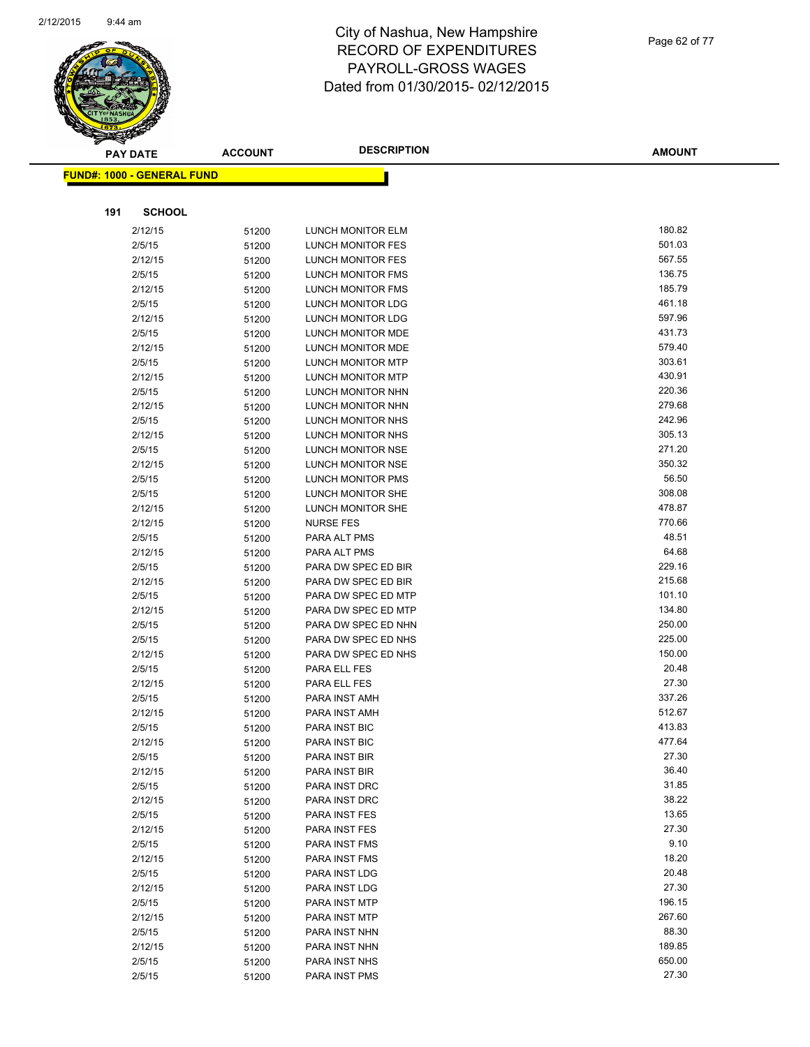# City of Nashua, New Hampshire
# RECORD OF EXPENDITURES
# PAYROLL-GROSS WAGES
# Dated from 01/30/2015- 02/12/2015

| PAY DATE | ACCOUNT | DESCRIPTION | AMOUNT |
|---|---|---|---|

**FUND#: 1000 - GENERAL FUND**

**191 SCHOOL**

| PAY DATE | ACCOUNT | DESCRIPTION | AMOUNT |
|---|---|---|---|
| 2/12/15 | 51200 | LUNCH MONITOR ELM | 180.82 |
| 2/5/15 | 51200 | LUNCH MONITOR FES | 501.03 |
| 2/12/15 | 51200 | LUNCH MONITOR FES | 567.55 |
| 2/5/15 | 51200 | LUNCH MONITOR FMS | 136.75 |
| 2/12/15 | 51200 | LUNCH MONITOR FMS | 185.79 |
| 2/5/15 | 51200 | LUNCH MONITOR LDG | 461.18 |
| 2/12/15 | 51200 | LUNCH MONITOR LDG | 597.96 |
| 2/5/15 | 51200 | LUNCH MONITOR MDE | 431.73 |
| 2/12/15 | 51200 | LUNCH MONITOR MDE | 579.40 |
| 2/5/15 | 51200 | LUNCH MONITOR MTP | 303.61 |
| 2/12/15 | 51200 | LUNCH MONITOR MTP | 430.91 |
| 2/5/15 | 51200 | LUNCH MONITOR NHN | 220.36 |
| 2/12/15 | 51200 | LUNCH MONITOR NHN | 279.68 |
| 2/5/15 | 51200 | LUNCH MONITOR NHS | 242.96 |
| 2/12/15 | 51200 | LUNCH MONITOR NHS | 305.13 |
| 2/5/15 | 51200 | LUNCH MONITOR NSE | 271.20 |
| 2/12/15 | 51200 | LUNCH MONITOR NSE | 350.32 |
| 2/5/15 | 51200 | LUNCH MONITOR PMS | 56.50 |
| 2/5/15 | 51200 | LUNCH MONITOR SHE | 308.08 |
| 2/12/15 | 51200 | LUNCH MONITOR SHE | 478.87 |
| 2/12/15 | 51200 | NURSE FES | 770.66 |
| 2/5/15 | 51200 | PARA ALT PMS | 48.51 |
| 2/12/15 | 51200 | PARA ALT PMS | 64.68 |
| 2/5/15 | 51200 | PARA DW SPEC ED BIR | 229.16 |
| 2/12/15 | 51200 | PARA DW SPEC ED BIR | 215.68 |
| 2/5/15 | 51200 | PARA DW SPEC ED MTP | 101.10 |
| 2/12/15 | 51200 | PARA DW SPEC ED MTP | 134.80 |
| 2/5/15 | 51200 | PARA DW SPEC ED NHN | 250.00 |
| 2/5/15 | 51200 | PARA DW SPEC ED NHS | 225.00 |
| 2/12/15 | 51200 | PARA DW SPEC ED NHS | 150.00 |
| 2/5/15 | 51200 | PARA ELL FES | 20.48 |
| 2/12/15 | 51200 | PARA ELL FES | 27.30 |
| 2/5/15 | 51200 | PARA INST AMH | 337.26 |
| 2/12/15 | 51200 | PARA INST AMH | 512.67 |
| 2/5/15 | 51200 | PARA INST BIC | 413.83 |
| 2/12/15 | 51200 | PARA INST BIC | 477.64 |
| 2/5/15 | 51200 | PARA INST BIR | 27.30 |
| 2/12/15 | 51200 | PARA INST BIR | 36.40 |
| 2/5/15 | 51200 | PARA INST DRC | 31.85 |
| 2/12/15 | 51200 | PARA INST DRC | 38.22 |
| 2/5/15 | 51200 | PARA INST FES | 13.65 |
| 2/12/15 | 51200 | PARA INST FES | 27.30 |
| 2/5/15 | 51200 | PARA INST FMS | 9.10 |
| 2/12/15 | 51200 | PARA INST FMS | 18.20 |
| 2/5/15 | 51200 | PARA INST LDG | 20.48 |
| 2/12/15 | 51200 | PARA INST LDG | 27.30 |
| 2/5/15 | 51200 | PARA INST MTP | 196.15 |
| 2/12/15 | 51200 | PARA INST MTP | 267.60 |
| 2/5/15 | 51200 | PARA INST NHN | 88.30 |
| 2/12/15 | 51200 | PARA INST NHN | 189.85 |
| 2/5/15 | 51200 | PARA INST NHS | 650.00 |
| 2/5/15 | 51200 | PARA INST PMS | 27.30 |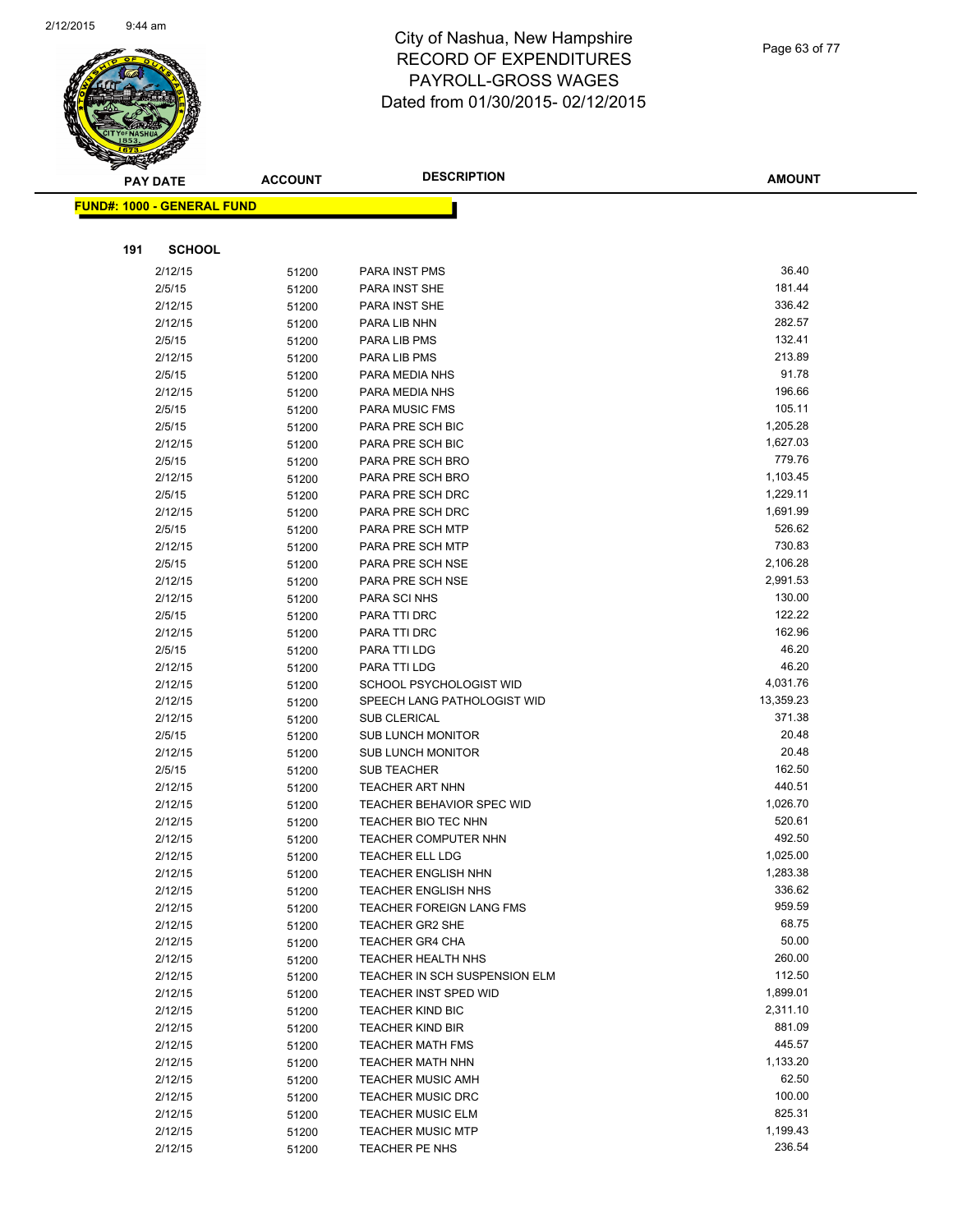# City of Nashua, New Hampshire
# RECORD OF EXPENDITURES
# PAYROLL-GROSS WAGES
# Dated from 01/30/2015- 02/12/2015

| PAY DATE | ACCOUNT | DESCRIPTION | AMOUNT |
|---|---|---|---|

**FUND#: 1000 - GENERAL FUND**

**191 SCHOOL**

| PAY DATE | ACCOUNT | DESCRIPTION | AMOUNT |
|---|---|---|---|
| 2/12/15 | 51200 | PARA INST PMS | 36.40 |
| 2/5/15 | 51200 | PARA INST SHE | 181.44 |
| 2/12/15 | 51200 | PARA INST SHE | 336.42 |
| 2/12/15 | 51200 | PARA LIB NHN | 282.57 |
| 2/5/15 | 51200 | PARA LIB PMS | 132.41 |
| 2/12/15 | 51200 | PARA LIB PMS | 213.89 |
| 2/5/15 | 51200 | PARA MEDIA NHS | 91.78 |
| 2/12/15 | 51200 | PARA MEDIA NHS | 196.66 |
| 2/5/15 | 51200 | PARA MUSIC FMS | 105.11 |
| 2/5/15 | 51200 | PARA PRE SCH BIC | 1,205.28 |
| 2/12/15 | 51200 | PARA PRE SCH BIC | 1,627.03 |
| 2/5/15 | 51200 | PARA PRE SCH BRO | 779.76 |
| 2/12/15 | 51200 | PARA PRE SCH BRO | 1,103.45 |
| 2/5/15 | 51200 | PARA PRE SCH DRC | 1,229.11 |
| 2/12/15 | 51200 | PARA PRE SCH DRC | 1,691.99 |
| 2/5/15 | 51200 | PARA PRE SCH MTP | 526.62 |
| 2/12/15 | 51200 | PARA PRE SCH MTP | 730.83 |
| 2/5/15 | 51200 | PARA PRE SCH NSE | 2,106.28 |
| 2/12/15 | 51200 | PARA PRE SCH NSE | 2,991.53 |
| 2/12/15 | 51200 | PARA SCI NHS | 130.00 |
| 2/5/15 | 51200 | PARA TTI DRC | 122.22 |
| 2/12/15 | 51200 | PARA TTI DRC | 162.96 |
| 2/5/15 | 51200 | PARA TTI LDG | 46.20 |
| 2/12/15 | 51200 | PARA TTI LDG | 46.20 |
| 2/12/15 | 51200 | SCHOOL PSYCHOLOGIST WID | 4,031.76 |
| 2/12/15 | 51200 | SPEECH LANG PATHOLOGIST WID | 13,359.23 |
| 2/12/15 | 51200 | SUB CLERICAL | 371.38 |
| 2/5/15 | 51200 | SUB LUNCH MONITOR | 20.48 |
| 2/12/15 | 51200 | SUB LUNCH MONITOR | 20.48 |
| 2/5/15 | 51200 | SUB TEACHER | 162.50 |
| 2/12/15 | 51200 | TEACHER ART NHN | 440.51 |
| 2/12/15 | 51200 | TEACHER BEHAVIOR SPEC WID | 1,026.70 |
| 2/12/15 | 51200 | TEACHER BIO TEC NHN | 520.61 |
| 2/12/15 | 51200 | TEACHER COMPUTER NHN | 492.50 |
| 2/12/15 | 51200 | TEACHER ELL LDG | 1,025.00 |
| 2/12/15 | 51200 | TEACHER ENGLISH NHN | 1,283.38 |
| 2/12/15 | 51200 | TEACHER ENGLISH NHS | 336.62 |
| 2/12/15 | 51200 | TEACHER FOREIGN LANG FMS | 959.59 |
| 2/12/15 | 51200 | TEACHER GR2 SHE | 68.75 |
| 2/12/15 | 51200 | TEACHER GR4 CHA | 50.00 |
| 2/12/15 | 51200 | TEACHER HEALTH NHS | 260.00 |
| 2/12/15 | 51200 | TEACHER IN SCH SUSPENSION ELM | 112.50 |
| 2/12/15 | 51200 | TEACHER INST SPED WID | 1,899.01 |
| 2/12/15 | 51200 | TEACHER KIND BIC | 2,311.10 |
| 2/12/15 | 51200 | TEACHER KIND BIR | 881.09 |
| 2/12/15 | 51200 | TEACHER MATH FMS | 445.57 |
| 2/12/15 | 51200 | TEACHER MATH NHN | 1,133.20 |
| 2/12/15 | 51200 | TEACHER MUSIC AMH | 62.50 |
| 2/12/15 | 51200 | TEACHER MUSIC DRC | 100.00 |
| 2/12/15 | 51200 | TEACHER MUSIC ELM | 825.31 |
| 2/12/15 | 51200 | TEACHER MUSIC MTP | 1,199.43 |
| 2/12/15 | 51200 | TEACHER PE NHS | 236.54 |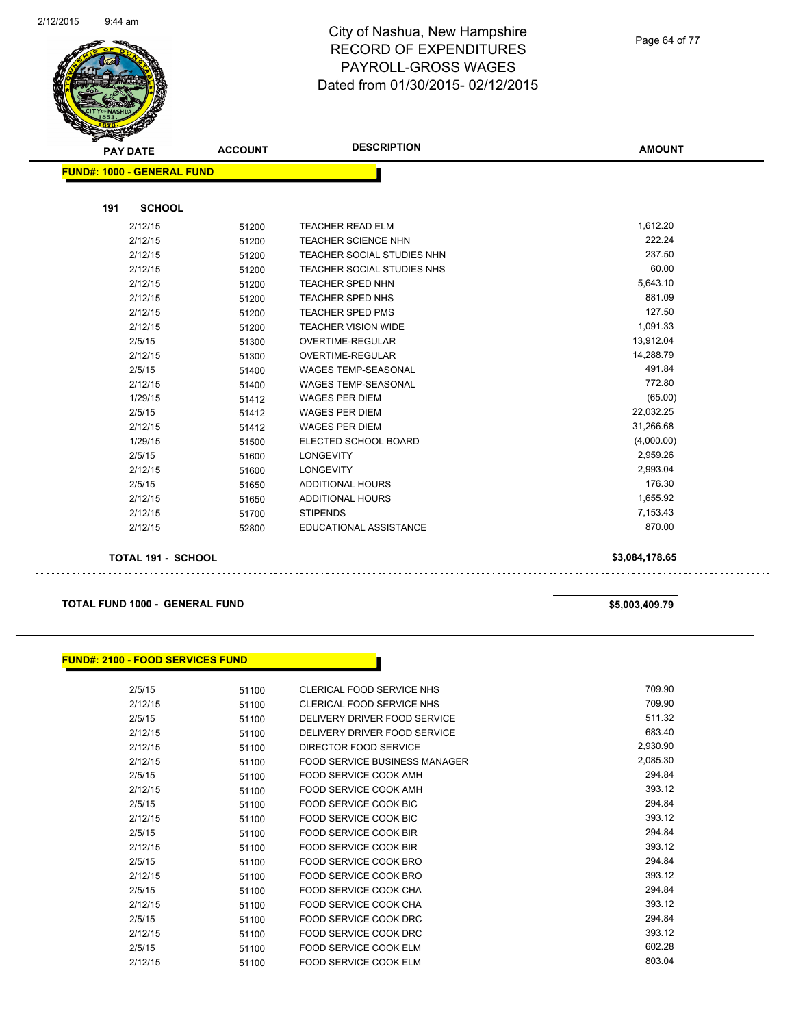# City of Nashua, New Hampshire
## RECORD OF EXPENDITURES
## PAYROLL-GROSS WAGES
## Dated from 01/30/2015- 02/12/2015

**FUND#: 1000 - GENERAL FUND**

**191 SCHOOL**

| PAY DATE | ACCOUNT | DESCRIPTION | AMOUNT |
|---|---|---|---|
| 2/12/15 | 51200 | TEACHER READ ELM | 1,612.20 |
| 2/12/15 | 51200 | TEACHER SCIENCE NHN | 222.24 |
| 2/12/15 | 51200 | TEACHER SOCIAL STUDIES NHN | 237.50 |
| 2/12/15 | 51200 | TEACHER SOCIAL STUDIES NHS | 60.00 |
| 2/12/15 | 51200 | TEACHER SPED NHN | 5,643.10 |
| 2/12/15 | 51200 | TEACHER SPED NHS | 881.09 |
| 2/12/15 | 51200 | TEACHER SPED PMS | 127.50 |
| 2/12/15 | 51200 | TEACHER VISION WIDE | 1,091.33 |
| 2/5/15 | 51300 | OVERTIME-REGULAR | 13,912.04 |
| 2/12/15 | 51300 | OVERTIME-REGULAR | 14,288.79 |
| 2/5/15 | 51400 | WAGES TEMP-SEASONAL | 491.84 |
| 2/12/15 | 51400 | WAGES TEMP-SEASONAL | 772.80 |
| 1/29/15 | 51412 | WAGES PER DIEM | (65.00) |
| 2/5/15 | 51412 | WAGES PER DIEM | 22,032.25 |
| 2/12/15 | 51412 | WAGES PER DIEM | 31,266.68 |
| 1/29/15 | 51500 | ELECTED SCHOOL BOARD | (4,000.00) |
| 2/5/15 | 51600 | LONGEVITY | 2,959.26 |
| 2/12/15 | 51600 | LONGEVITY | 2,993.04 |
| 2/5/15 | 51650 | ADDITIONAL HOURS | 176.30 |
| 2/12/15 | 51650 | ADDITIONAL HOURS | 1,655.92 |
| 2/12/15 | 51700 | STIPENDS | 7,153.43 |
| 2/12/15 | 52800 | EDUCATIONAL ASSISTANCE | 870.00 |

**TOTAL 191 - SCHOOL** **$3,084,178.65**

**TOTAL FUND 1000 - GENERAL FUND** **$5,003,409.79**

**FUND#: 2100 - FOOD SERVICES FUND**

| PAY DATE | ACCOUNT | DESCRIPTION | AMOUNT |
|---|---|---|---|
| 2/5/15 | 51100 | CLERICAL FOOD SERVICE NHS | 709.90 |
| 2/12/15 | 51100 | CLERICAL FOOD SERVICE NHS | 709.90 |
| 2/5/15 | 51100 | DELIVERY DRIVER FOOD SERVICE | 511.32 |
| 2/12/15 | 51100 | DELIVERY DRIVER FOOD SERVICE | 683.40 |
| 2/12/15 | 51100 | DIRECTOR FOOD SERVICE | 2,930.90 |
| 2/12/15 | 51100 | FOOD SERVICE BUSINESS MANAGER | 2,085.30 |
| 2/5/15 | 51100 | FOOD SERVICE COOK AMH | 294.84 |
| 2/12/15 | 51100 | FOOD SERVICE COOK AMH | 393.12 |
| 2/5/15 | 51100 | FOOD SERVICE COOK BIC | 294.84 |
| 2/12/15 | 51100 | FOOD SERVICE COOK BIC | 393.12 |
| 2/5/15 | 51100 | FOOD SERVICE COOK BIR | 294.84 |
| 2/12/15 | 51100 | FOOD SERVICE COOK BIR | 393.12 |
| 2/5/15 | 51100 | FOOD SERVICE COOK BRO | 294.84 |
| 2/12/15 | 51100 | FOOD SERVICE COOK BRO | 393.12 |
| 2/5/15 | 51100 | FOOD SERVICE COOK CHA | 294.84 |
| 2/12/15 | 51100 | FOOD SERVICE COOK CHA | 393.12 |
| 2/5/15 | 51100 | FOOD SERVICE COOK DRC | 294.84 |
| 2/12/15 | 51100 | FOOD SERVICE COOK DRC | 393.12 |
| 2/5/15 | 51100 | FOOD SERVICE COOK ELM | 602.28 |
| 2/12/15 | 51100 | FOOD SERVICE COOK ELM | 803.04 |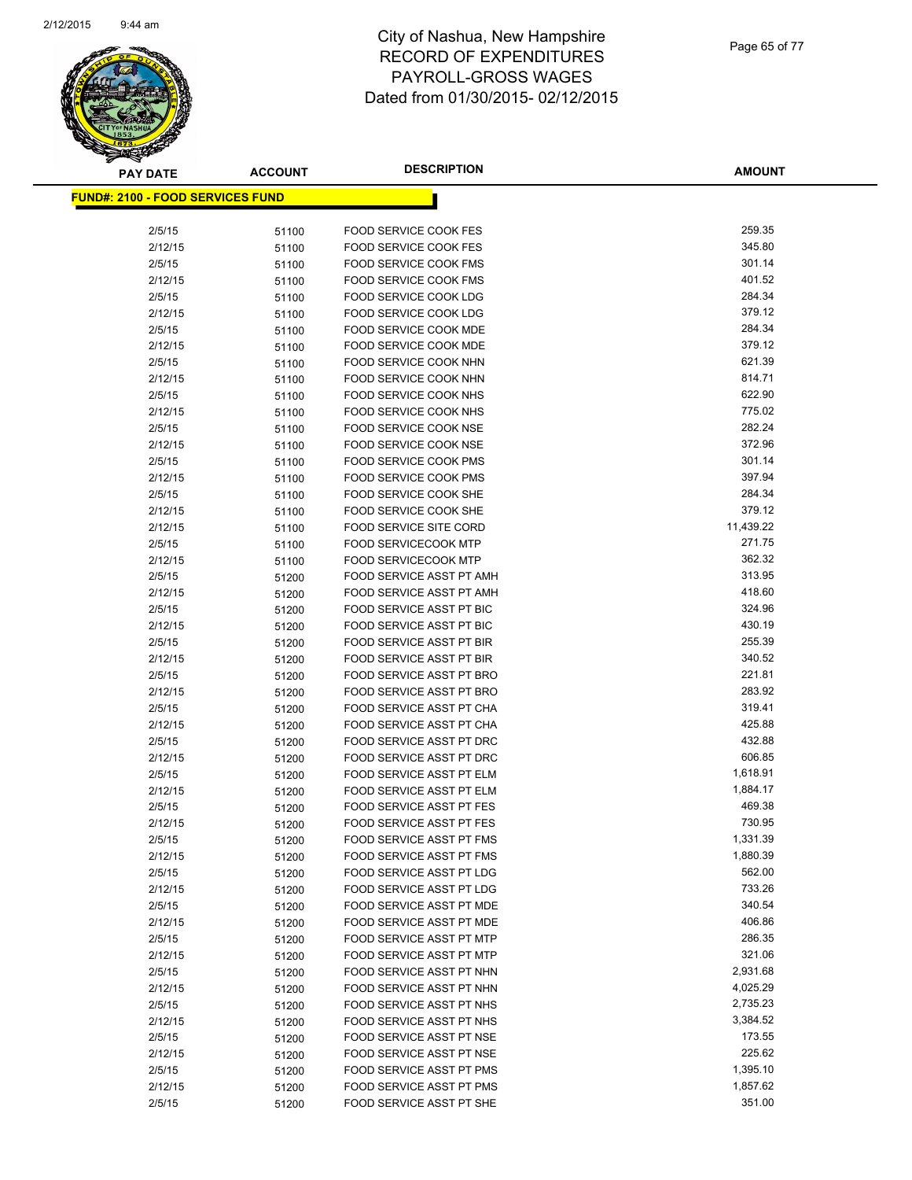# City of Nashua, New Hampshire
# RECORD OF EXPENDITURES
# PAYROLL-GROSS WAGES
# Dated from 01/30/2015- 02/12/2015

**FUND#: 2100 - FOOD SERVICES FUND**

| PAY DATE | ACCOUNT | DESCRIPTION | AMOUNT |
|---|---|---|---|
| 2/5/15 | 51100 | FOOD SERVICE COOK FES | 259.35 |
| 2/12/15 | 51100 | FOOD SERVICE COOK FES | 345.80 |
| 2/5/15 | 51100 | FOOD SERVICE COOK FMS | 301.14 |
| 2/12/15 | 51100 | FOOD SERVICE COOK FMS | 401.52 |
| 2/5/15 | 51100 | FOOD SERVICE COOK LDG | 284.34 |
| 2/12/15 | 51100 | FOOD SERVICE COOK LDG | 379.12 |
| 2/5/15 | 51100 | FOOD SERVICE COOK MDE | 284.34 |
| 2/12/15 | 51100 | FOOD SERVICE COOK MDE | 379.12 |
| 2/5/15 | 51100 | FOOD SERVICE COOK NHN | 621.39 |
| 2/12/15 | 51100 | FOOD SERVICE COOK NHN | 814.71 |
| 2/5/15 | 51100 | FOOD SERVICE COOK NHS | 622.90 |
| 2/12/15 | 51100 | FOOD SERVICE COOK NHS | 775.02 |
| 2/5/15 | 51100 | FOOD SERVICE COOK NSE | 282.24 |
| 2/12/15 | 51100 | FOOD SERVICE COOK NSE | 372.96 |
| 2/5/15 | 51100 | FOOD SERVICE COOK PMS | 301.14 |
| 2/12/15 | 51100 | FOOD SERVICE COOK PMS | 397.94 |
| 2/5/15 | 51100 | FOOD SERVICE COOK SHE | 284.34 |
| 2/12/15 | 51100 | FOOD SERVICE COOK SHE | 379.12 |
| 2/12/15 | 51100 | FOOD SERVICE SITE CORD | 11,439.22 |
| 2/5/15 | 51100 | FOOD SERVICECOOK MTP | 271.75 |
| 2/12/15 | 51100 | FOOD SERVICECOOK MTP | 362.32 |
| 2/5/15 | 51200 | FOOD SERVICE ASST PT AMH | 313.95 |
| 2/12/15 | 51200 | FOOD SERVICE ASST PT AMH | 418.60 |
| 2/5/15 | 51200 | FOOD SERVICE ASST PT BIC | 324.96 |
| 2/12/15 | 51200 | FOOD SERVICE ASST PT BIC | 430.19 |
| 2/5/15 | 51200 | FOOD SERVICE ASST PT BIR | 255.39 |
| 2/12/15 | 51200 | FOOD SERVICE ASST PT BIR | 340.52 |
| 2/5/15 | 51200 | FOOD SERVICE ASST PT BRO | 221.81 |
| 2/12/15 | 51200 | FOOD SERVICE ASST PT BRO | 283.92 |
| 2/5/15 | 51200 | FOOD SERVICE ASST PT CHA | 319.41 |
| 2/12/15 | 51200 | FOOD SERVICE ASST PT CHA | 425.88 |
| 2/5/15 | 51200 | FOOD SERVICE ASST PT DRC | 432.88 |
| 2/12/15 | 51200 | FOOD SERVICE ASST PT DRC | 606.85 |
| 2/5/15 | 51200 | FOOD SERVICE ASST PT ELM | 1,618.91 |
| 2/12/15 | 51200 | FOOD SERVICE ASST PT ELM | 1,884.17 |
| 2/5/15 | 51200 | FOOD SERVICE ASST PT FES | 469.38 |
| 2/12/15 | 51200 | FOOD SERVICE ASST PT FES | 730.95 |
| 2/5/15 | 51200 | FOOD SERVICE ASST PT FMS | 1,331.39 |
| 2/12/15 | 51200 | FOOD SERVICE ASST PT FMS | 1,880.39 |
| 2/5/15 | 51200 | FOOD SERVICE ASST PT LDG | 562.00 |
| 2/12/15 | 51200 | FOOD SERVICE ASST PT LDG | 733.26 |
| 2/5/15 | 51200 | FOOD SERVICE ASST PT MDE | 340.54 |
| 2/12/15 | 51200 | FOOD SERVICE ASST PT MDE | 406.86 |
| 2/5/15 | 51200 | FOOD SERVICE ASST PT MTP | 286.35 |
| 2/12/15 | 51200 | FOOD SERVICE ASST PT MTP | 321.06 |
| 2/5/15 | 51200 | FOOD SERVICE ASST PT NHN | 2,931.68 |
| 2/12/15 | 51200 | FOOD SERVICE ASST PT NHN | 4,025.29 |
| 2/5/15 | 51200 | FOOD SERVICE ASST PT NHS | 2,735.23 |
| 2/12/15 | 51200 | FOOD SERVICE ASST PT NHS | 3,384.52 |
| 2/5/15 | 51200 | FOOD SERVICE ASST PT NSE | 173.55 |
| 2/12/15 | 51200 | FOOD SERVICE ASST PT NSE | 225.62 |
| 2/5/15 | 51200 | FOOD SERVICE ASST PT PMS | 1,395.10 |
| 2/12/15 | 51200 | FOOD SERVICE ASST PT PMS | 1,857.62 |
| 2/5/15 | 51200 | FOOD SERVICE ASST PT SHE | 351.00 |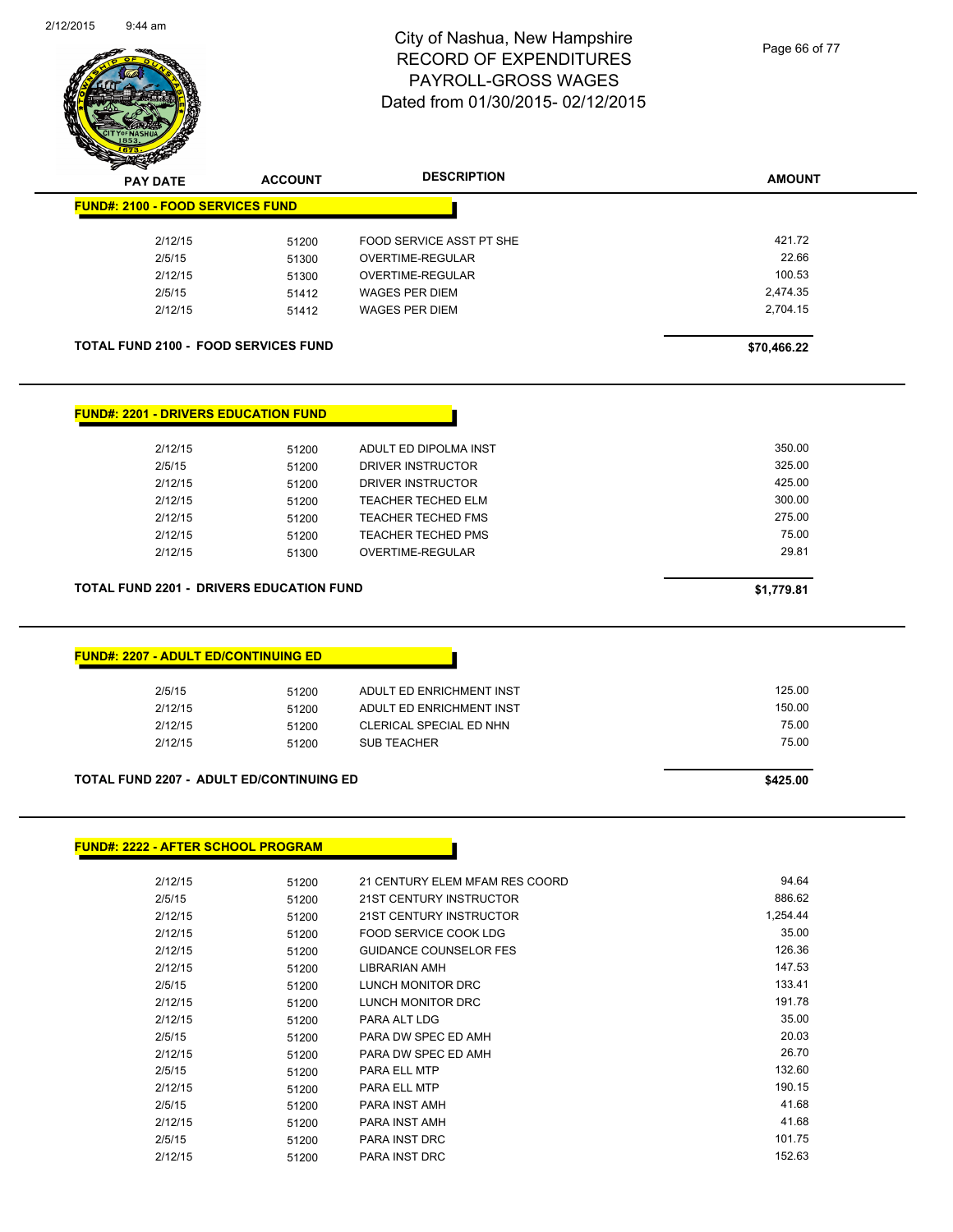City of Nashua, New Hampshire
RECORD OF EXPENDITURES
PAYROLL-GROSS WAGES
Dated from 01/30/2015- 02/12/2015

| PAY DATE | ACCOUNT | DESCRIPTION | AMOUNT |
|---|---|---|---|

**FUND#: 2100 - FOOD SERVICES FUND**

| PAY DATE | ACCOUNT | DESCRIPTION | AMOUNT |
|---|---|---|---|
| 2/12/15 | 51200 | FOOD SERVICE ASST PT SHE | 421.72 |
| 2/5/15 | 51300 | OVERTIME-REGULAR | 22.66 |
| 2/12/15 | 51300 | OVERTIME-REGULAR | 100.53 |
| 2/5/15 | 51412 | WAGES PER DIEM | 2,474.35 |
| 2/12/15 | 51412 | WAGES PER DIEM | 2,704.15 |

**TOTAL FUND 2100 - FOOD SERVICES FUND** **$70,466.22**

**FUND#: 2201 - DRIVERS EDUCATION FUND**

| PAY DATE | ACCOUNT | DESCRIPTION | AMOUNT |
|---|---|---|---|
| 2/12/15 | 51200 | ADULT ED DIPOLMA INST | 350.00 |
| 2/5/15 | 51200 | DRIVER INSTRUCTOR | 325.00 |
| 2/12/15 | 51200 | DRIVER INSTRUCTOR | 425.00 |
| 2/12/15 | 51200 | TEACHER TECHED ELM | 300.00 |
| 2/12/15 | 51200 | TEACHER TECHED FMS | 275.00 |
| 2/12/15 | 51200 | TEACHER TECHED PMS | 75.00 |
| 2/12/15 | 51300 | OVERTIME-REGULAR | 29.81 |

**TOTAL FUND 2201 - DRIVERS EDUCATION FUND** **$1,779.81**

**FUND#: 2207 - ADULT ED/CONTINUING ED**

| PAY DATE | ACCOUNT | DESCRIPTION | AMOUNT |
|---|---|---|---|
| 2/5/15 | 51200 | ADULT ED ENRICHMENT INST | 125.00 |
| 2/12/15 | 51200 | ADULT ED ENRICHMENT INST | 150.00 |
| 2/12/15 | 51200 | CLERICAL SPECIAL ED NHN | 75.00 |
| 2/12/15 | 51200 | SUB TEACHER | 75.00 |

**TOTAL FUND 2207 - ADULT ED/CONTINUING ED** **$425.00**

**FUND#: 2222 - AFTER SCHOOL PROGRAM**

| PAY DATE | ACCOUNT | DESCRIPTION | AMOUNT |
|---|---|---|---|
| 2/12/15 | 51200 | 21 CENTURY ELEM MFAM RES COORD | 94.64 |
| 2/5/15 | 51200 | 21ST CENTURY INSTRUCTOR | 886.62 |
| 2/12/15 | 51200 | 21ST CENTURY INSTRUCTOR | 1,254.44 |
| 2/12/15 | 51200 | FOOD SERVICE COOK LDG | 35.00 |
| 2/12/15 | 51200 | GUIDANCE COUNSELOR FES | 126.36 |
| 2/12/15 | 51200 | LIBRARIAN AMH | 147.53 |
| 2/5/15 | 51200 | LUNCH MONITOR DRC | 133.41 |
| 2/12/15 | 51200 | LUNCH MONITOR DRC | 191.78 |
| 2/12/15 | 51200 | PARA ALT LDG | 35.00 |
| 2/5/15 | 51200 | PARA DW SPEC ED AMH | 20.03 |
| 2/12/15 | 51200 | PARA DW SPEC ED AMH | 26.70 |
| 2/5/15 | 51200 | PARA ELL MTP | 132.60 |
| 2/12/15 | 51200 | PARA ELL MTP | 190.15 |
| 2/5/15 | 51200 | PARA INST AMH | 41.68 |
| 2/12/15 | 51200 | PARA INST AMH | 41.68 |
| 2/5/15 | 51200 | PARA INST DRC | 101.75 |
| 2/12/15 | 51200 | PARA INST DRC | 152.63 |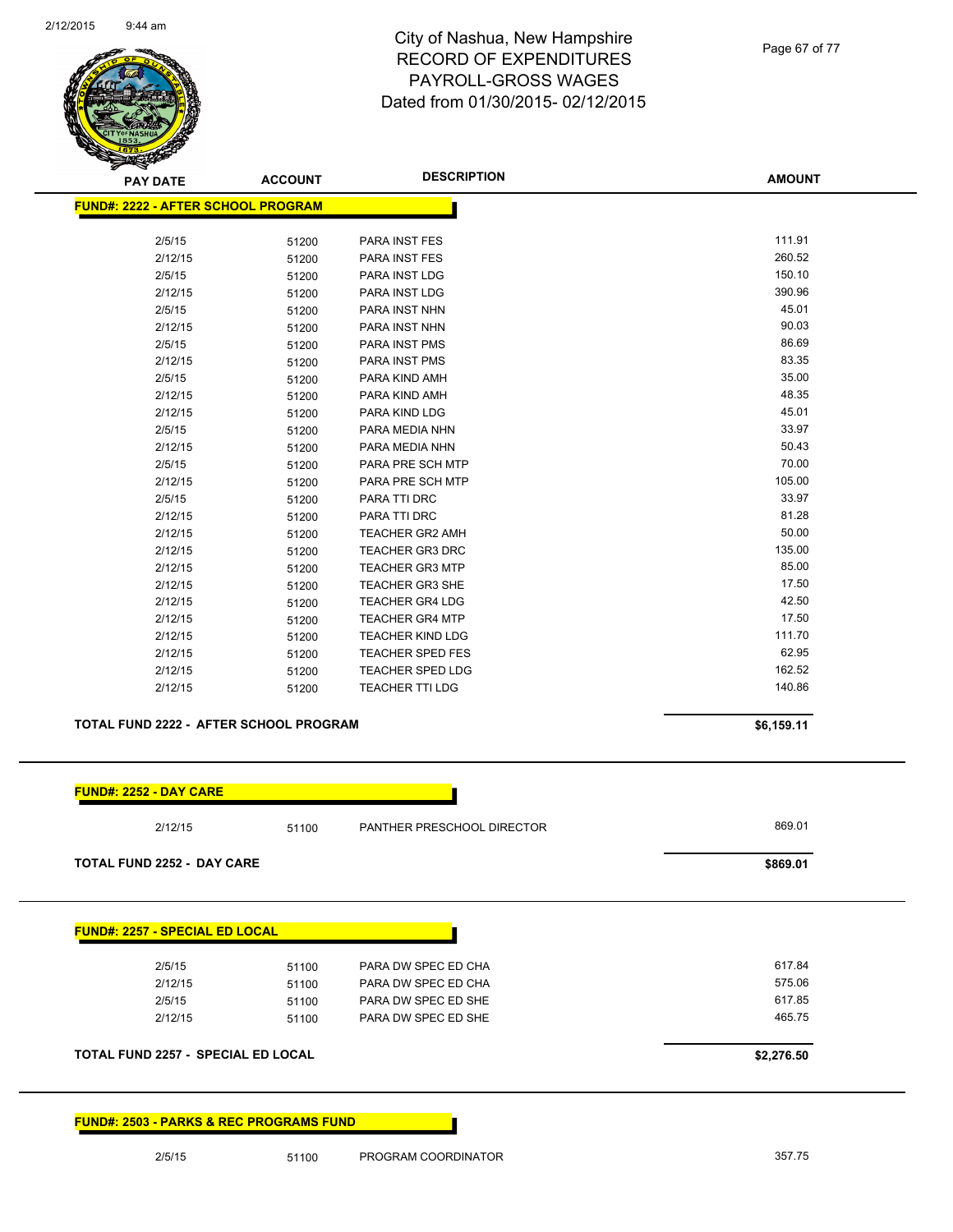City of Nashua, New Hampshire
RECORD OF EXPENDITURES
PAYROLL-GROSS WAGES
Dated from 01/30/2015- 02/12/2015

| PAY DATE | ACCOUNT | DESCRIPTION | AMOUNT |
|---|---|---|---|
| **FUND#: 2222 - AFTER SCHOOL PROGRAM** | | | |
| 2/5/15 | 51200 | PARA INST FES | 111.91 |
| 2/12/15 | 51200 | PARA INST FES | 260.52 |
| 2/5/15 | 51200 | PARA INST LDG | 150.10 |
| 2/12/15 | 51200 | PARA INST LDG | 390.96 |
| 2/5/15 | 51200 | PARA INST NHN | 45.01 |
| 2/12/15 | 51200 | PARA INST NHN | 90.03 |
| 2/5/15 | 51200 | PARA INST PMS | 86.69 |
| 2/12/15 | 51200 | PARA INST PMS | 83.35 |
| 2/5/15 | 51200 | PARA KIND AMH | 35.00 |
| 2/12/15 | 51200 | PARA KIND AMH | 48.35 |
| 2/12/15 | 51200 | PARA KIND LDG | 45.01 |
| 2/5/15 | 51200 | PARA MEDIA NHN | 33.97 |
| 2/12/15 | 51200 | PARA MEDIA NHN | 50.43 |
| 2/5/15 | 51200 | PARA PRE SCH MTP | 70.00 |
| 2/12/15 | 51200 | PARA PRE SCH MTP | 105.00 |
| 2/5/15 | 51200 | PARA TTI DRC | 33.97 |
| 2/12/15 | 51200 | PARA TTI DRC | 81.28 |
| 2/12/15 | 51200 | TEACHER GR2 AMH | 50.00 |
| 2/12/15 | 51200 | TEACHER GR3 DRC | 135.00 |
| 2/12/15 | 51200 | TEACHER GR3 MTP | 85.00 |
| 2/12/15 | 51200 | TEACHER GR3 SHE | 17.50 |
| 2/12/15 | 51200 | TEACHER GR4 LDG | 42.50 |
| 2/12/15 | 51200 | TEACHER GR4 MTP | 17.50 |
| 2/12/15 | 51200 | TEACHER KIND LDG | 111.70 |
| 2/12/15 | 51200 | TEACHER SPED FES | 62.95 |
| 2/12/15 | 51200 | TEACHER SPED LDG | 162.52 |
| 2/12/15 | 51200 | TEACHER TTI LDG | 140.86 |
| **TOTAL FUND 2222 - AFTER SCHOOL PROGRAM** | | | **$6,159.11** |
| **FUND#: 2252 - DAY CARE** | | | |
| 2/12/15 | 51100 | PANTHER PRESCHOOL DIRECTOR | 869.01 |
| **TOTAL FUND 2252 - DAY CARE** | | | **$869.01** |
| **FUND#: 2257 - SPECIAL ED LOCAL** | | | |
| 2/5/15 | 51100 | PARA DW SPEC ED CHA | 617.84 |
| 2/12/15 | 51100 | PARA DW SPEC ED CHA | 575.06 |
| 2/5/15 | 51100 | PARA DW SPEC ED SHE | 617.85 |
| 2/12/15 | 51100 | PARA DW SPEC ED SHE | 465.75 |
| **TOTAL FUND 2257 - SPECIAL ED LOCAL** | | | **$2,276.50** |
| **FUND#: 2503 - PARKS & REC PROGRAMS FUND** | | | |
| 2/5/15 | 51100 | PROGRAM COORDINATOR | 357.75 |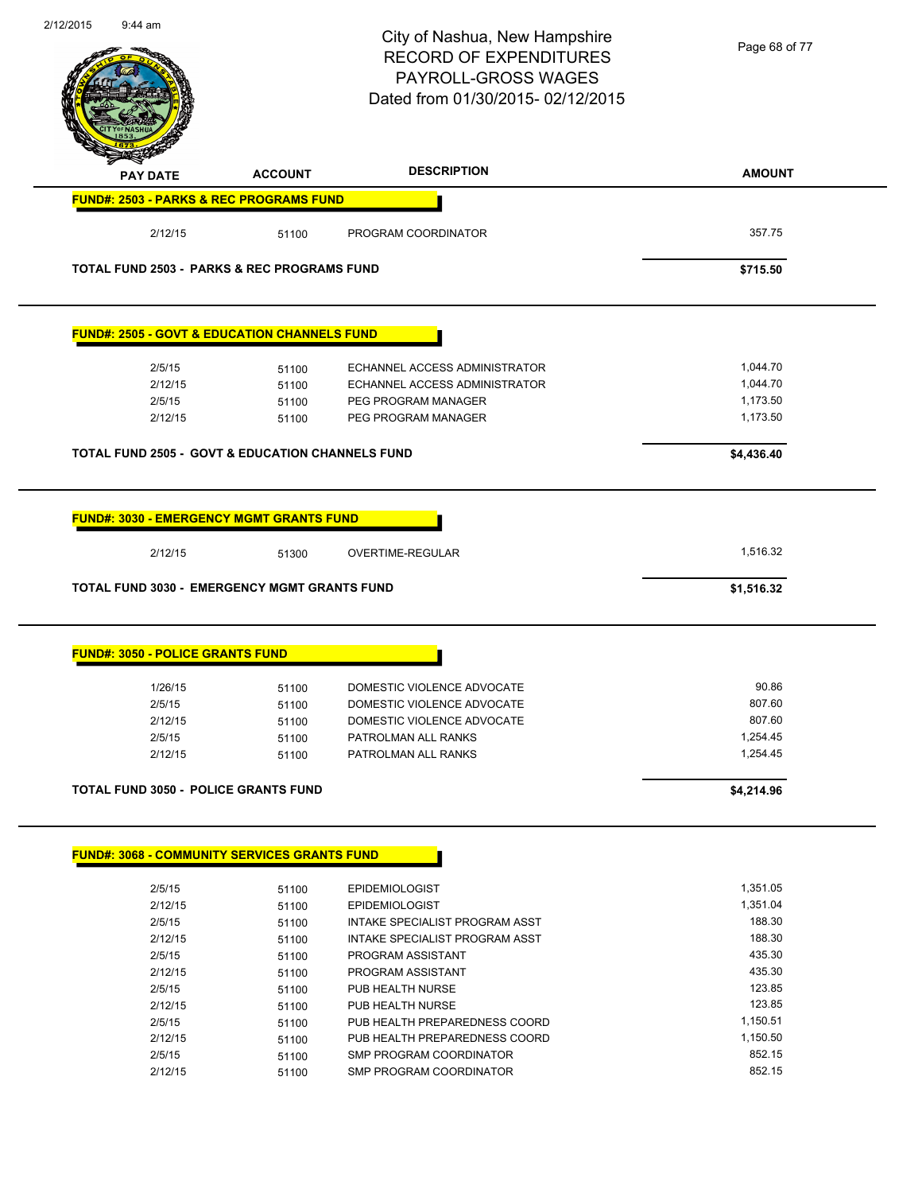# City of Nashua, New Hampshire
## RECORD OF EXPENDITURES
## PAYROLL-GROSS WAGES
## Dated from 01/30/2015- 02/12/2015

| PAY DATE | ACCOUNT | DESCRIPTION | AMOUNT |
|---|---|---|---|
| **FUND#: 2503 - PARKS & REC PROGRAMS FUND** | | | |
| 2/12/15 | 51100 | PROGRAM COORDINATOR | 357.75 |
| **TOTAL FUND 2503 - PARKS & REC PROGRAMS FUND** | | | **$715.50** |
| **FUND#: 2505 - GOVT & EDUCATION CHANNELS FUND** | | | |
| 2/5/15 | 51100 | ECHANNEL ACCESS ADMINISTRATOR | 1,044.70 |
| 2/12/15 | 51100 | ECHANNEL ACCESS ADMINISTRATOR | 1,044.70 |
| 2/5/15 | 51100 | PEG PROGRAM MANAGER | 1,173.50 |
| 2/12/15 | 51100 | PEG PROGRAM MANAGER | 1,173.50 |
| **TOTAL FUND 2505 - GOVT & EDUCATION CHANNELS FUND** | | | **$4,436.40** |
| **FUND#: 3030 - EMERGENCY MGMT GRANTS FUND** | | | |
| 2/12/15 | 51300 | OVERTIME-REGULAR | 1,516.32 |
| **TOTAL FUND 3030 - EMERGENCY MGMT GRANTS FUND** | | | **$1,516.32** |
| **FUND#: 3050 - POLICE GRANTS FUND** | | | |
| 1/26/15 | 51100 | DOMESTIC VIOLENCE ADVOCATE | 90.86 |
| 2/5/15 | 51100 | DOMESTIC VIOLENCE ADVOCATE | 807.60 |
| 2/12/15 | 51100 | DOMESTIC VIOLENCE ADVOCATE | 807.60 |
| 2/5/15 | 51100 | PATROLMAN ALL RANKS | 1,254.45 |
| 2/12/15 | 51100 | PATROLMAN ALL RANKS | 1,254.45 |
| **TOTAL FUND 3050 - POLICE GRANTS FUND** | | | **$4,214.96** |
| **FUND#: 3068 - COMMUNITY SERVICES GRANTS FUND** | | | |
| 2/5/15 | 51100 | EPIDEMIOLOGIST | 1,351.05 |
| 2/12/15 | 51100 | EPIDEMIOLOGIST | 1,351.04 |
| 2/5/15 | 51100 | INTAKE SPECIALIST PROGRAM ASST | 188.30 |
| 2/12/15 | 51100 | INTAKE SPECIALIST PROGRAM ASST | 188.30 |
| 2/5/15 | 51100 | PROGRAM ASSISTANT | 435.30 |
| 2/12/15 | 51100 | PROGRAM ASSISTANT | 435.30 |
| 2/5/15 | 51100 | PUB HEALTH NURSE | 123.85 |
| 2/12/15 | 51100 | PUB HEALTH NURSE | 123.85 |
| 2/5/15 | 51100 | PUB HEALTH PREPAREDNESS COORD | 1,150.51 |
| 2/12/15 | 51100 | PUB HEALTH PREPAREDNESS COORD | 1,150.50 |
| 2/5/15 | 51100 | SMP PROGRAM COORDINATOR | 852.15 |
| 2/12/15 | 51100 | SMP PROGRAM COORDINATOR | 852.15 |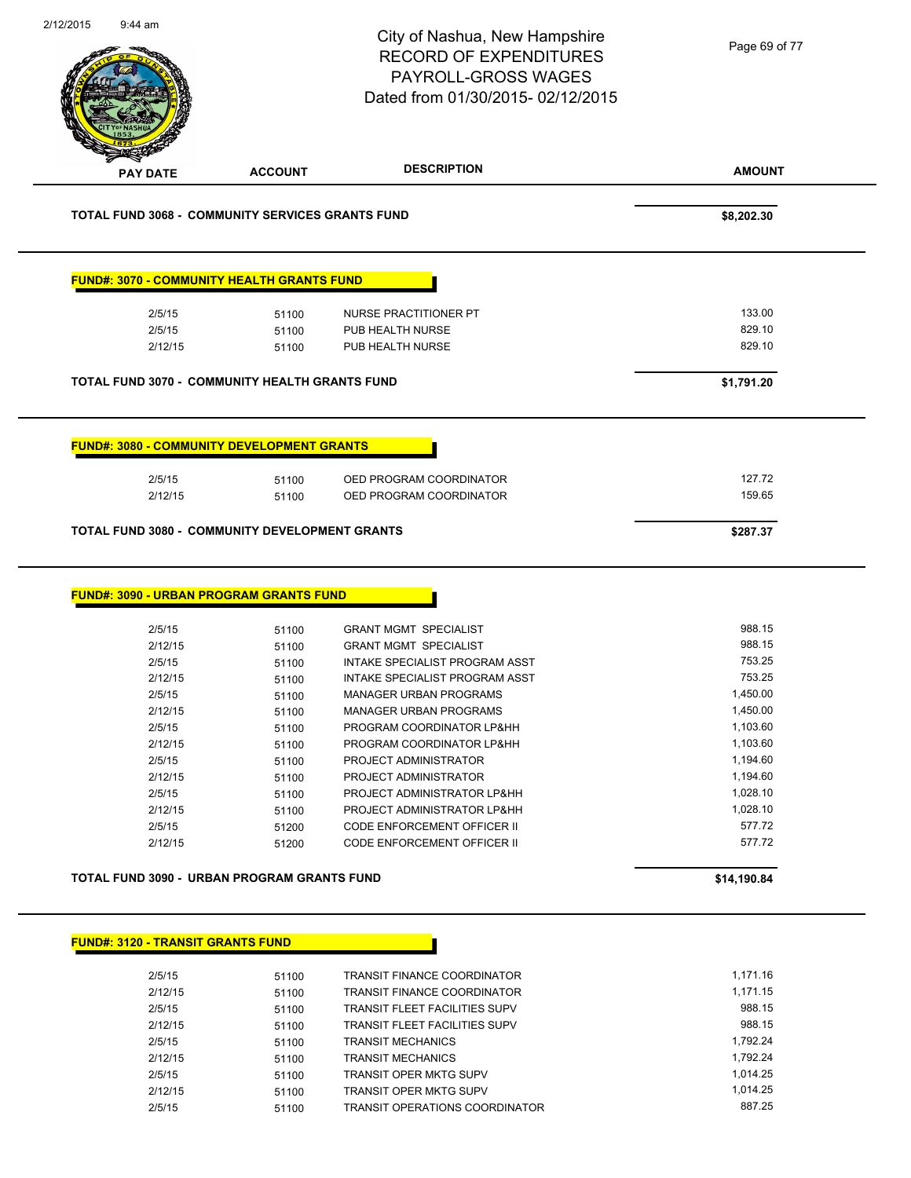# City of Nashua, New Hampshire
## RECORD OF EXPENDITURES
## PAYROLL-GROSS WAGES
## Dated from 01/30/2015- 02/12/2015

| PAY DATE | ACCOUNT | DESCRIPTION | AMOUNT |
|---|---|---|---|
| **TOTAL FUND 3068 - COMMUNITY SERVICES GRANTS FUND** | | | **$8,202.30** |

**FUND#: 3070 - COMMUNITY HEALTH GRANTS FUND**

| PAY DATE | ACCOUNT | DESCRIPTION | AMOUNT |
|---|---|---|---|
| 2/5/15 | 51100 | NURSE PRACTITIONER PT | 133.00 |
| 2/5/15 | 51100 | PUB HEALTH NURSE | 829.10 |
| 2/12/15 | 51100 | PUB HEALTH NURSE | 829.10 |
| **TOTAL FUND 3070 - COMMUNITY HEALTH GRANTS FUND** | | | **$1,791.20** |

**FUND#: 3080 - COMMUNITY DEVELOPMENT GRANTS**

| PAY DATE | ACCOUNT | DESCRIPTION | AMOUNT |
|---|---|---|---|
| 2/5/15 | 51100 | OED PROGRAM COORDINATOR | 127.72 |
| 2/12/15 | 51100 | OED PROGRAM COORDINATOR | 159.65 |
| **TOTAL FUND 3080 - COMMUNITY DEVELOPMENT GRANTS** | | | **$287.37** |

**FUND#: 3090 - URBAN PROGRAM GRANTS FUND**

| PAY DATE | ACCOUNT | DESCRIPTION | AMOUNT |
|---|---|---|---|
| 2/5/15 | 51100 | GRANT MGMT SPECIALIST | 988.15 |
| 2/12/15 | 51100 | GRANT MGMT SPECIALIST | 988.15 |
| 2/5/15 | 51100 | INTAKE SPECIALIST PROGRAM ASST | 753.25 |
| 2/12/15 | 51100 | INTAKE SPECIALIST PROGRAM ASST | 753.25 |
| 2/5/15 | 51100 | MANAGER URBAN PROGRAMS | 1,450.00 |
| 2/12/15 | 51100 | MANAGER URBAN PROGRAMS | 1,450.00 |
| 2/5/15 | 51100 | PROGRAM COORDINATOR LP&HH | 1,103.60 |
| 2/12/15 | 51100 | PROGRAM COORDINATOR LP&HH | 1,103.60 |
| 2/5/15 | 51100 | PROJECT ADMINISTRATOR | 1,194.60 |
| 2/12/15 | 51100 | PROJECT ADMINISTRATOR | 1,194.60 |
| 2/5/15 | 51100 | PROJECT ADMINISTRATOR LP&HH | 1,028.10 |
| 2/12/15 | 51100 | PROJECT ADMINISTRATOR LP&HH | 1,028.10 |
| 2/5/15 | 51200 | CODE ENFORCEMENT OFFICER II | 577.72 |
| 2/12/15 | 51200 | CODE ENFORCEMENT OFFICER II | 577.72 |
| **TOTAL FUND 3090 - URBAN PROGRAM GRANTS FUND** | | | **$14,190.84** |

**FUND#: 3120 - TRANSIT GRANTS FUND**

| PAY DATE | ACCOUNT | DESCRIPTION | AMOUNT |
|---|---|---|---|
| 2/5/15 | 51100 | TRANSIT FINANCE COORDINATOR | 1,171.16 |
| 2/12/15 | 51100 | TRANSIT FINANCE COORDINATOR | 1,171.15 |
| 2/5/15 | 51100 | TRANSIT FLEET FACILITIES SUPV | 988.15 |
| 2/12/15 | 51100 | TRANSIT FLEET FACILITIES SUPV | 988.15 |
| 2/5/15 | 51100 | TRANSIT MECHANICS | 1,792.24 |
| 2/12/15 | 51100 | TRANSIT MECHANICS | 1,792.24 |
| 2/5/15 | 51100 | TRANSIT OPER MKTG SUPV | 1,014.25 |
| 2/12/15 | 51100 | TRANSIT OPER MKTG SUPV | 1,014.25 |
| 2/5/15 | 51100 | TRANSIT OPERATIONS COORDINATOR | 887.25 |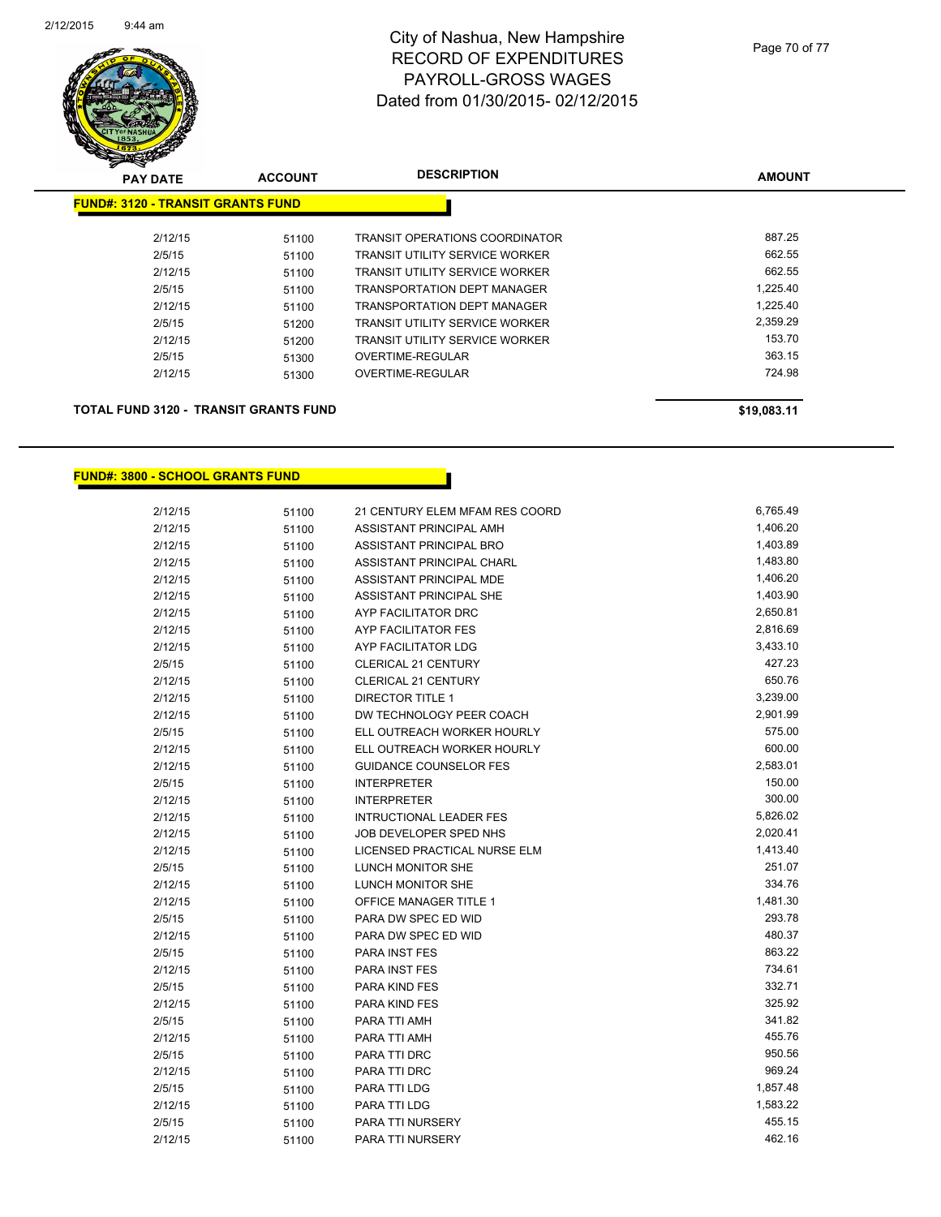# City of Nashua, New Hampshire
## RECORD OF EXPENDITURES
## PAYROLL-GROSS WAGES
## Dated from 01/30/2015- 02/12/2015

| PAY DATE | ACCOUNT | DESCRIPTION | AMOUNT |
|---|---|---|---|
| **FUND#: 3120 - TRANSIT GRANTS FUND** | | | |
| 2/12/15 | 51100 | TRANSIT OPERATIONS COORDINATOR | 887.25 |
| 2/5/15 | 51100 | TRANSIT UTILITY SERVICE WORKER | 662.55 |
| 2/12/15 | 51100 | TRANSIT UTILITY SERVICE WORKER | 662.55 |
| 2/5/15 | 51100 | TRANSPORTATION DEPT MANAGER | 1,225.40 |
| 2/12/15 | 51100 | TRANSPORTATION DEPT MANAGER | 1,225.40 |
| 2/5/15 | 51200 | TRANSIT UTILITY SERVICE WORKER | 2,359.29 |
| 2/12/15 | 51200 | TRANSIT UTILITY SERVICE WORKER | 153.70 |
| 2/5/15 | 51300 | OVERTIME-REGULAR | 363.15 |
| 2/12/15 | 51300 | OVERTIME-REGULAR | 724.98 |
| **TOTAL FUND 3120 - TRANSIT GRANTS FUND** | | | **$19,083.11** |

| PAY DATE | ACCOUNT | DESCRIPTION | AMOUNT |
|---|---|---|---|
| **FUND#: 3800 - SCHOOL GRANTS FUND** | | | |
| 2/12/15 | 51100 | 21 CENTURY ELEM MFAM RES COORD | 6,765.49 |
| 2/12/15 | 51100 | ASSISTANT PRINCIPAL AMH | 1,406.20 |
| 2/12/15 | 51100 | ASSISTANT PRINCIPAL BRO | 1,403.89 |
| 2/12/15 | 51100 | ASSISTANT PRINCIPAL CHARL | 1,483.80 |
| 2/12/15 | 51100 | ASSISTANT PRINCIPAL MDE | 1,406.20 |
| 2/12/15 | 51100 | ASSISTANT PRINCIPAL SHE | 1,403.90 |
| 2/12/15 | 51100 | AYP FACILITATOR DRC | 2,650.81 |
| 2/12/15 | 51100 | AYP FACILITATOR FES | 2,816.69 |
| 2/12/15 | 51100 | AYP FACILITATOR LDG | 3,433.10 |
| 2/5/15 | 51100 | CLERICAL 21 CENTURY | 427.23 |
| 2/12/15 | 51100 | CLERICAL 21 CENTURY | 650.76 |
| 2/12/15 | 51100 | DIRECTOR TITLE 1 | 3,239.00 |
| 2/12/15 | 51100 | DW TECHNOLOGY PEER COACH | 2,901.99 |
| 2/5/15 | 51100 | ELL OUTREACH WORKER HOURLY | 575.00 |
| 2/12/15 | 51100 | ELL OUTREACH WORKER HOURLY | 600.00 |
| 2/12/15 | 51100 | GUIDANCE COUNSELOR FES | 2,583.01 |
| 2/5/15 | 51100 | INTERPRETER | 150.00 |
| 2/12/15 | 51100 | INTERPRETER | 300.00 |
| 2/12/15 | 51100 | INTRUCTIONAL LEADER FES | 5,826.02 |
| 2/12/15 | 51100 | JOB DEVELOPER SPED NHS | 2,020.41 |
| 2/12/15 | 51100 | LICENSED PRACTICAL NURSE ELM | 1,413.40 |
| 2/5/15 | 51100 | LUNCH MONITOR SHE | 251.07 |
| 2/12/15 | 51100 | LUNCH MONITOR SHE | 334.76 |
| 2/12/15 | 51100 | OFFICE MANAGER TITLE 1 | 1,481.30 |
| 2/5/15 | 51100 | PARA DW SPEC ED WID | 293.78 |
| 2/12/15 | 51100 | PARA DW SPEC ED WID | 480.37 |
| 2/5/15 | 51100 | PARA INST FES | 863.22 |
| 2/12/15 | 51100 | PARA INST FES | 734.61 |
| 2/5/15 | 51100 | PARA KIND FES | 332.71 |
| 2/12/15 | 51100 | PARA KIND FES | 325.92 |
| 2/5/15 | 51100 | PARA TTI AMH | 341.82 |
| 2/12/15 | 51100 | PARA TTI AMH | 455.76 |
| 2/5/15 | 51100 | PARA TTI DRC | 950.56 |
| 2/12/15 | 51100 | PARA TTI DRC | 969.24 |
| 2/5/15 | 51100 | PARA TTI LDG | 1,857.48 |
| 2/12/15 | 51100 | PARA TTI LDG | 1,583.22 |
| 2/5/15 | 51100 | PARA TTI NURSERY | 455.15 |
| 2/12/15 | 51100 | PARA TTI NURSERY | 462.16 |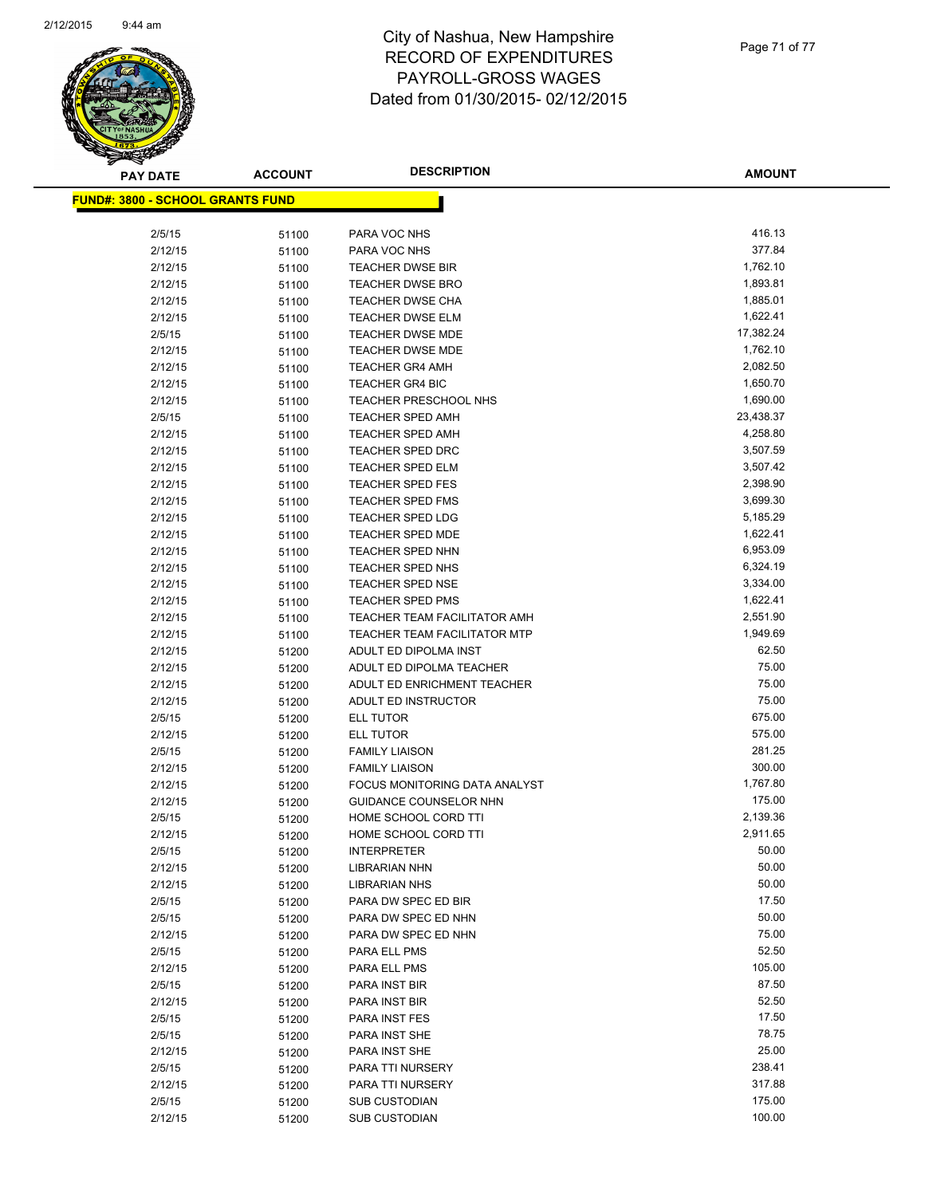# City of Nashua, New Hampshire
# RECORD OF EXPENDITURES
# PAYROLL-GROSS WAGES
# Dated from 01/30/2015- 02/12/2015

**FUND#: 3800 - SCHOOL GRANTS FUND**

| PAY DATE | ACCOUNT | DESCRIPTION | AMOUNT |
|---|---|---|---|
| 2/5/15 | 51100 | PARA VOC NHS | 416.13 |
| 2/12/15 | 51100 | PARA VOC NHS | 377.84 |
| 2/12/15 | 51100 | TEACHER DWSE BIR | 1,762.10 |
| 2/12/15 | 51100 | TEACHER DWSE BRO | 1,893.81 |
| 2/12/15 | 51100 | TEACHER DWSE CHA | 1,885.01 |
| 2/12/15 | 51100 | TEACHER DWSE ELM | 1,622.41 |
| 2/5/15 | 51100 | TEACHER DWSE MDE | 17,382.24 |
| 2/12/15 | 51100 | TEACHER DWSE MDE | 1,762.10 |
| 2/12/15 | 51100 | TEACHER GR4 AMH | 2,082.50 |
| 2/12/15 | 51100 | TEACHER GR4 BIC | 1,650.70 |
| 2/12/15 | 51100 | TEACHER PRESCHOOL NHS | 1,690.00 |
| 2/5/15 | 51100 | TEACHER SPED AMH | 23,438.37 |
| 2/12/15 | 51100 | TEACHER SPED AMH | 4,258.80 |
| 2/12/15 | 51100 | TEACHER SPED DRC | 3,507.59 |
| 2/12/15 | 51100 | TEACHER SPED ELM | 3,507.42 |
| 2/12/15 | 51100 | TEACHER SPED FES | 2,398.90 |
| 2/12/15 | 51100 | TEACHER SPED FMS | 3,699.30 |
| 2/12/15 | 51100 | TEACHER SPED LDG | 5,185.29 |
| 2/12/15 | 51100 | TEACHER SPED MDE | 1,622.41 |
| 2/12/15 | 51100 | TEACHER SPED NHN | 6,953.09 |
| 2/12/15 | 51100 | TEACHER SPED NHS | 6,324.19 |
| 2/12/15 | 51100 | TEACHER SPED NSE | 3,334.00 |
| 2/12/15 | 51100 | TEACHER SPED PMS | 1,622.41 |
| 2/12/15 | 51100 | TEACHER TEAM FACILITATOR AMH | 2,551.90 |
| 2/12/15 | 51100 | TEACHER TEAM FACILITATOR MTP | 1,949.69 |
| 2/12/15 | 51200 | ADULT ED DIPOLMA INST | 62.50 |
| 2/12/15 | 51200 | ADULT ED DIPOLMA TEACHER | 75.00 |
| 2/12/15 | 51200 | ADULT ED ENRICHMENT TEACHER | 75.00 |
| 2/12/15 | 51200 | ADULT ED INSTRUCTOR | 75.00 |
| 2/5/15 | 51200 | ELL TUTOR | 675.00 |
| 2/12/15 | 51200 | ELL TUTOR | 575.00 |
| 2/5/15 | 51200 | FAMILY LIAISON | 281.25 |
| 2/12/15 | 51200 | FAMILY LIAISON | 300.00 |
| 2/12/15 | 51200 | FOCUS MONITORING DATA ANALYST | 1,767.80 |
| 2/12/15 | 51200 | GUIDANCE COUNSELOR NHN | 175.00 |
| 2/5/15 | 51200 | HOME SCHOOL CORD TTI | 2,139.36 |
| 2/12/15 | 51200 | HOME SCHOOL CORD TTI | 2,911.65 |
| 2/5/15 | 51200 | INTERPRETER | 50.00 |
| 2/12/15 | 51200 | LIBRARIAN NHN | 50.00 |
| 2/12/15 | 51200 | LIBRARIAN NHS | 50.00 |
| 2/5/15 | 51200 | PARA DW SPEC ED BIR | 17.50 |
| 2/5/15 | 51200 | PARA DW SPEC ED NHN | 50.00 |
| 2/12/15 | 51200 | PARA DW SPEC ED NHN | 75.00 |
| 2/5/15 | 51200 | PARA ELL PMS | 52.50 |
| 2/12/15 | 51200 | PARA ELL PMS | 105.00 |
| 2/5/15 | 51200 | PARA INST BIR | 87.50 |
| 2/12/15 | 51200 | PARA INST BIR | 52.50 |
| 2/5/15 | 51200 | PARA INST FES | 17.50 |
| 2/5/15 | 51200 | PARA INST SHE | 78.75 |
| 2/12/15 | 51200 | PARA INST SHE | 25.00 |
| 2/5/15 | 51200 | PARA TTI NURSERY | 238.41 |
| 2/12/15 | 51200 | PARA TTI NURSERY | 317.88 |
| 2/5/15 | 51200 | SUB CUSTODIAN | 175.00 |
| 2/12/15 | 51200 | SUB CUSTODIAN | 100.00 |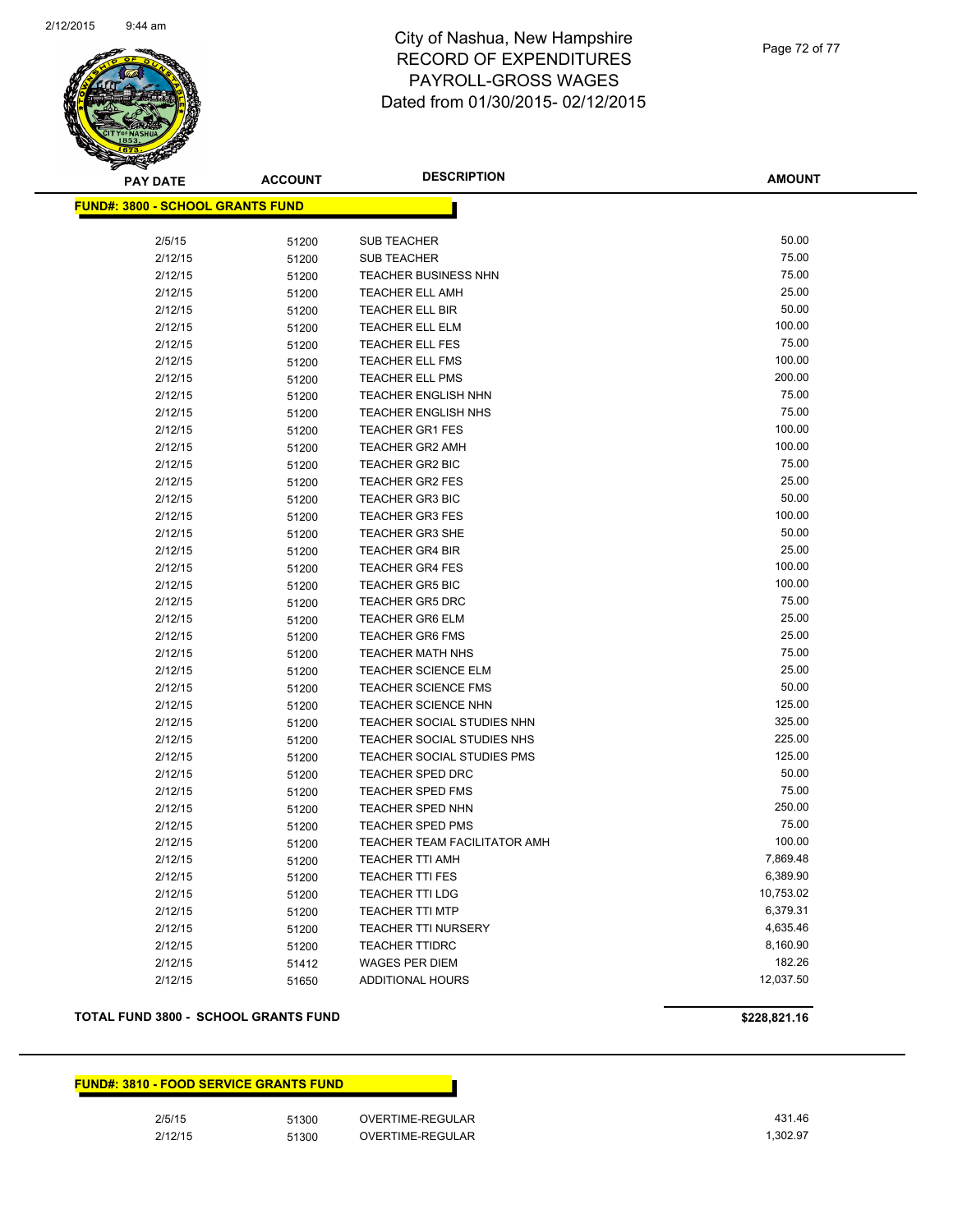# City of Nashua, New Hampshire
# RECORD OF EXPENDITURES
# PAYROLL-GROSS WAGES
# Dated from 01/30/2015- 02/12/2015

| PAY DATE | ACCOUNT | DESCRIPTION | AMOUNT |
|---|---|---|---|
| **FUND#: 3800 - SCHOOL GRANTS FUND** | | | |
| 2/5/15 | 51200 | SUB TEACHER | 50.00 |
| 2/12/15 | 51200 | SUB TEACHER | 75.00 |
| 2/12/15 | 51200 | TEACHER BUSINESS NHN | 75.00 |
| 2/12/15 | 51200 | TEACHER ELL AMH | 25.00 |
| 2/12/15 | 51200 | TEACHER ELL BIR | 50.00 |
| 2/12/15 | 51200 | TEACHER ELL ELM | 100.00 |
| 2/12/15 | 51200 | TEACHER ELL FES | 75.00 |
| 2/12/15 | 51200 | TEACHER ELL FMS | 100.00 |
| 2/12/15 | 51200 | TEACHER ELL PMS | 200.00 |
| 2/12/15 | 51200 | TEACHER ENGLISH NHN | 75.00 |
| 2/12/15 | 51200 | TEACHER ENGLISH NHS | 75.00 |
| 2/12/15 | 51200 | TEACHER GR1 FES | 100.00 |
| 2/12/15 | 51200 | TEACHER GR2 AMH | 100.00 |
| 2/12/15 | 51200 | TEACHER GR2 BIC | 75.00 |
| 2/12/15 | 51200 | TEACHER GR2 FES | 25.00 |
| 2/12/15 | 51200 | TEACHER GR3 BIC | 50.00 |
| 2/12/15 | 51200 | TEACHER GR3 FES | 100.00 |
| 2/12/15 | 51200 | TEACHER GR3 SHE | 50.00 |
| 2/12/15 | 51200 | TEACHER GR4 BIR | 25.00 |
| 2/12/15 | 51200 | TEACHER GR4 FES | 100.00 |
| 2/12/15 | 51200 | TEACHER GR5 BIC | 100.00 |
| 2/12/15 | 51200 | TEACHER GR5 DRC | 75.00 |
| 2/12/15 | 51200 | TEACHER GR6 ELM | 25.00 |
| 2/12/15 | 51200 | TEACHER GR6 FMS | 25.00 |
| 2/12/15 | 51200 | TEACHER MATH NHS | 75.00 |
| 2/12/15 | 51200 | TEACHER SCIENCE ELM | 25.00 |
| 2/12/15 | 51200 | TEACHER SCIENCE FMS | 50.00 |
| 2/12/15 | 51200 | TEACHER SCIENCE NHN | 125.00 |
| 2/12/15 | 51200 | TEACHER SOCIAL STUDIES NHN | 325.00 |
| 2/12/15 | 51200 | TEACHER SOCIAL STUDIES NHS | 225.00 |
| 2/12/15 | 51200 | TEACHER SOCIAL STUDIES PMS | 125.00 |
| 2/12/15 | 51200 | TEACHER SPED DRC | 50.00 |
| 2/12/15 | 51200 | TEACHER SPED FMS | 75.00 |
| 2/12/15 | 51200 | TEACHER SPED NHN | 250.00 |
| 2/12/15 | 51200 | TEACHER SPED PMS | 75.00 |
| 2/12/15 | 51200 | TEACHER TEAM FACILITATOR AMH | 100.00 |
| 2/12/15 | 51200 | TEACHER TTI AMH | 7,869.48 |
| 2/12/15 | 51200 | TEACHER TTI FES | 6,389.90 |
| 2/12/15 | 51200 | TEACHER TTI LDG | 10,753.02 |
| 2/12/15 | 51200 | TEACHER TTI MTP | 6,379.31 |
| 2/12/15 | 51200 | TEACHER TTI NURSERY | 4,635.46 |
| 2/12/15 | 51200 | TEACHER TTIDRC | 8,160.90 |
| 2/12/15 | 51412 | WAGES PER DIEM | 182.26 |
| 2/12/15 | 51650 | ADDITIONAL HOURS | 12,037.50 |
| **TOTAL FUND 3800 - SCHOOL GRANTS FUND** | | | **$228,821.16** |

| PAY DATE | ACCOUNT | DESCRIPTION | AMOUNT |
|---|---|---|---|
| **FUND#: 3810 - FOOD SERVICE GRANTS FUND** | | | |
| 2/5/15 | 51300 | OVERTIME-REGULAR | 431.46 |
| 2/12/15 | 51300 | OVERTIME-REGULAR | 1,302.97 |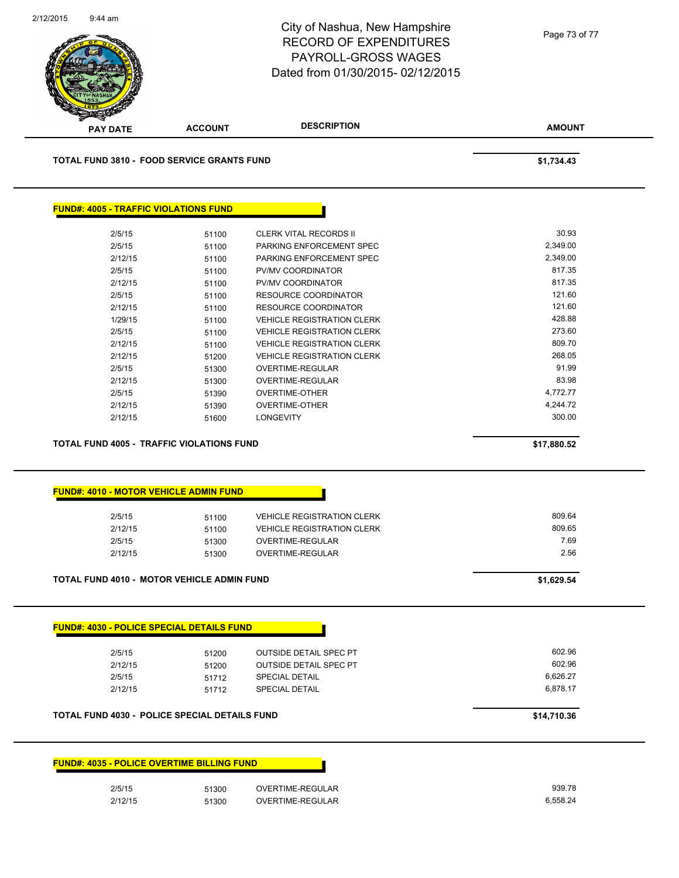City of Nashua, New Hampshire
RECORD OF EXPENDITURES
PAYROLL-GROSS WAGES
Dated from 01/30/2015- 02/12/2015

| PAY DATE | ACCOUNT | DESCRIPTION | AMOUNT |
|---|---|---|---|

**TOTAL FUND 3810 - FOOD SERVICE GRANTS FUND** — **$1,734.43**

**FUND#: 4005 - TRAFFIC VIOLATIONS FUND**

| PAY DATE | ACCOUNT | DESCRIPTION | AMOUNT |
|---|---|---|---|
| 2/5/15 | 51100 | CLERK VITAL RECORDS II | 30.93 |
| 2/5/15 | 51100 | PARKING ENFORCEMENT SPEC | 2,349.00 |
| 2/12/15 | 51100 | PARKING ENFORCEMENT SPEC | 2,349.00 |
| 2/5/15 | 51100 | PV/MV COORDINATOR | 817.35 |
| 2/12/15 | 51100 | PV/MV COORDINATOR | 817.35 |
| 2/5/15 | 51100 | RESOURCE COORDINATOR | 121.60 |
| 2/12/15 | 51100 | RESOURCE COORDINATOR | 121.60 |
| 1/29/15 | 51100 | VEHICLE REGISTRATION CLERK | 428.88 |
| 2/5/15 | 51100 | VEHICLE REGISTRATION CLERK | 273.60 |
| 2/12/15 | 51100 | VEHICLE REGISTRATION CLERK | 809.70 |
| 2/12/15 | 51200 | VEHICLE REGISTRATION CLERK | 268.05 |
| 2/5/15 | 51300 | OVERTIME-REGULAR | 91.99 |
| 2/12/15 | 51300 | OVERTIME-REGULAR | 83.98 |
| 2/5/15 | 51390 | OVERTIME-OTHER | 4,772.77 |
| 2/12/15 | 51390 | OVERTIME-OTHER | 4,244.72 |
| 2/12/15 | 51600 | LONGEVITY | 300.00 |

**TOTAL FUND 4005 - TRAFFIC VIOLATIONS FUND** — **$17,880.52**

**FUND#: 4010 - MOTOR VEHICLE ADMIN FUND**

| PAY DATE | ACCOUNT | DESCRIPTION | AMOUNT |
|---|---|---|---|
| 2/5/15 | 51100 | VEHICLE REGISTRATION CLERK | 809.64 |
| 2/12/15 | 51100 | VEHICLE REGISTRATION CLERK | 809.65 |
| 2/5/15 | 51300 | OVERTIME-REGULAR | 7.69 |
| 2/12/15 | 51300 | OVERTIME-REGULAR | 2.56 |

**TOTAL FUND 4010 - MOTOR VEHICLE ADMIN FUND** — **$1,629.54**

**FUND#: 4030 - POLICE SPECIAL DETAILS FUND**

| PAY DATE | ACCOUNT | DESCRIPTION | AMOUNT |
|---|---|---|---|
| 2/5/15 | 51200 | OUTSIDE DETAIL SPEC PT | 602.96 |
| 2/12/15 | 51200 | OUTSIDE DETAIL SPEC PT | 602.96 |
| 2/5/15 | 51712 | SPECIAL DETAIL | 6,626.27 |
| 2/12/15 | 51712 | SPECIAL DETAIL | 6,878.17 |

**TOTAL FUND 4030 - POLICE SPECIAL DETAILS FUND** — **$14,710.36**

**FUND#: 4035 - POLICE OVERTIME BILLING FUND**

| PAY DATE | ACCOUNT | DESCRIPTION | AMOUNT |
|---|---|---|---|
| 2/5/15 | 51300 | OVERTIME-REGULAR | 939.78 |
| 2/12/15 | 51300 | OVERTIME-REGULAR | 6,558.24 |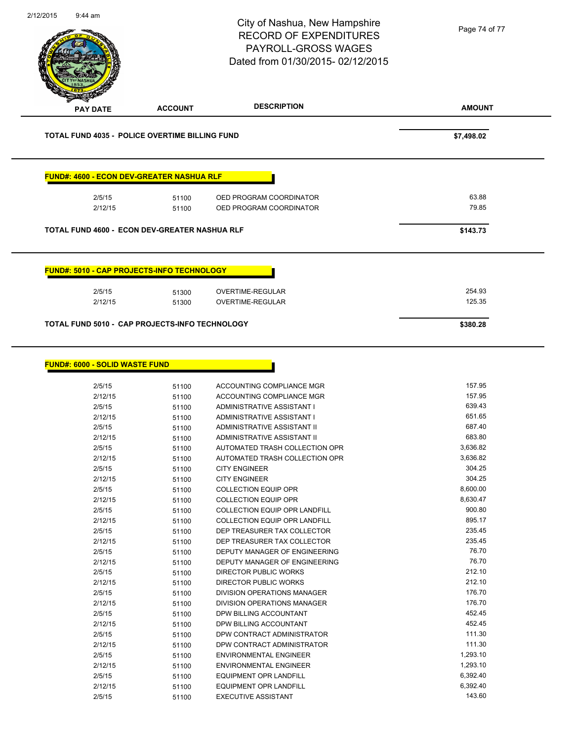City of Nashua, New Hampshire
RECORD OF EXPENDITURES
PAYROLL-GROSS WAGES
Dated from 01/30/2015- 02/12/2015

| PAY DATE | ACCOUNT | DESCRIPTION | AMOUNT |
|---|---|---|---|
| **TOTAL FUND 4035 - POLICE OVERTIME BILLING FUND** | | | **$7,498.02** |

**FUND#: 4600 - ECON DEV-GREATER NASHUA RLF**

| PAY DATE | ACCOUNT | DESCRIPTION | AMOUNT |
|---|---|---|---|
| 2/5/15 | 51100 | OED PROGRAM COORDINATOR | 63.88 |
| 2/12/15 | 51100 | OED PROGRAM COORDINATOR | 79.85 |
| **TOTAL FUND 4600 - ECON DEV-GREATER NASHUA RLF** | | | **$143.73** |

**FUND#: 5010 - CAP PROJECTS-INFO TECHNOLOGY**

| PAY DATE | ACCOUNT | DESCRIPTION | AMOUNT |
|---|---|---|---|
| 2/5/15 | 51300 | OVERTIME-REGULAR | 254.93 |
| 2/12/15 | 51300 | OVERTIME-REGULAR | 125.35 |
| **TOTAL FUND 5010 - CAP PROJECTS-INFO TECHNOLOGY** | | | **$380.28** |

**FUND#: 6000 - SOLID WASTE FUND**

| PAY DATE | ACCOUNT | DESCRIPTION | AMOUNT |
|---|---|---|---|
| 2/5/15 | 51100 | ACCOUNTING COMPLIANCE MGR | 157.95 |
| 2/12/15 | 51100 | ACCOUNTING COMPLIANCE MGR | 157.95 |
| 2/5/15 | 51100 | ADMINISTRATIVE ASSISTANT I | 639.43 |
| 2/12/15 | 51100 | ADMINISTRATIVE ASSISTANT I | 651.65 |
| 2/5/15 | 51100 | ADMINISTRATIVE ASSISTANT II | 687.40 |
| 2/12/15 | 51100 | ADMINISTRATIVE ASSISTANT II | 683.80 |
| 2/5/15 | 51100 | AUTOMATED TRASH COLLECTION OPR | 3,636.82 |
| 2/12/15 | 51100 | AUTOMATED TRASH COLLECTION OPR | 3,636.82 |
| 2/5/15 | 51100 | CITY ENGINEER | 304.25 |
| 2/12/15 | 51100 | CITY ENGINEER | 304.25 |
| 2/5/15 | 51100 | COLLECTION EQUIP OPR | 8,600.00 |
| 2/12/15 | 51100 | COLLECTION EQUIP OPR | 8,630.47 |
| 2/5/15 | 51100 | COLLECTION EQUIP OPR LANDFILL | 900.80 |
| 2/12/15 | 51100 | COLLECTION EQUIP OPR LANDFILL | 895.17 |
| 2/5/15 | 51100 | DEP TREASURER TAX COLLECTOR | 235.45 |
| 2/12/15 | 51100 | DEP TREASURER TAX COLLECTOR | 235.45 |
| 2/5/15 | 51100 | DEPUTY MANAGER OF ENGINEERING | 76.70 |
| 2/12/15 | 51100 | DEPUTY MANAGER OF ENGINEERING | 76.70 |
| 2/5/15 | 51100 | DIRECTOR PUBLIC WORKS | 212.10 |
| 2/12/15 | 51100 | DIRECTOR PUBLIC WORKS | 212.10 |
| 2/5/15 | 51100 | DIVISION OPERATIONS MANAGER | 176.70 |
| 2/12/15 | 51100 | DIVISION OPERATIONS MANAGER | 176.70 |
| 2/5/15 | 51100 | DPW BILLING ACCOUNTANT | 452.45 |
| 2/12/15 | 51100 | DPW BILLING ACCOUNTANT | 452.45 |
| 2/5/15 | 51100 | DPW CONTRACT ADMINISTRATOR | 111.30 |
| 2/12/15 | 51100 | DPW CONTRACT ADMINISTRATOR | 111.30 |
| 2/5/15 | 51100 | ENVIRONMENTAL ENGINEER | 1,293.10 |
| 2/12/15 | 51100 | ENVIRONMENTAL ENGINEER | 1,293.10 |
| 2/5/15 | 51100 | EQUIPMENT OPR LANDFILL | 6,392.40 |
| 2/12/15 | 51100 | EQUIPMENT OPR LANDFILL | 6,392.40 |
| 2/5/15 | 51100 | EXECUTIVE ASSISTANT | 143.60 |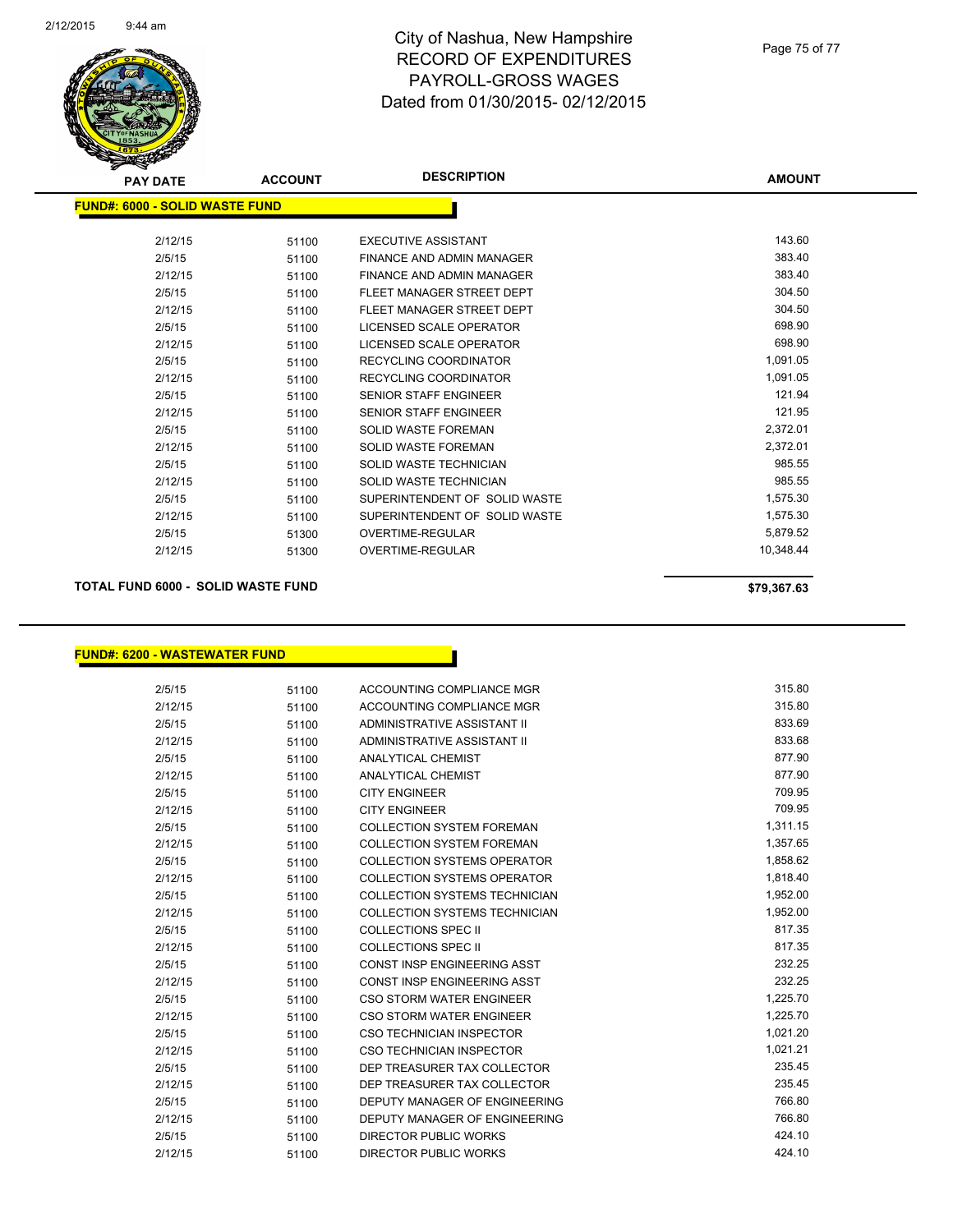# City of Nashua, New Hampshire
## RECORD OF EXPENDITURES
## PAYROLL-GROSS WAGES
## Dated from 01/30/2015- 02/12/2015

**FUND#: 6000 - SOLID WASTE FUND**

| PAY DATE | ACCOUNT | DESCRIPTION | AMOUNT |
|---|---|---|---|
| 2/12/15 | 51100 | EXECUTIVE ASSISTANT | 143.60 |
| 2/5/15 | 51100 | FINANCE AND ADMIN MANAGER | 383.40 |
| 2/12/15 | 51100 | FINANCE AND ADMIN MANAGER | 383.40 |
| 2/5/15 | 51100 | FLEET MANAGER STREET DEPT | 304.50 |
| 2/12/15 | 51100 | FLEET MANAGER STREET DEPT | 304.50 |
| 2/5/15 | 51100 | LICENSED SCALE OPERATOR | 698.90 |
| 2/12/15 | 51100 | LICENSED SCALE OPERATOR | 698.90 |
| 2/5/15 | 51100 | RECYCLING COORDINATOR | 1,091.05 |
| 2/12/15 | 51100 | RECYCLING COORDINATOR | 1,091.05 |
| 2/5/15 | 51100 | SENIOR STAFF ENGINEER | 121.94 |
| 2/12/15 | 51100 | SENIOR STAFF ENGINEER | 121.95 |
| 2/5/15 | 51100 | SOLID WASTE FOREMAN | 2,372.01 |
| 2/12/15 | 51100 | SOLID WASTE FOREMAN | 2,372.01 |
| 2/5/15 | 51100 | SOLID WASTE TECHNICIAN | 985.55 |
| 2/12/15 | 51100 | SOLID WASTE TECHNICIAN | 985.55 |
| 2/5/15 | 51100 | SUPERINTENDENT OF SOLID WASTE | 1,575.30 |
| 2/12/15 | 51100 | SUPERINTENDENT OF SOLID WASTE | 1,575.30 |
| 2/5/15 | 51300 | OVERTIME-REGULAR | 5,879.52 |
| 2/12/15 | 51300 | OVERTIME-REGULAR | 10,348.44 |

**TOTAL FUND 6000 - SOLID WASTE FUND** **$79,367.63**

**FUND#: 6200 - WASTEWATER FUND**

| PAY DATE | ACCOUNT | DESCRIPTION | AMOUNT |
|---|---|---|---|
| 2/5/15 | 51100 | ACCOUNTING COMPLIANCE MGR | 315.80 |
| 2/12/15 | 51100 | ACCOUNTING COMPLIANCE MGR | 315.80 |
| 2/5/15 | 51100 | ADMINISTRATIVE ASSISTANT II | 833.69 |
| 2/12/15 | 51100 | ADMINISTRATIVE ASSISTANT II | 833.68 |
| 2/5/15 | 51100 | ANALYTICAL CHEMIST | 877.90 |
| 2/12/15 | 51100 | ANALYTICAL CHEMIST | 877.90 |
| 2/5/15 | 51100 | CITY ENGINEER | 709.95 |
| 2/12/15 | 51100 | CITY ENGINEER | 709.95 |
| 2/5/15 | 51100 | COLLECTION SYSTEM FOREMAN | 1,311.15 |
| 2/12/15 | 51100 | COLLECTION SYSTEM FOREMAN | 1,357.65 |
| 2/5/15 | 51100 | COLLECTION SYSTEMS OPERATOR | 1,858.62 |
| 2/12/15 | 51100 | COLLECTION SYSTEMS OPERATOR | 1,818.40 |
| 2/5/15 | 51100 | COLLECTION SYSTEMS TECHNICIAN | 1,952.00 |
| 2/12/15 | 51100 | COLLECTION SYSTEMS TECHNICIAN | 1,952.00 |
| 2/5/15 | 51100 | COLLECTIONS SPEC II | 817.35 |
| 2/12/15 | 51100 | COLLECTIONS SPEC II | 817.35 |
| 2/5/15 | 51100 | CONST INSP ENGINEERING ASST | 232.25 |
| 2/12/15 | 51100 | CONST INSP ENGINEERING ASST | 232.25 |
| 2/5/15 | 51100 | CSO STORM WATER ENGINEER | 1,225.70 |
| 2/12/15 | 51100 | CSO STORM WATER ENGINEER | 1,225.70 |
| 2/5/15 | 51100 | CSO TECHNICIAN INSPECTOR | 1,021.20 |
| 2/12/15 | 51100 | CSO TECHNICIAN INSPECTOR | 1,021.21 |
| 2/5/15 | 51100 | DEP TREASURER TAX COLLECTOR | 235.45 |
| 2/12/15 | 51100 | DEP TREASURER TAX COLLECTOR | 235.45 |
| 2/5/15 | 51100 | DEPUTY MANAGER OF ENGINEERING | 766.80 |
| 2/12/15 | 51100 | DEPUTY MANAGER OF ENGINEERING | 766.80 |
| 2/5/15 | 51100 | DIRECTOR PUBLIC WORKS | 424.10 |
| 2/12/15 | 51100 | DIRECTOR PUBLIC WORKS | 424.10 |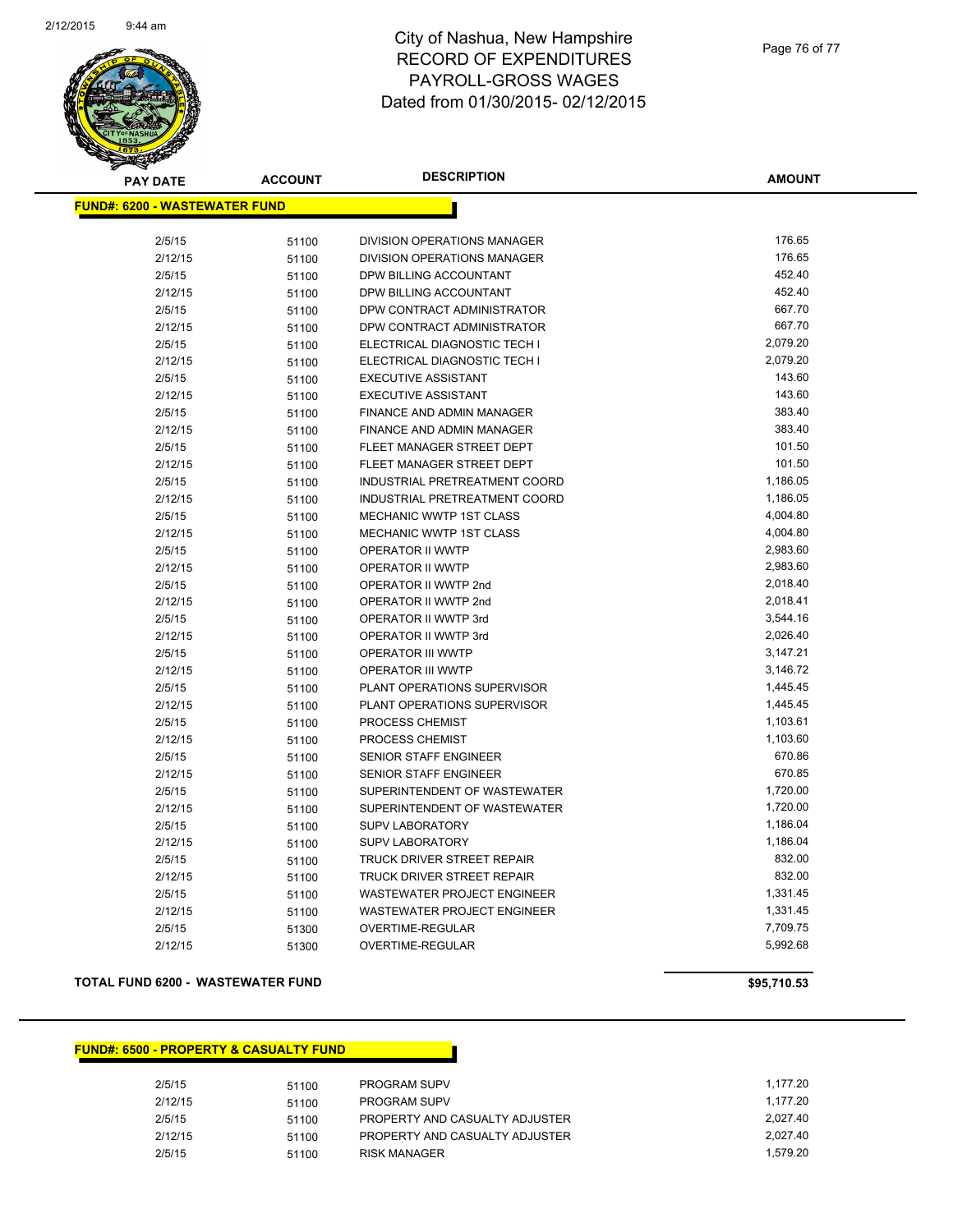# City of Nashua, New Hampshire
# RECORD OF EXPENDITURES
# PAYROLL-GROSS WAGES
# Dated from 01/30/2015- 02/12/2015

**FUND#: 6200 - WASTEWATER FUND**

| PAY DATE | ACCOUNT | DESCRIPTION | AMOUNT |
|---|---|---|---|
| 2/5/15 | 51100 | DIVISION OPERATIONS MANAGER | 176.65 |
| 2/12/15 | 51100 | DIVISION OPERATIONS MANAGER | 176.65 |
| 2/5/15 | 51100 | DPW BILLING ACCOUNTANT | 452.40 |
| 2/12/15 | 51100 | DPW BILLING ACCOUNTANT | 452.40 |
| 2/5/15 | 51100 | DPW CONTRACT ADMINISTRATOR | 667.70 |
| 2/12/15 | 51100 | DPW CONTRACT ADMINISTRATOR | 667.70 |
| 2/5/15 | 51100 | ELECTRICAL DIAGNOSTIC TECH I | 2,079.20 |
| 2/12/15 | 51100 | ELECTRICAL DIAGNOSTIC TECH I | 2,079.20 |
| 2/5/15 | 51100 | EXECUTIVE ASSISTANT | 143.60 |
| 2/12/15 | 51100 | EXECUTIVE ASSISTANT | 143.60 |
| 2/5/15 | 51100 | FINANCE AND ADMIN MANAGER | 383.40 |
| 2/12/15 | 51100 | FINANCE AND ADMIN MANAGER | 383.40 |
| 2/5/15 | 51100 | FLEET MANAGER STREET DEPT | 101.50 |
| 2/12/15 | 51100 | FLEET MANAGER STREET DEPT | 101.50 |
| 2/5/15 | 51100 | INDUSTRIAL PRETREATMENT COORD | 1,186.05 |
| 2/12/15 | 51100 | INDUSTRIAL PRETREATMENT COORD | 1,186.05 |
| 2/5/15 | 51100 | MECHANIC WWTP 1ST CLASS | 4,004.80 |
| 2/12/15 | 51100 | MECHANIC WWTP 1ST CLASS | 4,004.80 |
| 2/5/15 | 51100 | OPERATOR II WWTP | 2,983.60 |
| 2/12/15 | 51100 | OPERATOR II WWTP | 2,983.60 |
| 2/5/15 | 51100 | OPERATOR II WWTP 2nd | 2,018.40 |
| 2/12/15 | 51100 | OPERATOR II WWTP 2nd | 2,018.41 |
| 2/5/15 | 51100 | OPERATOR II WWTP 3rd | 3,544.16 |
| 2/12/15 | 51100 | OPERATOR II WWTP 3rd | 2,026.40 |
| 2/5/15 | 51100 | OPERATOR III WWTP | 3,147.21 |
| 2/12/15 | 51100 | OPERATOR III WWTP | 3,146.72 |
| 2/5/15 | 51100 | PLANT OPERATIONS SUPERVISOR | 1,445.45 |
| 2/12/15 | 51100 | PLANT OPERATIONS SUPERVISOR | 1,445.45 |
| 2/5/15 | 51100 | PROCESS CHEMIST | 1,103.61 |
| 2/12/15 | 51100 | PROCESS CHEMIST | 1,103.60 |
| 2/5/15 | 51100 | SENIOR STAFF ENGINEER | 670.86 |
| 2/12/15 | 51100 | SENIOR STAFF ENGINEER | 670.85 |
| 2/5/15 | 51100 | SUPERINTENDENT OF WASTEWATER | 1,720.00 |
| 2/12/15 | 51100 | SUPERINTENDENT OF WASTEWATER | 1,720.00 |
| 2/5/15 | 51100 | SUPV LABORATORY | 1,186.04 |
| 2/12/15 | 51100 | SUPV LABORATORY | 1,186.04 |
| 2/5/15 | 51100 | TRUCK DRIVER STREET REPAIR | 832.00 |
| 2/12/15 | 51100 | TRUCK DRIVER STREET REPAIR | 832.00 |
| 2/5/15 | 51100 | WASTEWATER PROJECT ENGINEER | 1,331.45 |
| 2/12/15 | 51100 | WASTEWATER PROJECT ENGINEER | 1,331.45 |
| 2/5/15 | 51300 | OVERTIME-REGULAR | 7,709.75 |
| 2/12/15 | 51300 | OVERTIME-REGULAR | 5,992.68 |

**TOTAL FUND 6200 - WASTEWATER FUND** **$95,710.53**

**FUND#: 6500 - PROPERTY & CASUALTY FUND**

| PAY DATE | ACCOUNT | DESCRIPTION | AMOUNT |
|---|---|---|---|
| 2/5/15 | 51100 | PROGRAM SUPV | 1,177.20 |
| 2/12/15 | 51100 | PROGRAM SUPV | 1,177.20 |
| 2/5/15 | 51100 | PROPERTY AND CASUALTY ADJUSTER | 2,027.40 |
| 2/12/15 | 51100 | PROPERTY AND CASUALTY ADJUSTER | 2,027.40 |
| 2/5/15 | 51100 | RISK MANAGER | 1,579.20 |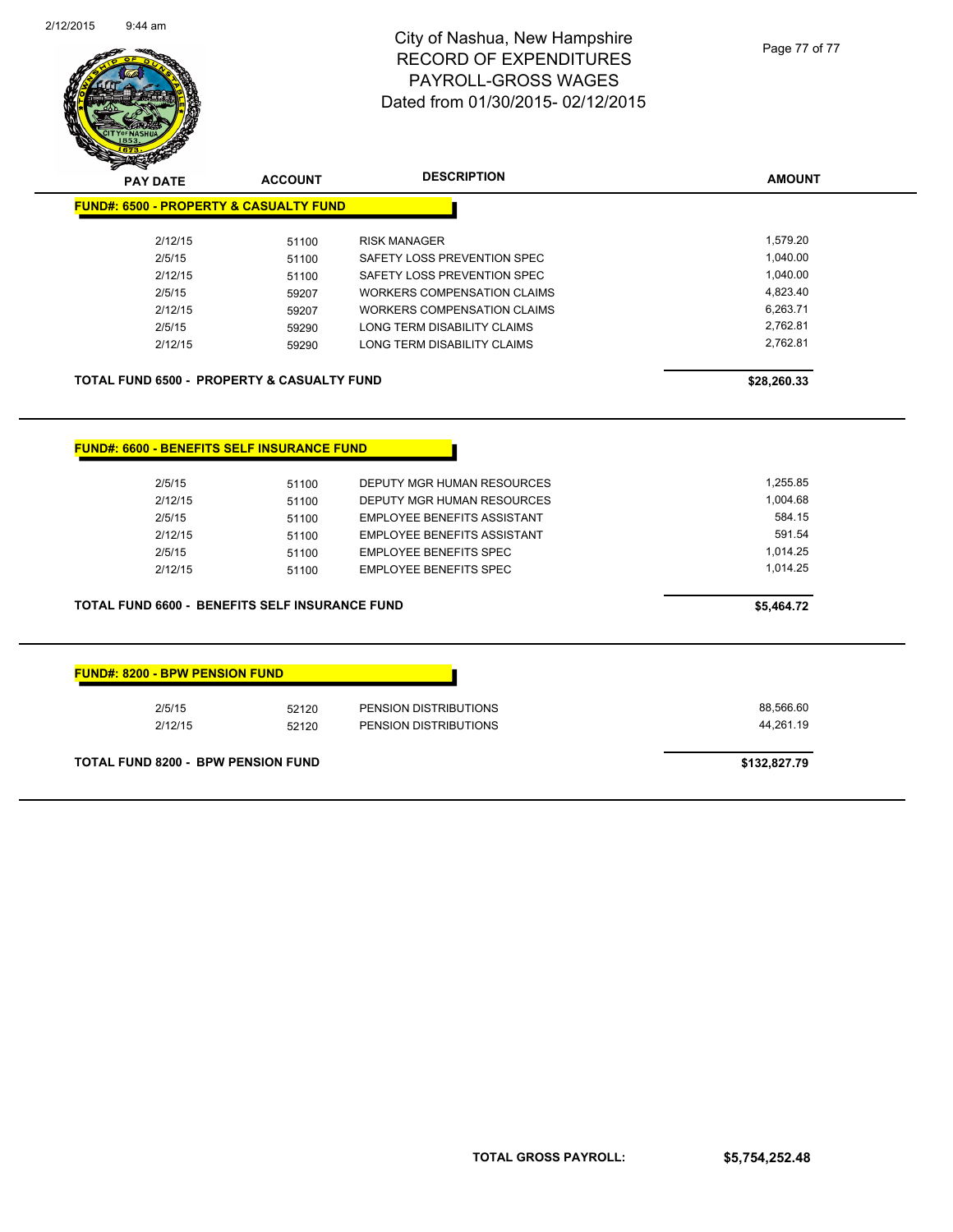# City of Nashua, New Hampshire
## RECORD OF EXPENDITURES
## PAYROLL-GROSS WAGES
## Dated from 01/30/2015- 02/12/2015

**FUND#: 6500 - PROPERTY & CASUALTY FUND**

| PAY DATE | ACCOUNT | DESCRIPTION | AMOUNT |
|---|---|---|---|
| 2/12/15 | 51100 | RISK MANAGER | 1,579.20 |
| 2/5/15 | 51100 | SAFETY LOSS PREVENTION SPEC | 1,040.00 |
| 2/12/15 | 51100 | SAFETY LOSS PREVENTION SPEC | 1,040.00 |
| 2/5/15 | 59207 | WORKERS COMPENSATION CLAIMS | 4,823.40 |
| 2/12/15 | 59207 | WORKERS COMPENSATION CLAIMS | 6,263.71 |
| 2/5/15 | 59290 | LONG TERM DISABILITY CLAIMS | 2,762.81 |
| 2/12/15 | 59290 | LONG TERM DISABILITY CLAIMS | 2,762.81 |
| **TOTAL FUND 6500 - PROPERTY & CASUALTY FUND** | | | **$28,260.33** |

**FUND#: 6600 - BENEFITS SELF INSURANCE FUND**

| PAY DATE | ACCOUNT | DESCRIPTION | AMOUNT |
|---|---|---|---|
| 2/5/15 | 51100 | DEPUTY MGR HUMAN RESOURCES | 1,255.85 |
| 2/12/15 | 51100 | DEPUTY MGR HUMAN RESOURCES | 1,004.68 |
| 2/5/15 | 51100 | EMPLOYEE BENEFITS ASSISTANT | 584.15 |
| 2/12/15 | 51100 | EMPLOYEE BENEFITS ASSISTANT | 591.54 |
| 2/5/15 | 51100 | EMPLOYEE BENEFITS SPEC | 1,014.25 |
| 2/12/15 | 51100 | EMPLOYEE BENEFITS SPEC | 1,014.25 |
| **TOTAL FUND 6600 - BENEFITS SELF INSURANCE FUND** | | | **$5,464.72** |

**FUND#: 8200 - BPW PENSION FUND**

| PAY DATE | ACCOUNT | DESCRIPTION | AMOUNT |
|---|---|---|---|
| 2/5/15 | 52120 | PENSION DISTRIBUTIONS | 88,566.60 |
| 2/12/15 | 52120 | PENSION DISTRIBUTIONS | 44,261.19 |
| **TOTAL FUND 8200 - BPW PENSION FUND** | | | **$132,827.79** |

**TOTAL GROSS PAYROLL: $5,754,252.48**